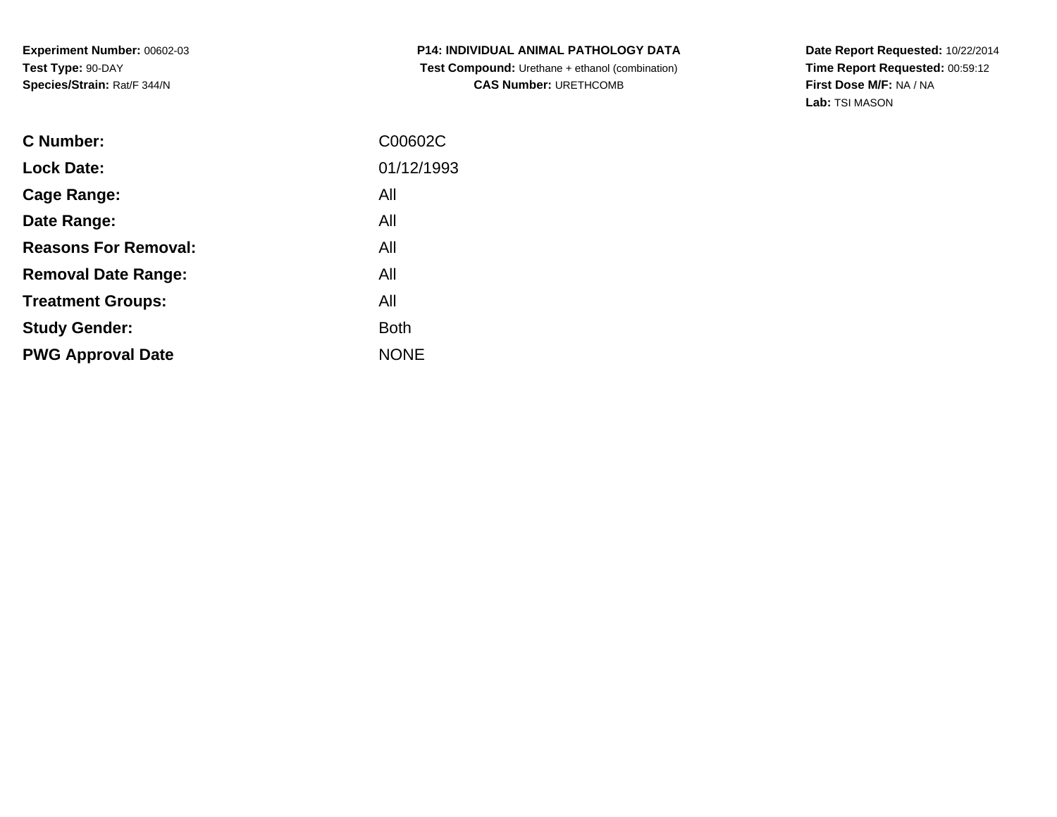**Experiment Number:** 00602-03
**Test Type:** 90-DAY
**Species/Strain:** Rat/F 344/N

**P14: INDIVIDUAL ANIMAL PATHOLOGY DATA**
**Test Compound:** Urethane + ethanol (combination)
**CAS Number:** URETHCOMB

**Date Report Requested:** 10/22/2014
**Time Report Requested:** 00:59:12
**First Dose M/F:** NA / NA
**Lab:** TSI MASON

| | |
|---|---|
| **C Number:** | C00602C |
| **Lock Date:** | 01/12/1993 |
| **Cage Range:** | All |
| **Date Range:** | All |
| **Reasons For Removal:** | All |
| **Removal Date Range:** | All |
| **Treatment Groups:** | All |
| **Study Gender:** | Both |
| **PWG Approval Date** | NONE |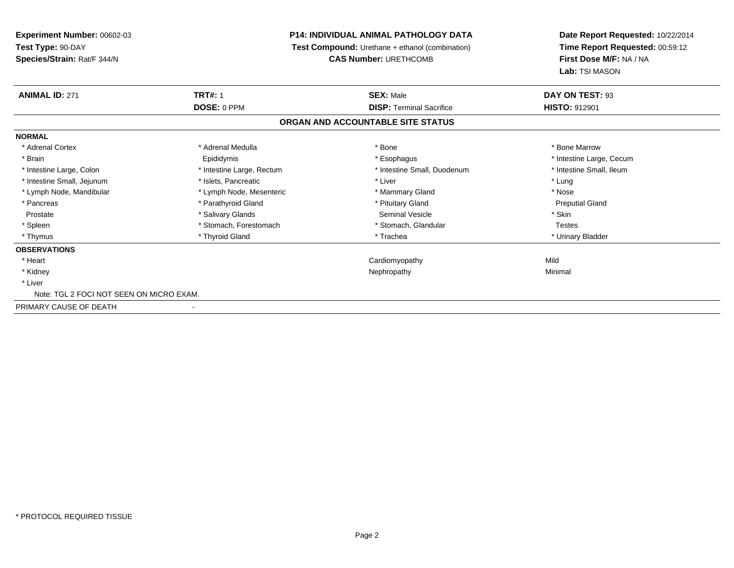**Experiment Number:** 00602-03
**Test Type:** 90-DAY
**Species/Strain:** Rat/F 344/N

**P14: INDIVIDUAL ANIMAL PATHOLOGY DATA**
**Test Compound:** Urethane + ethanol (combination)
**CAS Number:** URETHCOMB

**Date Report Requested:** 10/22/2014
**Time Report Requested:** 00:59:12
**First Dose M/F:** NA / NA
**Lab:** TSI MASON

| **ANIMAL ID:** 271 | **TRT#:** 1 | **SEX:** Male | **DAY ON TEST:** 93 |
|---|---|---|---|
| | **DOSE:** 0 PPM | **DISP:** Terminal Sacrifice | **HISTO:** 912901 |

## ORGAN AND ACCOUNTABLE SITE STATUS

**NORMAL**

| | | | |
|---|---|---|---|
| * Adrenal Cortex | * Adrenal Medulla | * Bone | * Bone Marrow |
| * Brain | Epididymis | * Esophagus | * Intestine Large, Cecum |
| * Intestine Large, Colon | * Intestine Large, Rectum | * Intestine Small, Duodenum | * Intestine Small, Ileum |
| * Intestine Small, Jejunum | * Islets, Pancreatic | * Liver | * Lung |
| * Lymph Node, Mandibular | * Lymph Node, Mesenteric | * Mammary Gland | * Nose |
| * Pancreas | * Parathyroid Gland | * Pituitary Gland | Preputial Gland |
| Prostate | * Salivary Glands | Seminal Vesicle | * Skin |
| * Spleen | * Stomach, Forestomach | * Stomach, Glandular | Testes |
| * Thymus | * Thyroid Gland | * Trachea | * Urinary Bladder |

**OBSERVATIONS**

| | | |
|---|---|---|
| * Heart | Cardiomyopathy | Mild |
| * Kidney | Nephropathy | Minimal |
| * Liver | | |

Note: TGL 2 FOCI NOT SEEN ON MICRO EXAM.

PRIMARY CAUSE OF DEATH -

* PROTOCOL REQUIRED TISSUE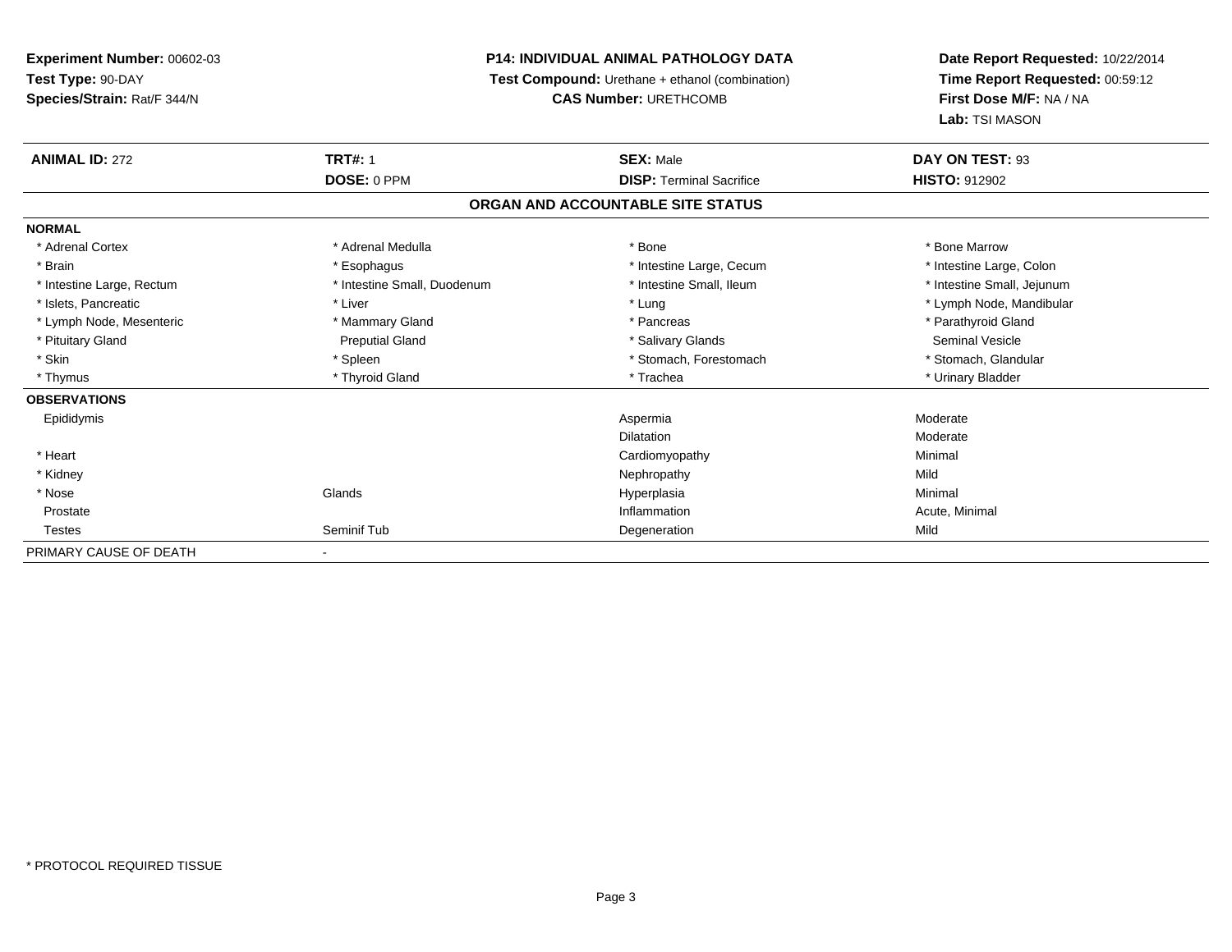**Experiment Number:** 00602-03
**Test Type:** 90-DAY
**Species/Strain:** Rat/F 344/N

**P14: INDIVIDUAL ANIMAL PATHOLOGY DATA**
**Test Compound:** Urethane + ethanol (combination)
**CAS Number:** URETHCOMB

**Date Report Requested:** 10/22/2014
**Time Report Requested:** 00:59:12
**First Dose M/F:** NA / NA
**Lab:** TSI MASON

| **ANIMAL ID:** 272 | **TRT#:** 1 | **SEX:** Male | **DAY ON TEST:** 93 |
|---|---|---|---|
| | **DOSE:** 0 PPM | **DISP:** Terminal Sacrifice | **HISTO:** 912902 |

## ORGAN AND ACCOUNTABLE SITE STATUS

**NORMAL**

| | | | |
|---|---|---|---|
| * Adrenal Cortex | * Adrenal Medulla | * Bone | * Bone Marrow |
| * Brain | * Esophagus | * Intestine Large, Cecum | * Intestine Large, Colon |
| * Intestine Large, Rectum | * Intestine Small, Duodenum | * Intestine Small, Ileum | * Intestine Small, Jejunum |
| * Islets, Pancreatic | * Liver | * Lung | * Lymph Node, Mandibular |
| * Lymph Node, Mesenteric | * Mammary Gland | * Pancreas | * Parathyroid Gland |
| * Pituitary Gland | Preputial Gland | * Salivary Glands | Seminal Vesicle |
| * Skin | * Spleen | * Stomach, Forestomach | * Stomach, Glandular |
| * Thymus | * Thyroid Gland | * Trachea | * Urinary Bladder |

**OBSERVATIONS**

| | | | |
|---|---|---|---|
| Epididymis | | Aspermia | Moderate |
| | | Dilatation | Moderate |
| * Heart | | Cardiomyopathy | Minimal |
| * Kidney | | Nephropathy | Mild |
| * Nose | Glands | Hyperplasia | Minimal |
| Prostate | | Inflammation | Acute, Minimal |
| Testes | Seminif Tub | Degeneration | Mild |

PRIMARY CAUSE OF DEATH -

* PROTOCOL REQUIRED TISSUE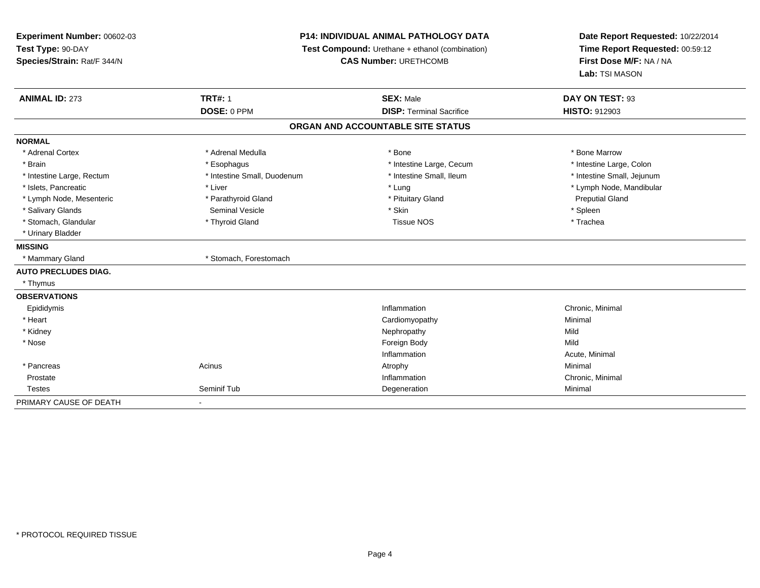**Experiment Number:** 00602-03
**Test Type:** 90-DAY
**Species/Strain:** Rat/F 344/N

**P14: INDIVIDUAL ANIMAL PATHOLOGY DATA**
**Test Compound:** Urethane + ethanol (combination)
**CAS Number:** URETHCOMB

**Date Report Requested:** 10/22/2014
**Time Report Requested:** 00:59:12
**First Dose M/F:** NA / NA
**Lab:** TSI MASON

| **ANIMAL ID:** 273 | **TRT#:** 1 | **SEX:** Male | **DAY ON TEST:** 93 |
|---|---|---|---|
| | **DOSE:** 0 PPM | **DISP:** Terminal Sacrifice | **HISTO:** 912903 |

**ORGAN AND ACCOUNTABLE SITE STATUS**

**NORMAL**

| | | | |
|---|---|---|---|
| * Adrenal Cortex | * Adrenal Medulla | * Bone | * Bone Marrow |
| * Brain | * Esophagus | * Intestine Large, Cecum | * Intestine Large, Colon |
| * Intestine Large, Rectum | * Intestine Small, Duodenum | * Intestine Small, Ileum | * Intestine Small, Jejunum |
| * Islets, Pancreatic | * Liver | * Lung | * Lymph Node, Mandibular |
| * Lymph Node, Mesenteric | * Parathyroid Gland | * Pituitary Gland | Preputial Gland |
| * Salivary Glands | Seminal Vesicle | * Skin | * Spleen |
| * Stomach, Glandular | * Thyroid Gland | Tissue NOS | * Trachea |
| * Urinary Bladder | | | |

**MISSING**

| | |
|---|---|
| * Mammary Gland | * Stomach, Forestomach |

**AUTO PRECLUDES DIAG.**

* Thymus

**OBSERVATIONS**

| | | | |
|---|---|---|---|
| Epididymis | | Inflammation | Chronic, Minimal |
| * Heart | | Cardiomyopathy | Minimal |
| * Kidney | | Nephropathy | Mild |
| * Nose | | Foreign Body | Mild |
| | | Inflammation | Acute, Minimal |
| * Pancreas | Acinus | Atrophy | Minimal |
| Prostate | | Inflammation | Chronic, Minimal |
| Testes | Seminif Tub | Degeneration | Minimal |

PRIMARY CAUSE OF DEATH -

* PROTOCOL REQUIRED TISSUE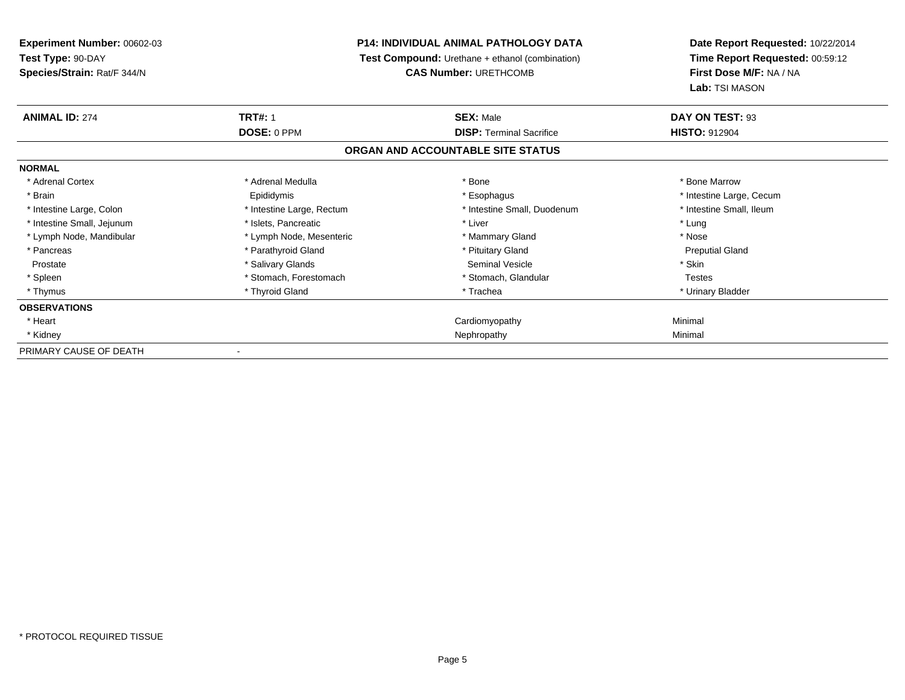**Experiment Number:** 00602-03
**Test Type:** 90-DAY
**Species/Strain:** Rat/F 344/N

**P14: INDIVIDUAL ANIMAL PATHOLOGY DATA**
**Test Compound:** Urethane + ethanol (combination)
**CAS Number:** URETHCOMB

**Date Report Requested:** 10/22/2014
**Time Report Requested:** 00:59:12
**First Dose M/F:** NA / NA
**Lab:** TSI MASON

| **ANIMAL ID:** 274 | **TRT#:** 1 | **SEX:** Male | **DAY ON TEST:** 93 |
|---|---|---|---|
| | **DOSE:** 0 PPM | **DISP:** Terminal Sacrifice | **HISTO:** 912904 |

## ORGAN AND ACCOUNTABLE SITE STATUS

**NORMAL**

| | | | |
|---|---|---|---|
| * Adrenal Cortex | * Adrenal Medulla | * Bone | * Bone Marrow |
| * Brain | Epididymis | * Esophagus | * Intestine Large, Cecum |
| * Intestine Large, Colon | * Intestine Large, Rectum | * Intestine Small, Duodenum | * Intestine Small, Ileum |
| * Intestine Small, Jejunum | * Islets, Pancreatic | * Liver | * Lung |
| * Lymph Node, Mandibular | * Lymph Node, Mesenteric | * Mammary Gland | * Nose |
| * Pancreas | * Parathyroid Gland | * Pituitary Gland | Preputial Gland |
| Prostate | * Salivary Glands | Seminal Vesicle | * Skin |
| * Spleen | * Stomach, Forestomach | * Stomach, Glandular | Testes |
| * Thymus | * Thyroid Gland | * Trachea | * Urinary Bladder |

**OBSERVATIONS**

| | | | |
|---|---|---|---|
| * Heart | | Cardiomyopathy | Minimal |
| * Kidney | | Nephropathy | Minimal |

PRIMARY CAUSE OF DEATH -

* PROTOCOL REQUIRED TISSUE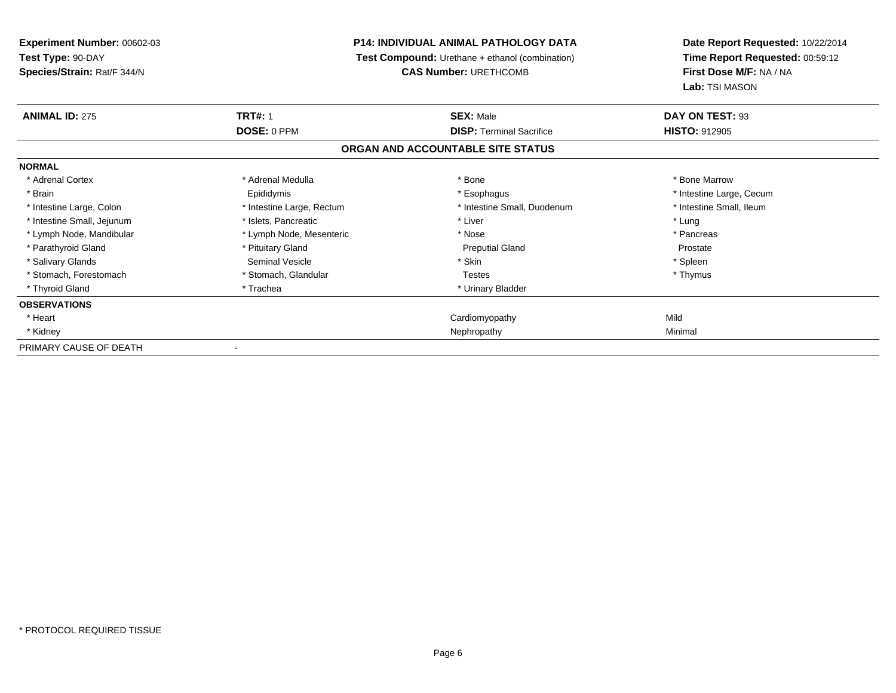**Experiment Number:** 00602-03
**Test Type:** 90-DAY
**Species/Strain:** Rat/F 344/N

**P14: INDIVIDUAL ANIMAL PATHOLOGY DATA**
**Test Compound:** Urethane + ethanol (combination)
**CAS Number:** URETHCOMB

**Date Report Requested:** 10/22/2014
**Time Report Requested:** 00:59:12
**First Dose M/F:** NA / NA
**Lab:** TSI MASON

| **ANIMAL ID:** 275 | **TRT#:** 1 | **SEX:** Male | **DAY ON TEST:** 93 |
|---|---|---|---|
| | **DOSE:** 0 PPM | **DISP:** Terminal Sacrifice | **HISTO:** 912905 |

**ORGAN AND ACCOUNTABLE SITE STATUS**

**NORMAL**

| | | | |
|---|---|---|---|
| * Adrenal Cortex | * Adrenal Medulla | * Bone | * Bone Marrow |
| * Brain | Epididymis | * Esophagus | * Intestine Large, Cecum |
| * Intestine Large, Colon | * Intestine Large, Rectum | * Intestine Small, Duodenum | * Intestine Small, Ileum |
| * Intestine Small, Jejunum | * Islets, Pancreatic | * Liver | * Lung |
| * Lymph Node, Mandibular | * Lymph Node, Mesenteric | * Nose | * Pancreas |
| * Parathyroid Gland | * Pituitary Gland | Preputial Gland | Prostate |
| * Salivary Glands | Seminal Vesicle | * Skin | * Spleen |
| * Stomach, Forestomach | * Stomach, Glandular | Testes | * Thymus |
| * Thyroid Gland | * Trachea | * Urinary Bladder | |

**OBSERVATIONS**

| | | | |
|---|---|---|---|
| * Heart | | Cardiomyopathy | Mild |
| * Kidney | | Nephropathy | Minimal |

PRIMARY CAUSE OF DEATH -

\* PROTOCOL REQUIRED TISSUE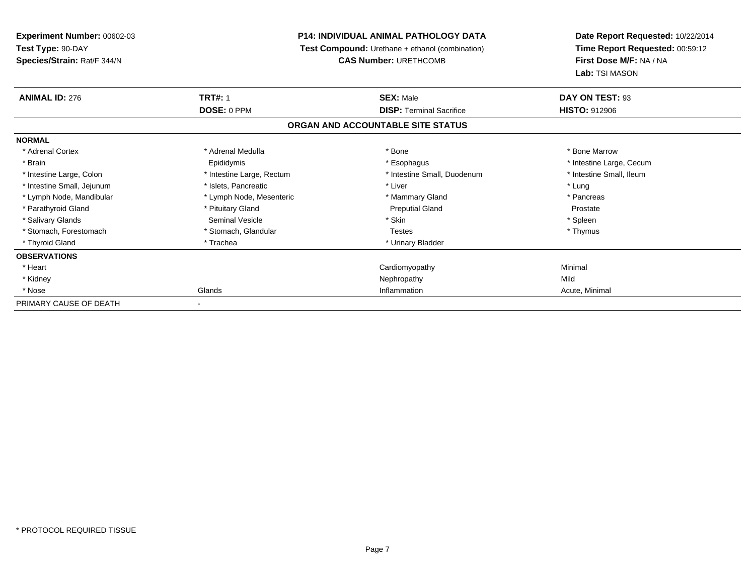**Experiment Number:** 00602-03
**Test Type:** 90-DAY
**Species/Strain:** Rat/F 344/N

**P14: INDIVIDUAL ANIMAL PATHOLOGY DATA**
**Test Compound:** Urethane + ethanol (combination)
**CAS Number:** URETHCOMB

**Date Report Requested:** 10/22/2014
**Time Report Requested:** 00:59:12
**First Dose M/F:** NA / NA
**Lab:** TSI MASON

| **ANIMAL ID:** 276 | **TRT#:** 1 | **SEX:** Male | **DAY ON TEST:** 93 |
|---|---|---|---|
| | **DOSE:** 0 PPM | **DISP:** Terminal Sacrifice | **HISTO:** 912906 |

## ORGAN AND ACCOUNTABLE SITE STATUS

| | | | |
|---|---|---|---|
| **NORMAL** | | | |
| * Adrenal Cortex | * Adrenal Medulla | * Bone | * Bone Marrow |
| * Brain | Epididymis | * Esophagus | * Intestine Large, Cecum |
| * Intestine Large, Colon | * Intestine Large, Rectum | * Intestine Small, Duodenum | * Intestine Small, Ileum |
| * Intestine Small, Jejunum | * Islets, Pancreatic | * Liver | * Lung |
| * Lymph Node, Mandibular | * Lymph Node, Mesenteric | * Mammary Gland | * Pancreas |
| * Parathyroid Gland | * Pituitary Gland | Preputial Gland | Prostate |
| * Salivary Glands | Seminal Vesicle | * Skin | * Spleen |
| * Stomach, Forestomach | * Stomach, Glandular | Testes | * Thymus |
| * Thyroid Gland | * Trachea | * Urinary Bladder | |
| **OBSERVATIONS** | | | |
| * Heart | | Cardiomyopathy | Minimal |
| * Kidney | | Nephropathy | Mild |
| * Nose | Glands | Inflammation | Acute, Minimal |
| PRIMARY CAUSE OF DEATH | - | | |

\* PROTOCOL REQUIRED TISSUE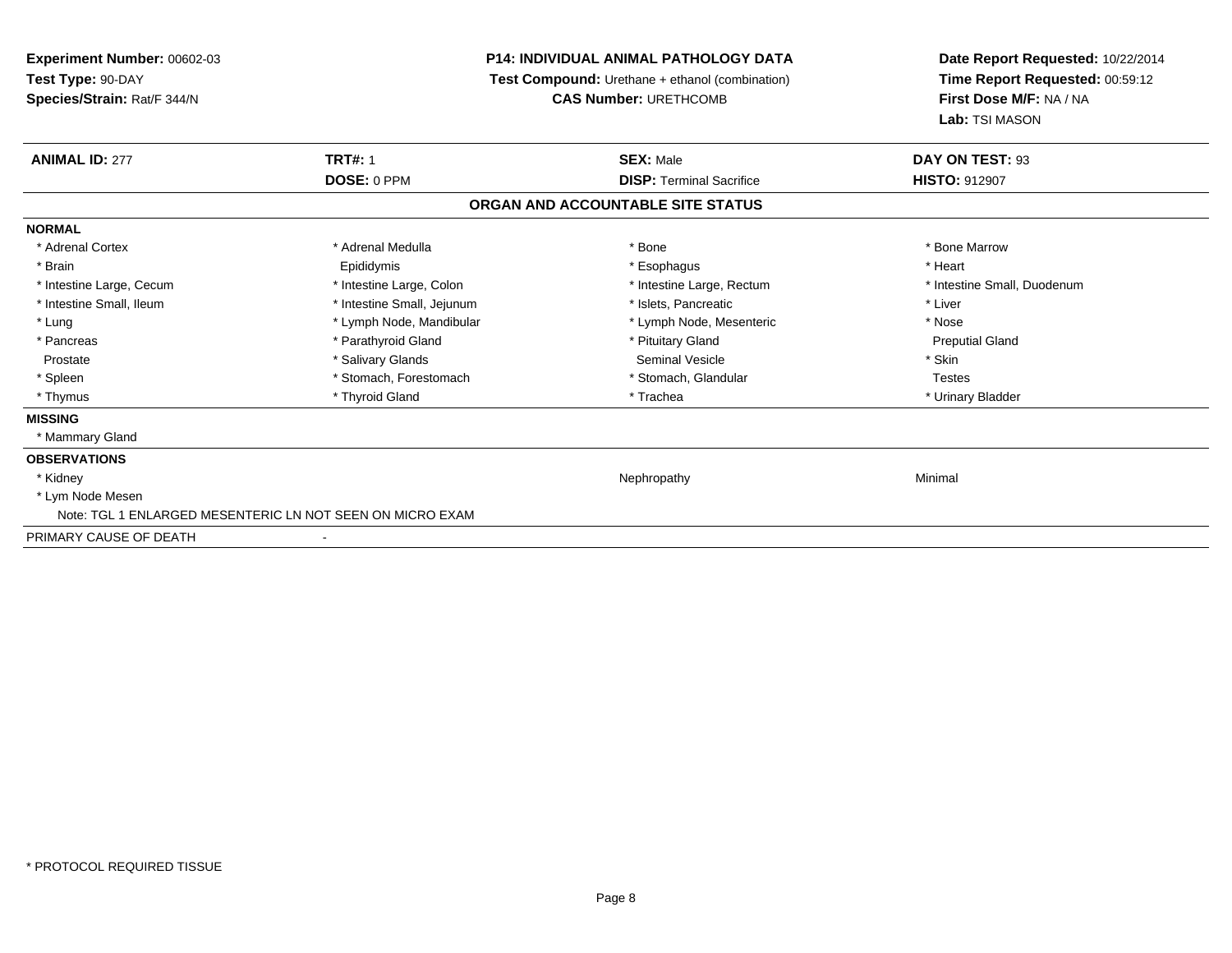**Experiment Number:** 00602-03
**Test Type:** 90-DAY
**Species/Strain:** Rat/F 344/N

**P14: INDIVIDUAL ANIMAL PATHOLOGY DATA**
**Test Compound:** Urethane + ethanol (combination)
**CAS Number:** URETHCOMB

**Date Report Requested:** 10/22/2014
**Time Report Requested:** 00:59:12
**First Dose M/F:** NA / NA
**Lab:** TSI MASON

| **ANIMAL ID:** 277 | **TRT#:** 1 | **SEX:** Male | **DAY ON TEST:** 93 |
|---|---|---|---|
| | **DOSE:** 0 PPM | **DISP:** Terminal Sacrifice | **HISTO:** 912907 |

**ORGAN AND ACCOUNTABLE SITE STATUS**

**NORMAL**

| | | | |
|---|---|---|---|
| * Adrenal Cortex | * Adrenal Medulla | * Bone | * Bone Marrow |
| * Brain | Epididymis | * Esophagus | * Heart |
| * Intestine Large, Cecum | * Intestine Large, Colon | * Intestine Large, Rectum | * Intestine Small, Duodenum |
| * Intestine Small, Ileum | * Intestine Small, Jejunum | * Islets, Pancreatic | * Liver |
| * Lung | * Lymph Node, Mandibular | * Lymph Node, Mesenteric | * Nose |
| * Pancreas | * Parathyroid Gland | * Pituitary Gland | Preputial Gland |
| Prostate | * Salivary Glands | Seminal Vesicle | * Skin |
| * Spleen | * Stomach, Forestomach | * Stomach, Glandular | Testes |
| * Thymus | * Thyroid Gland | * Trachea | * Urinary Bladder |

**MISSING**

* Mammary Gland

**OBSERVATIONS**

| | | |
|---|---|---|
| * Kidney | Nephropathy | Minimal |
| * Lym Node Mesen | | |

Note: TGL 1 ENLARGED MESENTERIC LN NOT SEEN ON MICRO EXAM

PRIMARY CAUSE OF DEATH -

* PROTOCOL REQUIRED TISSUE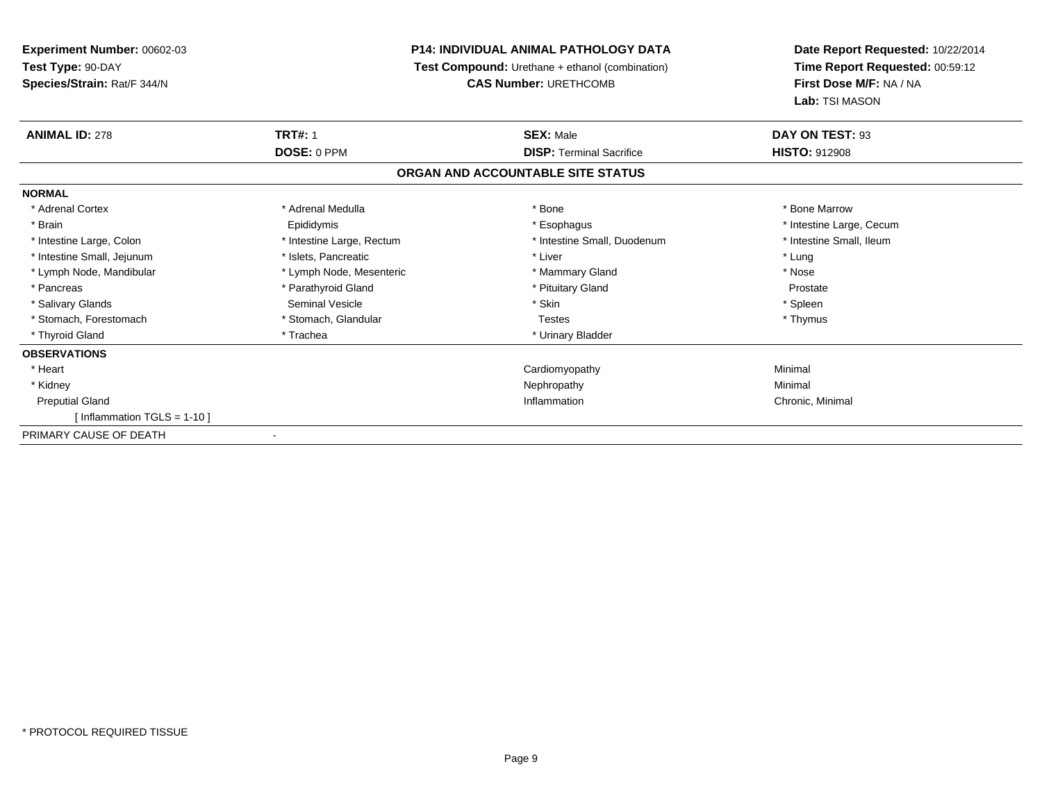**Experiment Number:** 00602-03
**Test Type:** 90-DAY
**Species/Strain:** Rat/F 344/N

**P14: INDIVIDUAL ANIMAL PATHOLOGY DATA**
**Test Compound:** Urethane + ethanol (combination)
**CAS Number:** URETHCOMB

**Date Report Requested:** 10/22/2014
**Time Report Requested:** 00:59:12
**First Dose M/F:** NA / NA
**Lab:** TSI MASON

| **ANIMAL ID:** 278 | **TRT#:** 1 | **SEX:** Male | **DAY ON TEST:** 93 |
|---|---|---|---|
| | **DOSE:** 0 PPM | **DISP:** Terminal Sacrifice | **HISTO:** 912908 |

**ORGAN AND ACCOUNTABLE SITE STATUS**

**NORMAL**

| | | | |
|---|---|---|---|
| * Adrenal Cortex | * Adrenal Medulla | * Bone | * Bone Marrow |
| * Brain | Epididymis | * Esophagus | * Intestine Large, Cecum |
| * Intestine Large, Colon | * Intestine Large, Rectum | * Intestine Small, Duodenum | * Intestine Small, Ileum |
| * Intestine Small, Jejunum | * Islets, Pancreatic | * Liver | * Lung |
| * Lymph Node, Mandibular | * Lymph Node, Mesenteric | * Mammary Gland | * Nose |
| * Pancreas | * Parathyroid Gland | * Pituitary Gland | Prostate |
| * Salivary Glands | Seminal Vesicle | * Skin | * Spleen |
| * Stomach, Forestomach | * Stomach, Glandular | Testes | * Thymus |
| * Thyroid Gland | * Trachea | * Urinary Bladder | |

**OBSERVATIONS**

| | | |
|---|---|---|
| * Heart | Cardiomyopathy | Minimal |
| * Kidney | Nephropathy | Minimal |
| Preputial Gland | Inflammation | Chronic, Minimal |
| [ Inflammation TGLS = 1-10 ] | | |

PRIMARY CAUSE OF DEATH -

* PROTOCOL REQUIRED TISSUE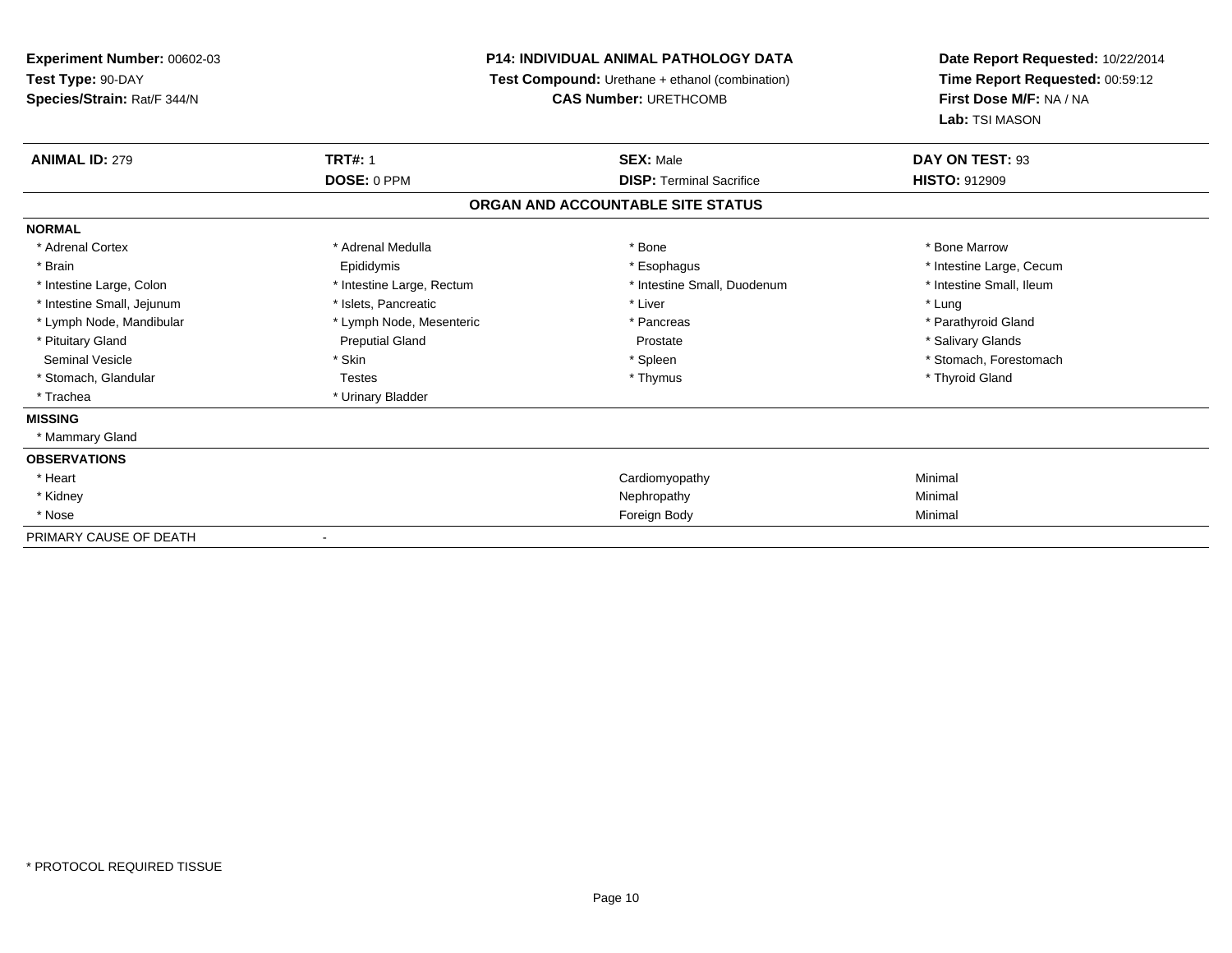**Experiment Number:** 00602-03
**Test Type:** 90-DAY
**Species/Strain:** Rat/F 344/N

**P14: INDIVIDUAL ANIMAL PATHOLOGY DATA**
**Test Compound:** Urethane + ethanol (combination)
**CAS Number:** URETHCOMB

**Date Report Requested:** 10/22/2014
**Time Report Requested:** 00:59:12
**First Dose M/F:** NA / NA
**Lab:** TSI MASON

| **ANIMAL ID:** 279 | **TRT#:** 1 | **SEX:** Male | **DAY ON TEST:** 93 |
|---|---|---|---|
| | **DOSE:** 0 PPM | **DISP:** Terminal Sacrifice | **HISTO:** 912909 |

**ORGAN AND ACCOUNTABLE SITE STATUS**

**NORMAL**

| | | | |
|---|---|---|---|
| * Adrenal Cortex | * Adrenal Medulla | * Bone | * Bone Marrow |
| * Brain | Epididymis | * Esophagus | * Intestine Large, Cecum |
| * Intestine Large, Colon | * Intestine Large, Rectum | * Intestine Small, Duodenum | * Intestine Small, Ileum |
| * Intestine Small, Jejunum | * Islets, Pancreatic | * Liver | * Lung |
| * Lymph Node, Mandibular | * Lymph Node, Mesenteric | * Pancreas | * Parathyroid Gland |
| * Pituitary Gland | Preputial Gland | Prostate | * Salivary Glands |
| Seminal Vesicle | * Skin | * Spleen | * Stomach, Forestomach |
| * Stomach, Glandular | Testes | * Thymus | * Thyroid Gland |
| * Trachea | * Urinary Bladder | | |

**MISSING**

* Mammary Gland

**OBSERVATIONS**

| | | |
|---|---|---|
| * Heart | Cardiomyopathy | Minimal |
| * Kidney | Nephropathy | Minimal |
| * Nose | Foreign Body | Minimal |

PRIMARY CAUSE OF DEATH -

\* PROTOCOL REQUIRED TISSUE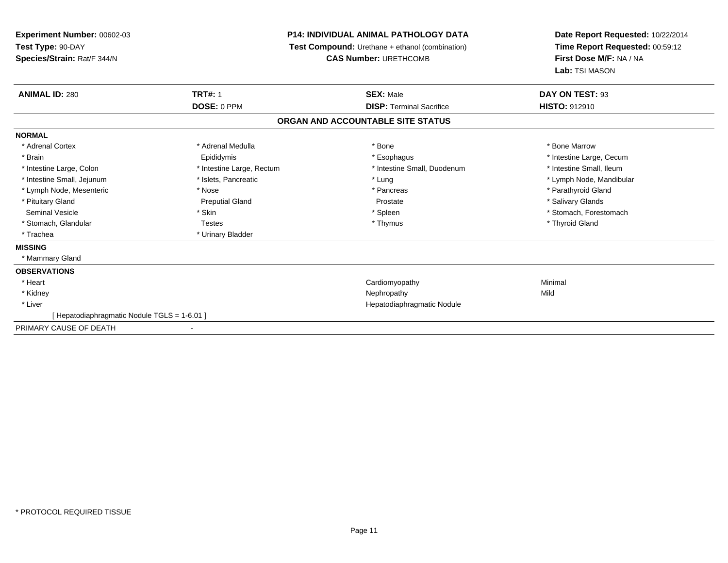**Experiment Number:** 00602-03
**Test Type:** 90-DAY
**Species/Strain:** Rat/F 344/N

**P14: INDIVIDUAL ANIMAL PATHOLOGY DATA**
**Test Compound:** Urethane + ethanol (combination)
**CAS Number:** URETHCOMB

**Date Report Requested:** 10/22/2014
**Time Report Requested:** 00:59:12
**First Dose M/F:** NA / NA
**Lab:** TSI MASON

| **ANIMAL ID:** 280 | **TRT#:** 1 | **SEX:** Male | **DAY ON TEST:** 93 |
|---|---|---|---|
| | **DOSE:** 0 PPM | **DISP:** Terminal Sacrifice | **HISTO:** 912910 |

## ORGAN AND ACCOUNTABLE SITE STATUS

**NORMAL**

| | | | |
|---|---|---|---|
| * Adrenal Cortex | * Adrenal Medulla | * Bone | * Bone Marrow |
| * Brain | Epididymis | * Esophagus | * Intestine Large, Cecum |
| * Intestine Large, Colon | * Intestine Large, Rectum | * Intestine Small, Duodenum | * Intestine Small, Ileum |
| * Intestine Small, Jejunum | * Islets, Pancreatic | * Lung | * Lymph Node, Mandibular |
| * Lymph Node, Mesenteric | * Nose | * Pancreas | * Parathyroid Gland |
| * Pituitary Gland | Preputial Gland | Prostate | * Salivary Glands |
| Seminal Vesicle | * Skin | * Spleen | * Stomach, Forestomach |
| * Stomach, Glandular | Testes | * Thymus | * Thyroid Gland |
| * Trachea | * Urinary Bladder | | |

**MISSING**

* Mammary Gland

**OBSERVATIONS**

| | | |
|---|---|---|
| * Heart | Cardiomyopathy | Minimal |
| * Kidney | Nephropathy | Mild |
| * Liver | Hepatodiaphragmatic Nodule | |
| [ Hepatodiaphragmatic Nodule TGLS = 1-6.01 ] | | |

PRIMARY CAUSE OF DEATH -

* PROTOCOL REQUIRED TISSUE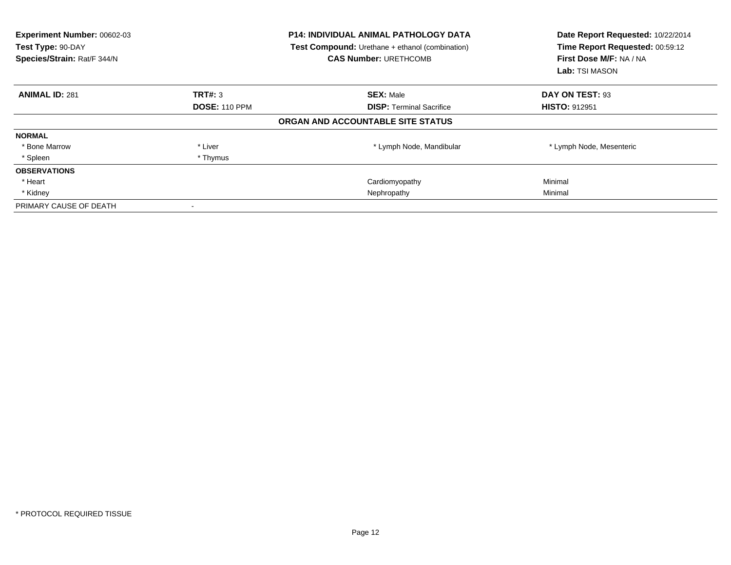**Experiment Number:** 00602-03
**Test Type:** 90-DAY
**Species/Strain:** Rat/F 344/N

**P14: INDIVIDUAL ANIMAL PATHOLOGY DATA**
**Test Compound:** Urethane + ethanol (combination)
**CAS Number:** URETHCOMB

**Date Report Requested:** 10/22/2014
**Time Report Requested:** 00:59:12
**First Dose M/F:** NA / NA
**Lab:** TSI MASON

| **ANIMAL ID:** 281 | **TRT#:** 3 | **SEX:** Male | **DAY ON TEST:** 93 |
|---|---|---|---|
| | **DOSE:** 110 PPM | **DISP:** Terminal Sacrifice | **HISTO:** 912951 |

**ORGAN AND ACCOUNTABLE SITE STATUS**

| | | | |
|---|---|---|---|
| **NORMAL** | | | |
| * Bone Marrow | * Liver | * Lymph Node, Mandibular | * Lymph Node, Mesenteric |
| * Spleen | * Thymus | | |
| **OBSERVATIONS** | | | |
| * Heart | | Cardiomyopathy | Minimal |
| * Kidney | | Nephropathy | Minimal |
| PRIMARY CAUSE OF DEATH | - | | |

* PROTOCOL REQUIRED TISSUE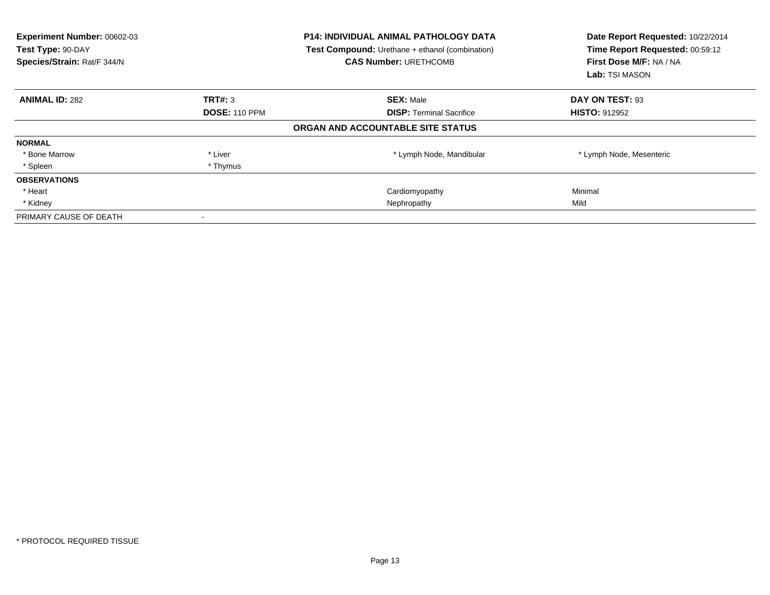**Experiment Number:** 00602-03
**Test Type:** 90-DAY
**Species/Strain:** Rat/F 344/N

**P14: INDIVIDUAL ANIMAL PATHOLOGY DATA**
**Test Compound:** Urethane + ethanol (combination)
**CAS Number:** URETHCOMB

**Date Report Requested:** 10/22/2014
**Time Report Requested:** 00:59:12
**First Dose M/F:** NA / NA
**Lab:** TSI MASON

| **ANIMAL ID:** 282 | **TRT#:** 3 | **SEX:** Male | **DAY ON TEST:** 93 |
|---|---|---|---|
| | **DOSE:** 110 PPM | **DISP:** Terminal Sacrifice | **HISTO:** 912952 |

**ORGAN AND ACCOUNTABLE SITE STATUS**

| | | | |
|---|---|---|---|
| **NORMAL** | | | |
| * Bone Marrow | * Liver | * Lymph Node, Mandibular | * Lymph Node, Mesenteric |
| * Spleen | * Thymus | | |
| **OBSERVATIONS** | | | |
| * Heart | | Cardiomyopathy | Minimal |
| * Kidney | | Nephropathy | Mild |
| PRIMARY CAUSE OF DEATH | - | | |

* PROTOCOL REQUIRED TISSUE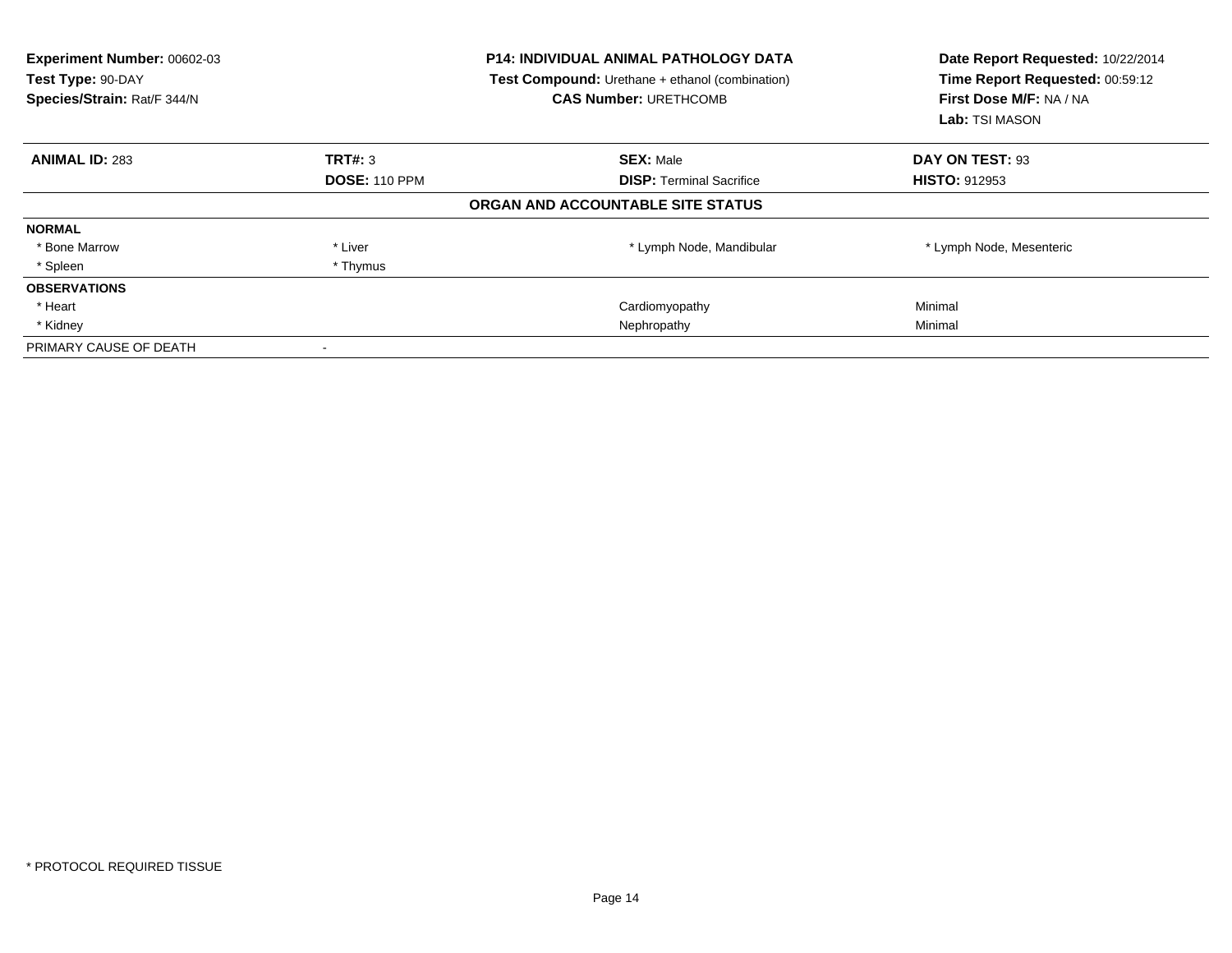**Experiment Number:** 00602-03
**Test Type:** 90-DAY
**Species/Strain:** Rat/F 344/N

**P14: INDIVIDUAL ANIMAL PATHOLOGY DATA**
**Test Compound:** Urethane + ethanol (combination)
**CAS Number:** URETHCOMB

**Date Report Requested:** 10/22/2014
**Time Report Requested:** 00:59:12
**First Dose M/F:** NA / NA
**Lab:** TSI MASON

| **ANIMAL ID:** 283 | **TRT#:** 3 | **SEX:** Male | **DAY ON TEST:** 93 |
|---|---|---|---|
| | **DOSE:** 110 PPM | **DISP:** Terminal Sacrifice | **HISTO:** 912953 |

**ORGAN AND ACCOUNTABLE SITE STATUS**

| | | | |
|---|---|---|---|
| **NORMAL** | | | |
| * Bone Marrow | * Liver | * Lymph Node, Mandibular | * Lymph Node, Mesenteric |
| * Spleen | * Thymus | | |
| **OBSERVATIONS** | | | |
| * Heart | | Cardiomyopathy | Minimal |
| * Kidney | | Nephropathy | Minimal |
| PRIMARY CAUSE OF DEATH | - | | |

* PROTOCOL REQUIRED TISSUE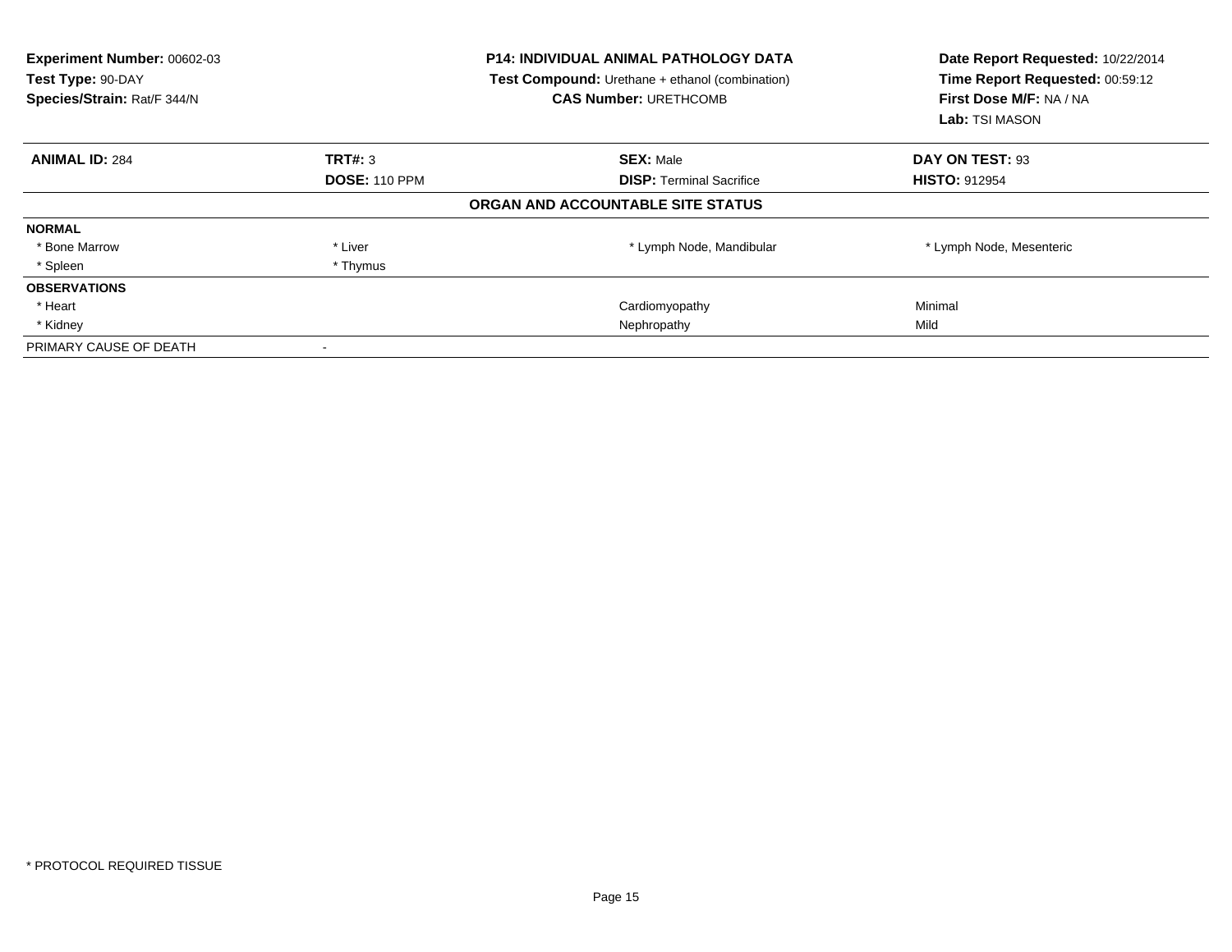**Experiment Number:** 00602-03
**Test Type:** 90-DAY
**Species/Strain:** Rat/F 344/N

**P14: INDIVIDUAL ANIMAL PATHOLOGY DATA**
**Test Compound:** Urethane + ethanol (combination)
**CAS Number:** URETHCOMB

**Date Report Requested:** 10/22/2014
**Time Report Requested:** 00:59:12
**First Dose M/F:** NA / NA
**Lab:** TSI MASON

| **ANIMAL ID:** 284 | **TRT#:** 3 | **SEX:** Male | **DAY ON TEST:** 93 |
|---|---|---|---|
| | **DOSE:** 110 PPM | **DISP:** Terminal Sacrifice | **HISTO:** 912954 |

**ORGAN AND ACCOUNTABLE SITE STATUS**

| | | | |
|---|---|---|---|
| **NORMAL** | | | |
| * Bone Marrow | * Liver | * Lymph Node, Mandibular | * Lymph Node, Mesenteric |
| * Spleen | * Thymus | | |
| **OBSERVATIONS** | | | |
| * Heart | | Cardiomyopathy | Minimal |
| * Kidney | | Nephropathy | Mild |
| PRIMARY CAUSE OF DEATH | - | | |

* PROTOCOL REQUIRED TISSUE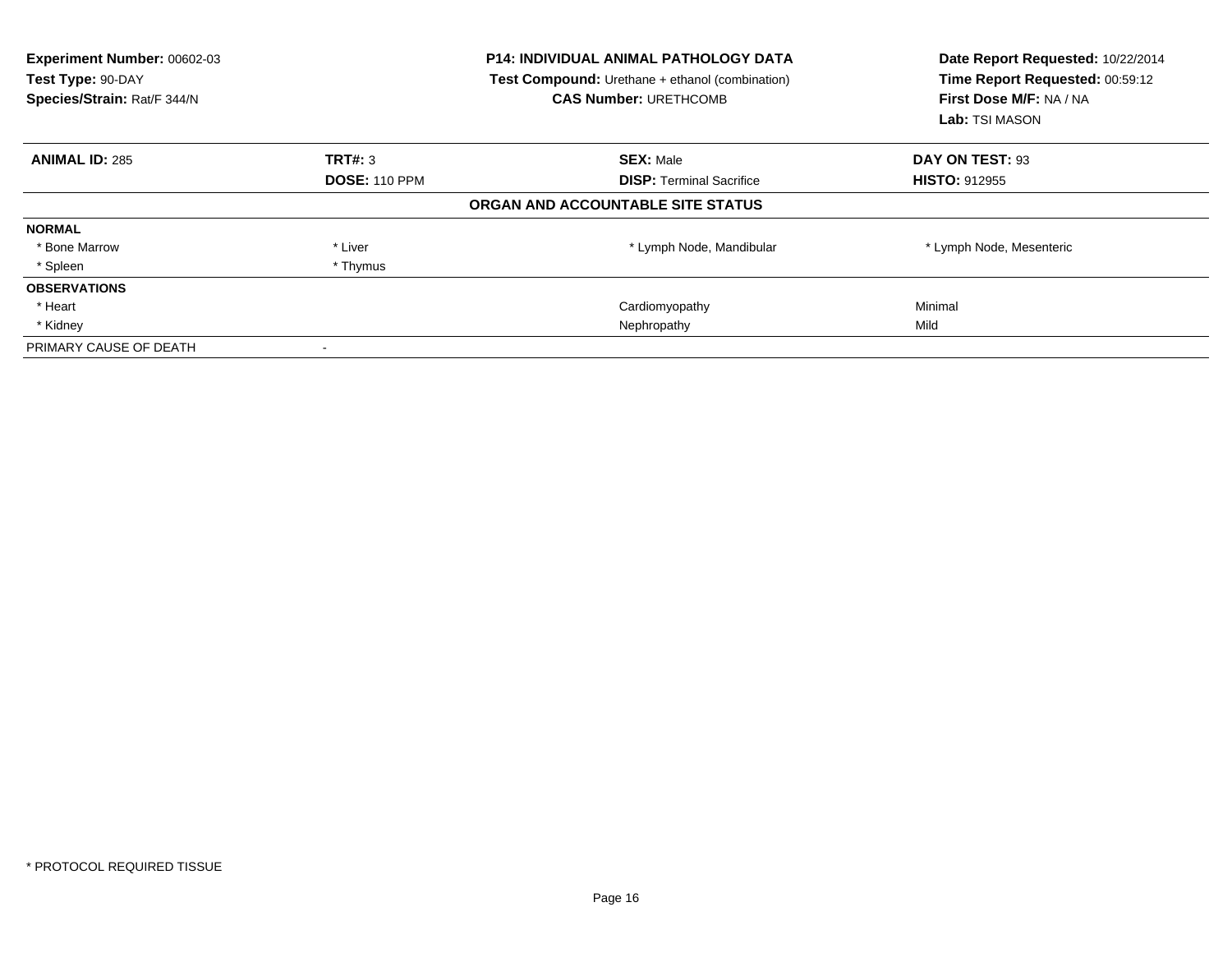**Experiment Number:** 00602-03
**Test Type:** 90-DAY
**Species/Strain:** Rat/F 344/N

**P14: INDIVIDUAL ANIMAL PATHOLOGY DATA**
**Test Compound:** Urethane + ethanol (combination)
**CAS Number:** URETHCOMB

**Date Report Requested:** 10/22/2014
**Time Report Requested:** 00:59:12
**First Dose M/F:** NA / NA
**Lab:** TSI MASON

| **ANIMAL ID:** 285 | **TRT#:** 3 | **SEX:** Male | **DAY ON TEST:** 93 |
|---|---|---|---|
| | **DOSE:** 110 PPM | **DISP:** Terminal Sacrifice | **HISTO:** 912955 |

**ORGAN AND ACCOUNTABLE SITE STATUS**

| | | | |
|---|---|---|---|
| **NORMAL** | | | |
| * Bone Marrow | * Liver | * Lymph Node, Mandibular | * Lymph Node, Mesenteric |
| * Spleen | * Thymus | | |
| **OBSERVATIONS** | | | |
| * Heart | | Cardiomyopathy | Minimal |
| * Kidney | | Nephropathy | Mild |
| PRIMARY CAUSE OF DEATH | - | | |

* PROTOCOL REQUIRED TISSUE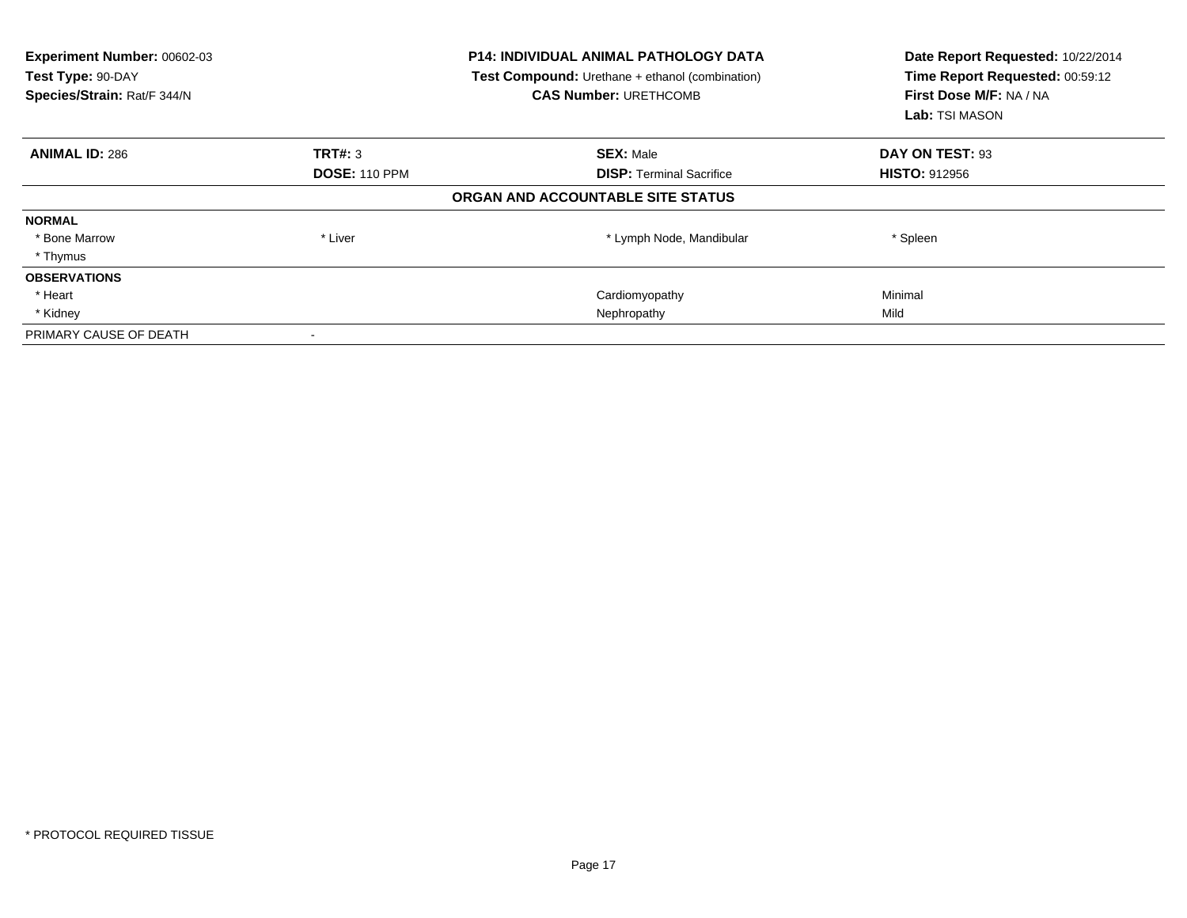**Experiment Number:** 00602-03
**Test Type:** 90-DAY
**Species/Strain:** Rat/F 344/N

**P14: INDIVIDUAL ANIMAL PATHOLOGY DATA**
**Test Compound:** Urethane + ethanol (combination)
**CAS Number:** URETHCOMB

**Date Report Requested:** 10/22/2014
**Time Report Requested:** 00:59:12
**First Dose M/F:** NA / NA
**Lab:** TSI MASON

| **ANIMAL ID:** 286 | **TRT#:** 3 | **SEX:** Male | **DAY ON TEST:** 93 |
|---|---|---|---|
| | **DOSE:** 110 PPM | **DISP:** Terminal Sacrifice | **HISTO:** 912956 |

**ORGAN AND ACCOUNTABLE SITE STATUS**

| | | | |
|---|---|---|---|
| **NORMAL** | | | |
| * Bone Marrow | * Liver | * Lymph Node, Mandibular | * Spleen |
| * Thymus | | | |
| **OBSERVATIONS** | | | |
| * Heart | | Cardiomyopathy | Minimal |
| * Kidney | | Nephropathy | Mild |
| PRIMARY CAUSE OF DEATH | - | | |

* PROTOCOL REQUIRED TISSUE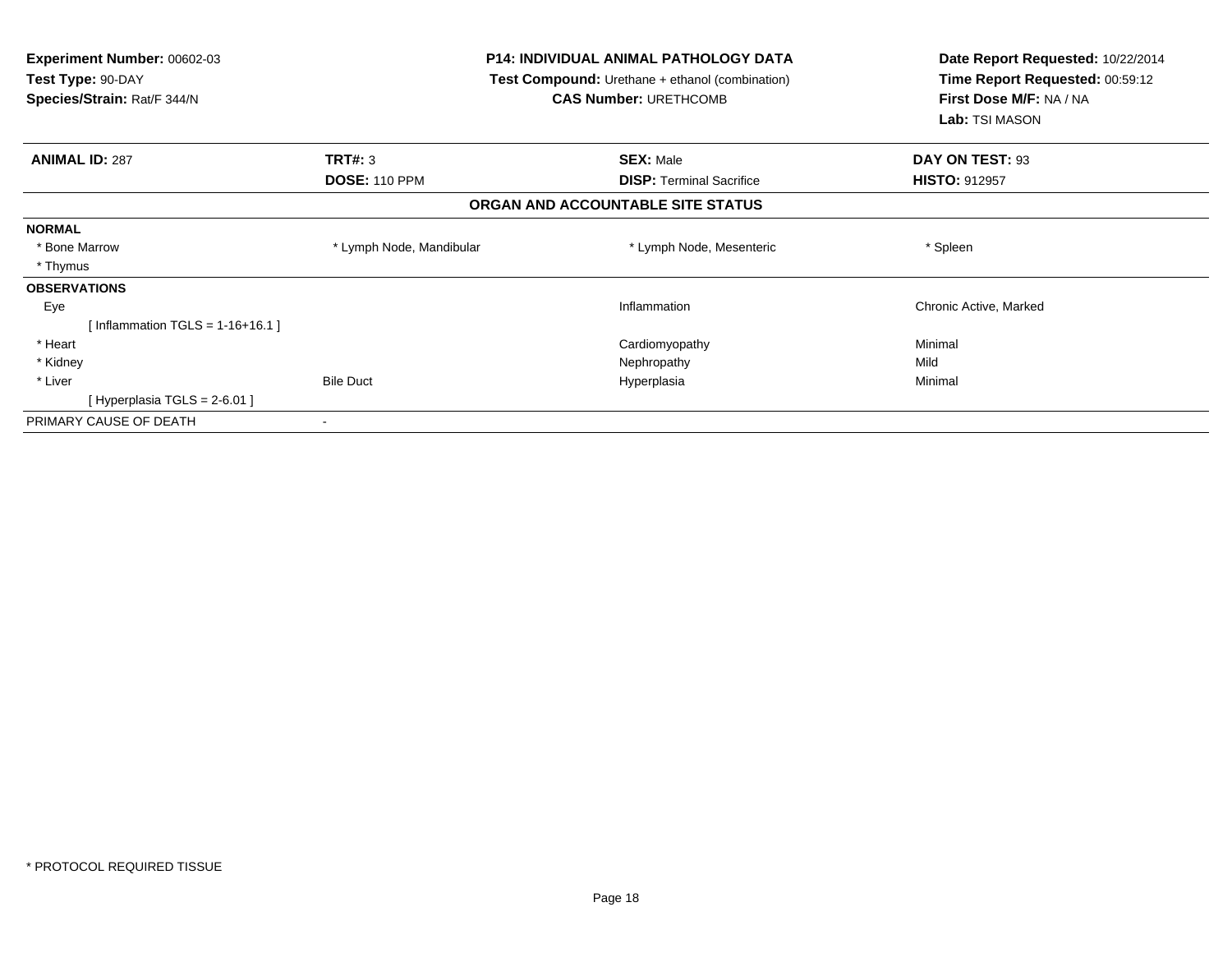**Experiment Number:** 00602-03
**Test Type:** 90-DAY
**Species/Strain:** Rat/F 344/N

**P14: INDIVIDUAL ANIMAL PATHOLOGY DATA**
**Test Compound:** Urethane + ethanol (combination)
**CAS Number:** URETHCOMB

**Date Report Requested:** 10/22/2014
**Time Report Requested:** 00:59:12
**First Dose M/F:** NA / NA
**Lab:** TSI MASON

| **ANIMAL ID:** 287 | **TRT#:** 3 | **SEX:** Male | **DAY ON TEST:** 93 |
|---|---|---|---|
| | **DOSE:** 110 PPM | **DISP:** Terminal Sacrifice | **HISTO:** 912957 |

**ORGAN AND ACCOUNTABLE SITE STATUS**

| | | | |
|---|---|---|---|
| **NORMAL** | | | |
| * Bone Marrow | * Lymph Node, Mandibular | * Lymph Node, Mesenteric | * Spleen |
| * Thymus | | | |
| **OBSERVATIONS** | | | |
| Eye | | Inflammation | Chronic Active, Marked |
| [ Inflammation TGLS = 1-16+16.1 ] | | | |
| * Heart | | Cardiomyopathy | Minimal |
| * Kidney | | Nephropathy | Mild |
| * Liver | Bile Duct | Hyperplasia | Minimal |
| [ Hyperplasia TGLS = 2-6.01 ] | | | |
| PRIMARY CAUSE OF DEATH | - | | |

* PROTOCOL REQUIRED TISSUE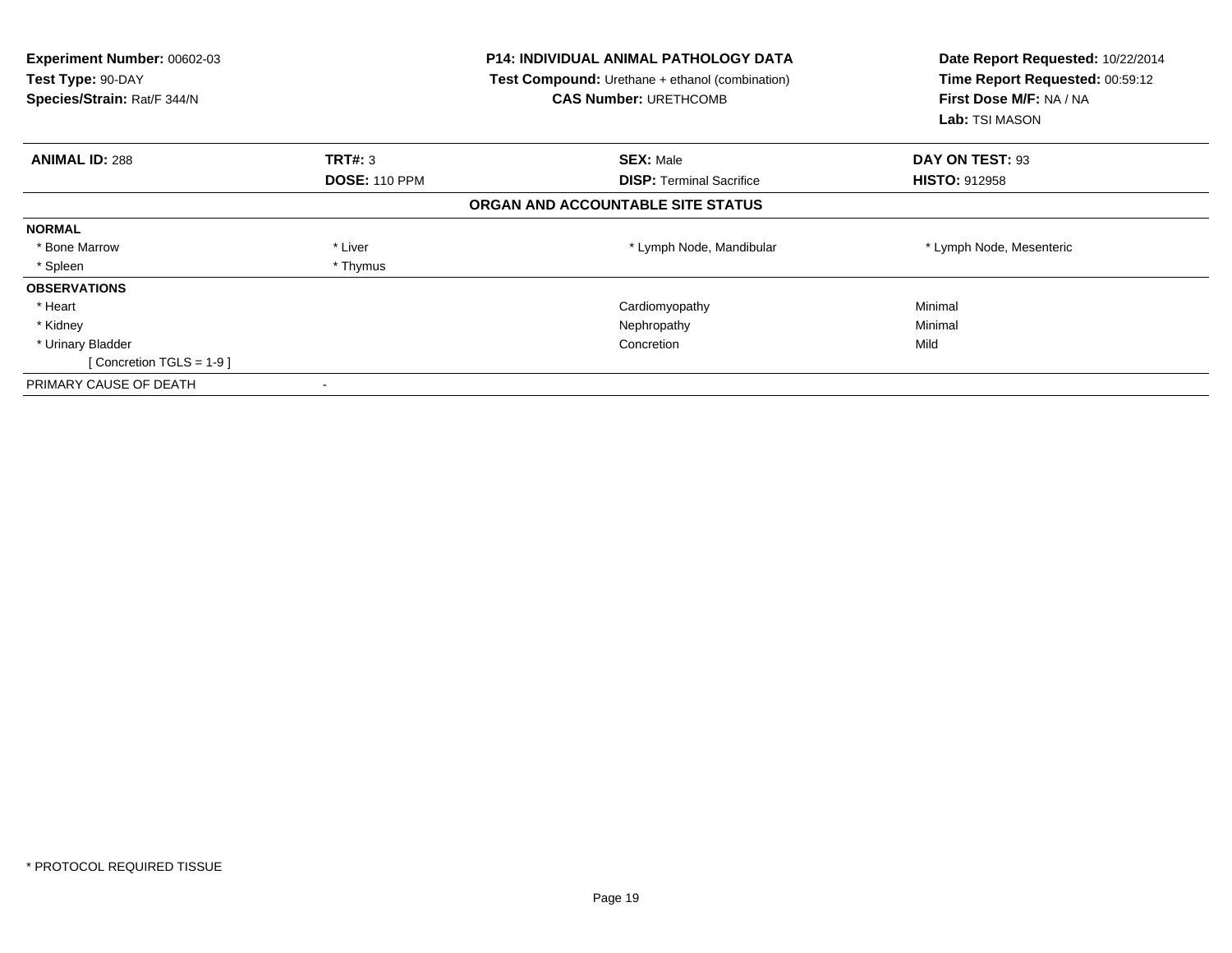**Experiment Number:** 00602-03
**Test Type:** 90-DAY
**Species/Strain:** Rat/F 344/N

**P14: INDIVIDUAL ANIMAL PATHOLOGY DATA**
**Test Compound:** Urethane + ethanol (combination)
**CAS Number:** URETHCOMB

**Date Report Requested:** 10/22/2014
**Time Report Requested:** 00:59:12
**First Dose M/F:** NA / NA
**Lab:** TSI MASON

| **ANIMAL ID:** 288 | **TRT#:** 3 | **SEX:** Male | **DAY ON TEST:** 93 |
|---|---|---|---|
| | **DOSE:** 110 PPM | **DISP:** Terminal Sacrifice | **HISTO:** 912958 |

**ORGAN AND ACCOUNTABLE SITE STATUS**

| | | | |
|---|---|---|---|
| **NORMAL** | | | |
| * Bone Marrow | * Liver | * Lymph Node, Mandibular | * Lymph Node, Mesenteric |
| * Spleen | * Thymus | | |
| **OBSERVATIONS** | | | |
| * Heart | | Cardiomyopathy | Minimal |
| * Kidney | | Nephropathy | Minimal |
| * Urinary Bladder | | Concretion | Mild |
| [ Concretion TGLS = 1-9 ] | | | |
| PRIMARY CAUSE OF DEATH | - | | |

* PROTOCOL REQUIRED TISSUE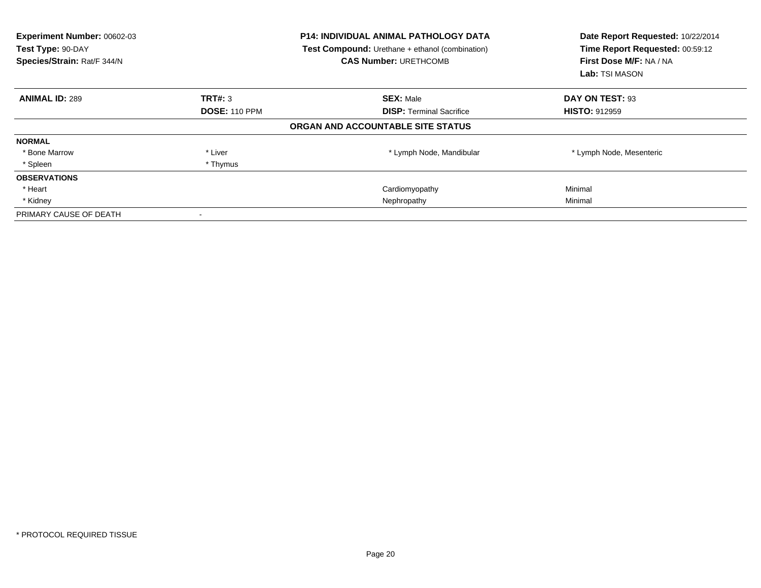**Experiment Number:** 00602-03
**Test Type:** 90-DAY
**Species/Strain:** Rat/F 344/N

**P14: INDIVIDUAL ANIMAL PATHOLOGY DATA**
**Test Compound:** Urethane + ethanol (combination)
**CAS Number:** URETHCOMB

**Date Report Requested:** 10/22/2014
**Time Report Requested:** 00:59:12
**First Dose M/F:** NA / NA
**Lab:** TSI MASON

| **ANIMAL ID:** 289 | **TRT#:** 3 | **SEX:** Male | **DAY ON TEST:** 93 |
|---|---|---|---|
| | **DOSE:** 110 PPM | **DISP:** Terminal Sacrifice | **HISTO:** 912959 |

**ORGAN AND ACCOUNTABLE SITE STATUS**

| | | | |
|---|---|---|---|
| **NORMAL** | | | |
| * Bone Marrow | * Liver | * Lymph Node, Mandibular | * Lymph Node, Mesenteric |
| * Spleen | * Thymus | | |
| **OBSERVATIONS** | | | |
| * Heart | | Cardiomyopathy | Minimal |
| * Kidney | | Nephropathy | Minimal |
| PRIMARY CAUSE OF DEATH | - | | |

\* PROTOCOL REQUIRED TISSUE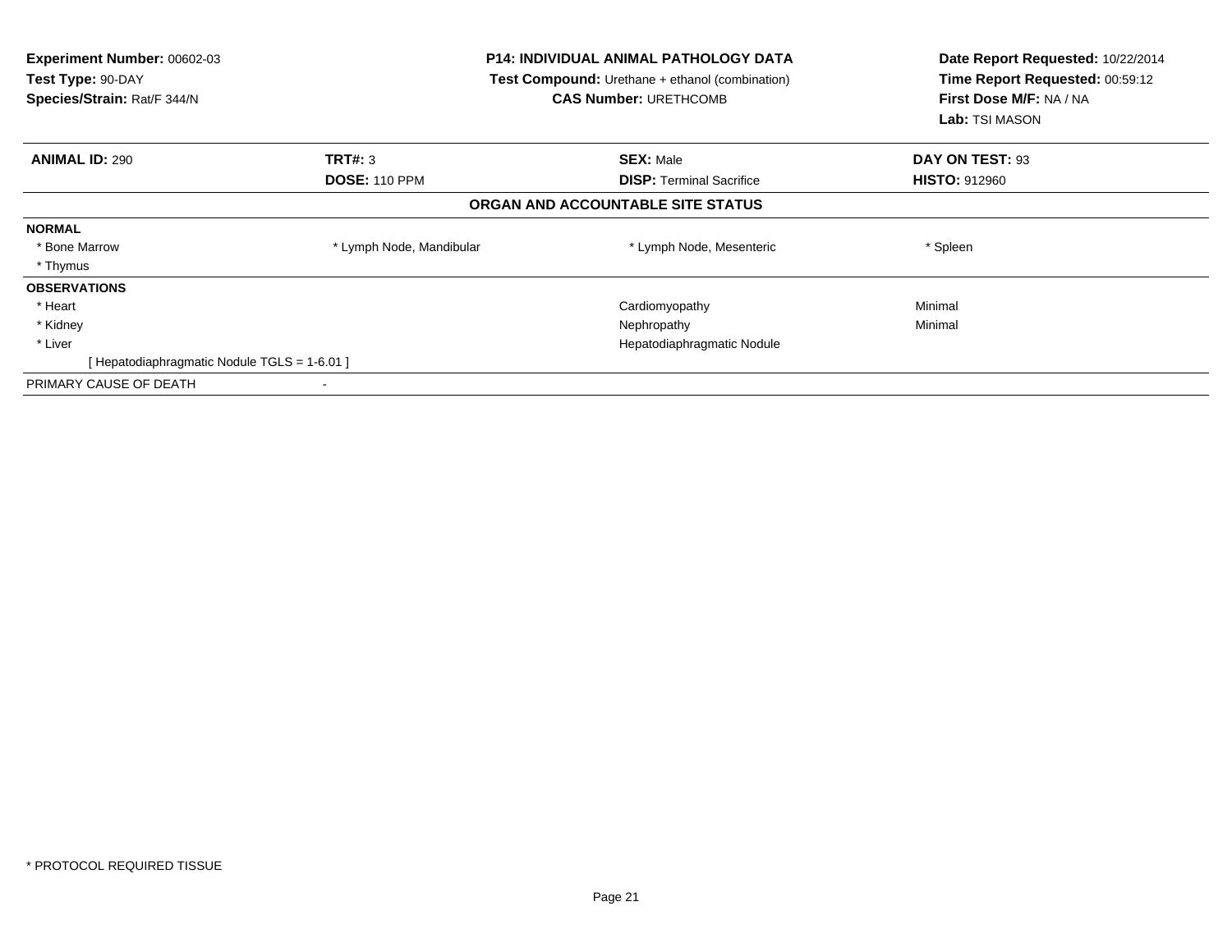**Experiment Number:** 00602-03
**Test Type:** 90-DAY
**Species/Strain:** Rat/F 344/N

**P14: INDIVIDUAL ANIMAL PATHOLOGY DATA**
**Test Compound:** Urethane + ethanol (combination)
**CAS Number:** URETHCOMB

**Date Report Requested:** 10/22/2014
**Time Report Requested:** 00:59:12
**First Dose M/F:** NA / NA
**Lab:** TSI MASON

| **ANIMAL ID:** 290 | **TRT#:** 3 | **SEX:** Male | **DAY ON TEST:** 93 |
|---|---|---|---|
| | **DOSE:** 110 PPM | **DISP:** Terminal Sacrifice | **HISTO:** 912960 |

**ORGAN AND ACCOUNTABLE SITE STATUS**

| | | | |
|---|---|---|---|
| **NORMAL** | | | |
| * Bone Marrow | * Lymph Node, Mandibular | * Lymph Node, Mesenteric | * Spleen |
| * Thymus | | | |
| **OBSERVATIONS** | | | |
| * Heart | | Cardiomyopathy | Minimal |
| * Kidney | | Nephropathy | Minimal |
| * Liver | | Hepatodiaphragmatic Nodule | |
| [ Hepatodiaphragmatic Nodule TGLS = 1-6.01 ] | | | |
| PRIMARY CAUSE OF DEATH | - | | |

* PROTOCOL REQUIRED TISSUE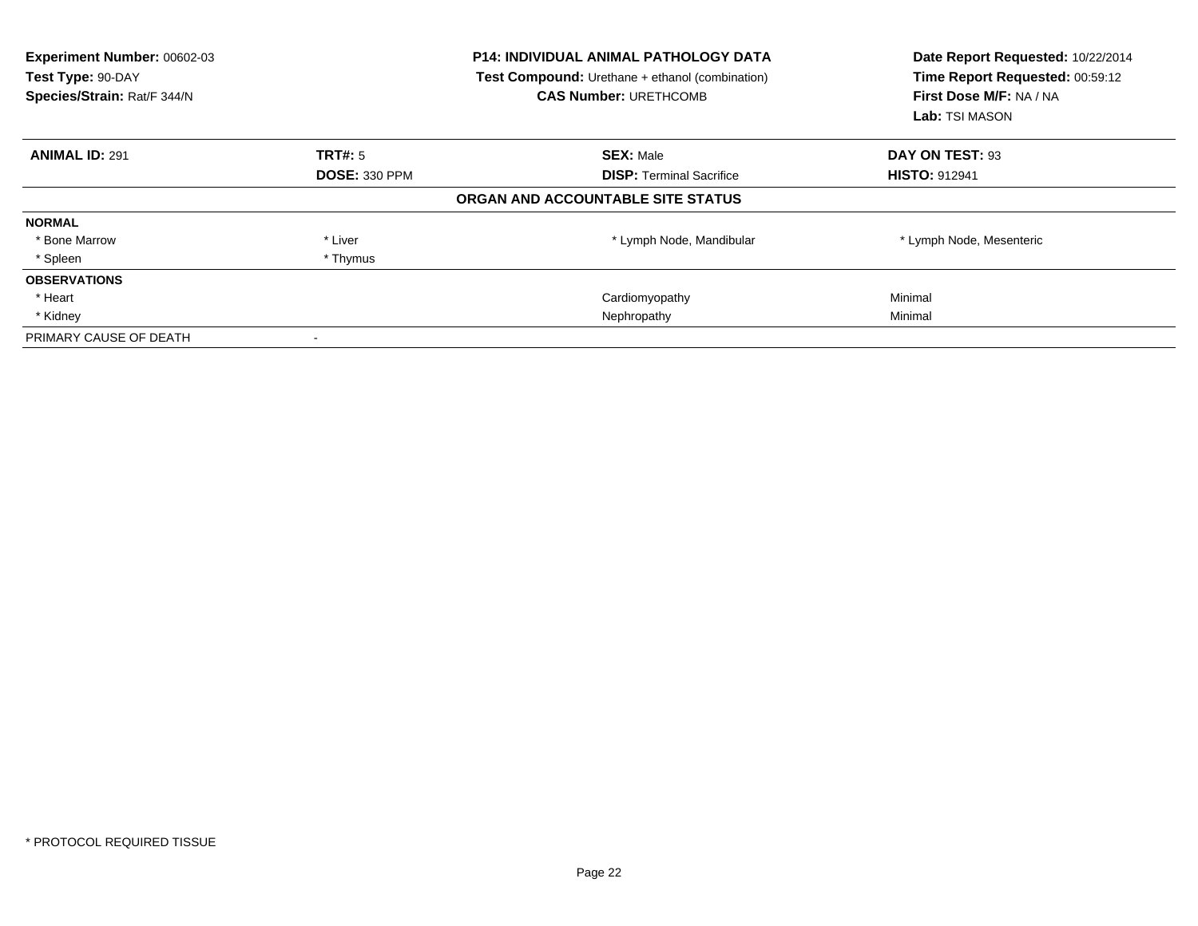**Experiment Number:** 00602-03
**Test Type:** 90-DAY
**Species/Strain:** Rat/F 344/N

**P14: INDIVIDUAL ANIMAL PATHOLOGY DATA**
**Test Compound:** Urethane + ethanol (combination)
**CAS Number:** URETHCOMB

**Date Report Requested:** 10/22/2014
**Time Report Requested:** 00:59:12
**First Dose M/F:** NA / NA
**Lab:** TSI MASON

| **ANIMAL ID:** 291 | **TRT#:** 5 | **SEX:** Male | **DAY ON TEST:** 93 |
|---|---|---|---|
| | **DOSE:** 330 PPM | **DISP:** Terminal Sacrifice | **HISTO:** 912941 |

**ORGAN AND ACCOUNTABLE SITE STATUS**

| | | | |
|---|---|---|---|
| **NORMAL** | | | |
| * Bone Marrow | * Liver | * Lymph Node, Mandibular | * Lymph Node, Mesenteric |
| * Spleen | * Thymus | | |
| **OBSERVATIONS** | | | |
| * Heart | | Cardiomyopathy | Minimal |
| * Kidney | | Nephropathy | Minimal |
| PRIMARY CAUSE OF DEATH | - | | |

* PROTOCOL REQUIRED TISSUE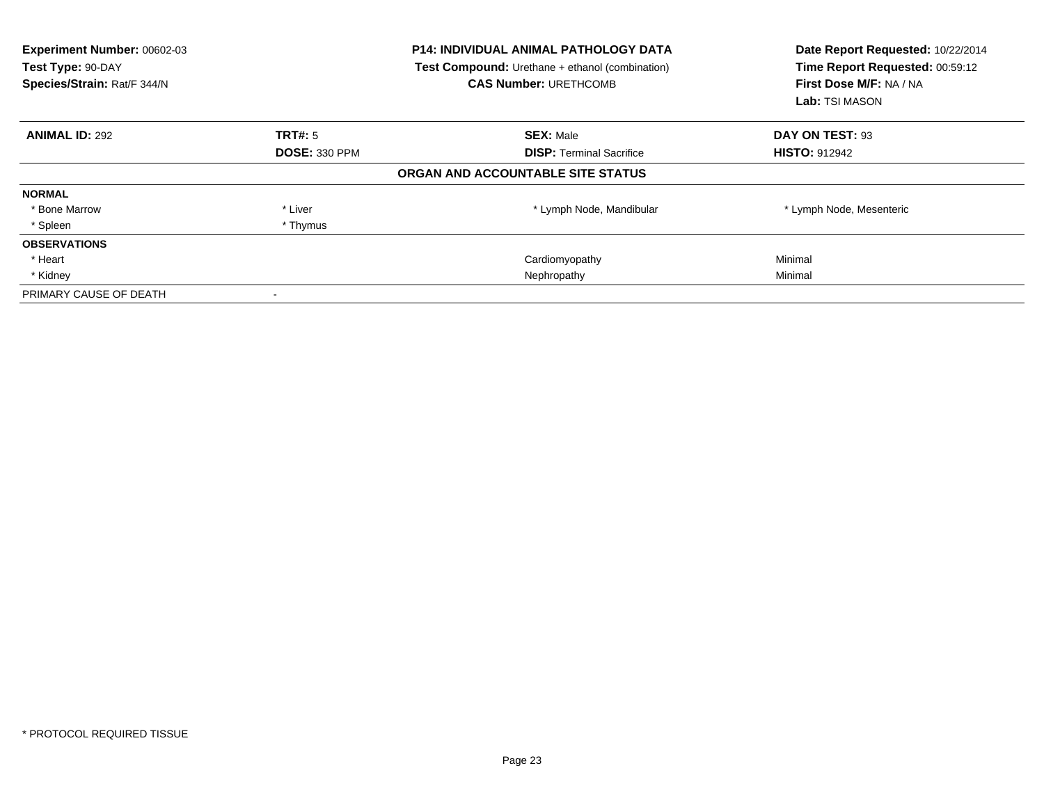**Experiment Number:** 00602-03
**Test Type:** 90-DAY
**Species/Strain:** Rat/F 344/N

**P14: INDIVIDUAL ANIMAL PATHOLOGY DATA**
**Test Compound:** Urethane + ethanol (combination)
**CAS Number:** URETHCOMB

**Date Report Requested:** 10/22/2014
**Time Report Requested:** 00:59:12
**First Dose M/F:** NA / NA
**Lab:** TSI MASON

| **ANIMAL ID:** 292 | **TRT#:** 5 | **SEX:** Male | **DAY ON TEST:** 93 |
|---|---|---|---|
| | **DOSE:** 330 PPM | **DISP:** Terminal Sacrifice | **HISTO:** 912942 |

**ORGAN AND ACCOUNTABLE SITE STATUS**

| | | | |
|---|---|---|---|
| **NORMAL** | | | |
| * Bone Marrow | * Liver | * Lymph Node, Mandibular | * Lymph Node, Mesenteric |
| * Spleen | * Thymus | | |
| **OBSERVATIONS** | | | |
| * Heart | | Cardiomyopathy | Minimal |
| * Kidney | | Nephropathy | Minimal |
| PRIMARY CAUSE OF DEATH | - | | |

* PROTOCOL REQUIRED TISSUE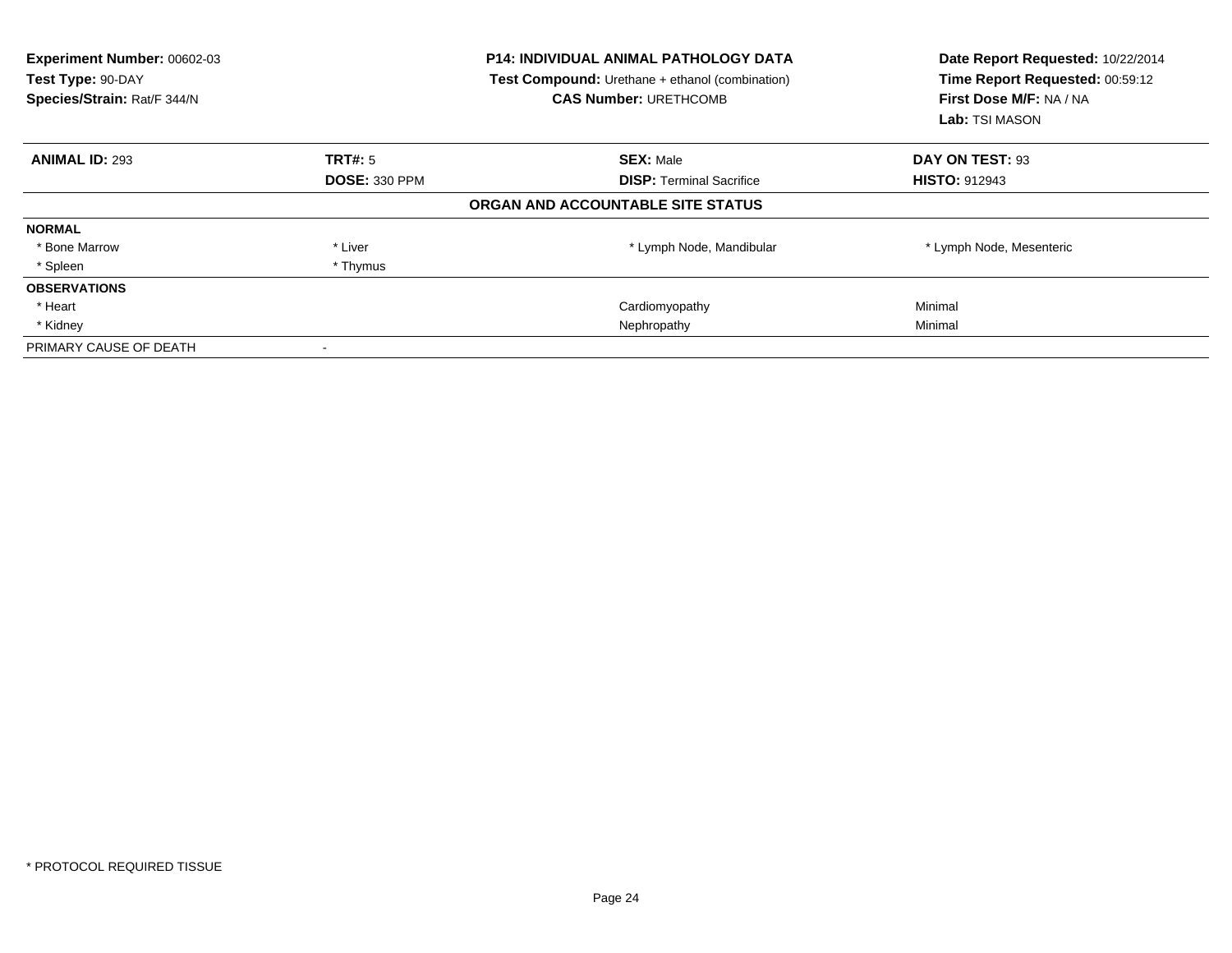**Experiment Number:** 00602-03
**Test Type:** 90-DAY
**Species/Strain:** Rat/F 344/N

**P14: INDIVIDUAL ANIMAL PATHOLOGY DATA**
**Test Compound:** Urethane + ethanol (combination)
**CAS Number:** URETHCOMB

**Date Report Requested:** 10/22/2014
**Time Report Requested:** 00:59:12
**First Dose M/F:** NA / NA
**Lab:** TSI MASON

| **ANIMAL ID:** 293 | **TRT#:** 5 | **SEX:** Male | **DAY ON TEST:** 93 |
|---|---|---|---|
| | **DOSE:** 330 PPM | **DISP:** Terminal Sacrifice | **HISTO:** 912943 |

**ORGAN AND ACCOUNTABLE SITE STATUS**

| | | | |
|---|---|---|---|
| **NORMAL** | | | |
| * Bone Marrow | * Liver | * Lymph Node, Mandibular | * Lymph Node, Mesenteric |
| * Spleen | * Thymus | | |
| **OBSERVATIONS** | | | |
| * Heart | | Cardiomyopathy | Minimal |
| * Kidney | | Nephropathy | Minimal |
| PRIMARY CAUSE OF DEATH | - | | |

* PROTOCOL REQUIRED TISSUE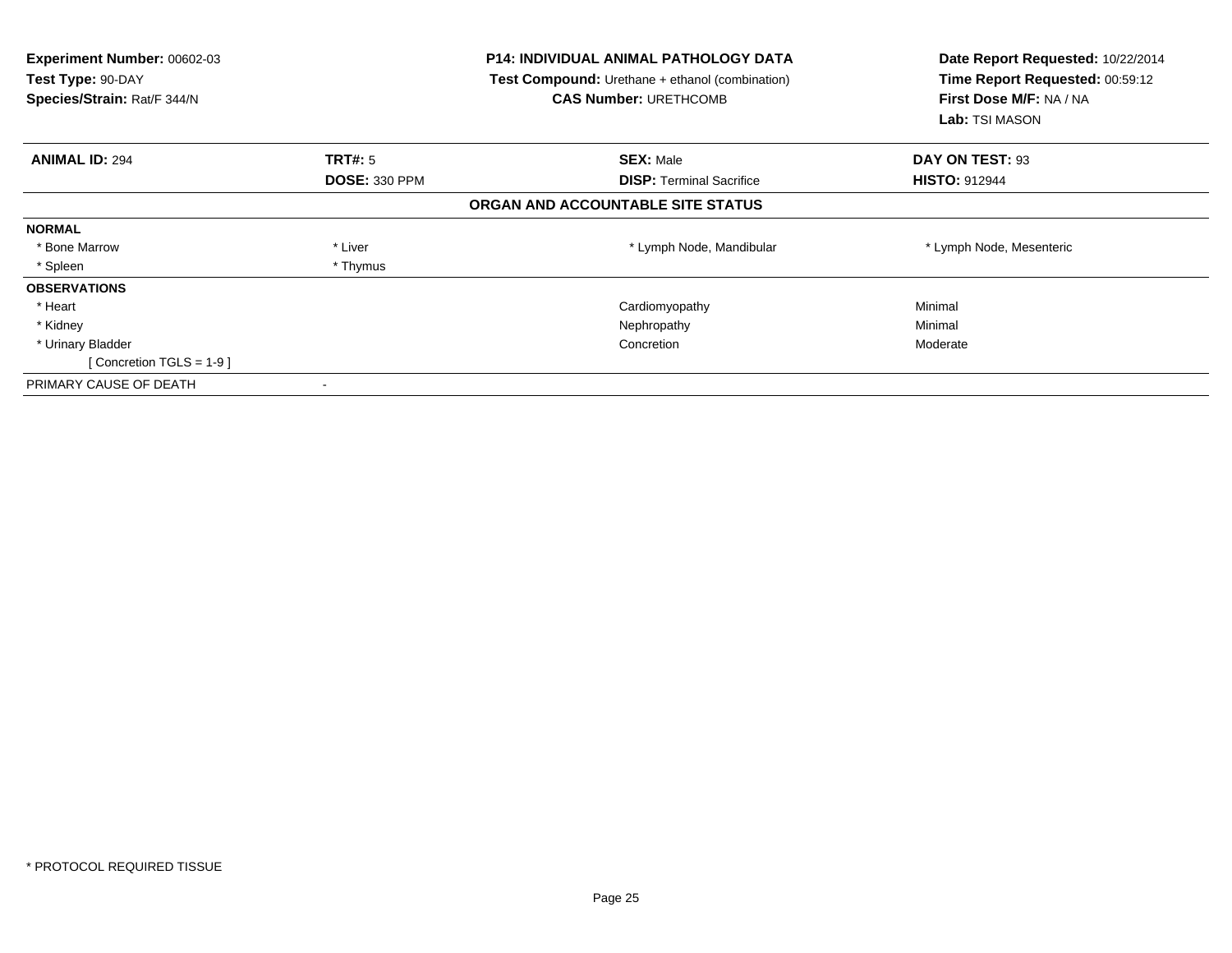**Experiment Number:** 00602-03
**Test Type:** 90-DAY
**Species/Strain:** Rat/F 344/N

**P14: INDIVIDUAL ANIMAL PATHOLOGY DATA**
**Test Compound:** Urethane + ethanol (combination)
**CAS Number:** URETHCOMB

**Date Report Requested:** 10/22/2014
**Time Report Requested:** 00:59:12
**First Dose M/F:** NA / NA
**Lab:** TSI MASON

| **ANIMAL ID:** 294 | **TRT#:** 5 | **SEX:** Male | **DAY ON TEST:** 93 |
|---|---|---|---|
| | **DOSE:** 330 PPM | **DISP:** Terminal Sacrifice | **HISTO:** 912944 |

**ORGAN AND ACCOUNTABLE SITE STATUS**

| | | | |
|---|---|---|---|
| **NORMAL** | | | |
| * Bone Marrow | * Liver | * Lymph Node, Mandibular | * Lymph Node, Mesenteric |
| * Spleen | * Thymus | | |
| **OBSERVATIONS** | | | |
| * Heart | | Cardiomyopathy | Minimal |
| * Kidney | | Nephropathy | Minimal |
| * Urinary Bladder | | Concretion | Moderate |
| [ Concretion TGLS = 1-9 ] | | | |
| PRIMARY CAUSE OF DEATH | - | | |

* PROTOCOL REQUIRED TISSUE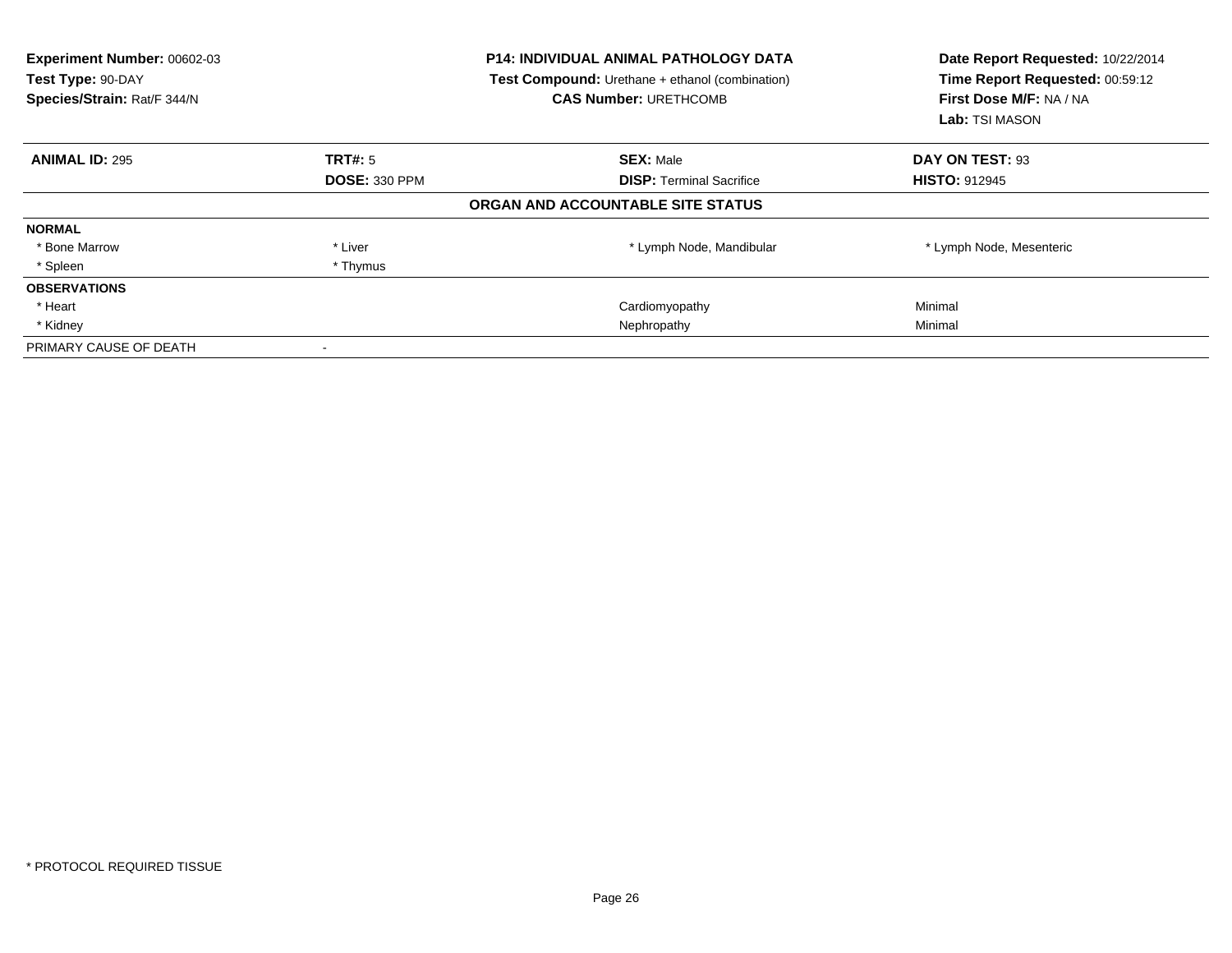**Experiment Number:** 00602-03
**Test Type:** 90-DAY
**Species/Strain:** Rat/F 344/N

**P14: INDIVIDUAL ANIMAL PATHOLOGY DATA**
**Test Compound:** Urethane + ethanol (combination)
**CAS Number:** URETHCOMB

**Date Report Requested:** 10/22/2014
**Time Report Requested:** 00:59:12
**First Dose M/F:** NA / NA
**Lab:** TSI MASON

| **ANIMAL ID:** 295 | **TRT#:** 5 | **SEX:** Male | **DAY ON TEST:** 93 |
|---|---|---|---|
| | **DOSE:** 330 PPM | **DISP:** Terminal Sacrifice | **HISTO:** 912945 |

**ORGAN AND ACCOUNTABLE SITE STATUS**

| | | | |
|---|---|---|---|
| **NORMAL** | | | |
| * Bone Marrow | * Liver | * Lymph Node, Mandibular | * Lymph Node, Mesenteric |
| * Spleen | * Thymus | | |
| **OBSERVATIONS** | | | |
| * Heart | | Cardiomyopathy | Minimal |
| * Kidney | | Nephropathy | Minimal |
| PRIMARY CAUSE OF DEATH | - | | |

* PROTOCOL REQUIRED TISSUE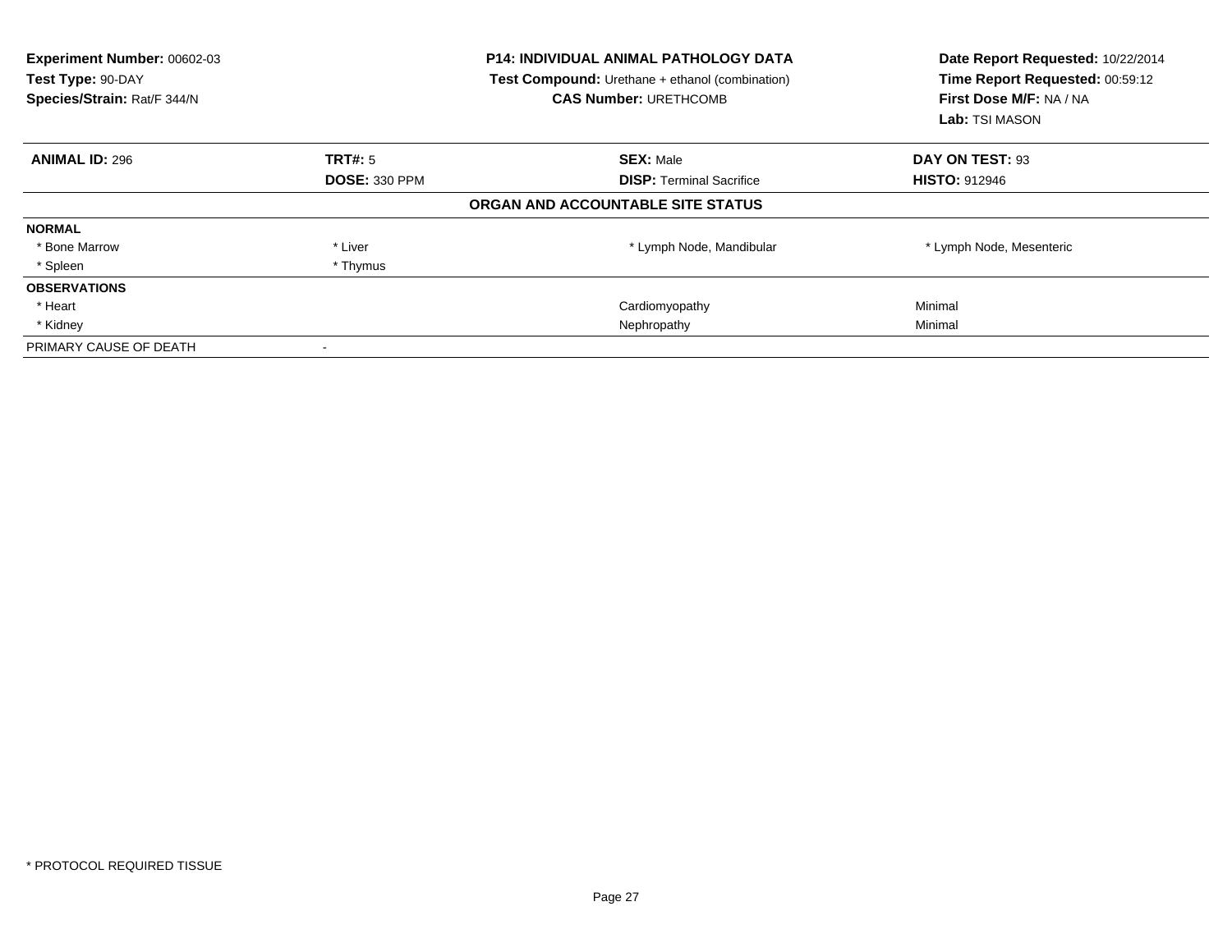**Experiment Number:** 00602-03
**Test Type:** 90-DAY
**Species/Strain:** Rat/F 344/N

**P14: INDIVIDUAL ANIMAL PATHOLOGY DATA**
**Test Compound:** Urethane + ethanol (combination)
**CAS Number:** URETHCOMB

**Date Report Requested:** 10/22/2014
**Time Report Requested:** 00:59:12
**First Dose M/F:** NA / NA
**Lab:** TSI MASON

| **ANIMAL ID:** 296 | **TRT#:** 5 | **SEX:** Male | **DAY ON TEST:** 93 |
|---|---|---|---|
| | **DOSE:** 330 PPM | **DISP:** Terminal Sacrifice | **HISTO:** 912946 |

**ORGAN AND ACCOUNTABLE SITE STATUS**

| | | | |
|---|---|---|---|
| **NORMAL** | | | |
| * Bone Marrow | * Liver | * Lymph Node, Mandibular | * Lymph Node, Mesenteric |
| * Spleen | * Thymus | | |
| **OBSERVATIONS** | | | |
| * Heart | | Cardiomyopathy | Minimal |
| * Kidney | | Nephropathy | Minimal |
| PRIMARY CAUSE OF DEATH | - | | |

* PROTOCOL REQUIRED TISSUE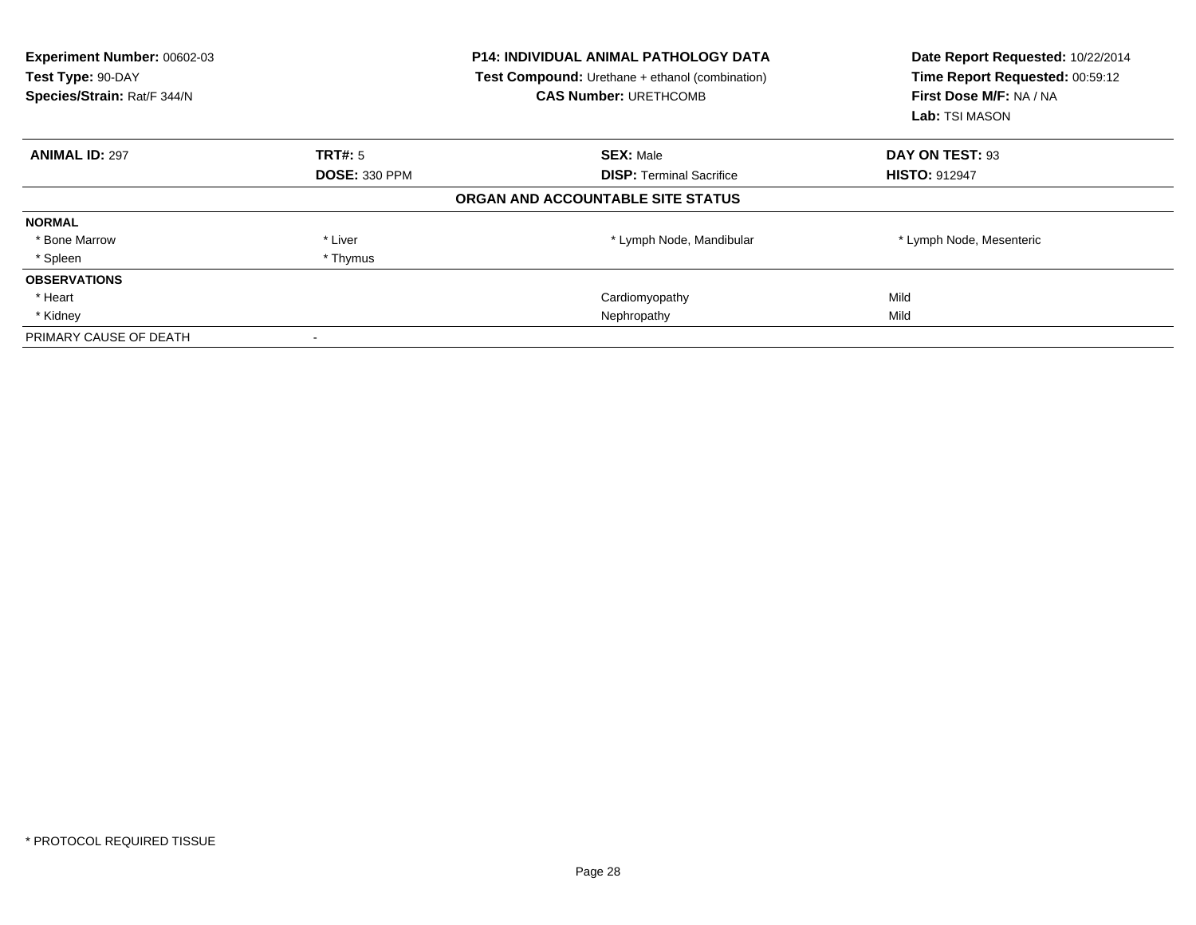**Experiment Number:** 00602-03
**Test Type:** 90-DAY
**Species/Strain:** Rat/F 344/N

**P14: INDIVIDUAL ANIMAL PATHOLOGY DATA**
**Test Compound:** Urethane + ethanol (combination)
**CAS Number:** URETHCOMB

**Date Report Requested:** 10/22/2014
**Time Report Requested:** 00:59:12
**First Dose M/F:** NA / NA
**Lab:** TSI MASON

| **ANIMAL ID:** 297 | **TRT#:** 5 | **SEX:** Male | **DAY ON TEST:** 93 |
|---|---|---|---|
| | **DOSE:** 330 PPM | **DISP:** Terminal Sacrifice | **HISTO:** 912947 |

**ORGAN AND ACCOUNTABLE SITE STATUS**

| | | | |
|---|---|---|---|
| **NORMAL** | | | |
| * Bone Marrow | * Liver | * Lymph Node, Mandibular | * Lymph Node, Mesenteric |
| * Spleen | * Thymus | | |
| **OBSERVATIONS** | | | |
| * Heart | | Cardiomyopathy | Mild |
| * Kidney | | Nephropathy | Mild |
| PRIMARY CAUSE OF DEATH | - | | |

* PROTOCOL REQUIRED TISSUE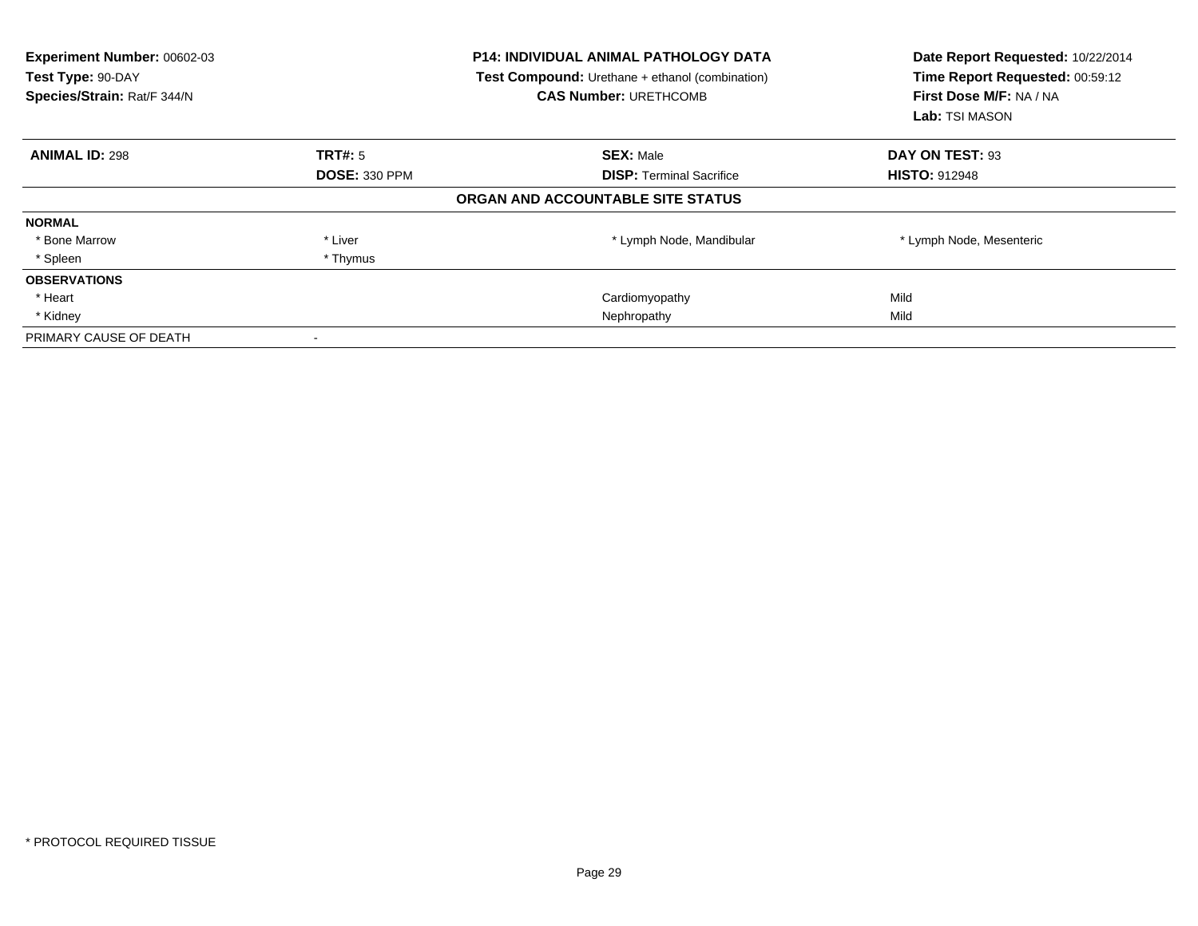**Experiment Number:** 00602-03
**Test Type:** 90-DAY
**Species/Strain:** Rat/F 344/N

**P14: INDIVIDUAL ANIMAL PATHOLOGY DATA**
**Test Compound:** Urethane + ethanol (combination)
**CAS Number:** URETHCOMB

**Date Report Requested:** 10/22/2014
**Time Report Requested:** 00:59:12
**First Dose M/F:** NA / NA
**Lab:** TSI MASON

| **ANIMAL ID:** 298 | **TRT#:** 5 | **SEX:** Male | **DAY ON TEST:** 93 |
|---|---|---|---|
| | **DOSE:** 330 PPM | **DISP:** Terminal Sacrifice | **HISTO:** 912948 |

**ORGAN AND ACCOUNTABLE SITE STATUS**

| | | | |
|---|---|---|---|
| **NORMAL** | | | |
| * Bone Marrow | * Liver | * Lymph Node, Mandibular | * Lymph Node, Mesenteric |
| * Spleen | * Thymus | | |
| **OBSERVATIONS** | | | |
| * Heart | | Cardiomyopathy | Mild |
| * Kidney | | Nephropathy | Mild |
| PRIMARY CAUSE OF DEATH | - | | |

* PROTOCOL REQUIRED TISSUE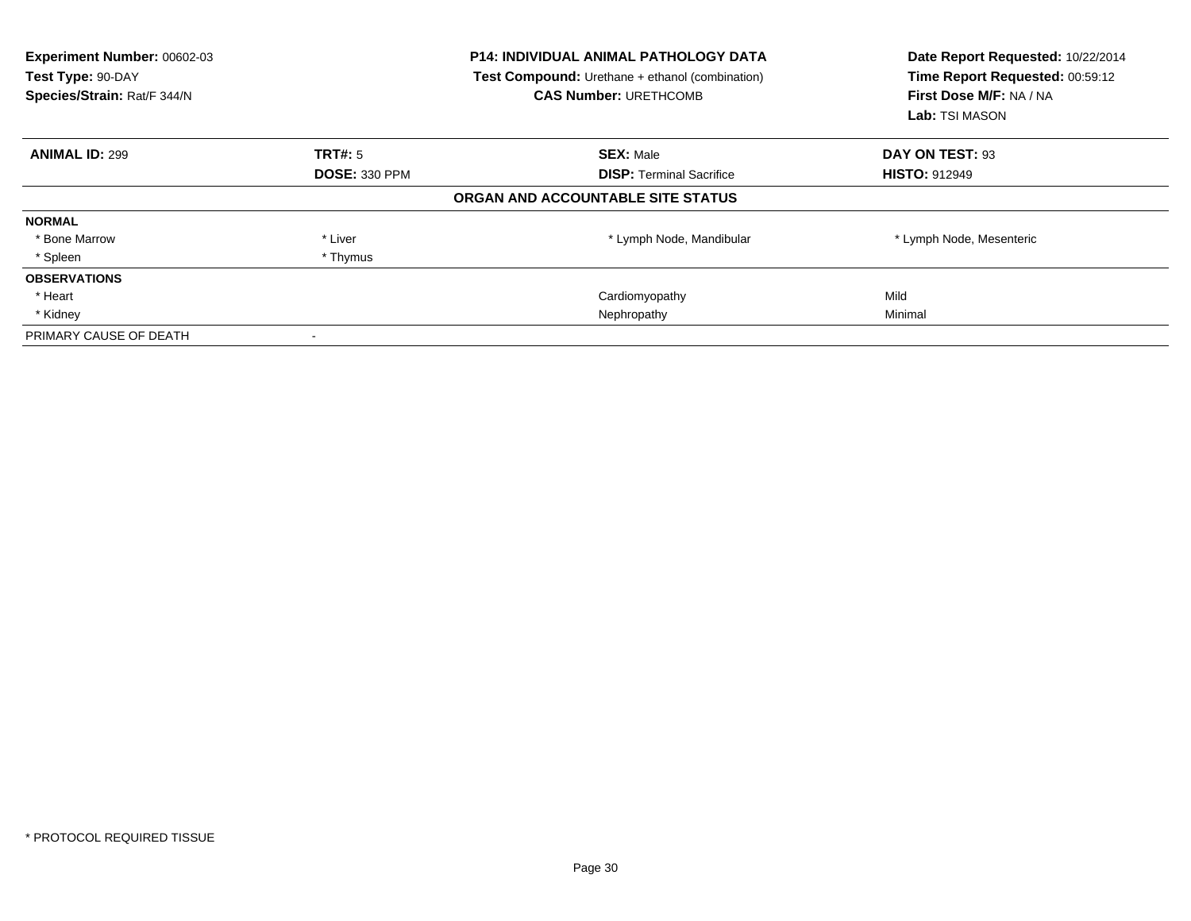**Experiment Number:** 00602-03
**Test Type:** 90-DAY
**Species/Strain:** Rat/F 344/N

**P14: INDIVIDUAL ANIMAL PATHOLOGY DATA**
**Test Compound:** Urethane + ethanol (combination)
**CAS Number:** URETHCOMB

**Date Report Requested:** 10/22/2014
**Time Report Requested:** 00:59:12
**First Dose M/F:** NA / NA
**Lab:** TSI MASON

| **ANIMAL ID:** 299 | **TRT#:** 5 | **SEX:** Male | **DAY ON TEST:** 93 |
|---|---|---|---|
| | **DOSE:** 330 PPM | **DISP:** Terminal Sacrifice | **HISTO:** 912949 |

**ORGAN AND ACCOUNTABLE SITE STATUS**

| | | | |
|---|---|---|---|
| **NORMAL** | | | |
| * Bone Marrow | * Liver | * Lymph Node, Mandibular | * Lymph Node, Mesenteric |
| * Spleen | * Thymus | | |
| **OBSERVATIONS** | | | |
| * Heart | | Cardiomyopathy | Mild |
| * Kidney | | Nephropathy | Minimal |
| PRIMARY CAUSE OF DEATH | - | | |

* PROTOCOL REQUIRED TISSUE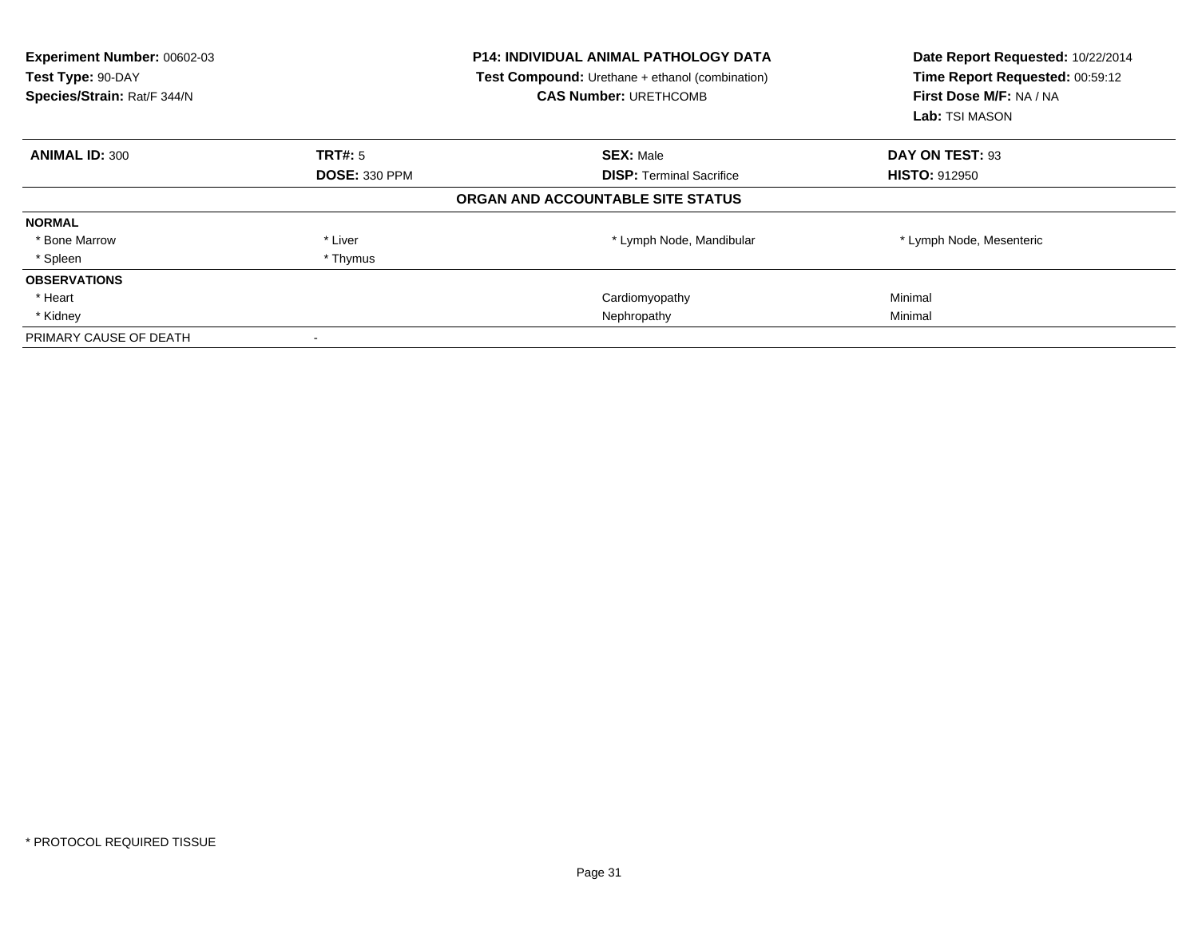**Experiment Number:** 00602-03
**Test Type:** 90-DAY
**Species/Strain:** Rat/F 344/N

**P14: INDIVIDUAL ANIMAL PATHOLOGY DATA**
**Test Compound:** Urethane + ethanol (combination)
**CAS Number:** URETHCOMB

**Date Report Requested:** 10/22/2014
**Time Report Requested:** 00:59:12
**First Dose M/F:** NA / NA
**Lab:** TSI MASON

| **ANIMAL ID:** 300 | **TRT#:** 5 | **SEX:** Male | **DAY ON TEST:** 93 |
|---|---|---|---|
| | **DOSE:** 330 PPM | **DISP:** Terminal Sacrifice | **HISTO:** 912950 |

**ORGAN AND ACCOUNTABLE SITE STATUS**

| | | | |
|---|---|---|---|
| **NORMAL** | | | |
| * Bone Marrow | * Liver | * Lymph Node, Mandibular | * Lymph Node, Mesenteric |
| * Spleen | * Thymus | | |
| **OBSERVATIONS** | | | |
| * Heart | | Cardiomyopathy | Minimal |
| * Kidney | | Nephropathy | Minimal |
| PRIMARY CAUSE OF DEATH | - | | |

* PROTOCOL REQUIRED TISSUE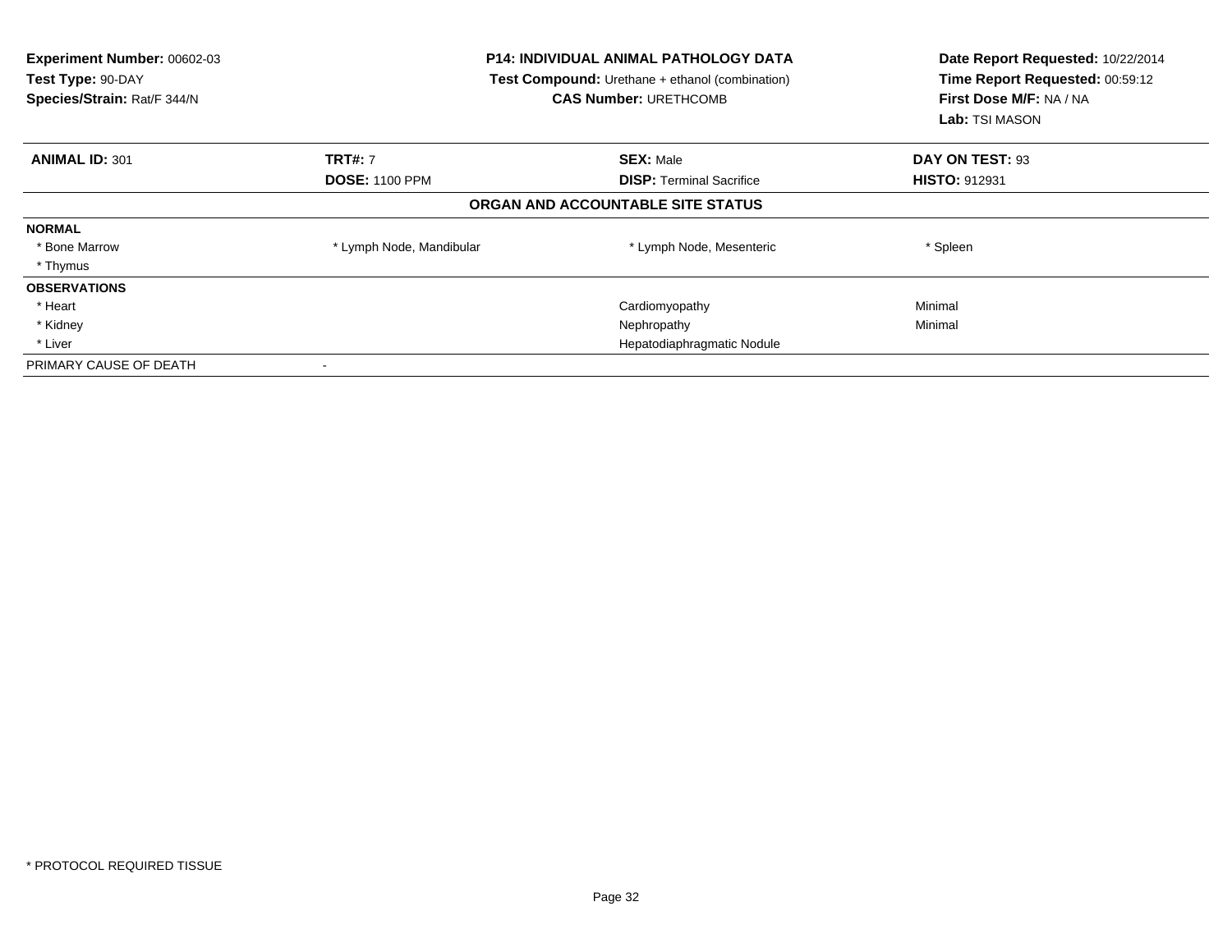**Experiment Number:** 00602-03
**Test Type:** 90-DAY
**Species/Strain:** Rat/F 344/N

**P14: INDIVIDUAL ANIMAL PATHOLOGY DATA**
**Test Compound:** Urethane + ethanol (combination)
**CAS Number:** URETHCOMB

**Date Report Requested:** 10/22/2014
**Time Report Requested:** 00:59:12
**First Dose M/F:** NA / NA
**Lab:** TSI MASON

| **ANIMAL ID:** 301 | **TRT#:** 7 | **SEX:** Male | **DAY ON TEST:** 93 |
|---|---|---|---|
| | **DOSE:** 1100 PPM | **DISP:** Terminal Sacrifice | **HISTO:** 912931 |

**ORGAN AND ACCOUNTABLE SITE STATUS**

| | | | |
|---|---|---|---|
| **NORMAL** | | | |
| * Bone Marrow | * Lymph Node, Mandibular | * Lymph Node, Mesenteric | * Spleen |
| * Thymus | | | |
| **OBSERVATIONS** | | | |
| * Heart | | Cardiomyopathy | Minimal |
| * Kidney | | Nephropathy | Minimal |
| * Liver | | Hepatodiaphragmatic Nodule | |
| PRIMARY CAUSE OF DEATH | - | | |

* PROTOCOL REQUIRED TISSUE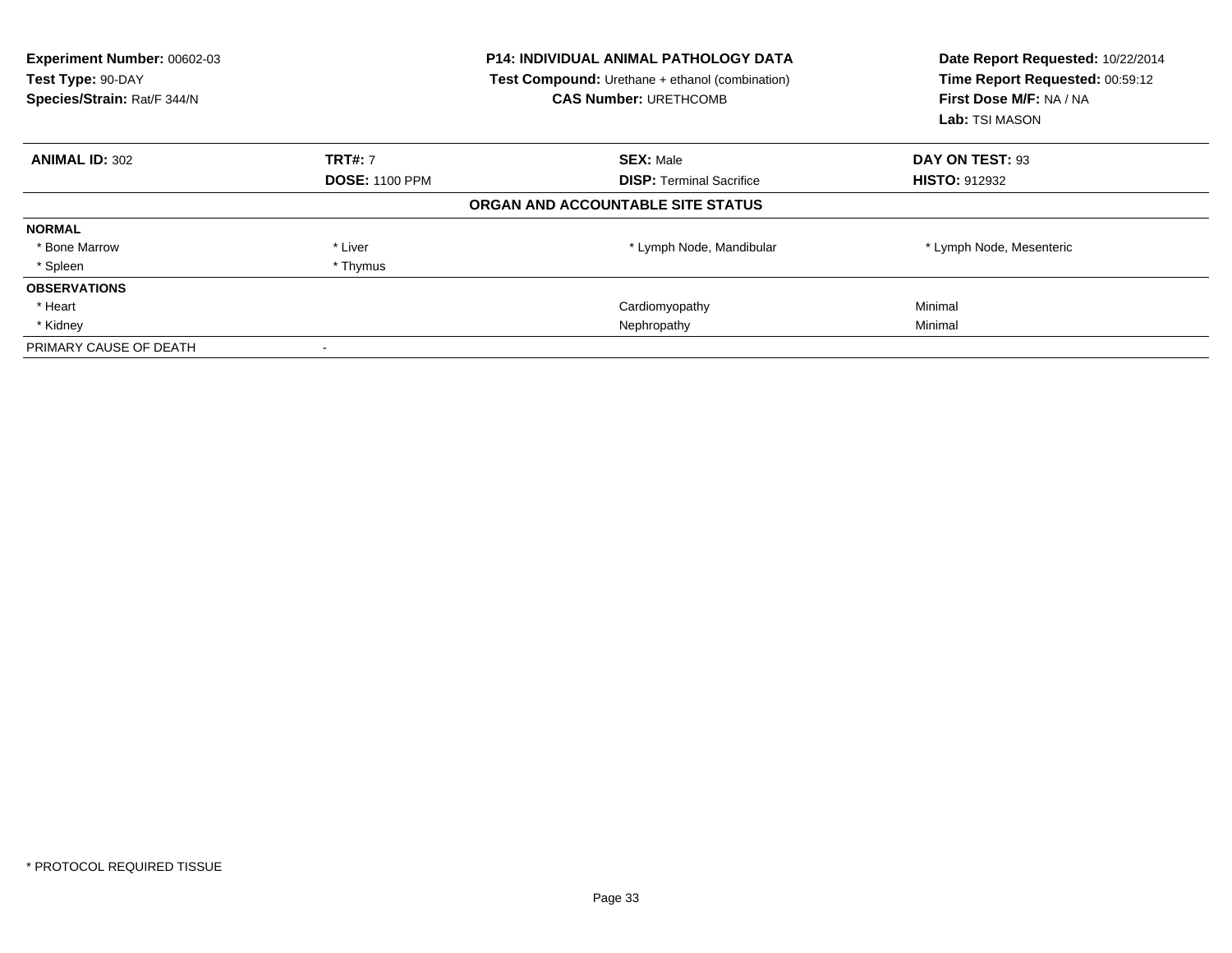**Experiment Number:** 00602-03
**Test Type:** 90-DAY
**Species/Strain:** Rat/F 344/N

**P14: INDIVIDUAL ANIMAL PATHOLOGY DATA**
**Test Compound:** Urethane + ethanol (combination)
**CAS Number:** URETHCOMB

**Date Report Requested:** 10/22/2014
**Time Report Requested:** 00:59:12
**First Dose M/F:** NA / NA
**Lab:** TSI MASON

| **ANIMAL ID:** 302 | **TRT#:** 7 | **SEX:** Male | **DAY ON TEST:** 93 |
|---|---|---|---|
| | **DOSE:** 1100 PPM | **DISP:** Terminal Sacrifice | **HISTO:** 912932 |

**ORGAN AND ACCOUNTABLE SITE STATUS**

| | | | |
|---|---|---|---|
| **NORMAL** | | | |
| * Bone Marrow | * Liver | * Lymph Node, Mandibular | * Lymph Node, Mesenteric |
| * Spleen | * Thymus | | |
| **OBSERVATIONS** | | | |
| * Heart | | Cardiomyopathy | Minimal |
| * Kidney | | Nephropathy | Minimal |
| PRIMARY CAUSE OF DEATH | - | | |

* PROTOCOL REQUIRED TISSUE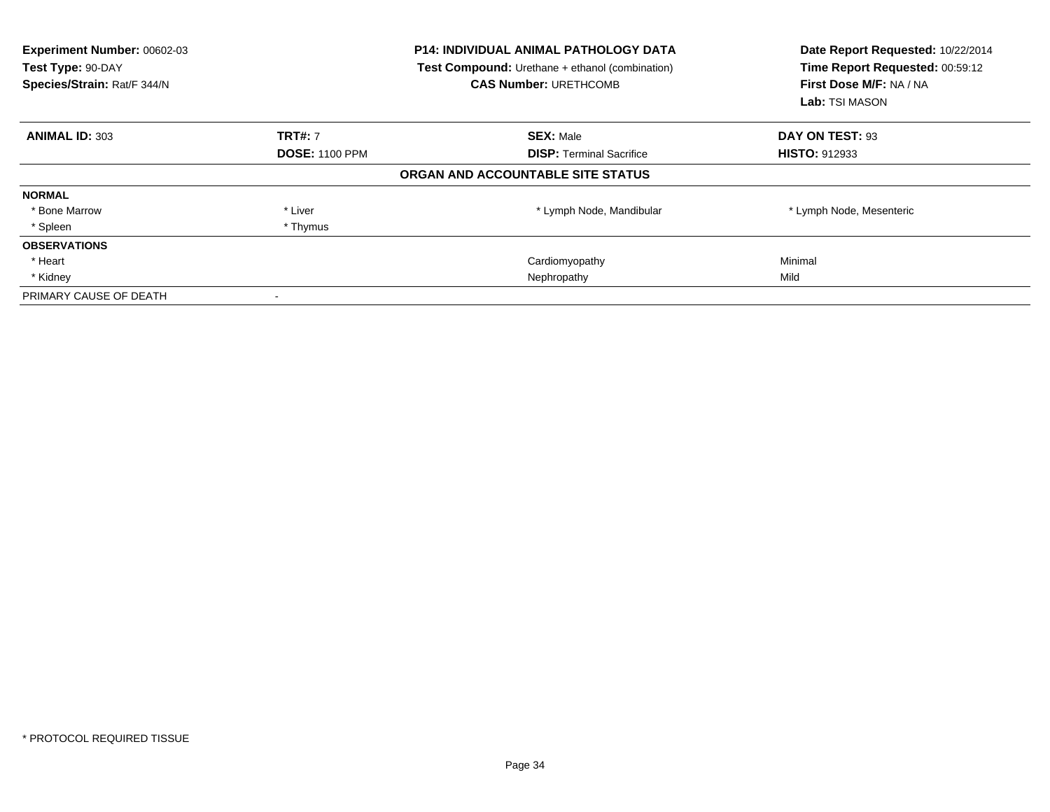**Experiment Number:** 00602-03
**Test Type:** 90-DAY
**Species/Strain:** Rat/F 344/N

**P14: INDIVIDUAL ANIMAL PATHOLOGY DATA**
**Test Compound:** Urethane + ethanol (combination)
**CAS Number:** URETHCOMB

**Date Report Requested:** 10/22/2014
**Time Report Requested:** 00:59:12
**First Dose M/F:** NA / NA
**Lab:** TSI MASON

| **ANIMAL ID:** 303 | **TRT#:** 7 | **SEX:** Male | **DAY ON TEST:** 93 |
|---|---|---|---|
| | **DOSE:** 1100 PPM | **DISP:** Terminal Sacrifice | **HISTO:** 912933 |

**ORGAN AND ACCOUNTABLE SITE STATUS**

| | | | |
|---|---|---|---|
| **NORMAL** | | | |
| * Bone Marrow | * Liver | * Lymph Node, Mandibular | * Lymph Node, Mesenteric |
| * Spleen | * Thymus | | |
| **OBSERVATIONS** | | | |
| * Heart | | Cardiomyopathy | Minimal |
| * Kidney | | Nephropathy | Mild |
| PRIMARY CAUSE OF DEATH | - | | |

* PROTOCOL REQUIRED TISSUE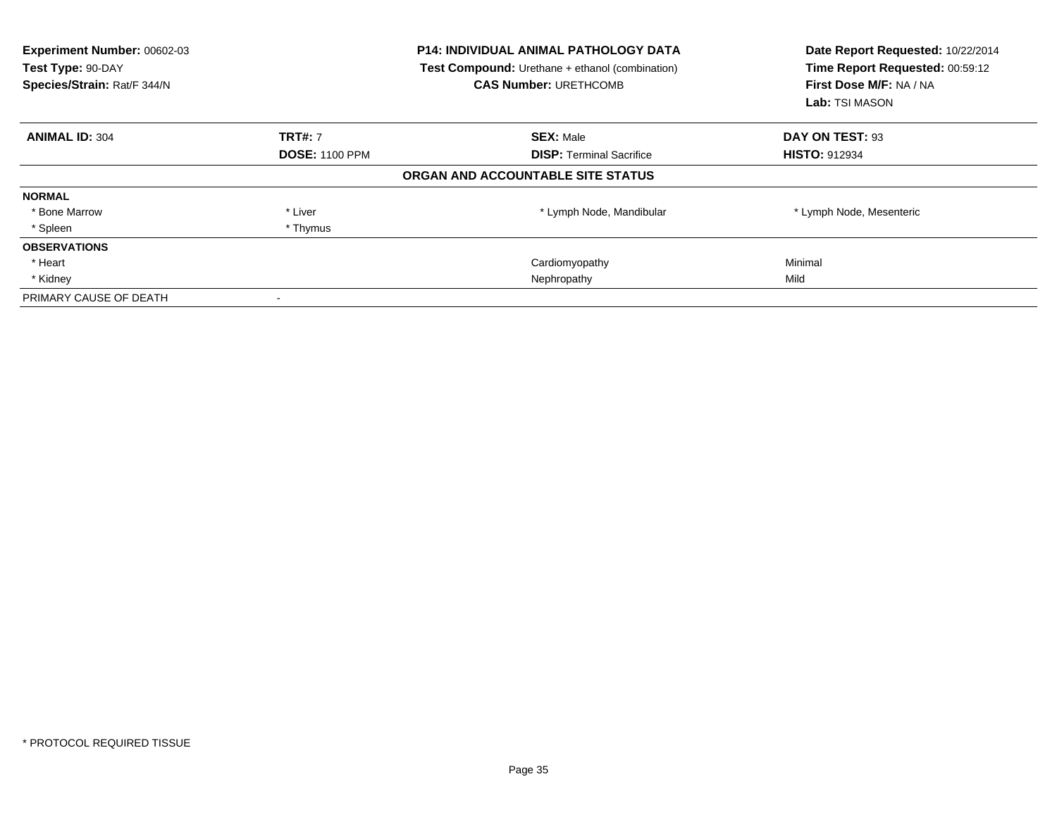**Experiment Number:** 00602-03
**Test Type:** 90-DAY
**Species/Strain:** Rat/F 344/N

**P14: INDIVIDUAL ANIMAL PATHOLOGY DATA**
**Test Compound:** Urethane + ethanol (combination)
**CAS Number:** URETHCOMB

**Date Report Requested:** 10/22/2014
**Time Report Requested:** 00:59:12
**First Dose M/F:** NA / NA
**Lab:** TSI MASON

| **ANIMAL ID:** 304 | **TRT#:** 7 | **SEX:** Male | **DAY ON TEST:** 93 |
|---|---|---|---|
| | **DOSE:** 1100 PPM | **DISP:** Terminal Sacrifice | **HISTO:** 912934 |

**ORGAN AND ACCOUNTABLE SITE STATUS**

| | | | |
|---|---|---|---|
| **NORMAL** | | | |
| * Bone Marrow | * Liver | * Lymph Node, Mandibular | * Lymph Node, Mesenteric |
| * Spleen | * Thymus | | |
| **OBSERVATIONS** | | | |
| * Heart | | Cardiomyopathy | Minimal |
| * Kidney | | Nephropathy | Mild |
| PRIMARY CAUSE OF DEATH | - | | |

* PROTOCOL REQUIRED TISSUE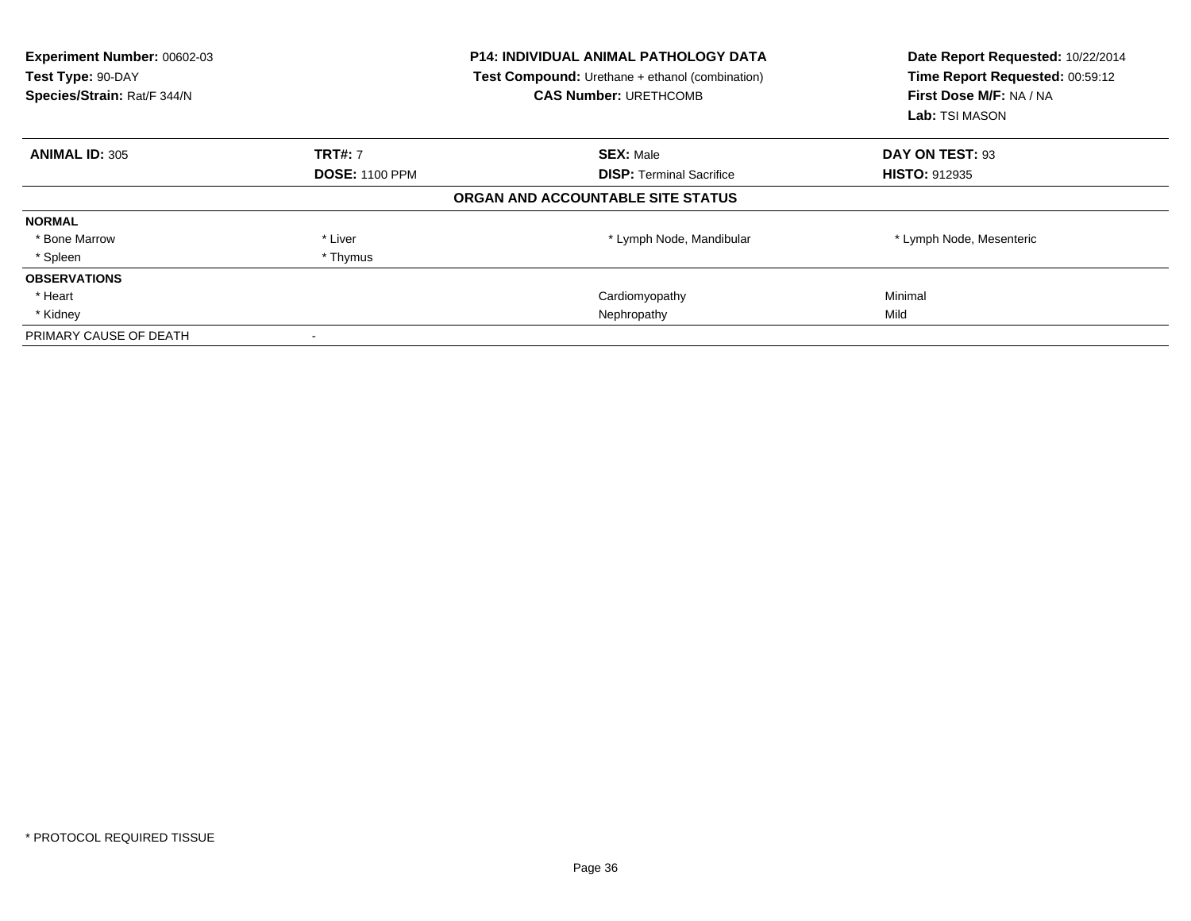**Experiment Number:** 00602-03
**Test Type:** 90-DAY
**Species/Strain:** Rat/F 344/N

**P14: INDIVIDUAL ANIMAL PATHOLOGY DATA**
**Test Compound:** Urethane + ethanol (combination)
**CAS Number:** URETHCOMB

**Date Report Requested:** 10/22/2014
**Time Report Requested:** 00:59:12
**First Dose M/F:** NA / NA
**Lab:** TSI MASON

| **ANIMAL ID:** 305 | **TRT#:** 7 | **SEX:** Male | **DAY ON TEST:** 93 |
|---|---|---|---|
| | **DOSE:** 1100 PPM | **DISP:** Terminal Sacrifice | **HISTO:** 912935 |

**ORGAN AND ACCOUNTABLE SITE STATUS**

| | | | |
|---|---|---|---|
| **NORMAL** | | | |
| * Bone Marrow | * Liver | * Lymph Node, Mandibular | * Lymph Node, Mesenteric |
| * Spleen | * Thymus | | |
| **OBSERVATIONS** | | | |
| * Heart | | Cardiomyopathy | Minimal |
| * Kidney | | Nephropathy | Mild |
| PRIMARY CAUSE OF DEATH | - | | |

* PROTOCOL REQUIRED TISSUE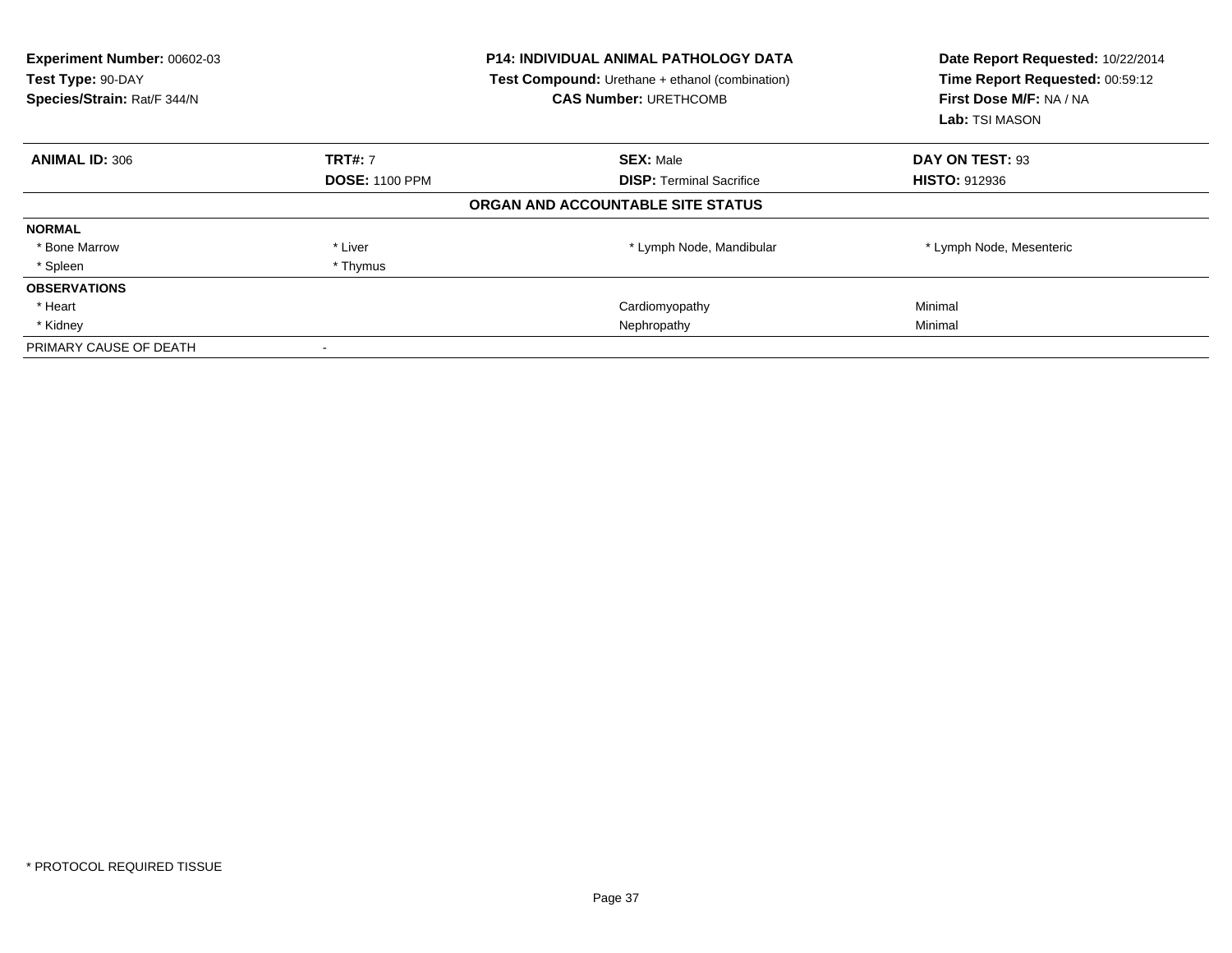**Experiment Number:** 00602-03
**Test Type:** 90-DAY
**Species/Strain:** Rat/F 344/N

**P14: INDIVIDUAL ANIMAL PATHOLOGY DATA**
**Test Compound:** Urethane + ethanol (combination)
**CAS Number:** URETHCOMB

**Date Report Requested:** 10/22/2014
**Time Report Requested:** 00:59:12
**First Dose M/F:** NA / NA
**Lab:** TSI MASON

| **ANIMAL ID:** 306 | **TRT#:** 7 | **SEX:** Male | **DAY ON TEST:** 93 |
|---|---|---|---|
| | **DOSE:** 1100 PPM | **DISP:** Terminal Sacrifice | **HISTO:** 912936 |

**ORGAN AND ACCOUNTABLE SITE STATUS**

| | | | |
|---|---|---|---|
| **NORMAL** | | | |
| * Bone Marrow | * Liver | * Lymph Node, Mandibular | * Lymph Node, Mesenteric |
| * Spleen | * Thymus | | |
| **OBSERVATIONS** | | | |
| * Heart | | Cardiomyopathy | Minimal |
| * Kidney | | Nephropathy | Minimal |
| PRIMARY CAUSE OF DEATH | - | | |

* PROTOCOL REQUIRED TISSUE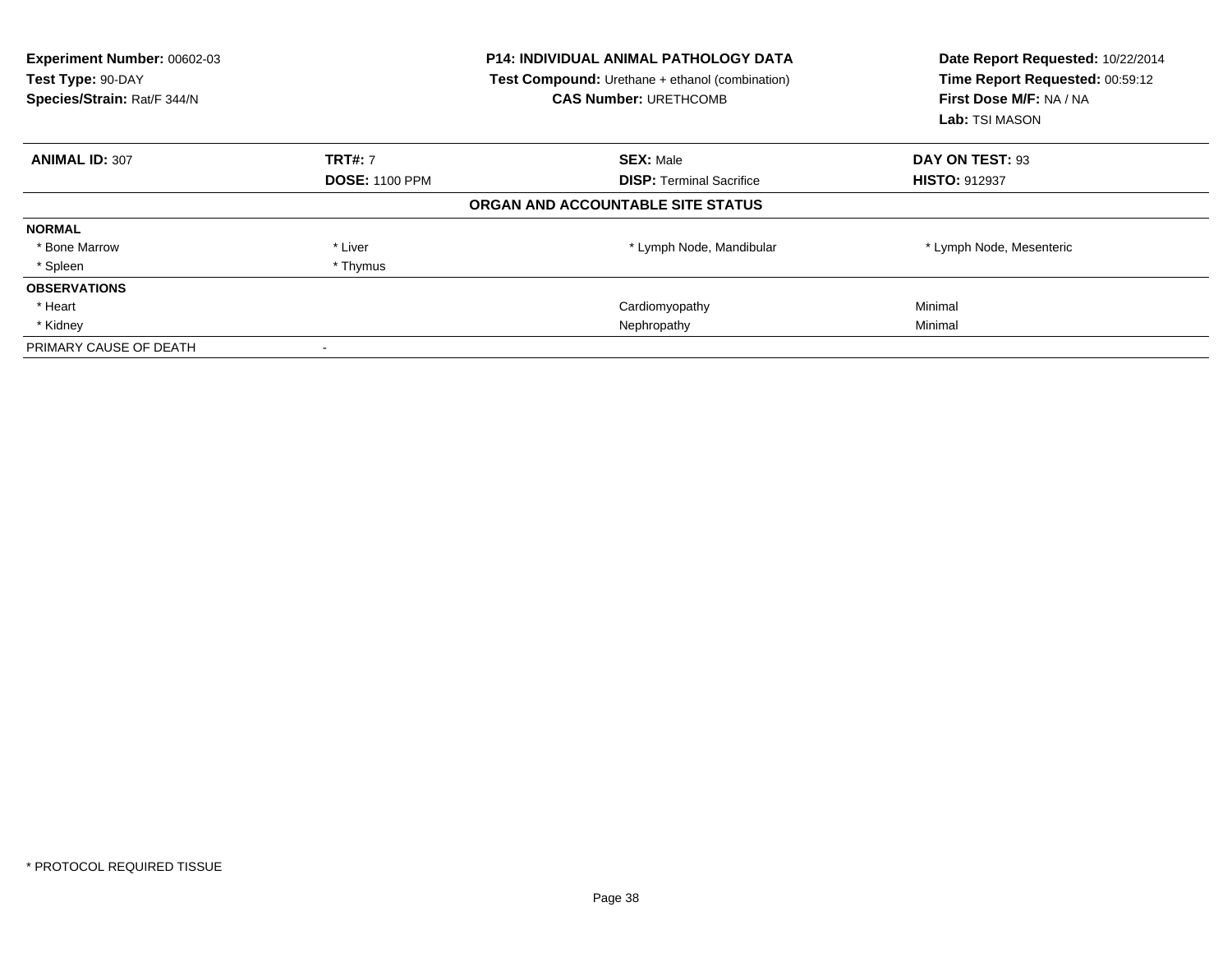**Experiment Number:** 00602-03
**Test Type:** 90-DAY
**Species/Strain:** Rat/F 344/N

**P14: INDIVIDUAL ANIMAL PATHOLOGY DATA**
**Test Compound:** Urethane + ethanol (combination)
**CAS Number:** URETHCOMB

**Date Report Requested:** 10/22/2014
**Time Report Requested:** 00:59:12
**First Dose M/F:** NA / NA
**Lab:** TSI MASON

| **ANIMAL ID:** 307 | **TRT#:** 7 | **SEX:** Male | **DAY ON TEST:** 93 |
|---|---|---|---|
| | **DOSE:** 1100 PPM | **DISP:** Terminal Sacrifice | **HISTO:** 912937 |

**ORGAN AND ACCOUNTABLE SITE STATUS**

| | | | |
|---|---|---|---|
| **NORMAL** | | | |
| * Bone Marrow | * Liver | * Lymph Node, Mandibular | * Lymph Node, Mesenteric |
| * Spleen | * Thymus | | |
| **OBSERVATIONS** | | | |
| * Heart | | Cardiomyopathy | Minimal |
| * Kidney | | Nephropathy | Minimal |
| PRIMARY CAUSE OF DEATH | - | | |

\* PROTOCOL REQUIRED TISSUE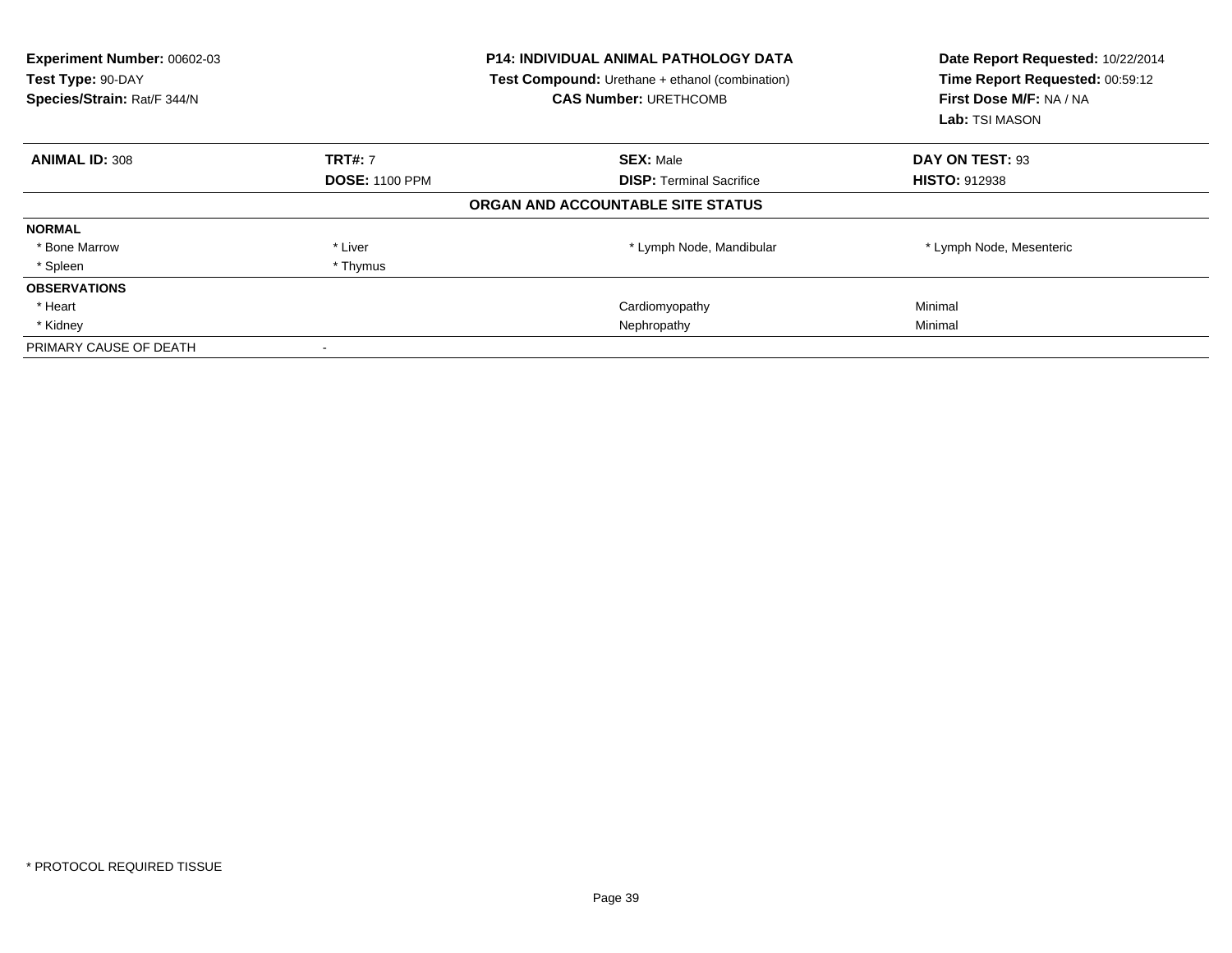**Experiment Number:** 00602-03
**Test Type:** 90-DAY
**Species/Strain:** Rat/F 344/N

**P14: INDIVIDUAL ANIMAL PATHOLOGY DATA**
**Test Compound:** Urethane + ethanol (combination)
**CAS Number:** URETHCOMB

**Date Report Requested:** 10/22/2014
**Time Report Requested:** 00:59:12
**First Dose M/F:** NA / NA
**Lab:** TSI MASON

| **ANIMAL ID:** 308 | **TRT#:** 7 | **SEX:** Male | **DAY ON TEST:** 93 |
|---|---|---|---|
| | **DOSE:** 1100 PPM | **DISP:** Terminal Sacrifice | **HISTO:** 912938 |

**ORGAN AND ACCOUNTABLE SITE STATUS**

| | | | |
|---|---|---|---|
| **NORMAL** | | | |
| * Bone Marrow | * Liver | * Lymph Node, Mandibular | * Lymph Node, Mesenteric |
| * Spleen | * Thymus | | |
| **OBSERVATIONS** | | | |
| * Heart | | Cardiomyopathy | Minimal |
| * Kidney | | Nephropathy | Minimal |
| PRIMARY CAUSE OF DEATH | - | | |

* PROTOCOL REQUIRED TISSUE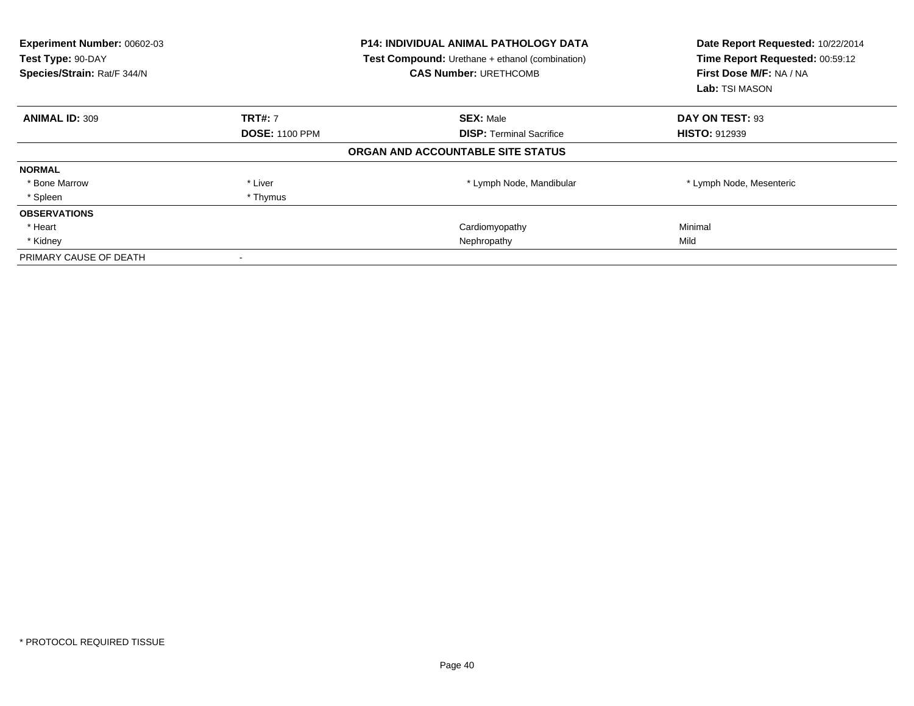**Experiment Number:** 00602-03
**Test Type:** 90-DAY
**Species/Strain:** Rat/F 344/N

**P14: INDIVIDUAL ANIMAL PATHOLOGY DATA**
**Test Compound:** Urethane + ethanol (combination)
**CAS Number:** URETHCOMB

**Date Report Requested:** 10/22/2014
**Time Report Requested:** 00:59:12
**First Dose M/F:** NA / NA
**Lab:** TSI MASON

| **ANIMAL ID:** 309 | **TRT#:** 7 | **SEX:** Male | **DAY ON TEST:** 93 |
|---|---|---|---|
| | **DOSE:** 1100 PPM | **DISP:** Terminal Sacrifice | **HISTO:** 912939 |
| | | **ORGAN AND ACCOUNTABLE SITE STATUS** | |
| **NORMAL** | | | |
| * Bone Marrow | * Liver | * Lymph Node, Mandibular | * Lymph Node, Mesenteric |
| * Spleen | * Thymus | | |
| **OBSERVATIONS** | | | |
| * Heart | | Cardiomyopathy | Minimal |
| * Kidney | | Nephropathy | Mild |
| PRIMARY CAUSE OF DEATH | - | | |

\* PROTOCOL REQUIRED TISSUE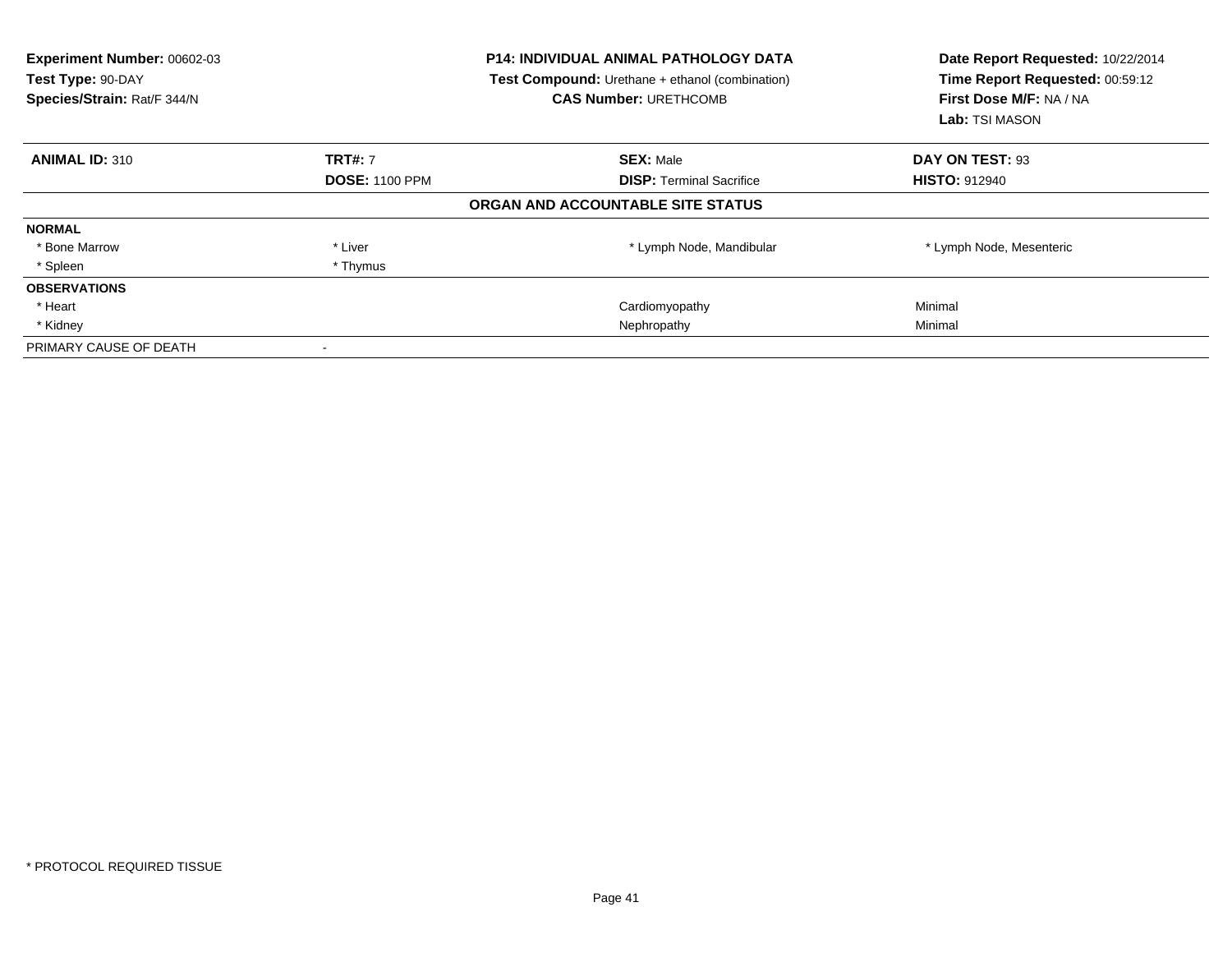**Experiment Number:** 00602-03
**Test Type:** 90-DAY
**Species/Strain:** Rat/F 344/N

**P14: INDIVIDUAL ANIMAL PATHOLOGY DATA**
**Test Compound:** Urethane + ethanol (combination)
**CAS Number:** URETHCOMB

**Date Report Requested:** 10/22/2014
**Time Report Requested:** 00:59:12
**First Dose M/F:** NA / NA
**Lab:** TSI MASON

| **ANIMAL ID:** 310 | **TRT#:** 7 | **SEX:** Male | **DAY ON TEST:** 93 |
|---|---|---|---|
| | **DOSE:** 1100 PPM | **DISP:** Terminal Sacrifice | **HISTO:** 912940 |

**ORGAN AND ACCOUNTABLE SITE STATUS**

| | | | |
|---|---|---|---|
| **NORMAL** | | | |
| * Bone Marrow | * Liver | * Lymph Node, Mandibular | * Lymph Node, Mesenteric |
| * Spleen | * Thymus | | |
| **OBSERVATIONS** | | | |
| * Heart | | Cardiomyopathy | Minimal |
| * Kidney | | Nephropathy | Minimal |
| PRIMARY CAUSE OF DEATH | - | | |

* PROTOCOL REQUIRED TISSUE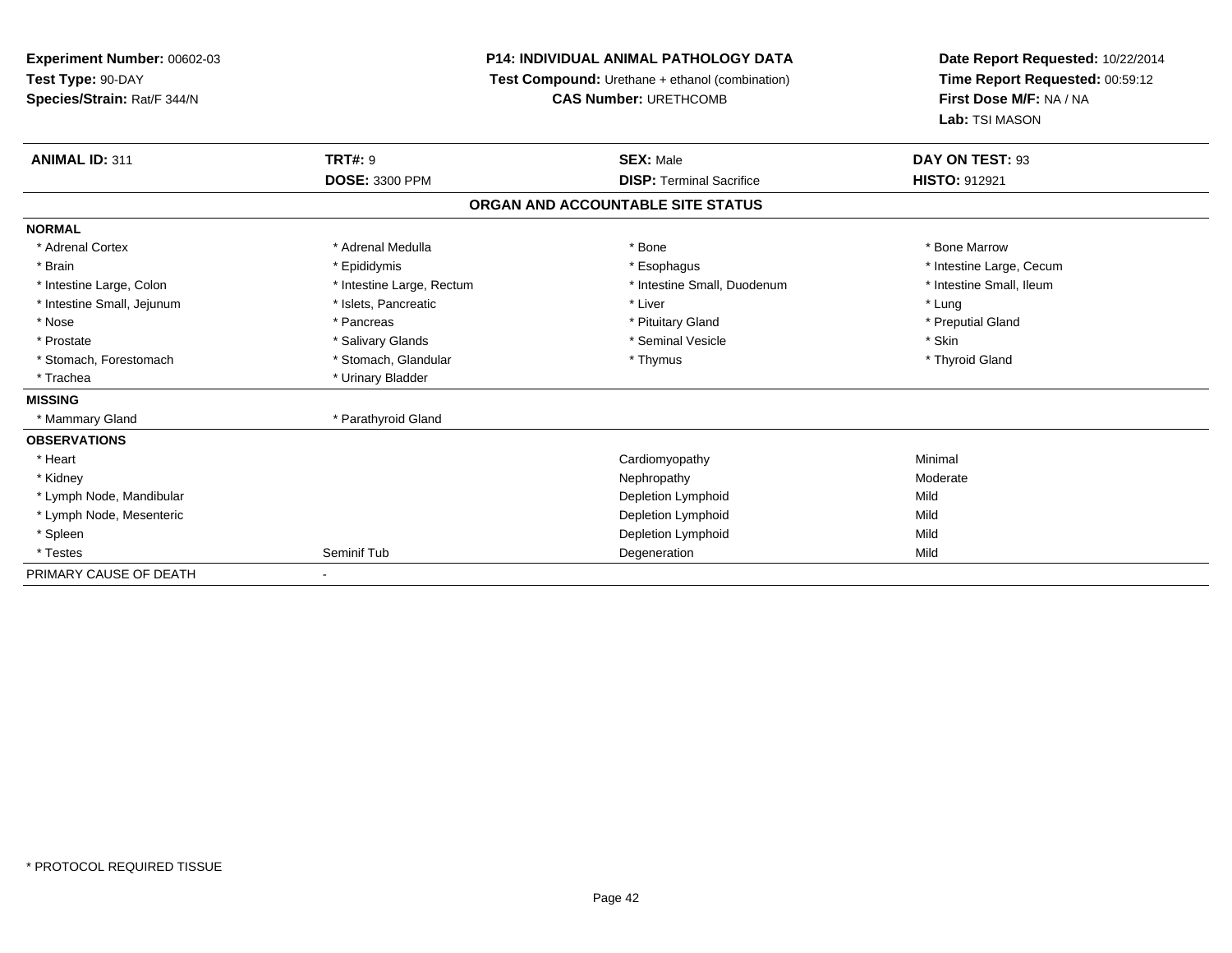**Experiment Number:** 00602-03
**Test Type:** 90-DAY
**Species/Strain:** Rat/F 344/N

**P14: INDIVIDUAL ANIMAL PATHOLOGY DATA**
**Test Compound:** Urethane + ethanol (combination)
**CAS Number:** URETHCOMB

**Date Report Requested:** 10/22/2014
**Time Report Requested:** 00:59:12
**First Dose M/F:** NA / NA
**Lab:** TSI MASON

| **ANIMAL ID:** 311 | **TRT#:** 9 | **SEX:** Male | **DAY ON TEST:** 93 |
|---|---|---|---|
| | **DOSE:** 3300 PPM | **DISP:** Terminal Sacrifice | **HISTO:** 912921 |

## ORGAN AND ACCOUNTABLE SITE STATUS

| | | | |
|---|---|---|---|
| **NORMAL** | | | |
| * Adrenal Cortex | * Adrenal Medulla | * Bone | * Bone Marrow |
| * Brain | * Epididymis | * Esophagus | * Intestine Large, Cecum |
| * Intestine Large, Colon | * Intestine Large, Rectum | * Intestine Small, Duodenum | * Intestine Small, Ileum |
| * Intestine Small, Jejunum | * Islets, Pancreatic | * Liver | * Lung |
| * Nose | * Pancreas | * Pituitary Gland | * Preputial Gland |
| * Prostate | * Salivary Glands | * Seminal Vesicle | * Skin |
| * Stomach, Forestomach | * Stomach, Glandular | * Thymus | * Thyroid Gland |
| * Trachea | * Urinary Bladder | | |
| **MISSING** | | | |
| * Mammary Gland | * Parathyroid Gland | | |
| **OBSERVATIONS** | | | |
| * Heart | | Cardiomyopathy | Minimal |
| * Kidney | | Nephropathy | Moderate |
| * Lymph Node, Mandibular | | Depletion Lymphoid | Mild |
| * Lymph Node, Mesenteric | | Depletion Lymphoid | Mild |
| * Spleen | | Depletion Lymphoid | Mild |
| * Testes | Seminif Tub | Degeneration | Mild |
| PRIMARY CAUSE OF DEATH | - | | |

* PROTOCOL REQUIRED TISSUE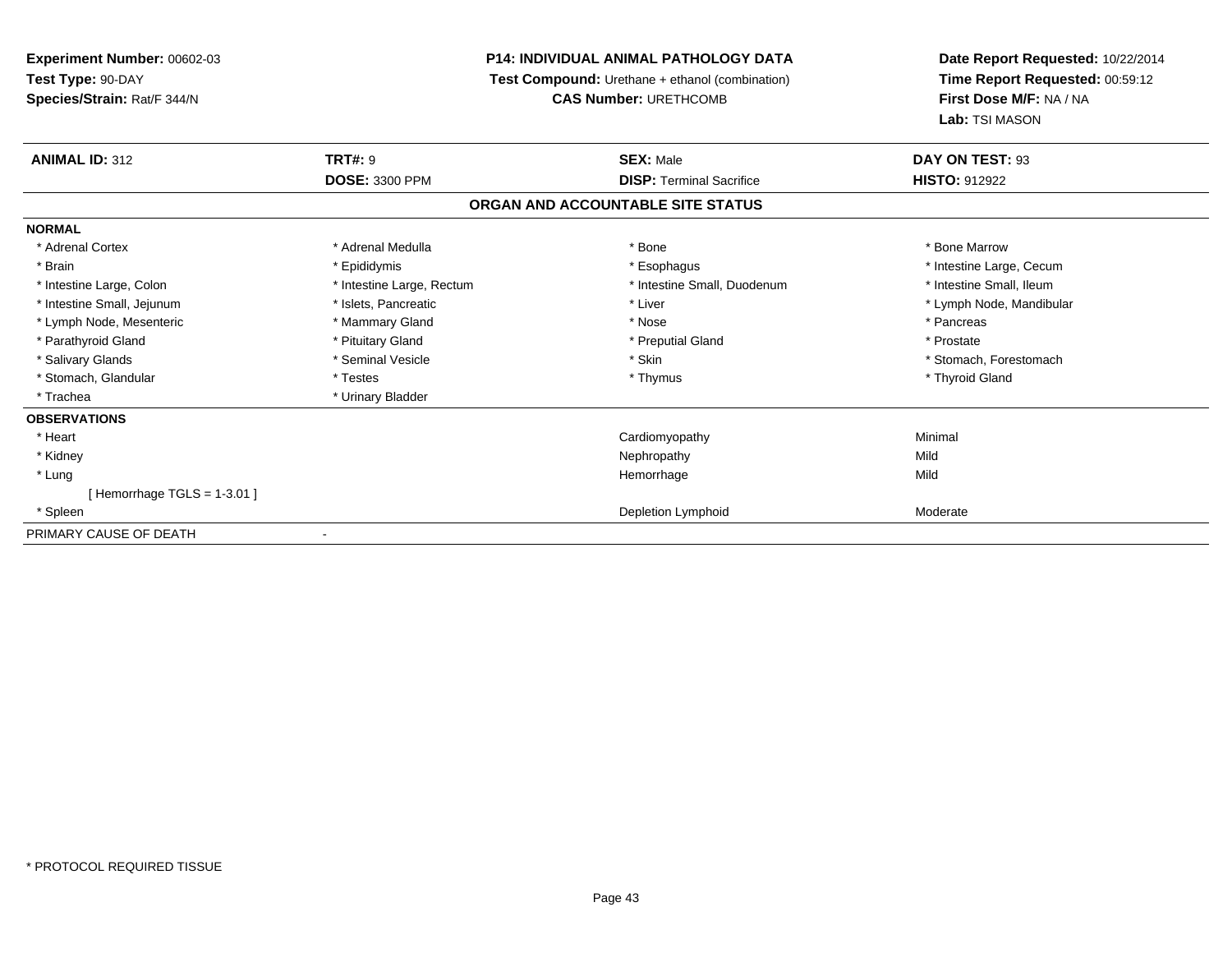**Experiment Number:** 00602-03
**Test Type:** 90-DAY
**Species/Strain:** Rat/F 344/N

**P14: INDIVIDUAL ANIMAL PATHOLOGY DATA**
**Test Compound:** Urethane + ethanol (combination)
**CAS Number:** URETHCOMB

**Date Report Requested:** 10/22/2014
**Time Report Requested:** 00:59:12
**First Dose M/F:** NA / NA
**Lab:** TSI MASON

| **ANIMAL ID:** 312 | **TRT#:** 9 | **SEX:** Male | **DAY ON TEST:** 93 |
|---|---|---|---|
| | **DOSE:** 3300 PPM | **DISP:** Terminal Sacrifice | **HISTO:** 912922 |

## ORGAN AND ACCOUNTABLE SITE STATUS

**NORMAL**

| | | | |
|---|---|---|---|
| * Adrenal Cortex | * Adrenal Medulla | * Bone | * Bone Marrow |
| * Brain | * Epididymis | * Esophagus | * Intestine Large, Cecum |
| * Intestine Large, Colon | * Intestine Large, Rectum | * Intestine Small, Duodenum | * Intestine Small, Ileum |
| * Intestine Small, Jejunum | * Islets, Pancreatic | * Liver | * Lymph Node, Mandibular |
| * Lymph Node, Mesenteric | * Mammary Gland | * Nose | * Pancreas |
| * Parathyroid Gland | * Pituitary Gland | * Preputial Gland | * Prostate |
| * Salivary Glands | * Seminal Vesicle | * Skin | * Stomach, Forestomach |
| * Stomach, Glandular | * Testes | * Thymus | * Thyroid Gland |
| * Trachea | * Urinary Bladder | | |

**OBSERVATIONS**

| | | |
|---|---|---|
| * Heart | Cardiomyopathy | Minimal |
| * Kidney | Nephropathy | Mild |
| * Lung | Hemorrhage | Mild |
| [ Hemorrhage TGLS = 1-3.01 ] | | |
| * Spleen | Depletion Lymphoid | Moderate |

PRIMARY CAUSE OF DEATH -

\* PROTOCOL REQUIRED TISSUE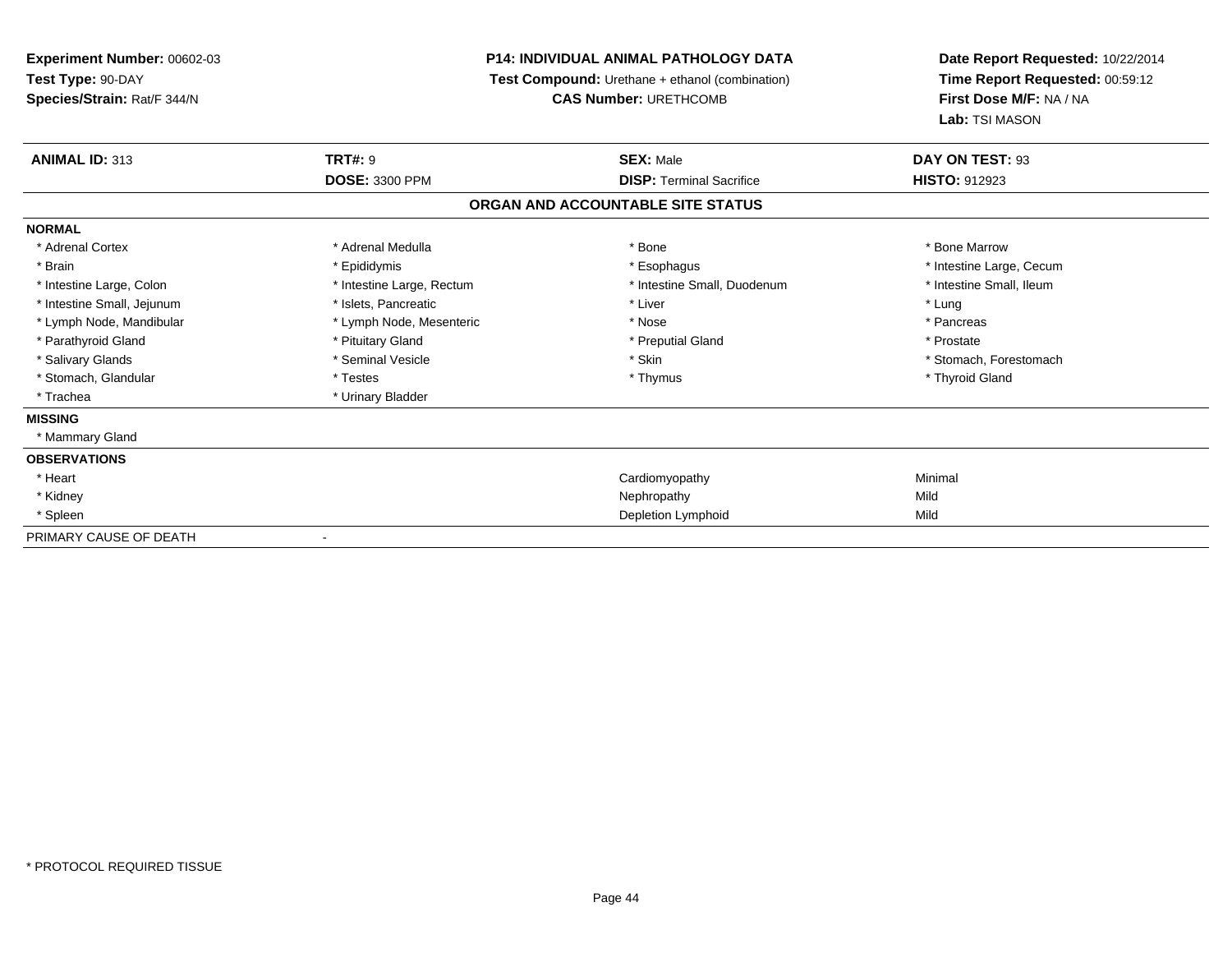**Experiment Number:** 00602-03
**Test Type:** 90-DAY
**Species/Strain:** Rat/F 344/N

**P14: INDIVIDUAL ANIMAL PATHOLOGY DATA**
**Test Compound:** Urethane + ethanol (combination)
**CAS Number:** URETHCOMB

**Date Report Requested:** 10/22/2014
**Time Report Requested:** 00:59:12
**First Dose M/F:** NA / NA
**Lab:** TSI MASON

| **ANIMAL ID:** 313 | **TRT#:** 9 | **SEX:** Male | **DAY ON TEST:** 93 |
|---|---|---|---|
| | **DOSE:** 3300 PPM | **DISP:** Terminal Sacrifice | **HISTO:** 912923 |

**ORGAN AND ACCOUNTABLE SITE STATUS**

**NORMAL**

| | | | |
|---|---|---|---|
| * Adrenal Cortex | * Adrenal Medulla | * Bone | * Bone Marrow |
| * Brain | * Epididymis | * Esophagus | * Intestine Large, Cecum |
| * Intestine Large, Colon | * Intestine Large, Rectum | * Intestine Small, Duodenum | * Intestine Small, Ileum |
| * Intestine Small, Jejunum | * Islets, Pancreatic | * Liver | * Lung |
| * Lymph Node, Mandibular | * Lymph Node, Mesenteric | * Nose | * Pancreas |
| * Parathyroid Gland | * Pituitary Gland | * Preputial Gland | * Prostate |
| * Salivary Glands | * Seminal Vesicle | * Skin | * Stomach, Forestomach |
| * Stomach, Glandular | * Testes | * Thymus | * Thyroid Gland |
| * Trachea | * Urinary Bladder | | |

**MISSING**

* Mammary Gland

**OBSERVATIONS**

| | | |
|---|---|---|
| * Heart | Cardiomyopathy | Minimal |
| * Kidney | Nephropathy | Mild |
| * Spleen | Depletion Lymphoid | Mild |

PRIMARY CAUSE OF DEATH -

* PROTOCOL REQUIRED TISSUE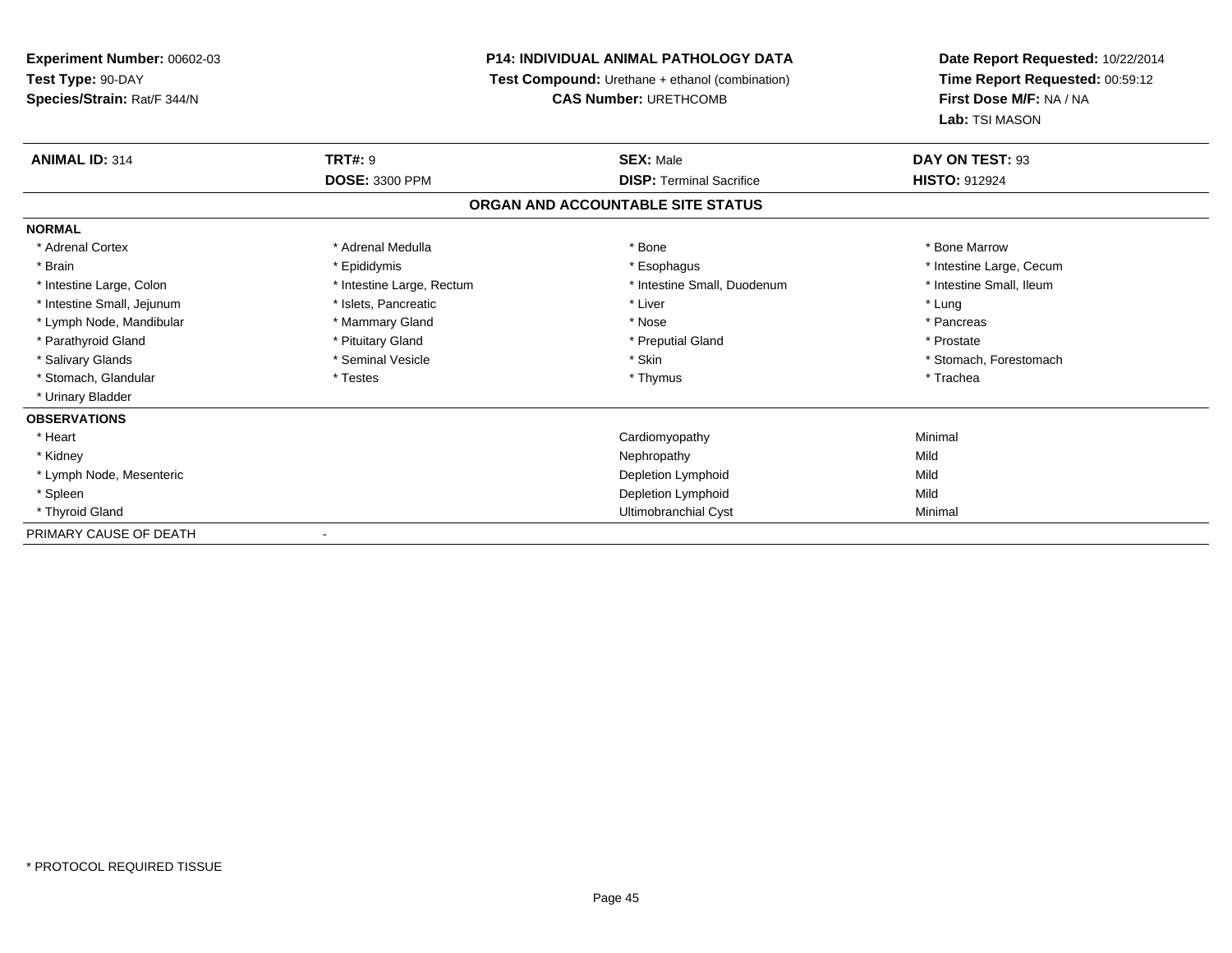**Experiment Number:** 00602-03
**Test Type:** 90-DAY
**Species/Strain:** Rat/F 344/N

**P14: INDIVIDUAL ANIMAL PATHOLOGY DATA**
**Test Compound:** Urethane + ethanol (combination)
**CAS Number:** URETHCOMB

**Date Report Requested:** 10/22/2014
**Time Report Requested:** 00:59:12
**First Dose M/F:** NA / NA
**Lab:** TSI MASON

| **ANIMAL ID:** 314 | **TRT#:** 9 | **SEX:** Male | **DAY ON TEST:** 93 |
|---|---|---|---|
| | **DOSE:** 3300 PPM | **DISP:** Terminal Sacrifice | **HISTO:** 912924 |

**ORGAN AND ACCOUNTABLE SITE STATUS**

| **NORMAL** | | | |
|---|---|---|---|
| * Adrenal Cortex | * Adrenal Medulla | * Bone | * Bone Marrow |
| * Brain | * Epididymis | * Esophagus | * Intestine Large, Cecum |
| * Intestine Large, Colon | * Intestine Large, Rectum | * Intestine Small, Duodenum | * Intestine Small, Ileum |
| * Intestine Small, Jejunum | * Islets, Pancreatic | * Liver | * Lung |
| * Lymph Node, Mandibular | * Mammary Gland | * Nose | * Pancreas |
| * Parathyroid Gland | * Pituitary Gland | * Preputial Gland | * Prostate |
| * Salivary Glands | * Seminal Vesicle | * Skin | * Stomach, Forestomach |
| * Stomach, Glandular | * Testes | * Thymus | * Trachea |
| * Urinary Bladder | | | |

| **OBSERVATIONS** | | |
|---|---|---|
| * Heart | Cardiomyopathy | Minimal |
| * Kidney | Nephropathy | Mild |
| * Lymph Node, Mesenteric | Depletion Lymphoid | Mild |
| * Spleen | Depletion Lymphoid | Mild |
| * Thyroid Gland | Ultimobranchial Cyst | Minimal |

PRIMARY CAUSE OF DEATH -

* PROTOCOL REQUIRED TISSUE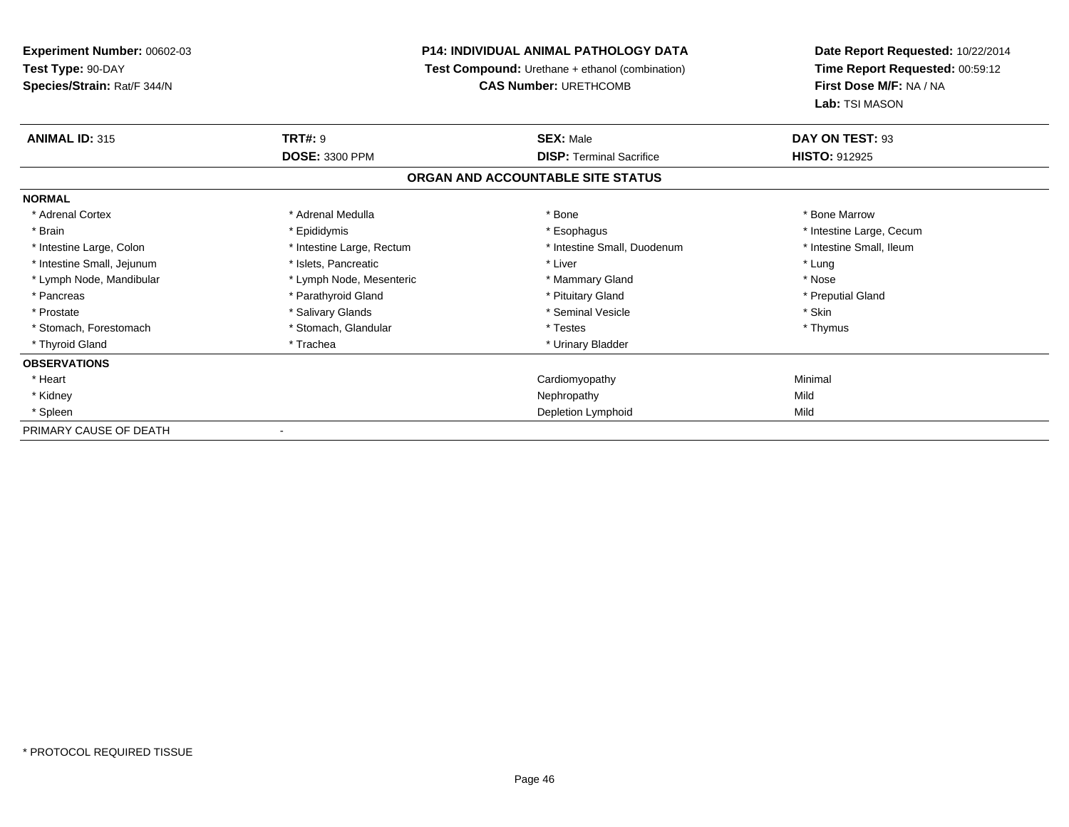**Experiment Number:** 00602-03
**Test Type:** 90-DAY
**Species/Strain:** Rat/F 344/N

**P14: INDIVIDUAL ANIMAL PATHOLOGY DATA**
**Test Compound:** Urethane + ethanol (combination)
**CAS Number:** URETHCOMB

**Date Report Requested:** 10/22/2014
**Time Report Requested:** 00:59:12
**First Dose M/F:** NA / NA
**Lab:** TSI MASON

| **ANIMAL ID:** 315 | **TRT#:** 9 | **SEX:** Male | **DAY ON TEST:** 93 |
|---|---|---|---|
| | **DOSE:** 3300 PPM | **DISP:** Terminal Sacrifice | **HISTO:** 912925 |

**ORGAN AND ACCOUNTABLE SITE STATUS**

| **NORMAL** | | | |
|---|---|---|---|
| * Adrenal Cortex | * Adrenal Medulla | * Bone | * Bone Marrow |
| * Brain | * Epididymis | * Esophagus | * Intestine Large, Cecum |
| * Intestine Large, Colon | * Intestine Large, Rectum | * Intestine Small, Duodenum | * Intestine Small, Ileum |
| * Intestine Small, Jejunum | * Islets, Pancreatic | * Liver | * Lung |
| * Lymph Node, Mandibular | * Lymph Node, Mesenteric | * Mammary Gland | * Nose |
| * Pancreas | * Parathyroid Gland | * Pituitary Gland | * Preputial Gland |
| * Prostate | * Salivary Glands | * Seminal Vesicle | * Skin |
| * Stomach, Forestomach | * Stomach, Glandular | * Testes | * Thymus |
| * Thyroid Gland | * Trachea | * Urinary Bladder | |
| **OBSERVATIONS** | | | |
| * Heart | | Cardiomyopathy | Minimal |
| * Kidney | | Nephropathy | Mild |
| * Spleen | | Depletion Lymphoid | Mild |
| PRIMARY CAUSE OF DEATH | - | | |

* PROTOCOL REQUIRED TISSUE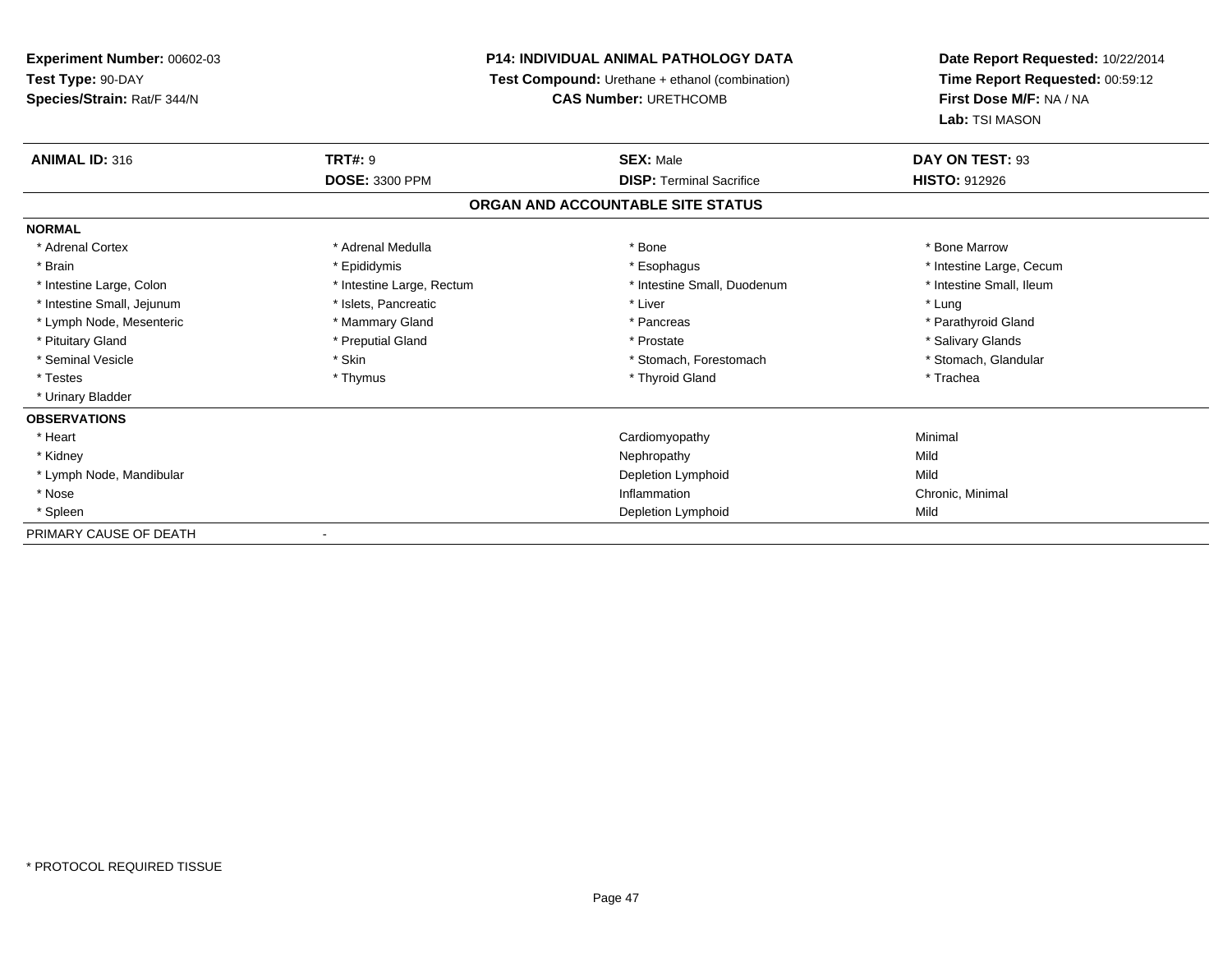**Experiment Number:** 00602-03
**Test Type:** 90-DAY
**Species/Strain:** Rat/F 344/N

**P14: INDIVIDUAL ANIMAL PATHOLOGY DATA**
**Test Compound:** Urethane + ethanol (combination)
**CAS Number:** URETHCOMB

**Date Report Requested:** 10/22/2014
**Time Report Requested:** 00:59:12
**First Dose M/F:** NA / NA
**Lab:** TSI MASON

| **ANIMAL ID:** 316 | **TRT#:** 9 | **SEX:** Male | **DAY ON TEST:** 93 |
|---|---|---|---|
| | **DOSE:** 3300 PPM | **DISP:** Terminal Sacrifice | **HISTO:** 912926 |

## ORGAN AND ACCOUNTABLE SITE STATUS

| **NORMAL** | | | |
|---|---|---|---|
| * Adrenal Cortex | * Adrenal Medulla | * Bone | * Bone Marrow |
| * Brain | * Epididymis | * Esophagus | * Intestine Large, Cecum |
| * Intestine Large, Colon | * Intestine Large, Rectum | * Intestine Small, Duodenum | * Intestine Small, Ileum |
| * Intestine Small, Jejunum | * Islets, Pancreatic | * Liver | * Lung |
| * Lymph Node, Mesenteric | * Mammary Gland | * Pancreas | * Parathyroid Gland |
| * Pituitary Gland | * Preputial Gland | * Prostate | * Salivary Glands |
| * Seminal Vesicle | * Skin | * Stomach, Forestomach | * Stomach, Glandular |
| * Testes | * Thymus | * Thyroid Gland | * Trachea |
| * Urinary Bladder | | | |
| **OBSERVATIONS** | | | |
| * Heart | | Cardiomyopathy | Minimal |
| * Kidney | | Nephropathy | Mild |
| * Lymph Node, Mandibular | | Depletion Lymphoid | Mild |
| * Nose | | Inflammation | Chronic, Minimal |
| * Spleen | | Depletion Lymphoid | Mild |
| PRIMARY CAUSE OF DEATH | - | | |

* PROTOCOL REQUIRED TISSUE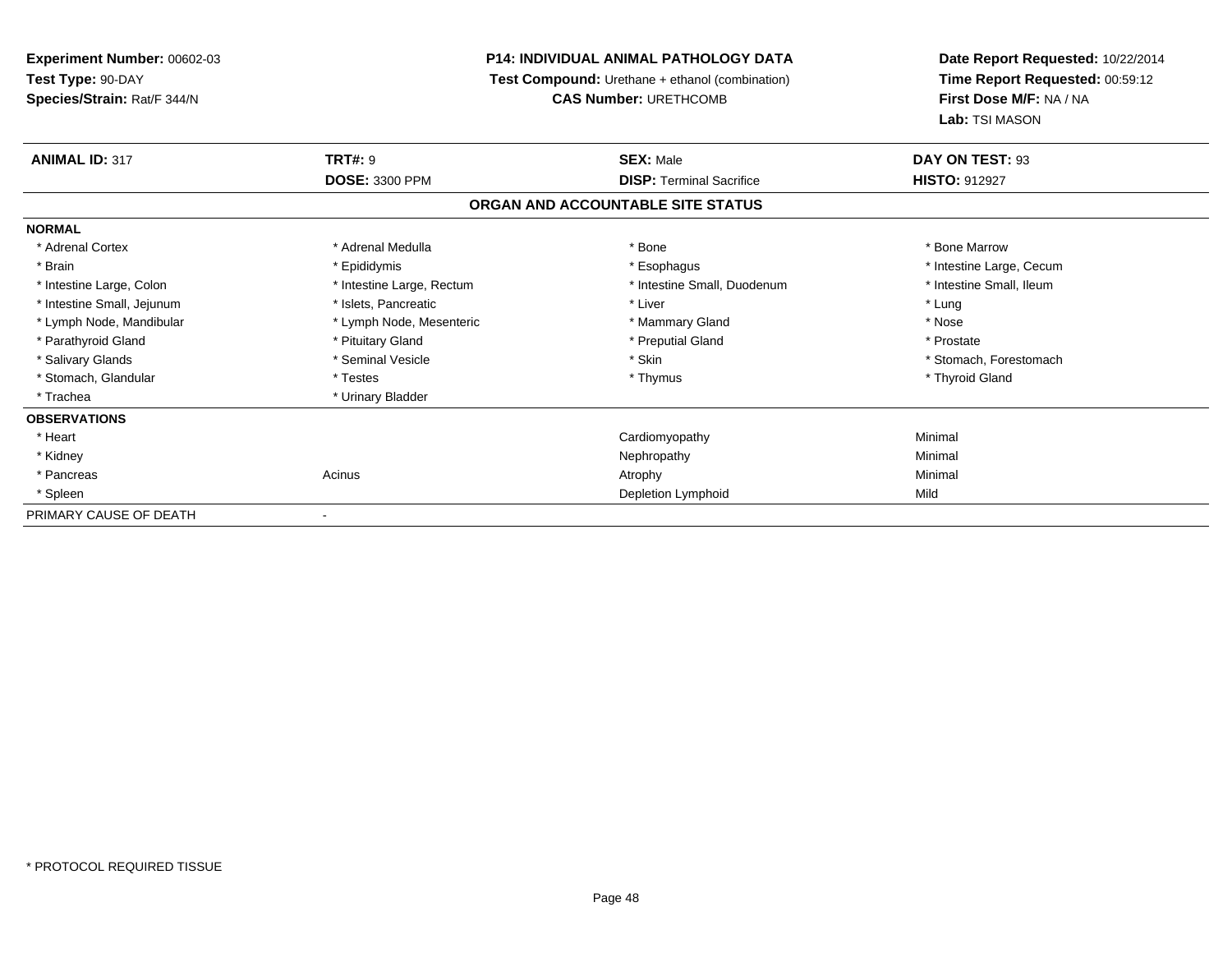**Experiment Number:** 00602-03
**Test Type:** 90-DAY
**Species/Strain:** Rat/F 344/N

**P14: INDIVIDUAL ANIMAL PATHOLOGY DATA**
**Test Compound:** Urethane + ethanol (combination)
**CAS Number:** URETHCOMB

**Date Report Requested:** 10/22/2014
**Time Report Requested:** 00:59:12
**First Dose M/F:** NA / NA
**Lab:** TSI MASON

| **ANIMAL ID:** 317 | **TRT#:** 9 | **SEX:** Male | **DAY ON TEST:** 93 |
|---|---|---|---|
| | **DOSE:** 3300 PPM | **DISP:** Terminal Sacrifice | **HISTO:** 912927 |

**ORGAN AND ACCOUNTABLE SITE STATUS**

| | | | |
|---|---|---|---|
| **NORMAL** | | | |
| * Adrenal Cortex | * Adrenal Medulla | * Bone | * Bone Marrow |
| * Brain | * Epididymis | * Esophagus | * Intestine Large, Cecum |
| * Intestine Large, Colon | * Intestine Large, Rectum | * Intestine Small, Duodenum | * Intestine Small, Ileum |
| * Intestine Small, Jejunum | * Islets, Pancreatic | * Liver | * Lung |
| * Lymph Node, Mandibular | * Lymph Node, Mesenteric | * Mammary Gland | * Nose |
| * Parathyroid Gland | * Pituitary Gland | * Preputial Gland | * Prostate |
| * Salivary Glands | * Seminal Vesicle | * Skin | * Stomach, Forestomach |
| * Stomach, Glandular | * Testes | * Thymus | * Thyroid Gland |
| * Trachea | * Urinary Bladder | | |
| **OBSERVATIONS** | | | |
| * Heart | | Cardiomyopathy | Minimal |
| * Kidney | | Nephropathy | Minimal |
| * Pancreas | Acinus | Atrophy | Minimal |
| * Spleen | | Depletion Lymphoid | Mild |
| PRIMARY CAUSE OF DEATH | - | | |

* PROTOCOL REQUIRED TISSUE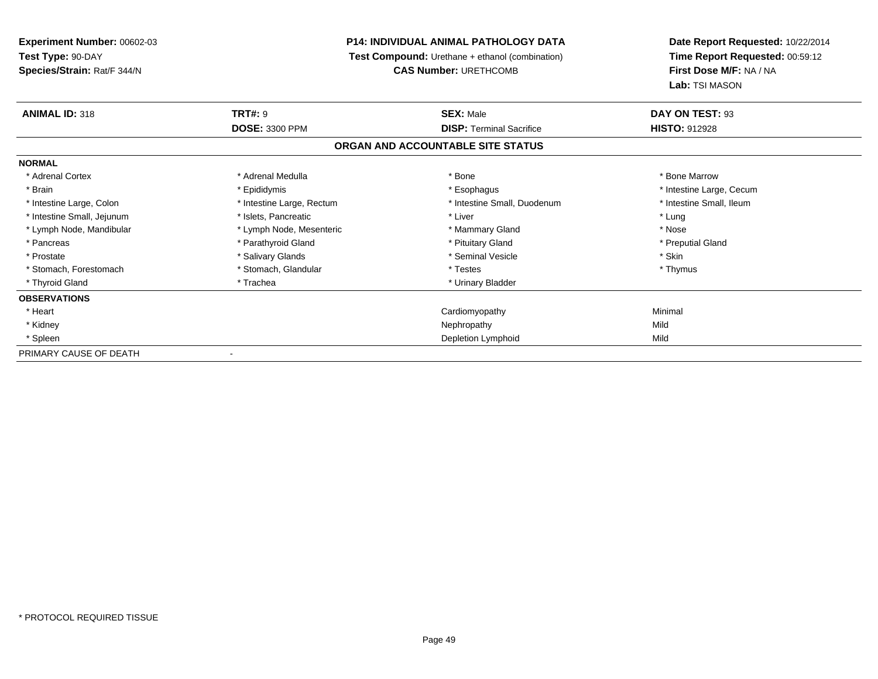**Experiment Number:** 00602-03
**Test Type:** 90-DAY
**Species/Strain:** Rat/F 344/N

**P14: INDIVIDUAL ANIMAL PATHOLOGY DATA**
**Test Compound:** Urethane + ethanol (combination)
**CAS Number:** URETHCOMB

**Date Report Requested:** 10/22/2014
**Time Report Requested:** 00:59:12
**First Dose M/F:** NA / NA
**Lab:** TSI MASON

| **ANIMAL ID:** 318 | **TRT#:** 9 | **SEX:** Male | **DAY ON TEST:** 93 |
|---|---|---|---|
| | **DOSE:** 3300 PPM | **DISP:** Terminal Sacrifice | **HISTO:** 912928 |

## ORGAN AND ACCOUNTABLE SITE STATUS

**NORMAL**

| | | | |
|---|---|---|---|
| * Adrenal Cortex | * Adrenal Medulla | * Bone | * Bone Marrow |
| * Brain | * Epididymis | * Esophagus | * Intestine Large, Cecum |
| * Intestine Large, Colon | * Intestine Large, Rectum | * Intestine Small, Duodenum | * Intestine Small, Ileum |
| * Intestine Small, Jejunum | * Islets, Pancreatic | * Liver | * Lung |
| * Lymph Node, Mandibular | * Lymph Node, Mesenteric | * Mammary Gland | * Nose |
| * Pancreas | * Parathyroid Gland | * Pituitary Gland | * Preputial Gland |
| * Prostate | * Salivary Glands | * Seminal Vesicle | * Skin |
| * Stomach, Forestomach | * Stomach, Glandular | * Testes | * Thymus |
| * Thyroid Gland | * Trachea | * Urinary Bladder | |

**OBSERVATIONS**

| | | |
|---|---|---|
| * Heart | Cardiomyopathy | Minimal |
| * Kidney | Nephropathy | Mild |
| * Spleen | Depletion Lymphoid | Mild |

PRIMARY CAUSE OF DEATH -

* PROTOCOL REQUIRED TISSUE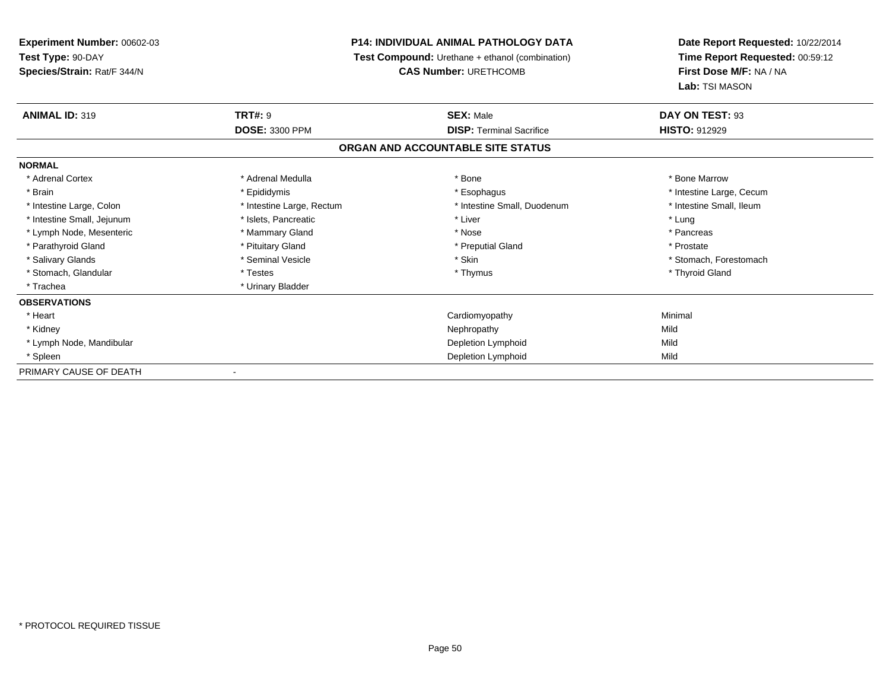**Experiment Number:** 00602-03
**Test Type:** 90-DAY
**Species/Strain:** Rat/F 344/N

**P14: INDIVIDUAL ANIMAL PATHOLOGY DATA**
**Test Compound:** Urethane + ethanol (combination)
**CAS Number:** URETHCOMB

**Date Report Requested:** 10/22/2014
**Time Report Requested:** 00:59:12
**First Dose M/F:** NA / NA
**Lab:** TSI MASON

| **ANIMAL ID:** 319 | **TRT#:** 9 | **SEX:** Male | **DAY ON TEST:** 93 |
|---|---|---|---|
| | **DOSE:** 3300 PPM | **DISP:** Terminal Sacrifice | **HISTO:** 912929 |

**ORGAN AND ACCOUNTABLE SITE STATUS**

**NORMAL**

| | | | |
|---|---|---|---|
| * Adrenal Cortex | * Adrenal Medulla | * Bone | * Bone Marrow |
| * Brain | * Epididymis | * Esophagus | * Intestine Large, Cecum |
| * Intestine Large, Colon | * Intestine Large, Rectum | * Intestine Small, Duodenum | * Intestine Small, Ileum |
| * Intestine Small, Jejunum | * Islets, Pancreatic | * Liver | * Lung |
| * Lymph Node, Mesenteric | * Mammary Gland | * Nose | * Pancreas |
| * Parathyroid Gland | * Pituitary Gland | * Preputial Gland | * Prostate |
| * Salivary Glands | * Seminal Vesicle | * Skin | * Stomach, Forestomach |
| * Stomach, Glandular | * Testes | * Thymus | * Thyroid Gland |
| * Trachea | * Urinary Bladder | | |

**OBSERVATIONS**

| | | |
|---|---|---|
| * Heart | Cardiomyopathy | Minimal |
| * Kidney | Nephropathy | Mild |
| * Lymph Node, Mandibular | Depletion Lymphoid | Mild |
| * Spleen | Depletion Lymphoid | Mild |

PRIMARY CAUSE OF DEATH -

* PROTOCOL REQUIRED TISSUE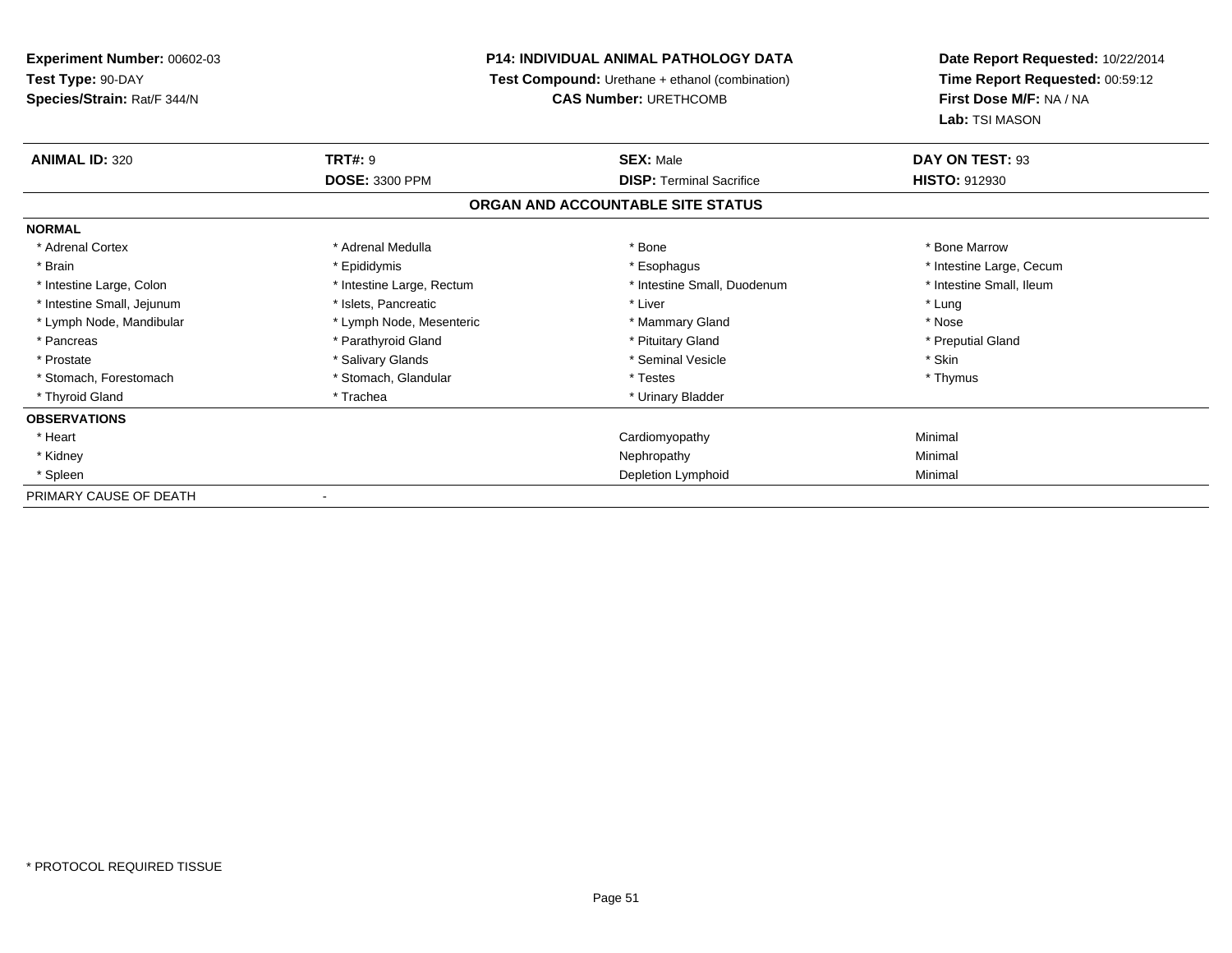**Experiment Number:** 00602-03
**Test Type:** 90-DAY
**Species/Strain:** Rat/F 344/N

**P14: INDIVIDUAL ANIMAL PATHOLOGY DATA**
**Test Compound:** Urethane + ethanol (combination)
**CAS Number:** URETHCOMB

**Date Report Requested:** 10/22/2014
**Time Report Requested:** 00:59:12
**First Dose M/F:** NA / NA
**Lab:** TSI MASON

| **ANIMAL ID:** 320 | **TRT#:** 9 | **SEX:** Male | **DAY ON TEST:** 93 |
|---|---|---|---|
| | **DOSE:** 3300 PPM | **DISP:** Terminal Sacrifice | **HISTO:** 912930 |

## ORGAN AND ACCOUNTABLE SITE STATUS

**NORMAL**

| | | | |
|---|---|---|---|
| * Adrenal Cortex | * Adrenal Medulla | * Bone | * Bone Marrow |
| * Brain | * Epididymis | * Esophagus | * Intestine Large, Cecum |
| * Intestine Large, Colon | * Intestine Large, Rectum | * Intestine Small, Duodenum | * Intestine Small, Ileum |
| * Intestine Small, Jejunum | * Islets, Pancreatic | * Liver | * Lung |
| * Lymph Node, Mandibular | * Lymph Node, Mesenteric | * Mammary Gland | * Nose |
| * Pancreas | * Parathyroid Gland | * Pituitary Gland | * Preputial Gland |
| * Prostate | * Salivary Glands | * Seminal Vesicle | * Skin |
| * Stomach, Forestomach | * Stomach, Glandular | * Testes | * Thymus |
| * Thyroid Gland | * Trachea | * Urinary Bladder | |

**OBSERVATIONS**

| | | |
|---|---|---|
| * Heart | Cardiomyopathy | Minimal |
| * Kidney | Nephropathy | Minimal |
| * Spleen | Depletion Lymphoid | Minimal |

PRIMARY CAUSE OF DEATH -

* PROTOCOL REQUIRED TISSUE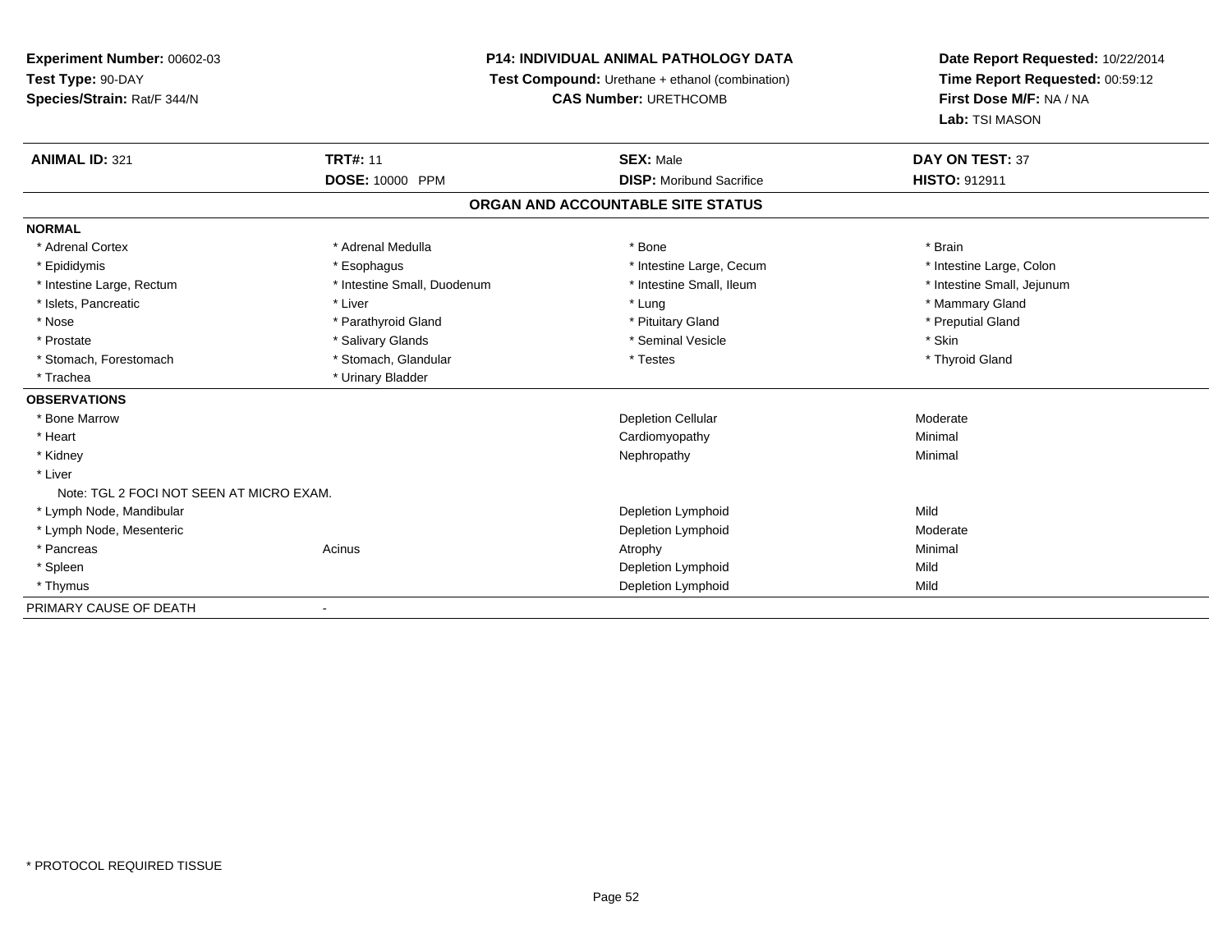**Experiment Number:** 00602-03
**Test Type:** 90-DAY
**Species/Strain:** Rat/F 344/N

**P14: INDIVIDUAL ANIMAL PATHOLOGY DATA**
**Test Compound:** Urethane + ethanol (combination)
**CAS Number:** URETHCOMB

**Date Report Requested:** 10/22/2014
**Time Report Requested:** 00:59:12
**First Dose M/F:** NA / NA
**Lab:** TSI MASON

| **ANIMAL ID:** 321 | **TRT#:** 11 | **SEX:** Male | **DAY ON TEST:** 37 |
|---|---|---|---|
| | **DOSE:** 10000 PPM | **DISP:** Moribund Sacrifice | **HISTO:** 912911 |

## ORGAN AND ACCOUNTABLE SITE STATUS

**NORMAL**

| | | | |
|---|---|---|---|
| * Adrenal Cortex | * Adrenal Medulla | * Bone | * Brain |
| * Epididymis | * Esophagus | * Intestine Large, Cecum | * Intestine Large, Colon |
| * Intestine Large, Rectum | * Intestine Small, Duodenum | * Intestine Small, Ileum | * Intestine Small, Jejunum |
| * Islets, Pancreatic | * Liver | * Lung | * Mammary Gland |
| * Nose | * Parathyroid Gland | * Pituitary Gland | * Preputial Gland |
| * Prostate | * Salivary Glands | * Seminal Vesicle | * Skin |
| * Stomach, Forestomach | * Stomach, Glandular | * Testes | * Thyroid Gland |
| * Trachea | * Urinary Bladder | | |

**OBSERVATIONS**

| | | | |
|---|---|---|---|
| * Bone Marrow | | Depletion Cellular | Moderate |
| * Heart | | Cardiomyopathy | Minimal |
| * Kidney | | Nephropathy | Minimal |
| * Liver | | | |
| Note: TGL 2 FOCI NOT SEEN AT MICRO EXAM. | | | |
| * Lymph Node, Mandibular | | Depletion Lymphoid | Mild |
| * Lymph Node, Mesenteric | | Depletion Lymphoid | Moderate |
| * Pancreas | Acinus | Atrophy | Minimal |
| * Spleen | | Depletion Lymphoid | Mild |
| * Thymus | | Depletion Lymphoid | Mild |

PRIMARY CAUSE OF DEATH -

* PROTOCOL REQUIRED TISSUE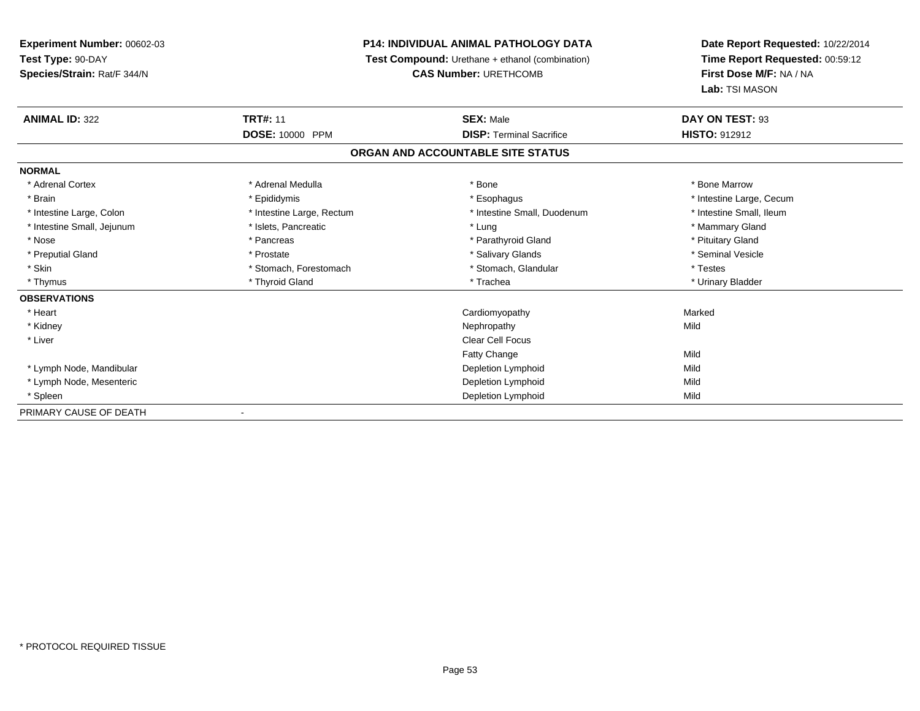**Experiment Number:** 00602-03
**Test Type:** 90-DAY
**Species/Strain:** Rat/F 344/N

**P14: INDIVIDUAL ANIMAL PATHOLOGY DATA**
**Test Compound:** Urethane + ethanol (combination)
**CAS Number:** URETHCOMB

**Date Report Requested:** 10/22/2014
**Time Report Requested:** 00:59:12
**First Dose M/F:** NA / NA
**Lab:** TSI MASON

| **ANIMAL ID:** 322 | **TRT#:** 11 | **SEX:** Male | **DAY ON TEST:** 93 |
|---|---|---|---|
| | **DOSE:** 10000 PPM | **DISP:** Terminal Sacrifice | **HISTO:** 912912 |

## ORGAN AND ACCOUNTABLE SITE STATUS

**NORMAL**

| | | | |
|---|---|---|---|
| * Adrenal Cortex | * Adrenal Medulla | * Bone | * Bone Marrow |
| * Brain | * Epididymis | * Esophagus | * Intestine Large, Cecum |
| * Intestine Large, Colon | * Intestine Large, Rectum | * Intestine Small, Duodenum | * Intestine Small, Ileum |
| * Intestine Small, Jejunum | * Islets, Pancreatic | * Lung | * Mammary Gland |
| * Nose | * Pancreas | * Parathyroid Gland | * Pituitary Gland |
| * Preputial Gland | * Prostate | * Salivary Glands | * Seminal Vesicle |
| * Skin | * Stomach, Forestomach | * Stomach, Glandular | * Testes |
| * Thymus | * Thyroid Gland | * Trachea | * Urinary Bladder |

**OBSERVATIONS**

| | | |
|---|---|---|
| * Heart | Cardiomyopathy | Marked |
| * Kidney | Nephropathy | Mild |
| * Liver | Clear Cell Focus | |
| | Fatty Change | Mild |
| * Lymph Node, Mandibular | Depletion Lymphoid | Mild |
| * Lymph Node, Mesenteric | Depletion Lymphoid | Mild |
| * Spleen | Depletion Lymphoid | Mild |

PRIMARY CAUSE OF DEATH -

* PROTOCOL REQUIRED TISSUE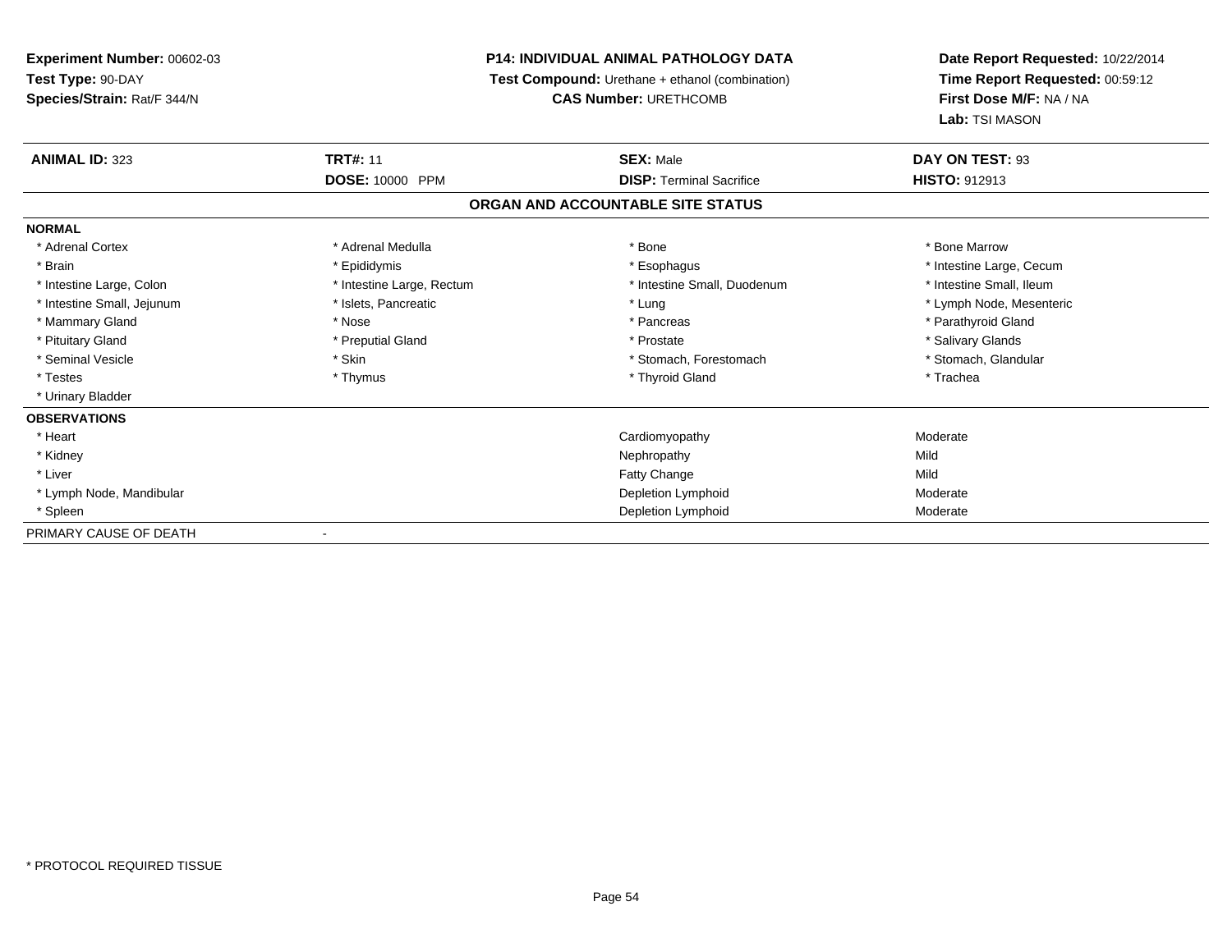**Experiment Number:** 00602-03
**Test Type:** 90-DAY
**Species/Strain:** Rat/F 344/N

**P14: INDIVIDUAL ANIMAL PATHOLOGY DATA**
**Test Compound:** Urethane + ethanol (combination)
**CAS Number:** URETHCOMB

**Date Report Requested:** 10/22/2014
**Time Report Requested:** 00:59:12
**First Dose M/F:** NA / NA
**Lab:** TSI MASON

| **ANIMAL ID:** 323 | **TRT#:** 11 | **SEX:** Male | **DAY ON TEST:** 93 |
|---|---|---|---|
| | **DOSE:** 10000 PPM | **DISP:** Terminal Sacrifice | **HISTO:** 912913 |

**ORGAN AND ACCOUNTABLE SITE STATUS**

**NORMAL**

| | | | |
|---|---|---|---|
| * Adrenal Cortex | * Adrenal Medulla | * Bone | * Bone Marrow |
| * Brain | * Epididymis | * Esophagus | * Intestine Large, Cecum |
| * Intestine Large, Colon | * Intestine Large, Rectum | * Intestine Small, Duodenum | * Intestine Small, Ileum |
| * Intestine Small, Jejunum | * Islets, Pancreatic | * Lung | * Lymph Node, Mesenteric |
| * Mammary Gland | * Nose | * Pancreas | * Parathyroid Gland |
| * Pituitary Gland | * Preputial Gland | * Prostate | * Salivary Glands |
| * Seminal Vesicle | * Skin | * Stomach, Forestomach | * Stomach, Glandular |
| * Testes | * Thymus | * Thyroid Gland | * Trachea |
| * Urinary Bladder | | | |

**OBSERVATIONS**

| | | |
|---|---|---|
| * Heart | Cardiomyopathy | Moderate |
| * Kidney | Nephropathy | Mild |
| * Liver | Fatty Change | Mild |
| * Lymph Node, Mandibular | Depletion Lymphoid | Moderate |
| * Spleen | Depletion Lymphoid | Moderate |

PRIMARY CAUSE OF DEATH -

* PROTOCOL REQUIRED TISSUE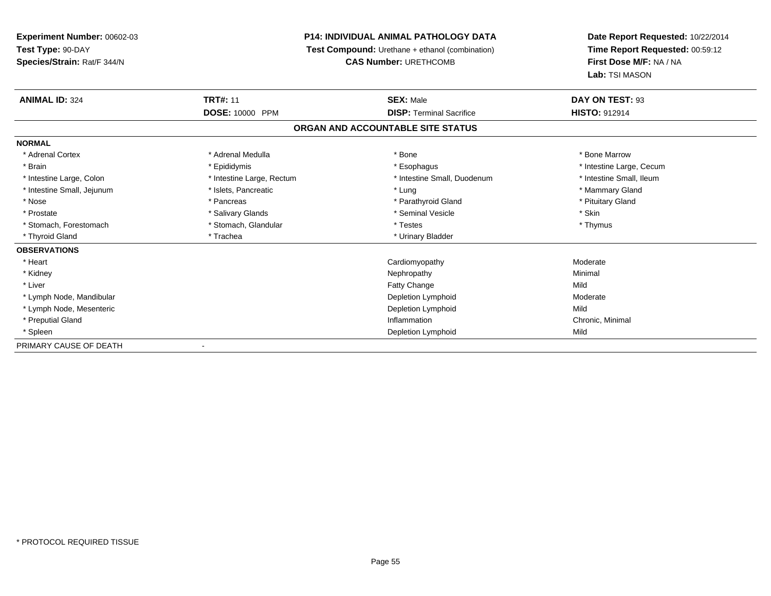**Experiment Number:** 00602-03
**Test Type:** 90-DAY
**Species/Strain:** Rat/F 344/N

**P14: INDIVIDUAL ANIMAL PATHOLOGY DATA**
**Test Compound:** Urethane + ethanol (combination)
**CAS Number:** URETHCOMB

**Date Report Requested:** 10/22/2014
**Time Report Requested:** 00:59:12
**First Dose M/F:** NA / NA
**Lab:** TSI MASON

| **ANIMAL ID:** 324 | **TRT#:** 11 | **SEX:** Male | **DAY ON TEST:** 93 |
|---|---|---|---|
| | **DOSE:** 10000 PPM | **DISP:** Terminal Sacrifice | **HISTO:** 912914 |

## ORGAN AND ACCOUNTABLE SITE STATUS

**NORMAL**

| | | | |
|---|---|---|---|
| * Adrenal Cortex | * Adrenal Medulla | * Bone | * Bone Marrow |
| * Brain | * Epididymis | * Esophagus | * Intestine Large, Cecum |
| * Intestine Large, Colon | * Intestine Large, Rectum | * Intestine Small, Duodenum | * Intestine Small, Ileum |
| * Intestine Small, Jejunum | * Islets, Pancreatic | * Lung | * Mammary Gland |
| * Nose | * Pancreas | * Parathyroid Gland | * Pituitary Gland |
| * Prostate | * Salivary Glands | * Seminal Vesicle | * Skin |
| * Stomach, Forestomach | * Stomach, Glandular | * Testes | * Thymus |
| * Thyroid Gland | * Trachea | * Urinary Bladder | |

**OBSERVATIONS**

| | | |
|---|---|---|
| * Heart | Cardiomyopathy | Moderate |
| * Kidney | Nephropathy | Minimal |
| * Liver | Fatty Change | Mild |
| * Lymph Node, Mandibular | Depletion Lymphoid | Moderate |
| * Lymph Node, Mesenteric | Depletion Lymphoid | Mild |
| * Preputial Gland | Inflammation | Chronic, Minimal |
| * Spleen | Depletion Lymphoid | Mild |

PRIMARY CAUSE OF DEATH -

* PROTOCOL REQUIRED TISSUE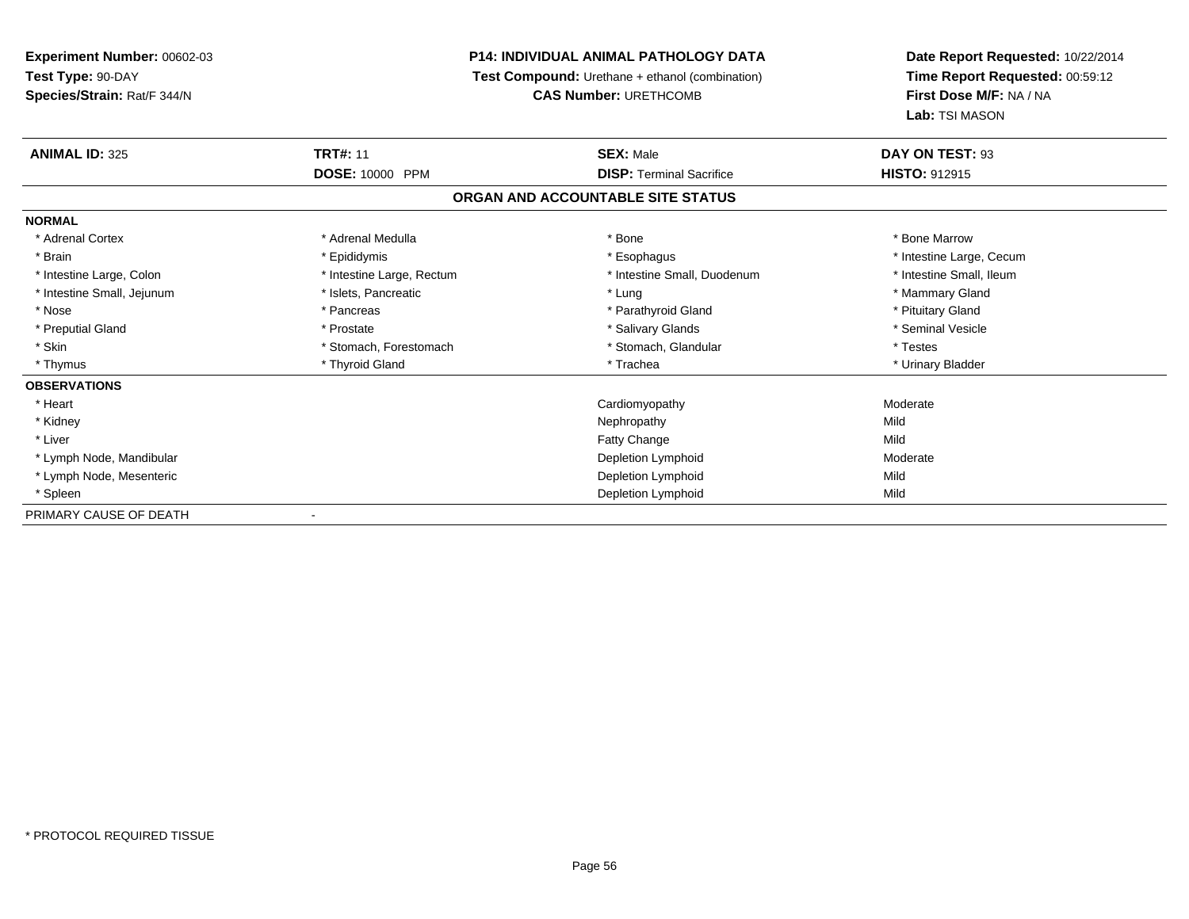**Experiment Number:** 00602-03
**Test Type:** 90-DAY
**Species/Strain:** Rat/F 344/N

**P14: INDIVIDUAL ANIMAL PATHOLOGY DATA**
**Test Compound:** Urethane + ethanol (combination)
**CAS Number:** URETHCOMB

**Date Report Requested:** 10/22/2014
**Time Report Requested:** 00:59:12
**First Dose M/F:** NA / NA
**Lab:** TSI MASON

| **ANIMAL ID:** 325 | **TRT#:** 11 | **SEX:** Male | **DAY ON TEST:** 93 |
|---|---|---|---|
| | **DOSE:** 10000 PPM | **DISP:** Terminal Sacrifice | **HISTO:** 912915 |

**ORGAN AND ACCOUNTABLE SITE STATUS**

| | | | |
|---|---|---|---|
| **NORMAL** | | | |
| * Adrenal Cortex | * Adrenal Medulla | * Bone | * Bone Marrow |
| * Brain | * Epididymis | * Esophagus | * Intestine Large, Cecum |
| * Intestine Large, Colon | * Intestine Large, Rectum | * Intestine Small, Duodenum | * Intestine Small, Ileum |
| * Intestine Small, Jejunum | * Islets, Pancreatic | * Lung | * Mammary Gland |
| * Nose | * Pancreas | * Parathyroid Gland | * Pituitary Gland |
| * Preputial Gland | * Prostate | * Salivary Glands | * Seminal Vesicle |
| * Skin | * Stomach, Forestomach | * Stomach, Glandular | * Testes |
| * Thymus | * Thyroid Gland | * Trachea | * Urinary Bladder |
| **OBSERVATIONS** | | | |
| * Heart | | Cardiomyopathy | Moderate |
| * Kidney | | Nephropathy | Mild |
| * Liver | | Fatty Change | Mild |
| * Lymph Node, Mandibular | | Depletion Lymphoid | Moderate |
| * Lymph Node, Mesenteric | | Depletion Lymphoid | Mild |
| * Spleen | | Depletion Lymphoid | Mild |
| PRIMARY CAUSE OF DEATH | - | | |

* PROTOCOL REQUIRED TISSUE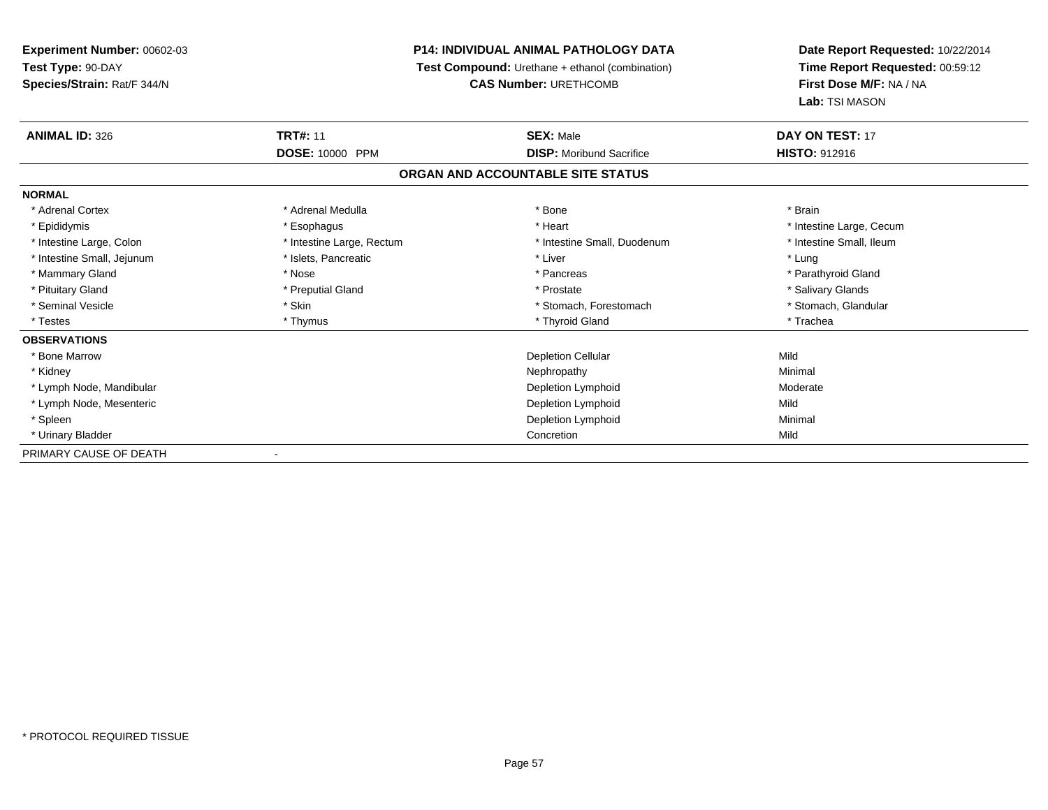**Experiment Number:** 00602-03
**Test Type:** 90-DAY
**Species/Strain:** Rat/F 344/N

**P14: INDIVIDUAL ANIMAL PATHOLOGY DATA**
**Test Compound:** Urethane + ethanol (combination)
**CAS Number:** URETHCOMB

**Date Report Requested:** 10/22/2014
**Time Report Requested:** 00:59:12
**First Dose M/F:** NA / NA
**Lab:** TSI MASON

| **ANIMAL ID:** 326 | **TRT#:** 11 | **SEX:** Male | **DAY ON TEST:** 17 |
|---|---|---|---|
| | **DOSE:** 10000 PPM | **DISP:** Moribund Sacrifice | **HISTO:** 912916 |

## ORGAN AND ACCOUNTABLE SITE STATUS

**NORMAL**

| | | | |
|---|---|---|---|
| * Adrenal Cortex | * Adrenal Medulla | * Bone | * Brain |
| * Epididymis | * Esophagus | * Heart | * Intestine Large, Cecum |
| * Intestine Large, Colon | * Intestine Large, Rectum | * Intestine Small, Duodenum | * Intestine Small, Ileum |
| * Intestine Small, Jejunum | * Islets, Pancreatic | * Liver | * Lung |
| * Mammary Gland | * Nose | * Pancreas | * Parathyroid Gland |
| * Pituitary Gland | * Preputial Gland | * Prostate | * Salivary Glands |
| * Seminal Vesicle | * Skin | * Stomach, Forestomach | * Stomach, Glandular |
| * Testes | * Thymus | * Thyroid Gland | * Trachea |

**OBSERVATIONS**

| | | |
|---|---|---|
| * Bone Marrow | Depletion Cellular | Mild |
| * Kidney | Nephropathy | Minimal |
| * Lymph Node, Mandibular | Depletion Lymphoid | Moderate |
| * Lymph Node, Mesenteric | Depletion Lymphoid | Mild |
| * Spleen | Depletion Lymphoid | Minimal |
| * Urinary Bladder | Concretion | Mild |

PRIMARY CAUSE OF DEATH -

* PROTOCOL REQUIRED TISSUE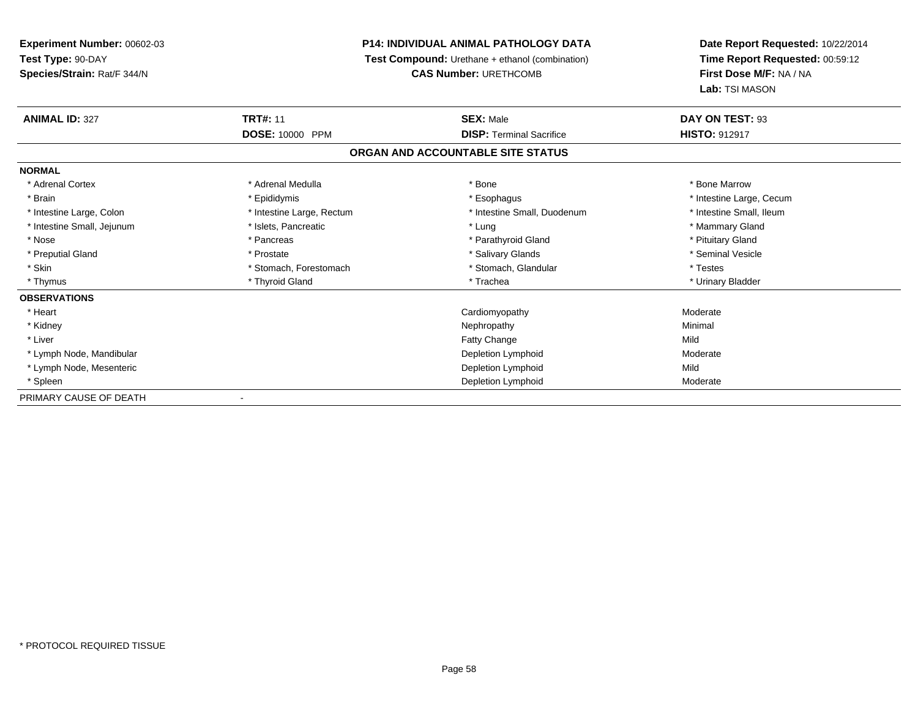**Experiment Number:** 00602-03
**Test Type:** 90-DAY
**Species/Strain:** Rat/F 344/N

**P14: INDIVIDUAL ANIMAL PATHOLOGY DATA**
**Test Compound:** Urethane + ethanol (combination)
**CAS Number:** URETHCOMB

**Date Report Requested:** 10/22/2014
**Time Report Requested:** 00:59:12
**First Dose M/F:** NA / NA
**Lab:** TSI MASON

| **ANIMAL ID:** 327 | **TRT#:** 11 | **SEX:** Male | **DAY ON TEST:** 93 |
|---|---|---|---|
| | **DOSE:** 10000 PPM | **DISP:** Terminal Sacrifice | **HISTO:** 912917 |

## ORGAN AND ACCOUNTABLE SITE STATUS

**NORMAL**

| | | | |
|---|---|---|---|
| * Adrenal Cortex | * Adrenal Medulla | * Bone | * Bone Marrow |
| * Brain | * Epididymis | * Esophagus | * Intestine Large, Cecum |
| * Intestine Large, Colon | * Intestine Large, Rectum | * Intestine Small, Duodenum | * Intestine Small, Ileum |
| * Intestine Small, Jejunum | * Islets, Pancreatic | * Lung | * Mammary Gland |
| * Nose | * Pancreas | * Parathyroid Gland | * Pituitary Gland |
| * Preputial Gland | * Prostate | * Salivary Glands | * Seminal Vesicle |
| * Skin | * Stomach, Forestomach | * Stomach, Glandular | * Testes |
| * Thymus | * Thyroid Gland | * Trachea | * Urinary Bladder |

**OBSERVATIONS**

| | | |
|---|---|---|
| * Heart | Cardiomyopathy | Moderate |
| * Kidney | Nephropathy | Minimal |
| * Liver | Fatty Change | Mild |
| * Lymph Node, Mandibular | Depletion Lymphoid | Moderate |
| * Lymph Node, Mesenteric | Depletion Lymphoid | Mild |
| * Spleen | Depletion Lymphoid | Moderate |

PRIMARY CAUSE OF DEATH -

* PROTOCOL REQUIRED TISSUE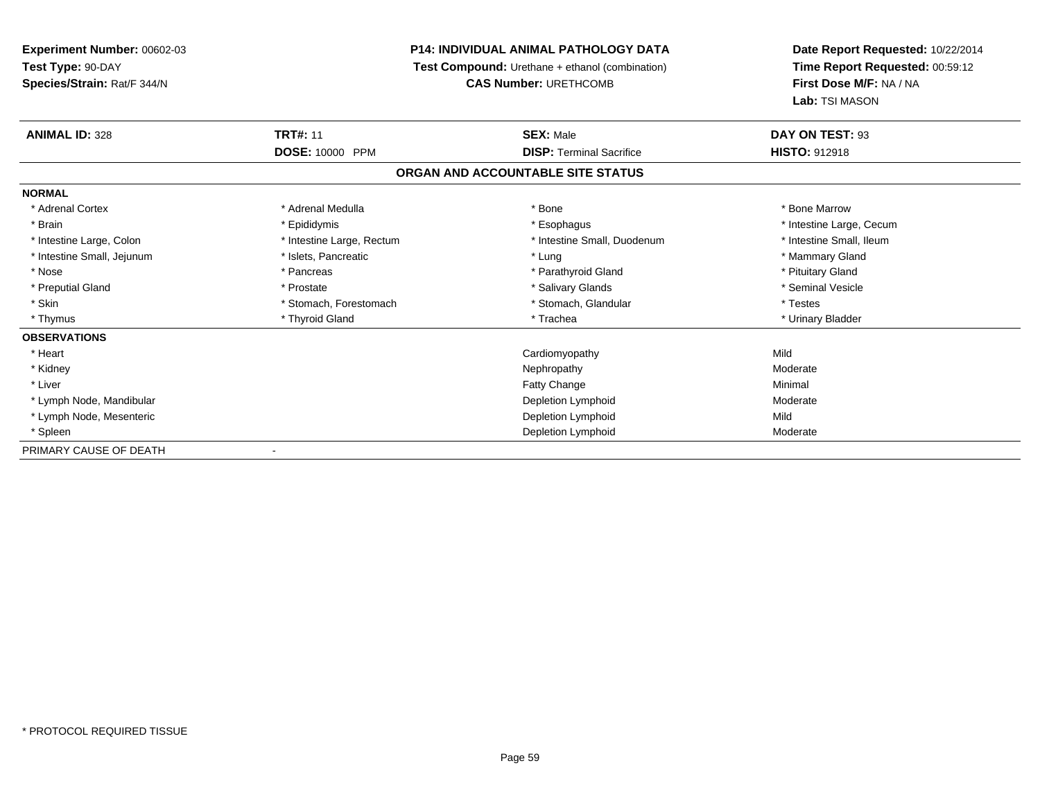**Experiment Number:** 00602-03
**Test Type:** 90-DAY
**Species/Strain:** Rat/F 344/N

**P14: INDIVIDUAL ANIMAL PATHOLOGY DATA**
**Test Compound:** Urethane + ethanol (combination)
**CAS Number:** URETHCOMB

**Date Report Requested:** 10/22/2014
**Time Report Requested:** 00:59:12
**First Dose M/F:** NA / NA
**Lab:** TSI MASON

| **ANIMAL ID:** 328 | **TRT#:** 11 | **SEX:** Male | **DAY ON TEST:** 93 |
|---|---|---|---|
| | **DOSE:** 10000 PPM | **DISP:** Terminal Sacrifice | **HISTO:** 912918 |

**ORGAN AND ACCOUNTABLE SITE STATUS**

**NORMAL**

| | | | |
|---|---|---|---|
| * Adrenal Cortex | * Adrenal Medulla | * Bone | * Bone Marrow |
| * Brain | * Epididymis | * Esophagus | * Intestine Large, Cecum |
| * Intestine Large, Colon | * Intestine Large, Rectum | * Intestine Small, Duodenum | * Intestine Small, Ileum |
| * Intestine Small, Jejunum | * Islets, Pancreatic | * Lung | * Mammary Gland |
| * Nose | * Pancreas | * Parathyroid Gland | * Pituitary Gland |
| * Preputial Gland | * Prostate | * Salivary Glands | * Seminal Vesicle |
| * Skin | * Stomach, Forestomach | * Stomach, Glandular | * Testes |
| * Thymus | * Thyroid Gland | * Trachea | * Urinary Bladder |

**OBSERVATIONS**

| | | |
|---|---|---|
| * Heart | Cardiomyopathy | Mild |
| * Kidney | Nephropathy | Moderate |
| * Liver | Fatty Change | Minimal |
| * Lymph Node, Mandibular | Depletion Lymphoid | Moderate |
| * Lymph Node, Mesenteric | Depletion Lymphoid | Mild |
| * Spleen | Depletion Lymphoid | Moderate |

PRIMARY CAUSE OF DEATH -

* PROTOCOL REQUIRED TISSUE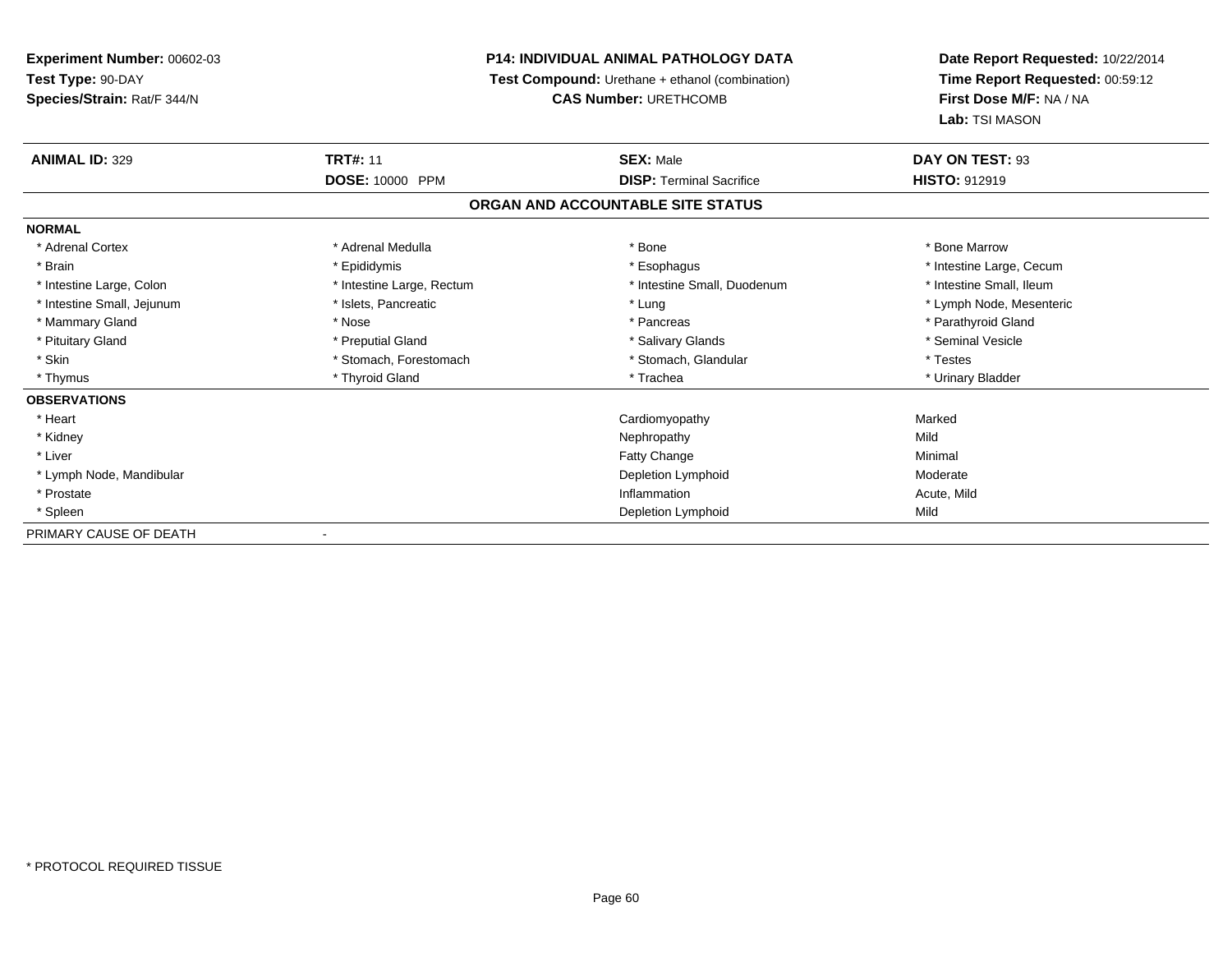**Experiment Number:** 00602-03
**Test Type:** 90-DAY
**Species/Strain:** Rat/F 344/N

**P14: INDIVIDUAL ANIMAL PATHOLOGY DATA**
**Test Compound:** Urethane + ethanol (combination)
**CAS Number:** URETHCOMB

**Date Report Requested:** 10/22/2014
**Time Report Requested:** 00:59:12
**First Dose M/F:** NA / NA
**Lab:** TSI MASON

| **ANIMAL ID:** 329 | **TRT#:** 11 | **SEX:** Male | **DAY ON TEST:** 93 |
|---|---|---|---|
| | **DOSE:** 10000 PPM | **DISP:** Terminal Sacrifice | **HISTO:** 912919 |

## ORGAN AND ACCOUNTABLE SITE STATUS

**NORMAL**

| | | | |
|---|---|---|---|
| * Adrenal Cortex | * Adrenal Medulla | * Bone | * Bone Marrow |
| * Brain | * Epididymis | * Esophagus | * Intestine Large, Cecum |
| * Intestine Large, Colon | * Intestine Large, Rectum | * Intestine Small, Duodenum | * Intestine Small, Ileum |
| * Intestine Small, Jejunum | * Islets, Pancreatic | * Lung | * Lymph Node, Mesenteric |
| * Mammary Gland | * Nose | * Pancreas | * Parathyroid Gland |
| * Pituitary Gland | * Preputial Gland | * Salivary Glands | * Seminal Vesicle |
| * Skin | * Stomach, Forestomach | * Stomach, Glandular | * Testes |
| * Thymus | * Thyroid Gland | * Trachea | * Urinary Bladder |

**OBSERVATIONS**

| | | |
|---|---|---|
| * Heart | Cardiomyopathy | Marked |
| * Kidney | Nephropathy | Mild |
| * Liver | Fatty Change | Minimal |
| * Lymph Node, Mandibular | Depletion Lymphoid | Moderate |
| * Prostate | Inflammation | Acute, Mild |
| * Spleen | Depletion Lymphoid | Mild |

PRIMARY CAUSE OF DEATH -

* PROTOCOL REQUIRED TISSUE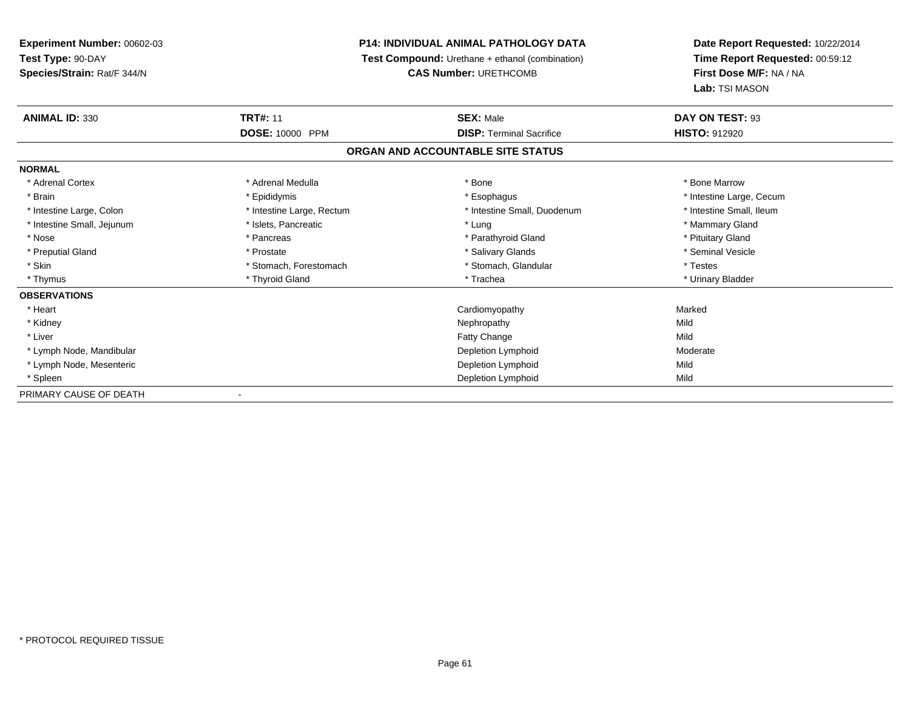**Experiment Number:** 00602-03
**Test Type:** 90-DAY
**Species/Strain:** Rat/F 344/N

**P14: INDIVIDUAL ANIMAL PATHOLOGY DATA**
**Test Compound:** Urethane + ethanol (combination)
**CAS Number:** URETHCOMB

**Date Report Requested:** 10/22/2014
**Time Report Requested:** 00:59:12
**First Dose M/F:** NA / NA
**Lab:** TSI MASON

| **ANIMAL ID:** 330 | **TRT#:** 11 | **SEX:** Male | **DAY ON TEST:** 93 |
|---|---|---|---|
| | **DOSE:** 10000 PPM | **DISP:** Terminal Sacrifice | **HISTO:** 912920 |

## ORGAN AND ACCOUNTABLE SITE STATUS

| | | | |
|---|---|---|---|
| **NORMAL** | | | |
| * Adrenal Cortex | * Adrenal Medulla | * Bone | * Bone Marrow |
| * Brain | * Epididymis | * Esophagus | * Intestine Large, Cecum |
| * Intestine Large, Colon | * Intestine Large, Rectum | * Intestine Small, Duodenum | * Intestine Small, Ileum |
| * Intestine Small, Jejunum | * Islets, Pancreatic | * Lung | * Mammary Gland |
| * Nose | * Pancreas | * Parathyroid Gland | * Pituitary Gland |
| * Preputial Gland | * Prostate | * Salivary Glands | * Seminal Vesicle |
| * Skin | * Stomach, Forestomach | * Stomach, Glandular | * Testes |
| * Thymus | * Thyroid Gland | * Trachea | * Urinary Bladder |
| **OBSERVATIONS** | | | |
| * Heart | | Cardiomyopathy | Marked |
| * Kidney | | Nephropathy | Mild |
| * Liver | | Fatty Change | Mild |
| * Lymph Node, Mandibular | | Depletion Lymphoid | Moderate |
| * Lymph Node, Mesenteric | | Depletion Lymphoid | Mild |
| * Spleen | | Depletion Lymphoid | Mild |
| PRIMARY CAUSE OF DEATH | - | | |

\* PROTOCOL REQUIRED TISSUE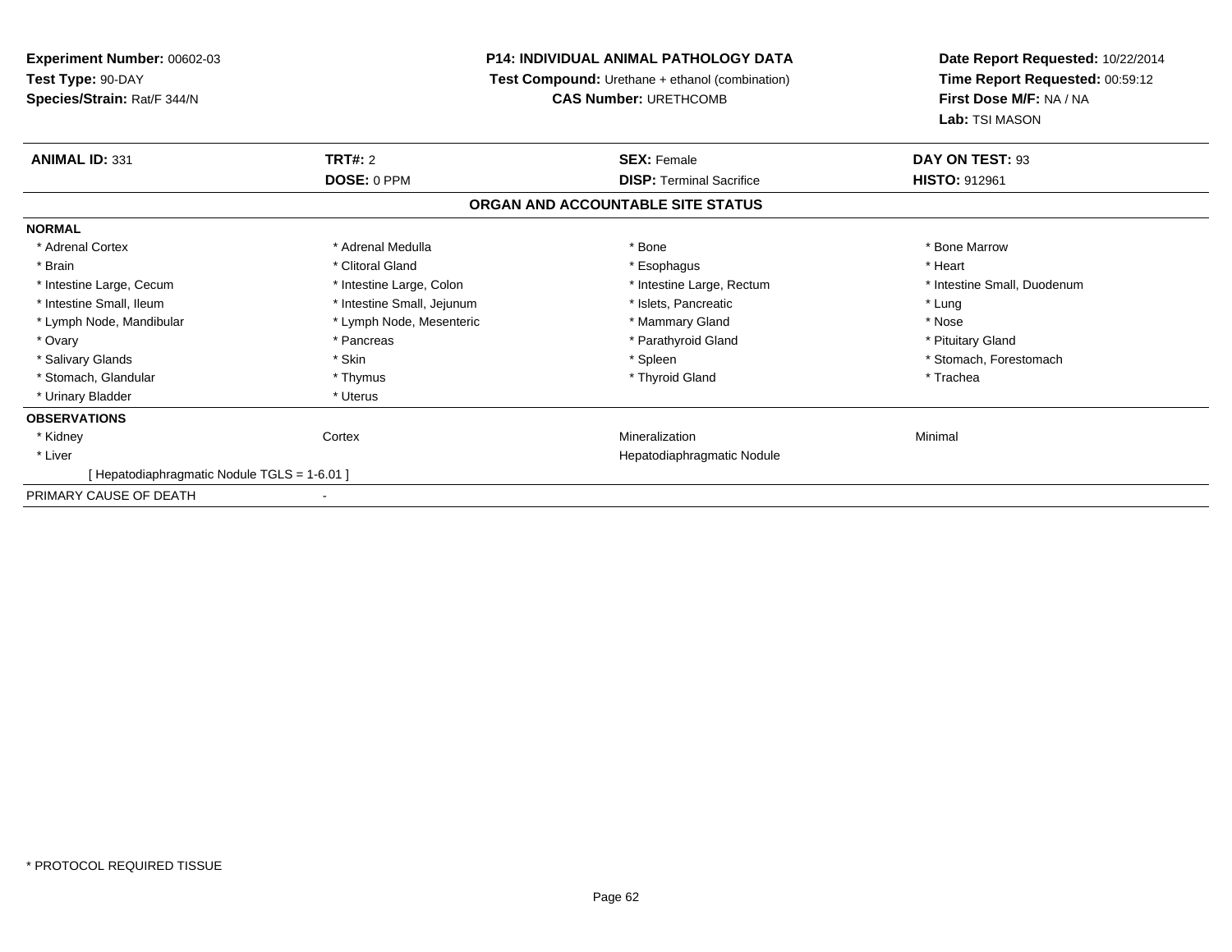**Experiment Number:** 00602-03
**Test Type:** 90-DAY
**Species/Strain:** Rat/F 344/N

**P14: INDIVIDUAL ANIMAL PATHOLOGY DATA**
**Test Compound:** Urethane + ethanol (combination)
**CAS Number:** URETHCOMB

**Date Report Requested:** 10/22/2014
**Time Report Requested:** 00:59:12
**First Dose M/F:** NA / NA
**Lab:** TSI MASON

| **ANIMAL ID:** 331 | **TRT#:** 2 | **SEX:** Female | **DAY ON TEST:** 93 |
|---|---|---|---|
| | **DOSE:** 0 PPM | **DISP:** Terminal Sacrifice | **HISTO:** 912961 |

## ORGAN AND ACCOUNTABLE SITE STATUS

**NORMAL**

| | | | |
|---|---|---|---|
| * Adrenal Cortex | * Adrenal Medulla | * Bone | * Bone Marrow |
| * Brain | * Clitoral Gland | * Esophagus | * Heart |
| * Intestine Large, Cecum | * Intestine Large, Colon | * Intestine Large, Rectum | * Intestine Small, Duodenum |
| * Intestine Small, Ileum | * Intestine Small, Jejunum | * Islets, Pancreatic | * Lung |
| * Lymph Node, Mandibular | * Lymph Node, Mesenteric | * Mammary Gland | * Nose |
| * Ovary | * Pancreas | * Parathyroid Gland | * Pituitary Gland |
| * Salivary Glands | * Skin | * Spleen | * Stomach, Forestomach |
| * Stomach, Glandular | * Thymus | * Thyroid Gland | * Trachea |
| * Urinary Bladder | * Uterus | | |

**OBSERVATIONS**

| | | | |
|---|---|---|---|
| * Kidney | Cortex | Mineralization | Minimal |
| * Liver | | Hepatodiaphragmatic Nodule | |
| [ Hepatodiaphragmatic Nodule TGLS = 1-6.01 ] | | | |

PRIMARY CAUSE OF DEATH -

* PROTOCOL REQUIRED TISSUE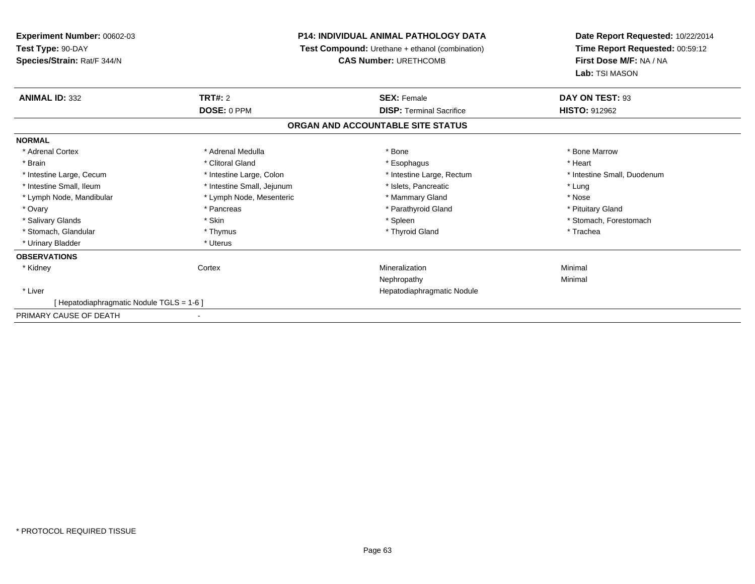**Experiment Number:** 00602-03
**Test Type:** 90-DAY
**Species/Strain:** Rat/F 344/N

**P14: INDIVIDUAL ANIMAL PATHOLOGY DATA**
**Test Compound:** Urethane + ethanol (combination)
**CAS Number:** URETHCOMB

**Date Report Requested:** 10/22/2014
**Time Report Requested:** 00:59:12
**First Dose M/F:** NA / NA
**Lab:** TSI MASON

| **ANIMAL ID:** 332 | **TRT#:** 2 | **SEX:** Female | **DAY ON TEST:** 93 |
|---|---|---|---|
| | **DOSE:** 0 PPM | **DISP:** Terminal Sacrifice | **HISTO:** 912962 |

**ORGAN AND ACCOUNTABLE SITE STATUS**

**NORMAL**

| | | | |
|---|---|---|---|
| * Adrenal Cortex | * Adrenal Medulla | * Bone | * Bone Marrow |
| * Brain | * Clitoral Gland | * Esophagus | * Heart |
| * Intestine Large, Cecum | * Intestine Large, Colon | * Intestine Large, Rectum | * Intestine Small, Duodenum |
| * Intestine Small, Ileum | * Intestine Small, Jejunum | * Islets, Pancreatic | * Lung |
| * Lymph Node, Mandibular | * Lymph Node, Mesenteric | * Mammary Gland | * Nose |
| * Ovary | * Pancreas | * Parathyroid Gland | * Pituitary Gland |
| * Salivary Glands | * Skin | * Spleen | * Stomach, Forestomach |
| * Stomach, Glandular | * Thymus | * Thyroid Gland | * Trachea |
| * Urinary Bladder | * Uterus | | |

**OBSERVATIONS**

| | | | |
|---|---|---|---|
| * Kidney | Cortex | Mineralization | Minimal |
| | | Nephropathy | Minimal |
| * Liver | | Hepatodiaphragmatic Nodule | |
| [ Hepatodiaphragmatic Nodule TGLS = 1-6 ] | | | |

PRIMARY CAUSE OF DEATH -

* PROTOCOL REQUIRED TISSUE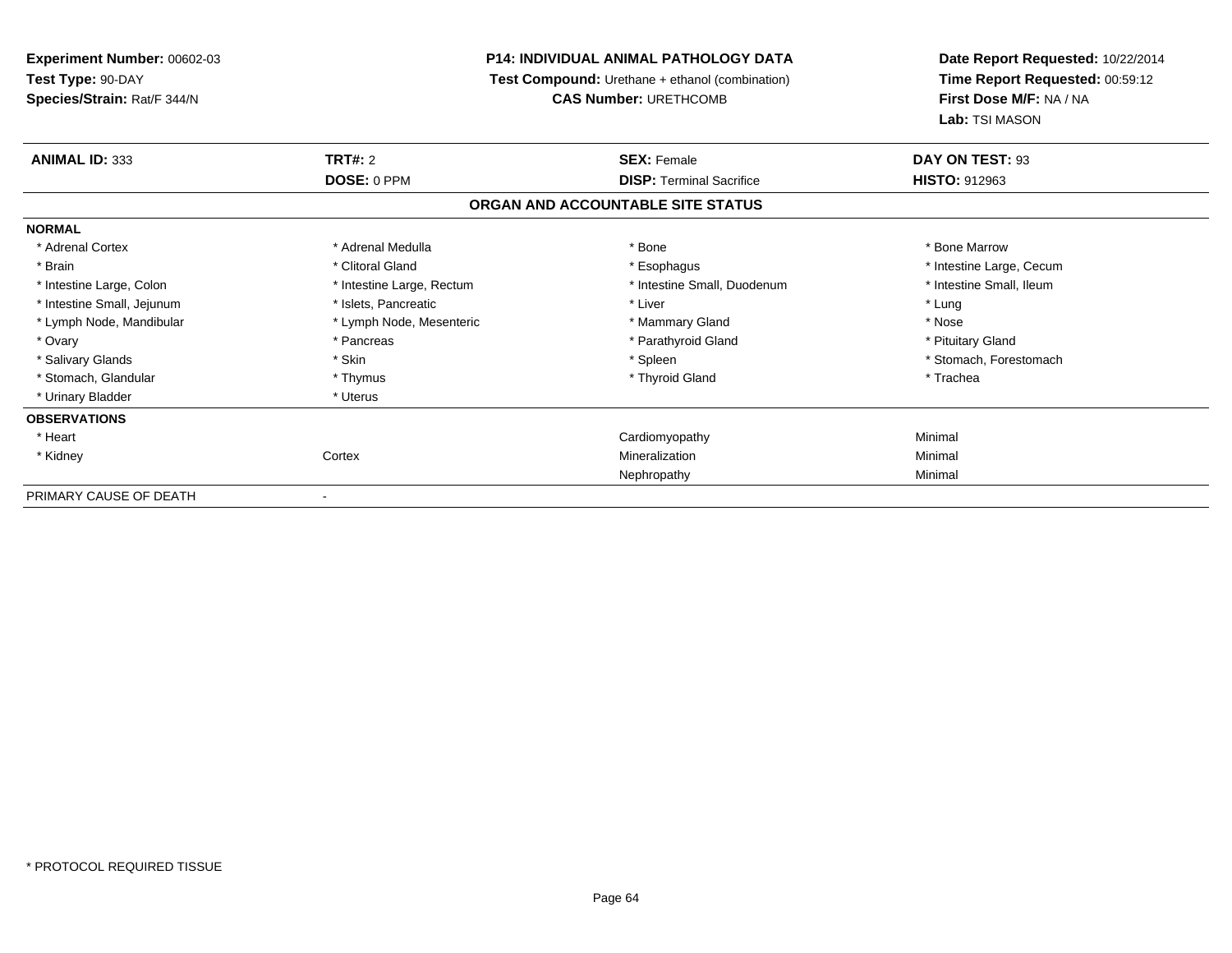**Experiment Number:** 00602-03
**Test Type:** 90-DAY
**Species/Strain:** Rat/F 344/N

**P14: INDIVIDUAL ANIMAL PATHOLOGY DATA**
**Test Compound:** Urethane + ethanol (combination)
**CAS Number:** URETHCOMB

**Date Report Requested:** 10/22/2014
**Time Report Requested:** 00:59:12
**First Dose M/F:** NA / NA
**Lab:** TSI MASON

| **ANIMAL ID:** 333 | **TRT#:** 2 | **SEX:** Female | **DAY ON TEST:** 93 |
|---|---|---|---|
| | **DOSE:** 0 PPM | **DISP:** Terminal Sacrifice | **HISTO:** 912963 |

**ORGAN AND ACCOUNTABLE SITE STATUS**

**NORMAL**

| | | | |
|---|---|---|---|
| * Adrenal Cortex | * Adrenal Medulla | * Bone | * Bone Marrow |
| * Brain | * Clitoral Gland | * Esophagus | * Intestine Large, Cecum |
| * Intestine Large, Colon | * Intestine Large, Rectum | * Intestine Small, Duodenum | * Intestine Small, Ileum |
| * Intestine Small, Jejunum | * Islets, Pancreatic | * Liver | * Lung |
| * Lymph Node, Mandibular | * Lymph Node, Mesenteric | * Mammary Gland | * Nose |
| * Ovary | * Pancreas | * Parathyroid Gland | * Pituitary Gland |
| * Salivary Glands | * Skin | * Spleen | * Stomach, Forestomach |
| * Stomach, Glandular | * Thymus | * Thyroid Gland | * Trachea |
| * Urinary Bladder | * Uterus | | |

**OBSERVATIONS**

| | | | |
|---|---|---|---|
| * Heart | | Cardiomyopathy | Minimal |
| * Kidney | Cortex | Mineralization | Minimal |
| | | Nephropathy | Minimal |

PRIMARY CAUSE OF DEATH -

* PROTOCOL REQUIRED TISSUE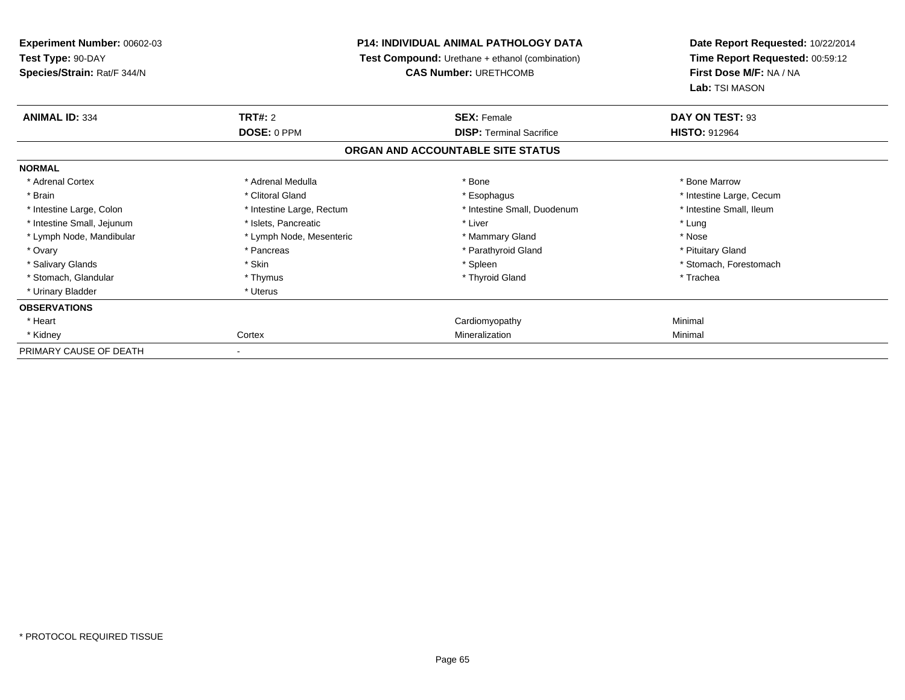**Experiment Number:** 00602-03
**Test Type:** 90-DAY
**Species/Strain:** Rat/F 344/N

**P14: INDIVIDUAL ANIMAL PATHOLOGY DATA**
**Test Compound:** Urethane + ethanol (combination)
**CAS Number:** URETHCOMB

**Date Report Requested:** 10/22/2014
**Time Report Requested:** 00:59:12
**First Dose M/F:** NA / NA
**Lab:** TSI MASON

| **ANIMAL ID:** 334 | **TRT#:** 2 | **SEX:** Female | **DAY ON TEST:** 93 |
|---|---|---|---|
| | **DOSE:** 0 PPM | **DISP:** Terminal Sacrifice | **HISTO:** 912964 |

**ORGAN AND ACCOUNTABLE SITE STATUS**

| | | | |
|---|---|---|---|
| **NORMAL** | | | |
| * Adrenal Cortex | * Adrenal Medulla | * Bone | * Bone Marrow |
| * Brain | * Clitoral Gland | * Esophagus | * Intestine Large, Cecum |
| * Intestine Large, Colon | * Intestine Large, Rectum | * Intestine Small, Duodenum | * Intestine Small, Ileum |
| * Intestine Small, Jejunum | * Islets, Pancreatic | * Liver | * Lung |
| * Lymph Node, Mandibular | * Lymph Node, Mesenteric | * Mammary Gland | * Nose |
| * Ovary | * Pancreas | * Parathyroid Gland | * Pituitary Gland |
| * Salivary Glands | * Skin | * Spleen | * Stomach, Forestomach |
| * Stomach, Glandular | * Thymus | * Thyroid Gland | * Trachea |
| * Urinary Bladder | * Uterus | | |
| **OBSERVATIONS** | | | |
| * Heart | | Cardiomyopathy | Minimal |
| * Kidney | Cortex | Mineralization | Minimal |
| PRIMARY CAUSE OF DEATH | - | | |

* PROTOCOL REQUIRED TISSUE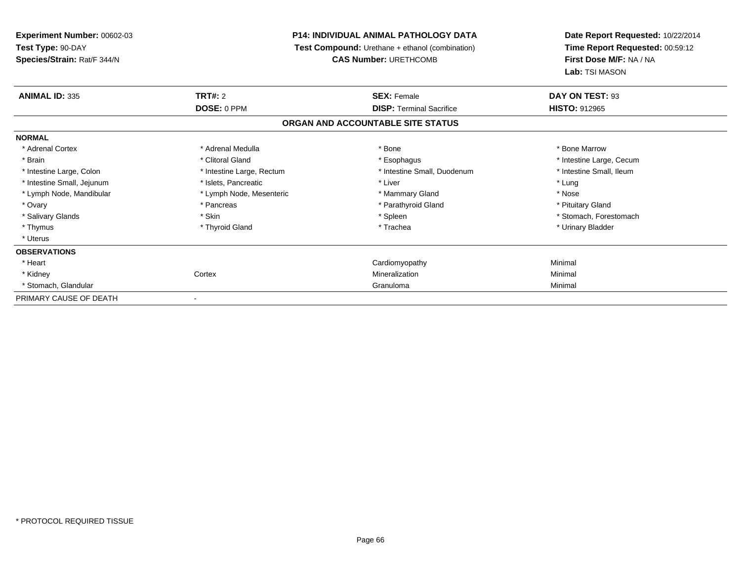**Experiment Number:** 00602-03
**Test Type:** 90-DAY
**Species/Strain:** Rat/F 344/N

**P14: INDIVIDUAL ANIMAL PATHOLOGY DATA**
**Test Compound:** Urethane + ethanol (combination)
**CAS Number:** URETHCOMB

**Date Report Requested:** 10/22/2014
**Time Report Requested:** 00:59:12
**First Dose M/F:** NA / NA
**Lab:** TSI MASON

| **ANIMAL ID:** 335 | **TRT#:** 2 | **SEX:** Female | **DAY ON TEST:** 93 |
|---|---|---|---|
| | **DOSE:** 0 PPM | **DISP:** Terminal Sacrifice | **HISTO:** 912965 |

**ORGAN AND ACCOUNTABLE SITE STATUS**

**NORMAL**

| | | | |
|---|---|---|---|
| * Adrenal Cortex | * Adrenal Medulla | * Bone | * Bone Marrow |
| * Brain | * Clitoral Gland | * Esophagus | * Intestine Large, Cecum |
| * Intestine Large, Colon | * Intestine Large, Rectum | * Intestine Small, Duodenum | * Intestine Small, Ileum |
| * Intestine Small, Jejunum | * Islets, Pancreatic | * Liver | * Lung |
| * Lymph Node, Mandibular | * Lymph Node, Mesenteric | * Mammary Gland | * Nose |
| * Ovary | * Pancreas | * Parathyroid Gland | * Pituitary Gland |
| * Salivary Glands | * Skin | * Spleen | * Stomach, Forestomach |
| * Thymus | * Thyroid Gland | * Trachea | * Urinary Bladder |
| * Uterus | | | |

**OBSERVATIONS**

| | | | |
|---|---|---|---|
| * Heart | | Cardiomyopathy | Minimal |
| * Kidney | Cortex | Mineralization | Minimal |
| * Stomach, Glandular | | Granuloma | Minimal |

PRIMARY CAUSE OF DEATH -

* PROTOCOL REQUIRED TISSUE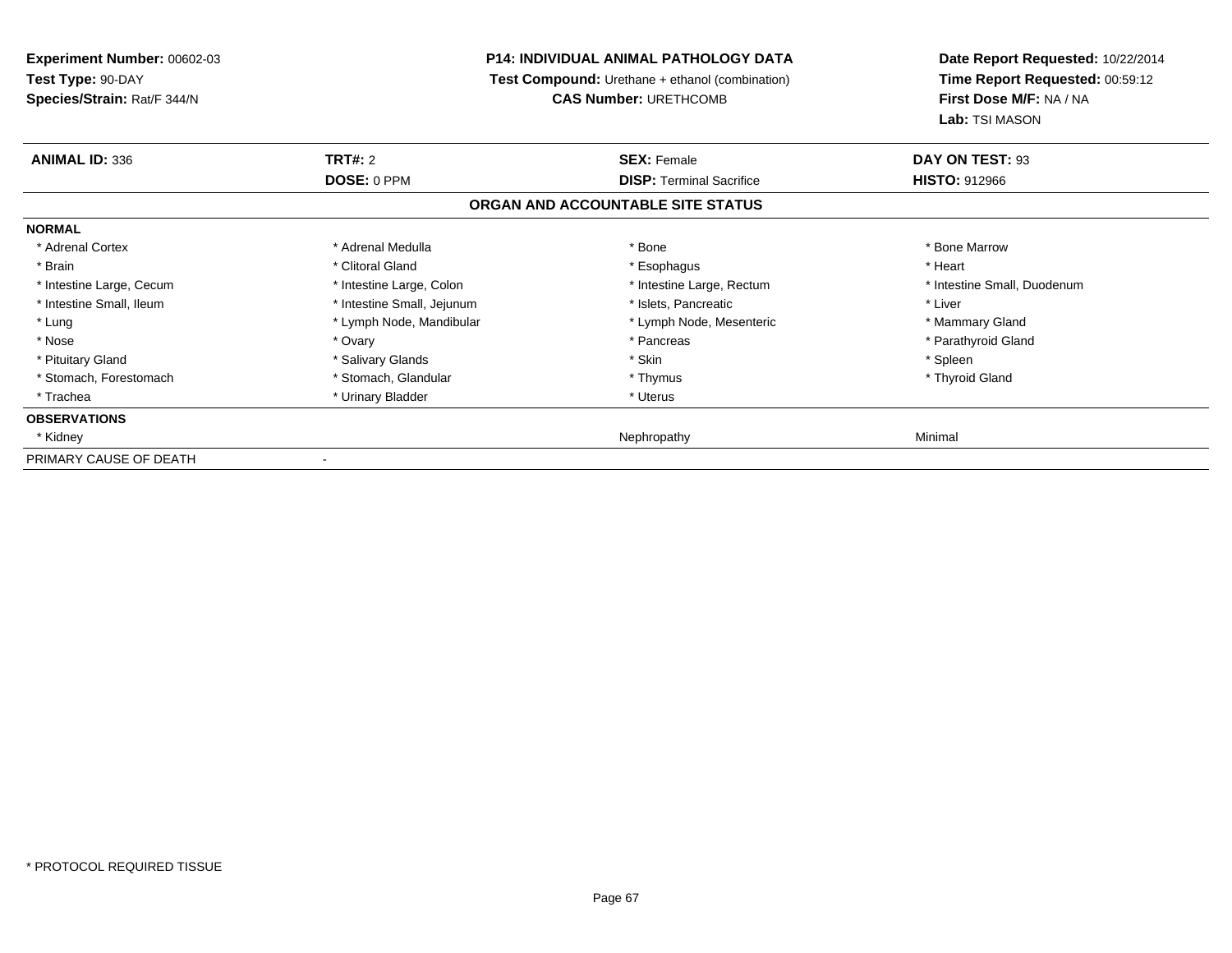**Experiment Number:** 00602-03
**Test Type:** 90-DAY
**Species/Strain:** Rat/F 344/N

**P14: INDIVIDUAL ANIMAL PATHOLOGY DATA**
**Test Compound:** Urethane + ethanol (combination)
**CAS Number:** URETHCOMB

**Date Report Requested:** 10/22/2014
**Time Report Requested:** 00:59:12
**First Dose M/F:** NA / NA
**Lab:** TSI MASON

| **ANIMAL ID:** 336 | **TRT#:** 2 | **SEX:** Female | **DAY ON TEST:** 93 |
|---|---|---|---|
| | **DOSE:** 0 PPM | **DISP:** Terminal Sacrifice | **HISTO:** 912966 |

**ORGAN AND ACCOUNTABLE SITE STATUS**

| | | | |
|---|---|---|---|
| **NORMAL** | | | |
| * Adrenal Cortex | * Adrenal Medulla | * Bone | * Bone Marrow |
| * Brain | * Clitoral Gland | * Esophagus | * Heart |
| * Intestine Large, Cecum | * Intestine Large, Colon | * Intestine Large, Rectum | * Intestine Small, Duodenum |
| * Intestine Small, Ileum | * Intestine Small, Jejunum | * Islets, Pancreatic | * Liver |
| * Lung | * Lymph Node, Mandibular | * Lymph Node, Mesenteric | * Mammary Gland |
| * Nose | * Ovary | * Pancreas | * Parathyroid Gland |
| * Pituitary Gland | * Salivary Glands | * Skin | * Spleen |
| * Stomach, Forestomach | * Stomach, Glandular | * Thymus | * Thyroid Gland |
| * Trachea | * Urinary Bladder | * Uterus | |
| **OBSERVATIONS** | | | |
| * Kidney | | Nephropathy | Minimal |
| PRIMARY CAUSE OF DEATH | - | | |

* PROTOCOL REQUIRED TISSUE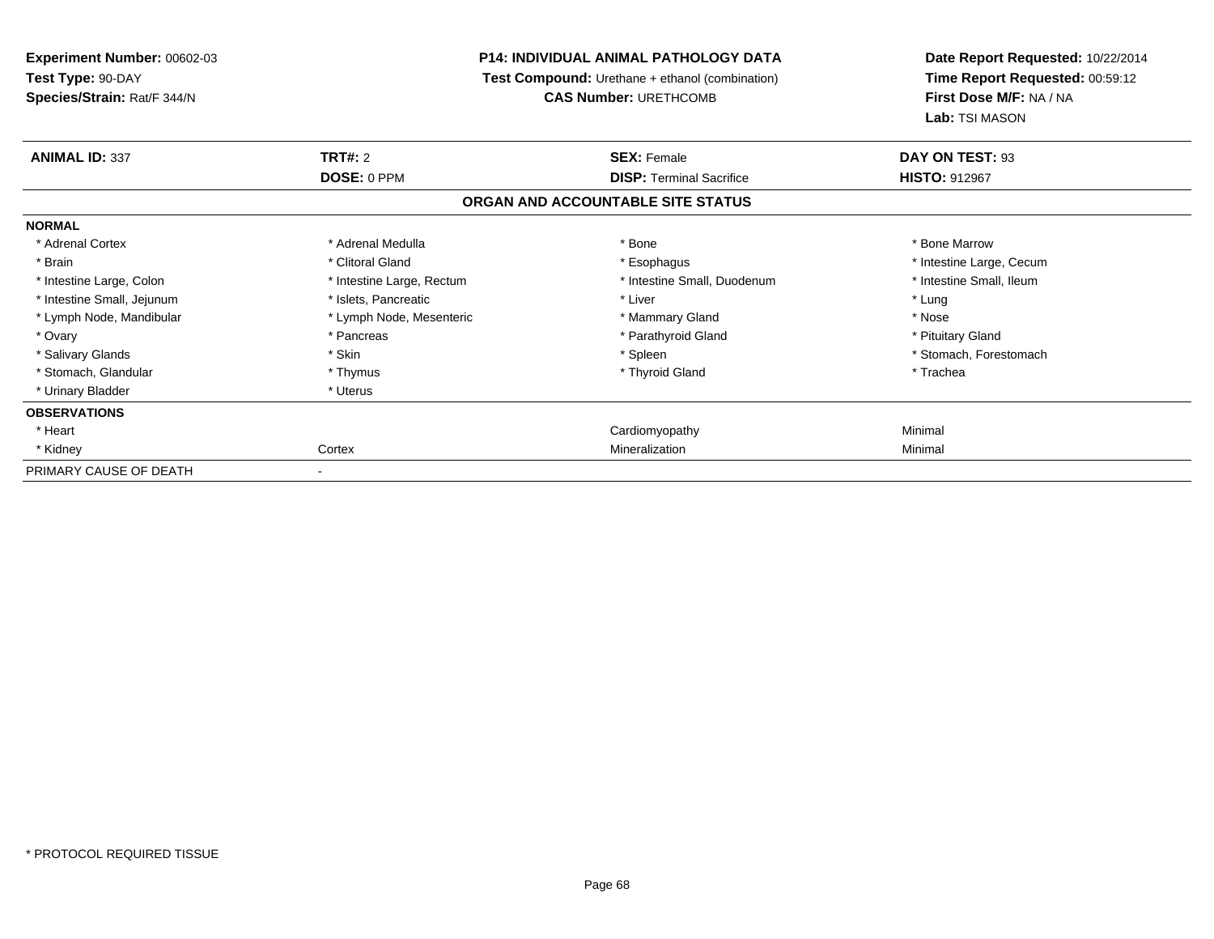**Experiment Number:** 00602-03
**Test Type:** 90-DAY
**Species/Strain:** Rat/F 344/N

**P14: INDIVIDUAL ANIMAL PATHOLOGY DATA**
**Test Compound:** Urethane + ethanol (combination)
**CAS Number:** URETHCOMB

**Date Report Requested:** 10/22/2014
**Time Report Requested:** 00:59:12
**First Dose M/F:** NA / NA
**Lab:** TSI MASON

| **ANIMAL ID:** 337 | **TRT#:** 2 | **SEX:** Female | **DAY ON TEST:** 93 |
|---|---|---|---|
| | **DOSE:** 0 PPM | **DISP:** Terminal Sacrifice | **HISTO:** 912967 |

**ORGAN AND ACCOUNTABLE SITE STATUS**

| | | | |
|---|---|---|---|
| **NORMAL** | | | |
| * Adrenal Cortex | * Adrenal Medulla | * Bone | * Bone Marrow |
| * Brain | * Clitoral Gland | * Esophagus | * Intestine Large, Cecum |
| * Intestine Large, Colon | * Intestine Large, Rectum | * Intestine Small, Duodenum | * Intestine Small, Ileum |
| * Intestine Small, Jejunum | * Islets, Pancreatic | * Liver | * Lung |
| * Lymph Node, Mandibular | * Lymph Node, Mesenteric | * Mammary Gland | * Nose |
| * Ovary | * Pancreas | * Parathyroid Gland | * Pituitary Gland |
| * Salivary Glands | * Skin | * Spleen | * Stomach, Forestomach |
| * Stomach, Glandular | * Thymus | * Thyroid Gland | * Trachea |
| * Urinary Bladder | * Uterus | | |
| **OBSERVATIONS** | | | |
| * Heart | | Cardiomyopathy | Minimal |
| * Kidney | Cortex | Mineralization | Minimal |
| PRIMARY CAUSE OF DEATH | - | | |

* PROTOCOL REQUIRED TISSUE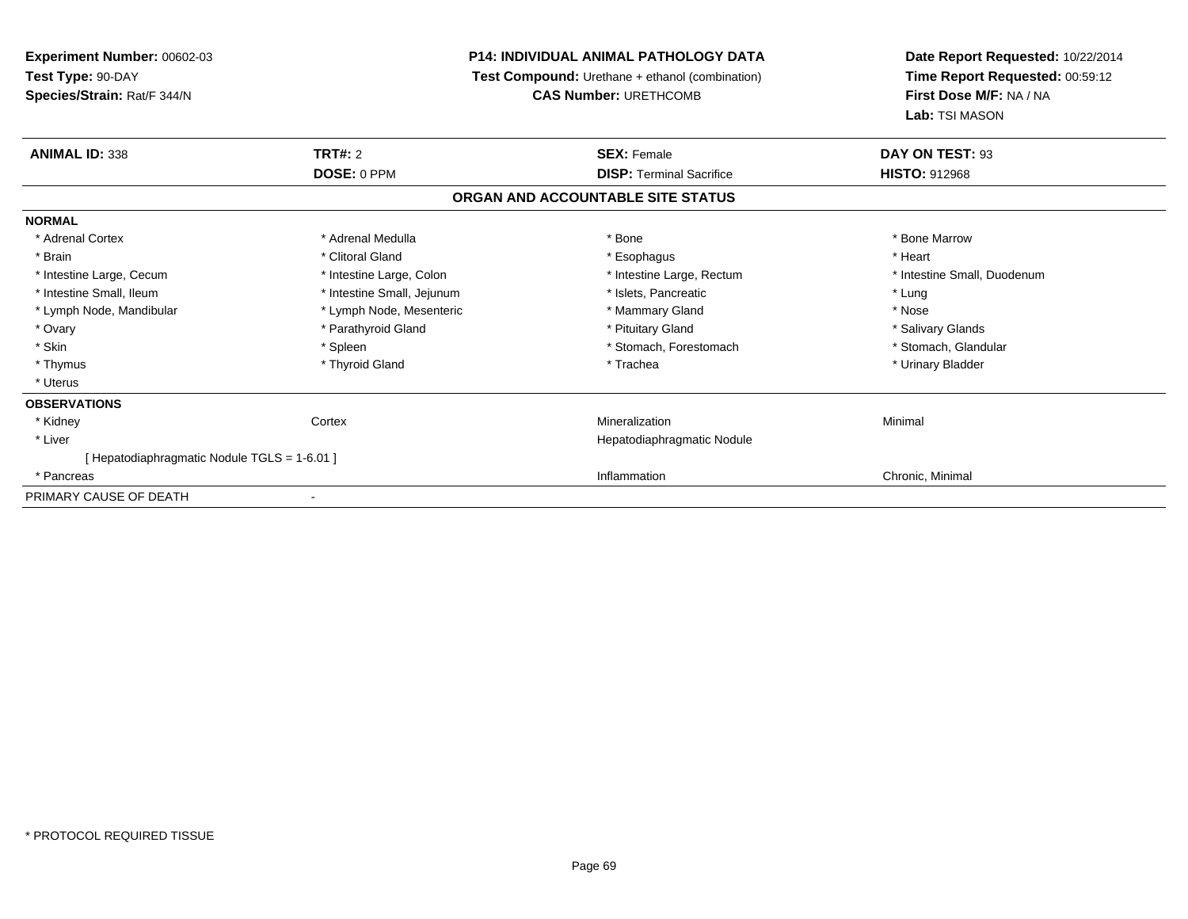**Experiment Number:** 00602-03
**Test Type:** 90-DAY
**Species/Strain:** Rat/F 344/N

**P14: INDIVIDUAL ANIMAL PATHOLOGY DATA**
**Test Compound:** Urethane + ethanol (combination)
**CAS Number:** URETHCOMB

**Date Report Requested:** 10/22/2014
**Time Report Requested:** 00:59:12
**First Dose M/F:** NA / NA
**Lab:** TSI MASON

| **ANIMAL ID:** 338 | **TRT#:** 2 | **SEX:** Female | **DAY ON TEST:** 93 |
|---|---|---|---|
| | **DOSE:** 0 PPM | **DISP:** Terminal Sacrifice | **HISTO:** 912968 |

**ORGAN AND ACCOUNTABLE SITE STATUS**

**NORMAL**

| | | | |
|---|---|---|---|
| * Adrenal Cortex | * Adrenal Medulla | * Bone | * Bone Marrow |
| * Brain | * Clitoral Gland | * Esophagus | * Heart |
| * Intestine Large, Cecum | * Intestine Large, Colon | * Intestine Large, Rectum | * Intestine Small, Duodenum |
| * Intestine Small, Ileum | * Intestine Small, Jejunum | * Islets, Pancreatic | * Lung |
| * Lymph Node, Mandibular | * Lymph Node, Mesenteric | * Mammary Gland | * Nose |
| * Ovary | * Parathyroid Gland | * Pituitary Gland | * Salivary Glands |
| * Skin | * Spleen | * Stomach, Forestomach | * Stomach, Glandular |
| * Thymus | * Thyroid Gland | * Trachea | * Urinary Bladder |
| * Uterus | | | |

**OBSERVATIONS**

| | | | |
|---|---|---|---|
| * Kidney | Cortex | Mineralization | Minimal |
| * Liver | | Hepatodiaphragmatic Nodule | |
| [ Hepatodiaphragmatic Nodule TGLS = 1-6.01 ] | | | |
| * Pancreas | | Inflammation | Chronic, Minimal |

PRIMARY CAUSE OF DEATH -

* PROTOCOL REQUIRED TISSUE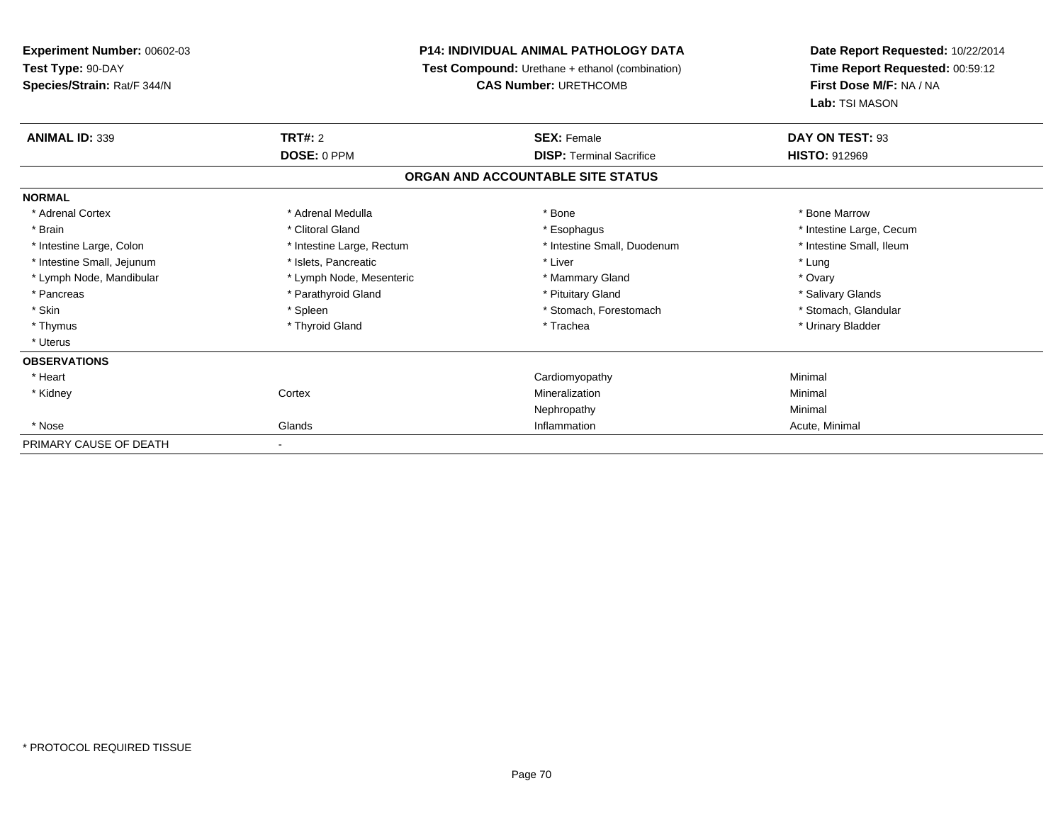**Experiment Number:** 00602-03
**Test Type:** 90-DAY
**Species/Strain:** Rat/F 344/N

**P14: INDIVIDUAL ANIMAL PATHOLOGY DATA**
**Test Compound:** Urethane + ethanol (combination)
**CAS Number:** URETHCOMB

**Date Report Requested:** 10/22/2014
**Time Report Requested:** 00:59:12
**First Dose M/F:** NA / NA
**Lab:** TSI MASON

| **ANIMAL ID:** 339 | **TRT#:** 2 | **SEX:** Female | **DAY ON TEST:** 93 |
|---|---|---|---|
| | **DOSE:** 0 PPM | **DISP:** Terminal Sacrifice | **HISTO:** 912969 |

**ORGAN AND ACCOUNTABLE SITE STATUS**

**NORMAL**

| | | | |
|---|---|---|---|
| * Adrenal Cortex | * Adrenal Medulla | * Bone | * Bone Marrow |
| * Brain | * Clitoral Gland | * Esophagus | * Intestine Large, Cecum |
| * Intestine Large, Colon | * Intestine Large, Rectum | * Intestine Small, Duodenum | * Intestine Small, Ileum |
| * Intestine Small, Jejunum | * Islets, Pancreatic | * Liver | * Lung |
| * Lymph Node, Mandibular | * Lymph Node, Mesenteric | * Mammary Gland | * Ovary |
| * Pancreas | * Parathyroid Gland | * Pituitary Gland | * Salivary Glands |
| * Skin | * Spleen | * Stomach, Forestomach | * Stomach, Glandular |
| * Thymus | * Thyroid Gland | * Trachea | * Urinary Bladder |
| * Uterus | | | |

**OBSERVATIONS**

| | | | |
|---|---|---|---|
| * Heart | | Cardiomyopathy | Minimal |
| * Kidney | Cortex | Mineralization | Minimal |
| | | Nephropathy | Minimal |
| * Nose | Glands | Inflammation | Acute, Minimal |

PRIMARY CAUSE OF DEATH -

* PROTOCOL REQUIRED TISSUE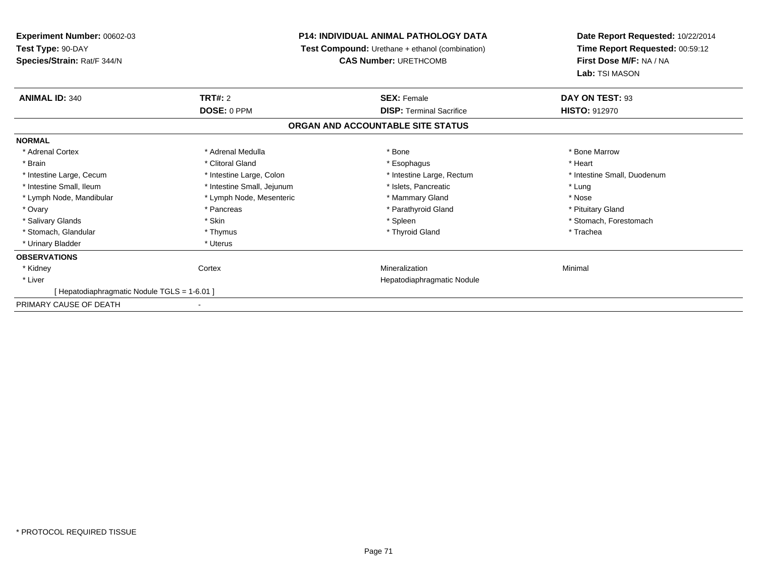**Experiment Number:** 00602-03
**Test Type:** 90-DAY
**Species/Strain:** Rat/F 344/N

**P14: INDIVIDUAL ANIMAL PATHOLOGY DATA**
**Test Compound:** Urethane + ethanol (combination)
**CAS Number:** URETHCOMB

**Date Report Requested:** 10/22/2014
**Time Report Requested:** 00:59:12
**First Dose M/F:** NA / NA
**Lab:** TSI MASON

| **ANIMAL ID:** 340 | **TRT#:** 2 | **SEX:** Female | **DAY ON TEST:** 93 |
|---|---|---|---|
| | **DOSE:** 0 PPM | **DISP:** Terminal Sacrifice | **HISTO:** 912970 |

**ORGAN AND ACCOUNTABLE SITE STATUS**

**NORMAL**

| | | | |
|---|---|---|---|
| * Adrenal Cortex | * Adrenal Medulla | * Bone | * Bone Marrow |
| * Brain | * Clitoral Gland | * Esophagus | * Heart |
| * Intestine Large, Cecum | * Intestine Large, Colon | * Intestine Large, Rectum | * Intestine Small, Duodenum |
| * Intestine Small, Ileum | * Intestine Small, Jejunum | * Islets, Pancreatic | * Lung |
| * Lymph Node, Mandibular | * Lymph Node, Mesenteric | * Mammary Gland | * Nose |
| * Ovary | * Pancreas | * Parathyroid Gland | * Pituitary Gland |
| * Salivary Glands | * Skin | * Spleen | * Stomach, Forestomach |
| * Stomach, Glandular | * Thymus | * Thyroid Gland | * Trachea |
| * Urinary Bladder | * Uterus | | |

**OBSERVATIONS**

| | | | |
|---|---|---|---|
| * Kidney | Cortex | Mineralization | Minimal |
| * Liver | | Hepatodiaphragmatic Nodule | |
| [ Hepatodiaphragmatic Nodule TGLS = 1-6.01 ] | | | |

PRIMARY CAUSE OF DEATH -

* PROTOCOL REQUIRED TISSUE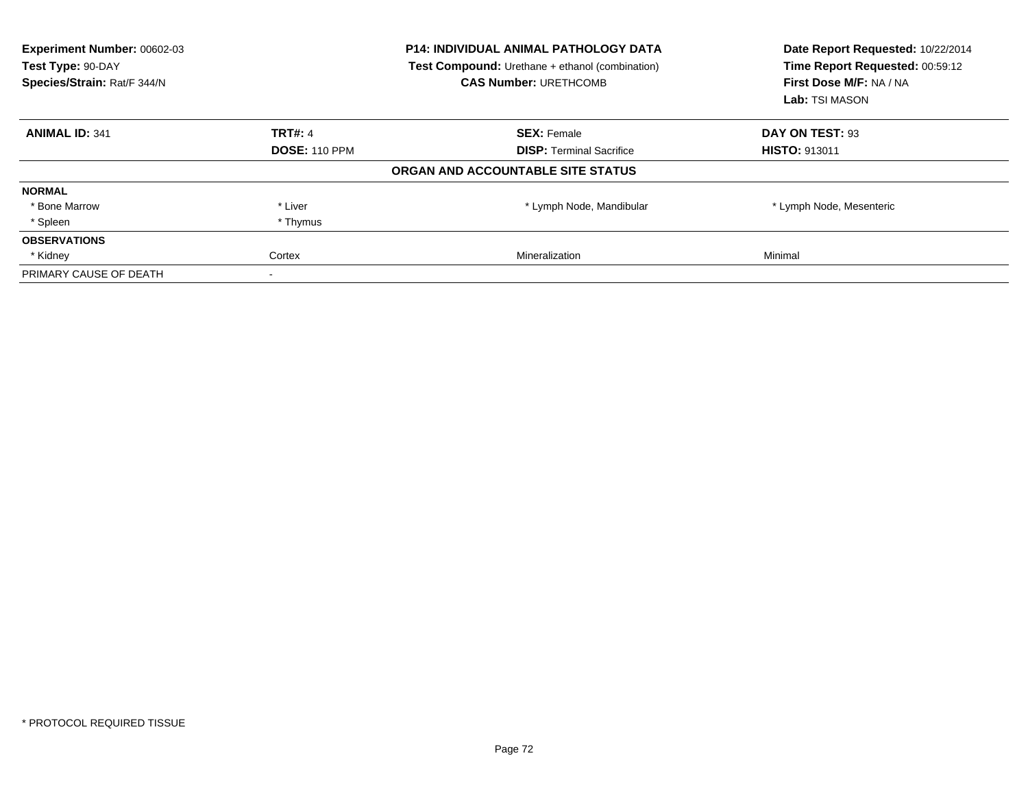**Experiment Number:** 00602-03
**Test Type:** 90-DAY
**Species/Strain:** Rat/F 344/N

**P14: INDIVIDUAL ANIMAL PATHOLOGY DATA**
**Test Compound:** Urethane + ethanol (combination)
**CAS Number:** URETHCOMB

**Date Report Requested:** 10/22/2014
**Time Report Requested:** 00:59:12
**First Dose M/F:** NA / NA
**Lab:** TSI MASON

| **ANIMAL ID:** 341 | **TRT#:** 4 | **SEX:** Female | **DAY ON TEST:** 93 |
|---|---|---|---|
| | **DOSE:** 110 PPM | **DISP:** Terminal Sacrifice | **HISTO:** 913011 |

**ORGAN AND ACCOUNTABLE SITE STATUS**

| | | | |
|---|---|---|---|
| **NORMAL** | | | |
| * Bone Marrow | * Liver | * Lymph Node, Mandibular | * Lymph Node, Mesenteric |
| * Spleen | * Thymus | | |
| **OBSERVATIONS** | | | |
| * Kidney | Cortex | Mineralization | Minimal |
| PRIMARY CAUSE OF DEATH | - | | |

* PROTOCOL REQUIRED TISSUE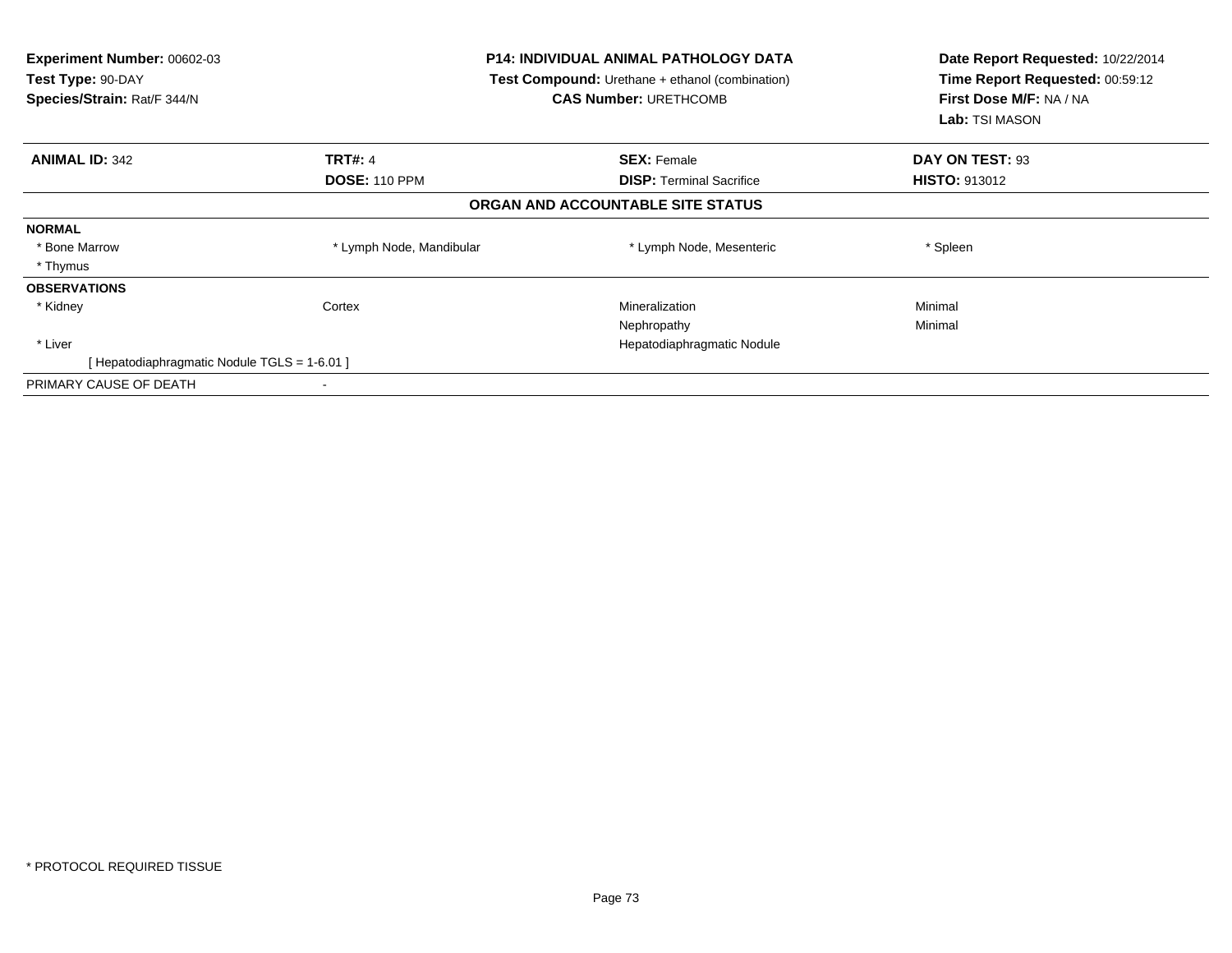**Experiment Number:** 00602-03
**Test Type:** 90-DAY
**Species/Strain:** Rat/F 344/N

**P14: INDIVIDUAL ANIMAL PATHOLOGY DATA**
**Test Compound:** Urethane + ethanol (combination)
**CAS Number:** URETHCOMB

**Date Report Requested:** 10/22/2014
**Time Report Requested:** 00:59:12
**First Dose M/F:** NA / NA
**Lab:** TSI MASON

| **ANIMAL ID:** 342 | **TRT#:** 4 | **SEX:** Female | **DAY ON TEST:** 93 |
|---|---|---|---|
| | **DOSE:** 110 PPM | **DISP:** Terminal Sacrifice | **HISTO:** 913012 |

**ORGAN AND ACCOUNTABLE SITE STATUS**

| | | | |
|---|---|---|---|
| **NORMAL** | | | |
| * Bone Marrow | * Lymph Node, Mandibular | * Lymph Node, Mesenteric | * Spleen |
| * Thymus | | | |
| **OBSERVATIONS** | | | |
| * Kidney | Cortex | Mineralization | Minimal |
| | | Nephropathy | Minimal |
| * Liver | | Hepatodiaphragmatic Nodule | |
| [ Hepatodiaphragmatic Nodule TGLS = 1-6.01 ] | | | |
| PRIMARY CAUSE OF DEATH | - | | |

* PROTOCOL REQUIRED TISSUE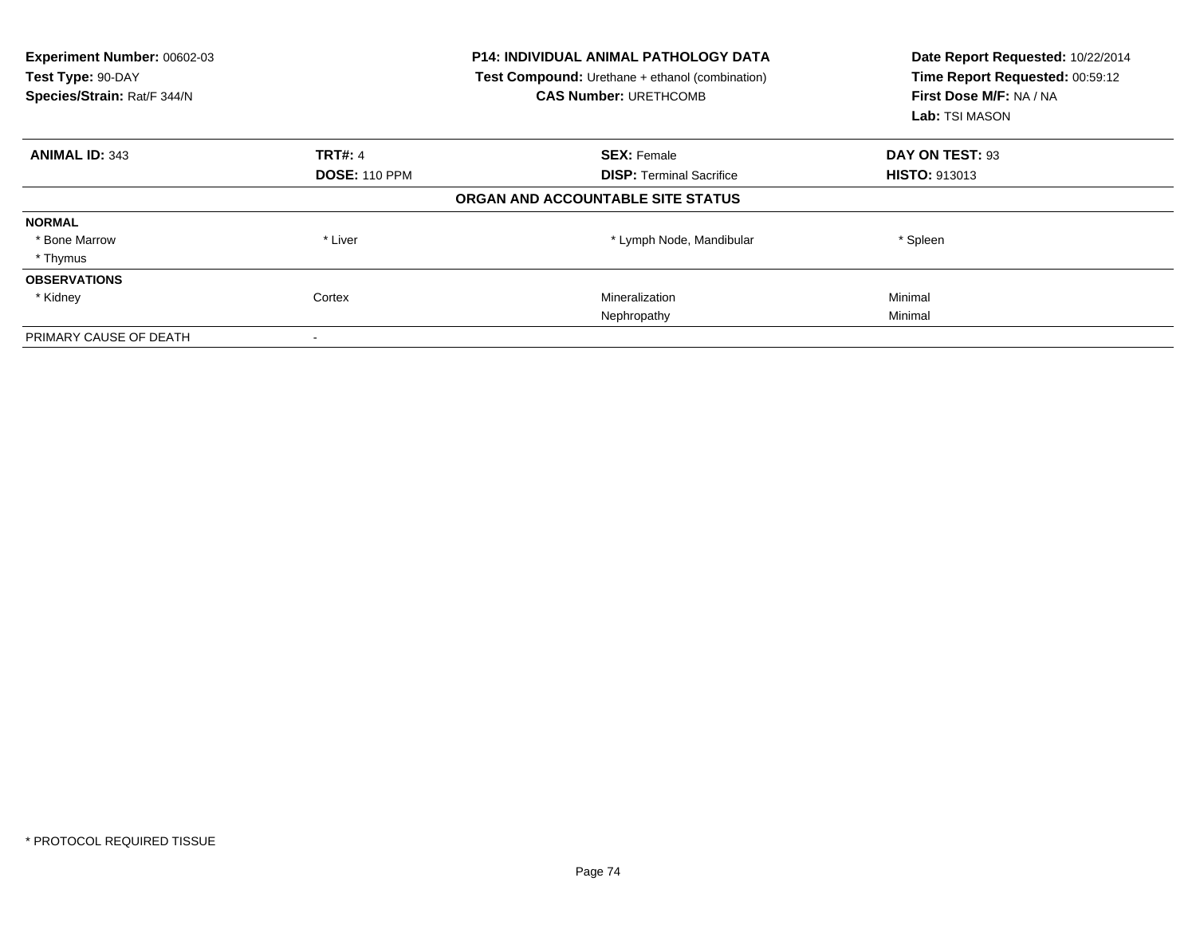**Experiment Number:** 00602-03
**Test Type:** 90-DAY
**Species/Strain:** Rat/F 344/N

**P14: INDIVIDUAL ANIMAL PATHOLOGY DATA**
**Test Compound:** Urethane + ethanol (combination)
**CAS Number:** URETHCOMB

**Date Report Requested:** 10/22/2014
**Time Report Requested:** 00:59:12
**First Dose M/F:** NA / NA
**Lab:** TSI MASON

| **ANIMAL ID:** 343 | **TRT#:** 4 | **SEX:** Female | **DAY ON TEST:** 93 |
|---|---|---|---|
| | **DOSE:** 110 PPM | **DISP:** Terminal Sacrifice | **HISTO:** 913013 |

**ORGAN AND ACCOUNTABLE SITE STATUS**

| | | | |
|---|---|---|---|
| **NORMAL** | | | |
| * Bone Marrow | * Liver | * Lymph Node, Mandibular | * Spleen |
| * Thymus | | | |
| **OBSERVATIONS** | | | |
| * Kidney | Cortex | Mineralization | Minimal |
| | | Nephropathy | Minimal |
| PRIMARY CAUSE OF DEATH | - | | |

* PROTOCOL REQUIRED TISSUE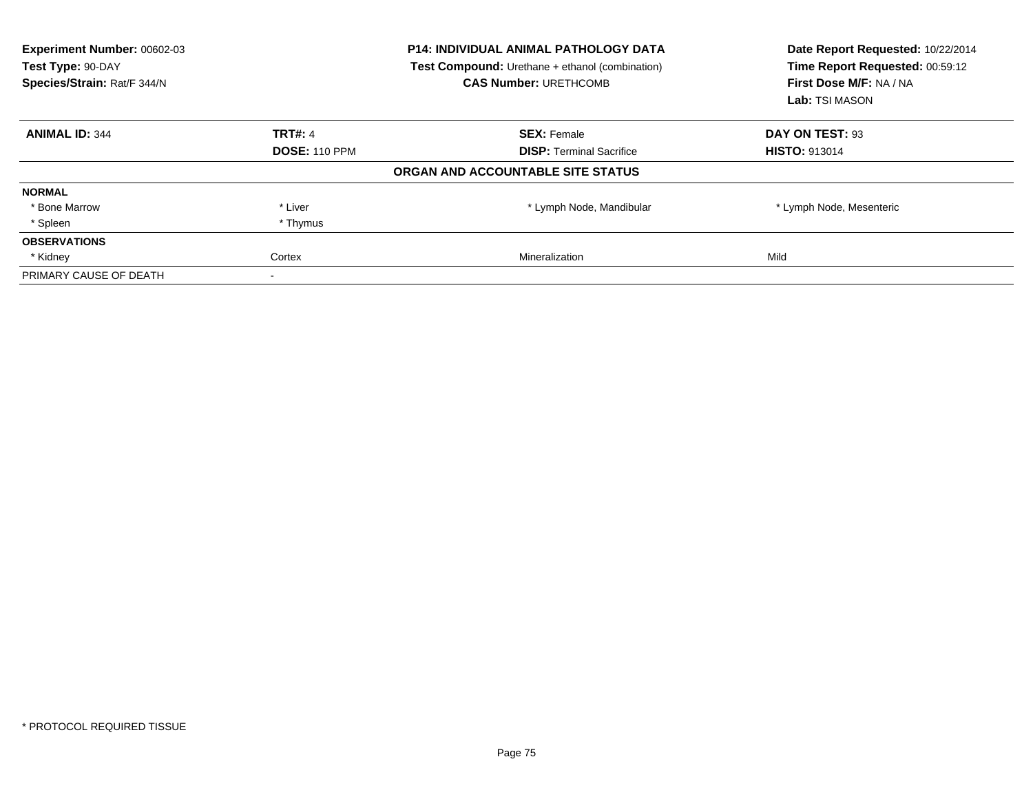**Experiment Number:** 00602-03
**Test Type:** 90-DAY
**Species/Strain:** Rat/F 344/N

**P14: INDIVIDUAL ANIMAL PATHOLOGY DATA**
**Test Compound:** Urethane + ethanol (combination)
**CAS Number:** URETHCOMB

**Date Report Requested:** 10/22/2014
**Time Report Requested:** 00:59:12
**First Dose M/F:** NA / NA
**Lab:** TSI MASON

| **ANIMAL ID:** 344 | **TRT#:** 4 | **SEX:** Female | **DAY ON TEST:** 93 |
|---|---|---|---|
| | **DOSE:** 110 PPM | **DISP:** Terminal Sacrifice | **HISTO:** 913014 |

**ORGAN AND ACCOUNTABLE SITE STATUS**

| | | | |
|---|---|---|---|
| **NORMAL** | | | |
| * Bone Marrow | * Liver | * Lymph Node, Mandibular | * Lymph Node, Mesenteric |
| * Spleen | * Thymus | | |
| **OBSERVATIONS** | | | |
| * Kidney | Cortex | Mineralization | Mild |
| PRIMARY CAUSE OF DEATH | - | | |

* PROTOCOL REQUIRED TISSUE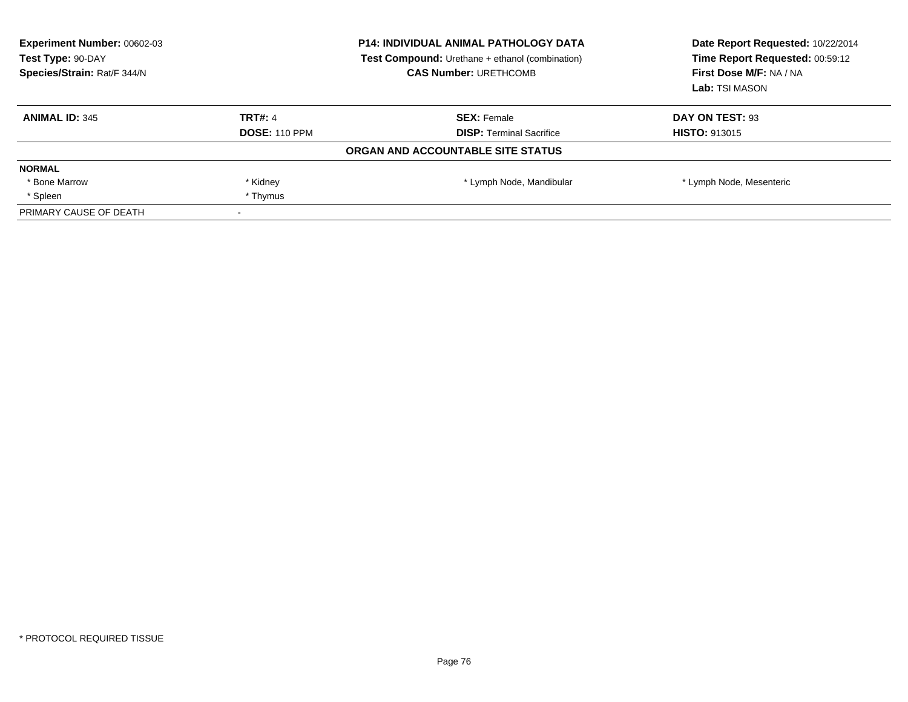**Experiment Number:** 00602-03
**Test Type:** 90-DAY
**Species/Strain:** Rat/F 344/N

**P14: INDIVIDUAL ANIMAL PATHOLOGY DATA**
**Test Compound:** Urethane + ethanol (combination)
**CAS Number:** URETHCOMB

**Date Report Requested:** 10/22/2014
**Time Report Requested:** 00:59:12
**First Dose M/F:** NA / NA
**Lab:** TSI MASON

| **ANIMAL ID:** 345 | **TRT#:** 4 | **SEX:** Female | **DAY ON TEST:** 93 |
|---|---|---|---|
| | **DOSE:** 110 PPM | **DISP:** Terminal Sacrifice | **HISTO:** 913015 |

**ORGAN AND ACCOUNTABLE SITE STATUS**

| **NORMAL** | | | |
|---|---|---|---|
| * Bone Marrow | * Kidney | * Lymph Node, Mandibular | * Lymph Node, Mesenteric |
| * Spleen | * Thymus | | |
| PRIMARY CAUSE OF DEATH | - | | |

* PROTOCOL REQUIRED TISSUE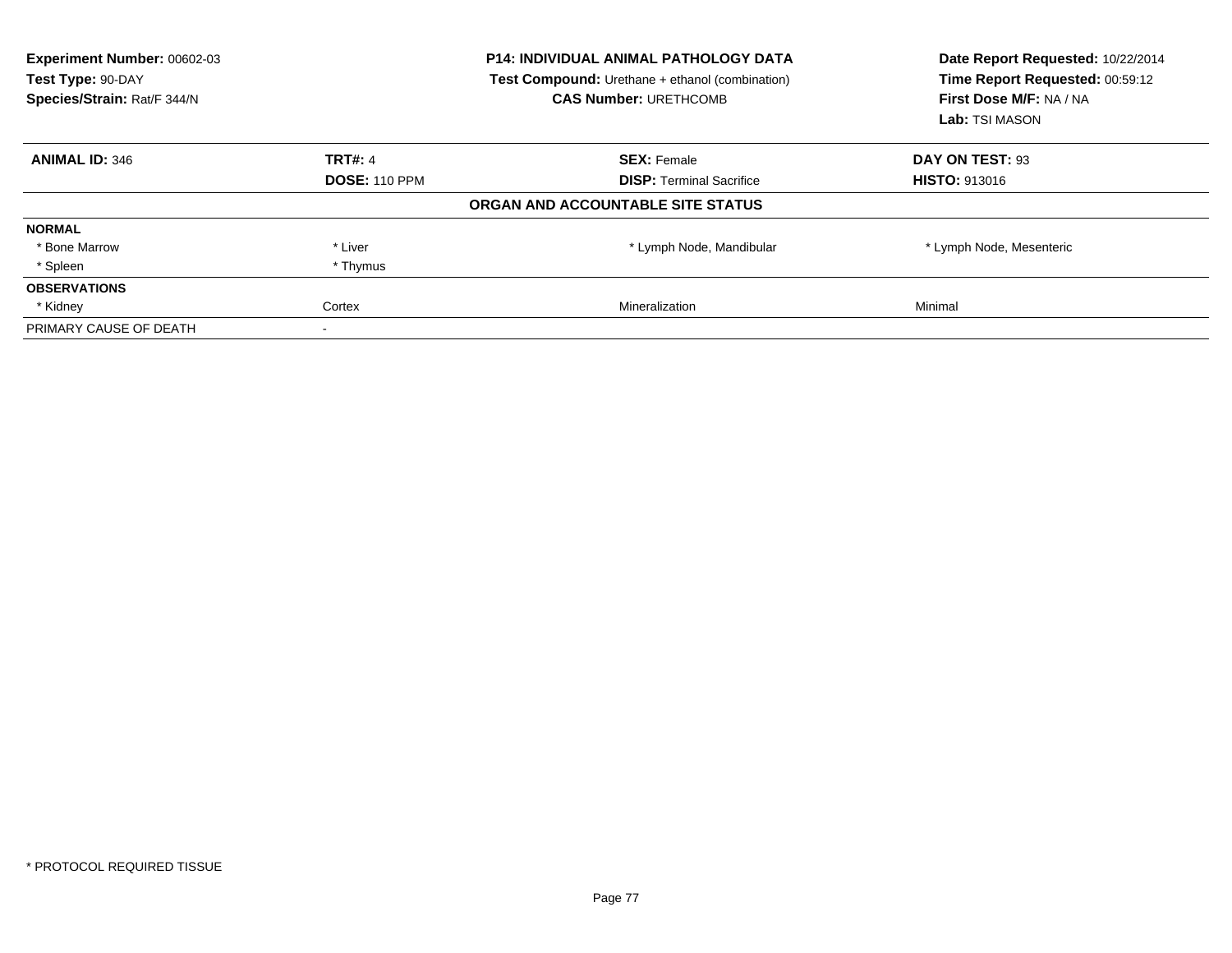**Experiment Number:** 00602-03
**Test Type:** 90-DAY
**Species/Strain:** Rat/F 344/N

**P14: INDIVIDUAL ANIMAL PATHOLOGY DATA**
**Test Compound:** Urethane + ethanol (combination)
**CAS Number:** URETHCOMB

**Date Report Requested:** 10/22/2014
**Time Report Requested:** 00:59:12
**First Dose M/F:** NA / NA
**Lab:** TSI MASON

| **ANIMAL ID:** 346 | **TRT#:** 4 | **SEX:** Female | **DAY ON TEST:** 93 |
|---|---|---|---|
| | **DOSE:** 110 PPM | **DISP:** Terminal Sacrifice | **HISTO:** 913016 |

**ORGAN AND ACCOUNTABLE SITE STATUS**

| | | | |
|---|---|---|---|
| **NORMAL** | | | |
| * Bone Marrow | * Liver | * Lymph Node, Mandibular | * Lymph Node, Mesenteric |
| * Spleen | * Thymus | | |
| **OBSERVATIONS** | | | |
| * Kidney | Cortex | Mineralization | Minimal |
| PRIMARY CAUSE OF DEATH | - | | |

* PROTOCOL REQUIRED TISSUE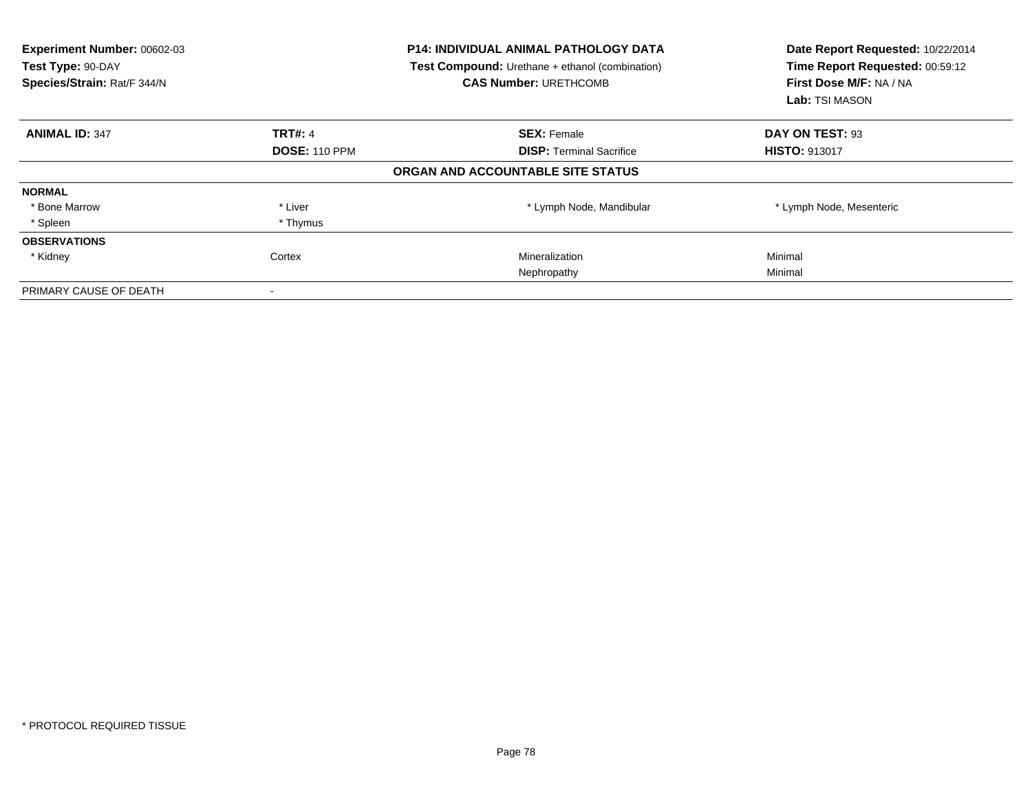**Experiment Number:** 00602-03
**Test Type:** 90-DAY
**Species/Strain:** Rat/F 344/N

**P14: INDIVIDUAL ANIMAL PATHOLOGY DATA**
**Test Compound:** Urethane + ethanol (combination)
**CAS Number:** URETHCOMB

**Date Report Requested:** 10/22/2014
**Time Report Requested:** 00:59:12
**First Dose M/F:** NA / NA
**Lab:** TSI MASON

| **ANIMAL ID:** 347 | **TRT#:** 4 | **SEX:** Female | **DAY ON TEST:** 93 |
|---|---|---|---|
| | **DOSE:** 110 PPM | **DISP:** Terminal Sacrifice | **HISTO:** 913017 |

**ORGAN AND ACCOUNTABLE SITE STATUS**

| | | | |
|---|---|---|---|
| **NORMAL** | | | |
| * Bone Marrow | * Liver | * Lymph Node, Mandibular | * Lymph Node, Mesenteric |
| * Spleen | * Thymus | | |
| **OBSERVATIONS** | | | |
| * Kidney | Cortex | Mineralization | Minimal |
| | | Nephropathy | Minimal |
| PRIMARY CAUSE OF DEATH | - | | |

\* PROTOCOL REQUIRED TISSUE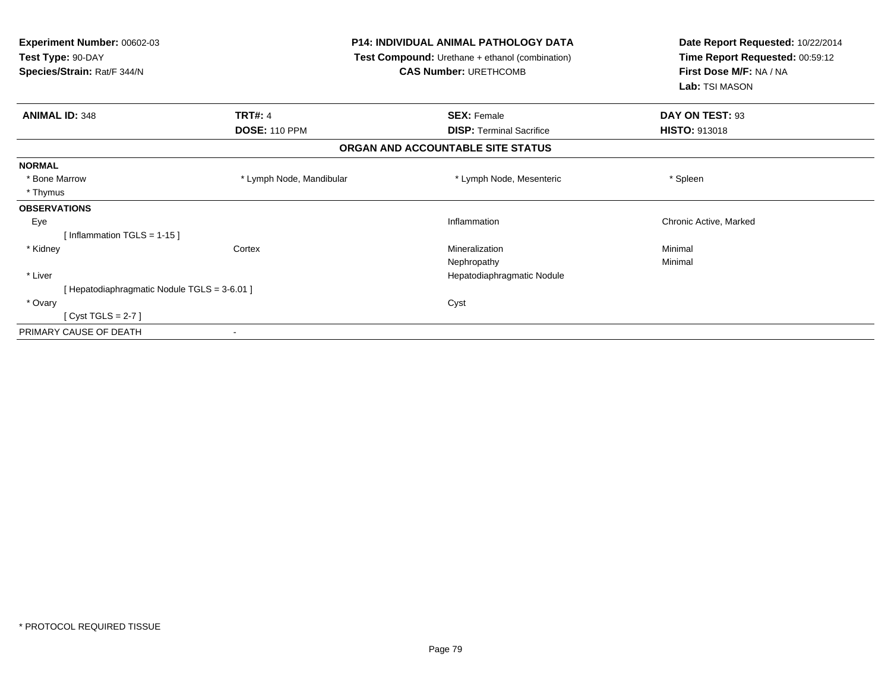**Experiment Number:** 00602-03
**Test Type:** 90-DAY
**Species/Strain:** Rat/F 344/N

**P14: INDIVIDUAL ANIMAL PATHOLOGY DATA**
**Test Compound:** Urethane + ethanol (combination)
**CAS Number:** URETHCOMB

**Date Report Requested:** 10/22/2014
**Time Report Requested:** 00:59:12
**First Dose M/F:** NA / NA
**Lab:** TSI MASON

| **ANIMAL ID:** 348 | **TRT#:** 4 | **SEX:** Female | **DAY ON TEST:** 93 |
|---|---|---|---|
| | **DOSE:** 110 PPM | **DISP:** Terminal Sacrifice | **HISTO:** 913018 |

**ORGAN AND ACCOUNTABLE SITE STATUS**

| | | | |
|---|---|---|---|
| **NORMAL** | | | |
| * Bone Marrow | * Lymph Node, Mandibular | * Lymph Node, Mesenteric | * Spleen |
| * Thymus | | | |
| **OBSERVATIONS** | | | |
| Eye | | Inflammation | Chronic Active, Marked |
| [ Inflammation TGLS = 1-15 ] | | | |
| * Kidney | Cortex | Mineralization | Minimal |
| | | Nephropathy | Minimal |
| * Liver | | Hepatodiaphragmatic Nodule | |
| [ Hepatodiaphragmatic Nodule TGLS = 3-6.01 ] | | | |
| * Ovary | | Cyst | |
| [ Cyst TGLS = 2-7 ] | | | |
| PRIMARY CAUSE OF DEATH | - | | |

* PROTOCOL REQUIRED TISSUE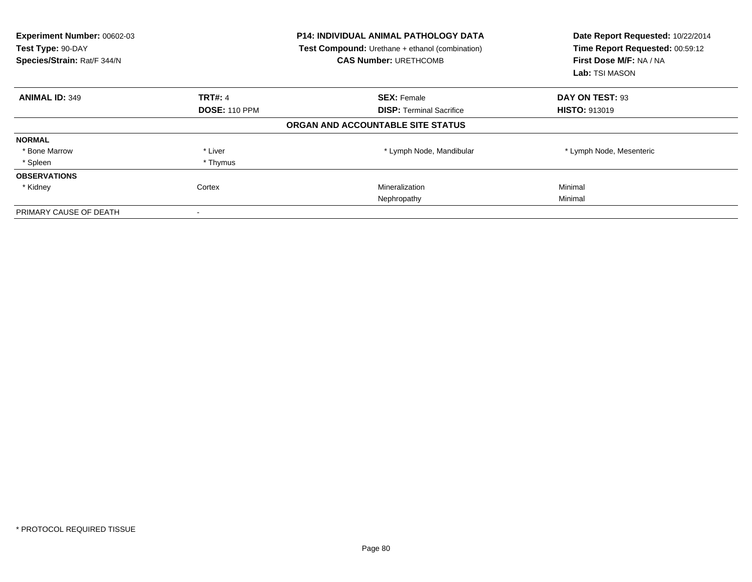**Experiment Number:** 00602-03
**Test Type:** 90-DAY
**Species/Strain:** Rat/F 344/N

**P14: INDIVIDUAL ANIMAL PATHOLOGY DATA**
**Test Compound:** Urethane + ethanol (combination)
**CAS Number:** URETHCOMB

**Date Report Requested:** 10/22/2014
**Time Report Requested:** 00:59:12
**First Dose M/F:** NA / NA
**Lab:** TSI MASON

| **ANIMAL ID:** 349 | **TRT#:** 4 | **SEX:** Female | **DAY ON TEST:** 93 |
|---|---|---|---|
| | **DOSE:** 110 PPM | **DISP:** Terminal Sacrifice | **HISTO:** 913019 |

**ORGAN AND ACCOUNTABLE SITE STATUS**

| | | | |
|---|---|---|---|
| **NORMAL** | | | |
| * Bone Marrow | * Liver | * Lymph Node, Mandibular | * Lymph Node, Mesenteric |
| * Spleen | * Thymus | | |
| **OBSERVATIONS** | | | |
| * Kidney | Cortex | Mineralization | Minimal |
| | | Nephropathy | Minimal |
| PRIMARY CAUSE OF DEATH | - | | |

* PROTOCOL REQUIRED TISSUE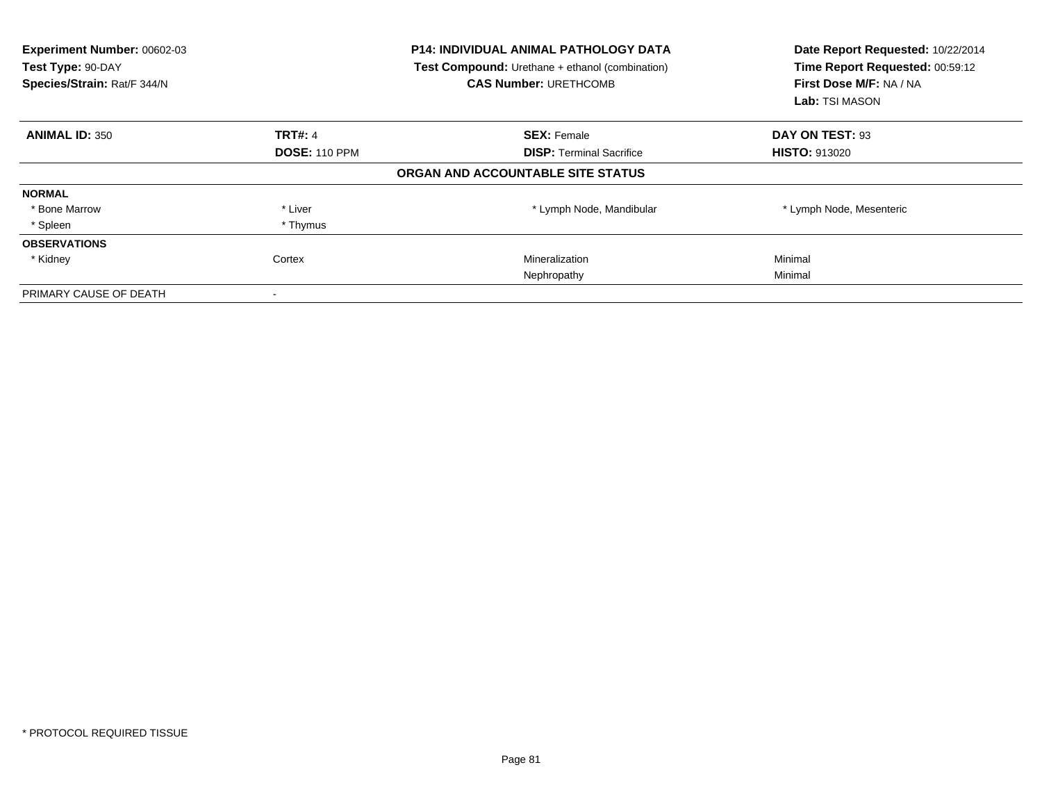**Experiment Number:** 00602-03
**Test Type:** 90-DAY
**Species/Strain:** Rat/F 344/N

**P14: INDIVIDUAL ANIMAL PATHOLOGY DATA**
**Test Compound:** Urethane + ethanol (combination)
**CAS Number:** URETHCOMB

**Date Report Requested:** 10/22/2014
**Time Report Requested:** 00:59:12
**First Dose M/F:** NA / NA
**Lab:** TSI MASON

| **ANIMAL ID:** 350 | **TRT#:** 4 | **SEX:** Female | **DAY ON TEST:** 93 |
|---|---|---|---|
| | **DOSE:** 110 PPM | **DISP:** Terminal Sacrifice | **HISTO:** 913020 |

**ORGAN AND ACCOUNTABLE SITE STATUS**

| | | | |
|---|---|---|---|
| **NORMAL** | | | |
| * Bone Marrow | * Liver | * Lymph Node, Mandibular | * Lymph Node, Mesenteric |
| * Spleen | * Thymus | | |
| **OBSERVATIONS** | | | |
| * Kidney | Cortex | Mineralization | Minimal |
| | | Nephropathy | Minimal |
| PRIMARY CAUSE OF DEATH | - | | |

* PROTOCOL REQUIRED TISSUE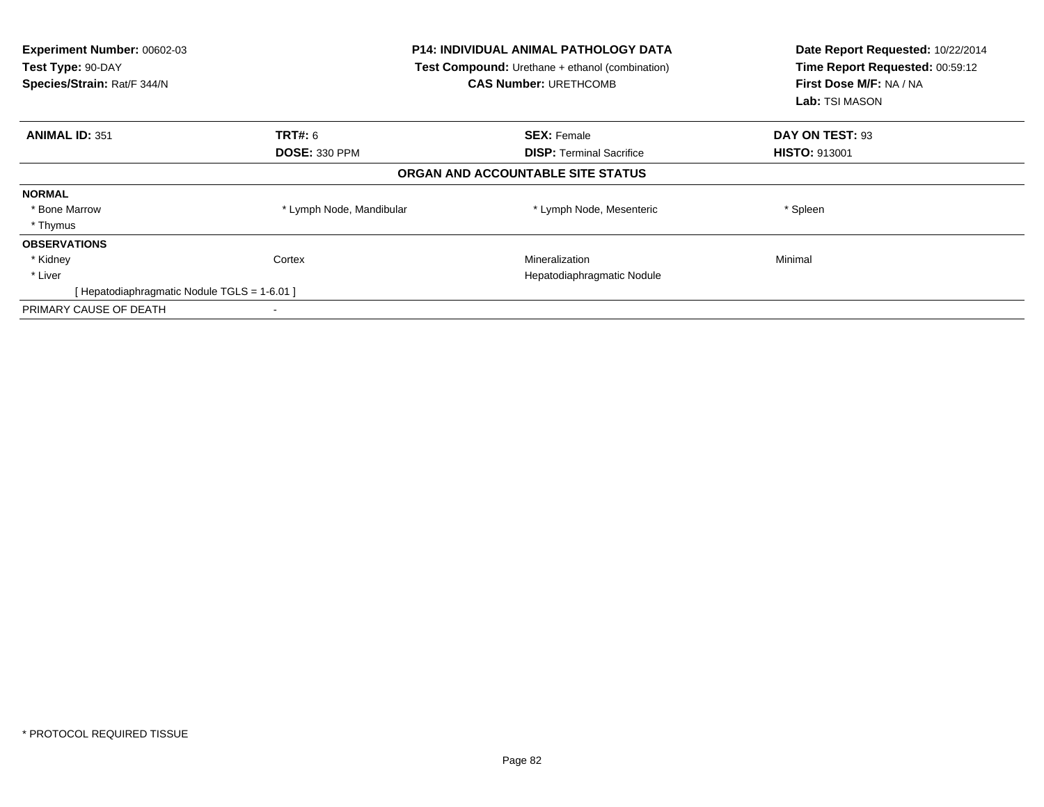**Experiment Number:** 00602-03
**Test Type:** 90-DAY
**Species/Strain:** Rat/F 344/N

**P14: INDIVIDUAL ANIMAL PATHOLOGY DATA**
**Test Compound:** Urethane + ethanol (combination)
**CAS Number:** URETHCOMB

**Date Report Requested:** 10/22/2014
**Time Report Requested:** 00:59:12
**First Dose M/F:** NA / NA
**Lab:** TSI MASON

| **ANIMAL ID:** 351 | **TRT#:** 6 | **SEX:** Female | **DAY ON TEST:** 93 |
|---|---|---|---|
| | **DOSE:** 330 PPM | **DISP:** Terminal Sacrifice | **HISTO:** 913001 |

**ORGAN AND ACCOUNTABLE SITE STATUS**

| | | | |
|---|---|---|---|
| **NORMAL** | | | |
| * Bone Marrow | * Lymph Node, Mandibular | * Lymph Node, Mesenteric | * Spleen |
| * Thymus | | | |
| **OBSERVATIONS** | | | |
| * Kidney | Cortex | Mineralization | Minimal |
| * Liver | | Hepatodiaphragmatic Nodule | |
| [ Hepatodiaphragmatic Nodule TGLS = 1-6.01 ] | | | |
| PRIMARY CAUSE OF DEATH | - | | |

* PROTOCOL REQUIRED TISSUE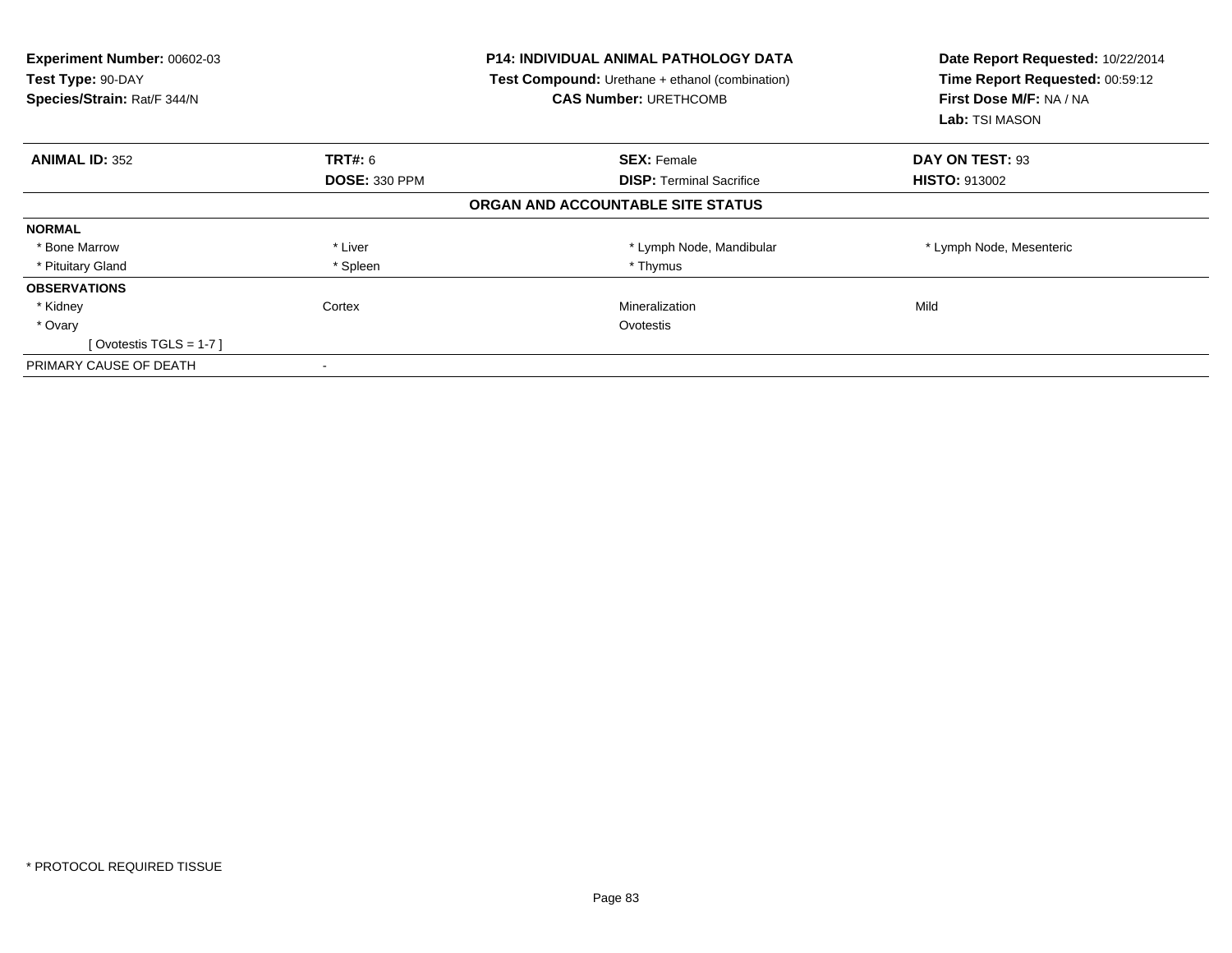**Experiment Number:** 00602-03
**Test Type:** 90-DAY
**Species/Strain:** Rat/F 344/N

**P14: INDIVIDUAL ANIMAL PATHOLOGY DATA**
**Test Compound:** Urethane + ethanol (combination)
**CAS Number:** URETHCOMB

**Date Report Requested:** 10/22/2014
**Time Report Requested:** 00:59:12
**First Dose M/F:** NA / NA
**Lab:** TSI MASON

| **ANIMAL ID:** 352 | **TRT#:** 6 | **SEX:** Female | **DAY ON TEST:** 93 |
|---|---|---|---|
| | **DOSE:** 330 PPM | **DISP:** Terminal Sacrifice | **HISTO:** 913002 |

**ORGAN AND ACCOUNTABLE SITE STATUS**

| | | | |
|---|---|---|---|
| **NORMAL** | | | |
| * Bone Marrow | * Liver | * Lymph Node, Mandibular | * Lymph Node, Mesenteric |
| * Pituitary Gland | * Spleen | * Thymus | |
| **OBSERVATIONS** | | | |
| * Kidney | Cortex | Mineralization | Mild |
| * Ovary | | Ovotestis | |
| [ Ovotestis TGLS = 1-7 ] | | | |
| PRIMARY CAUSE OF DEATH | - | | |

* PROTOCOL REQUIRED TISSUE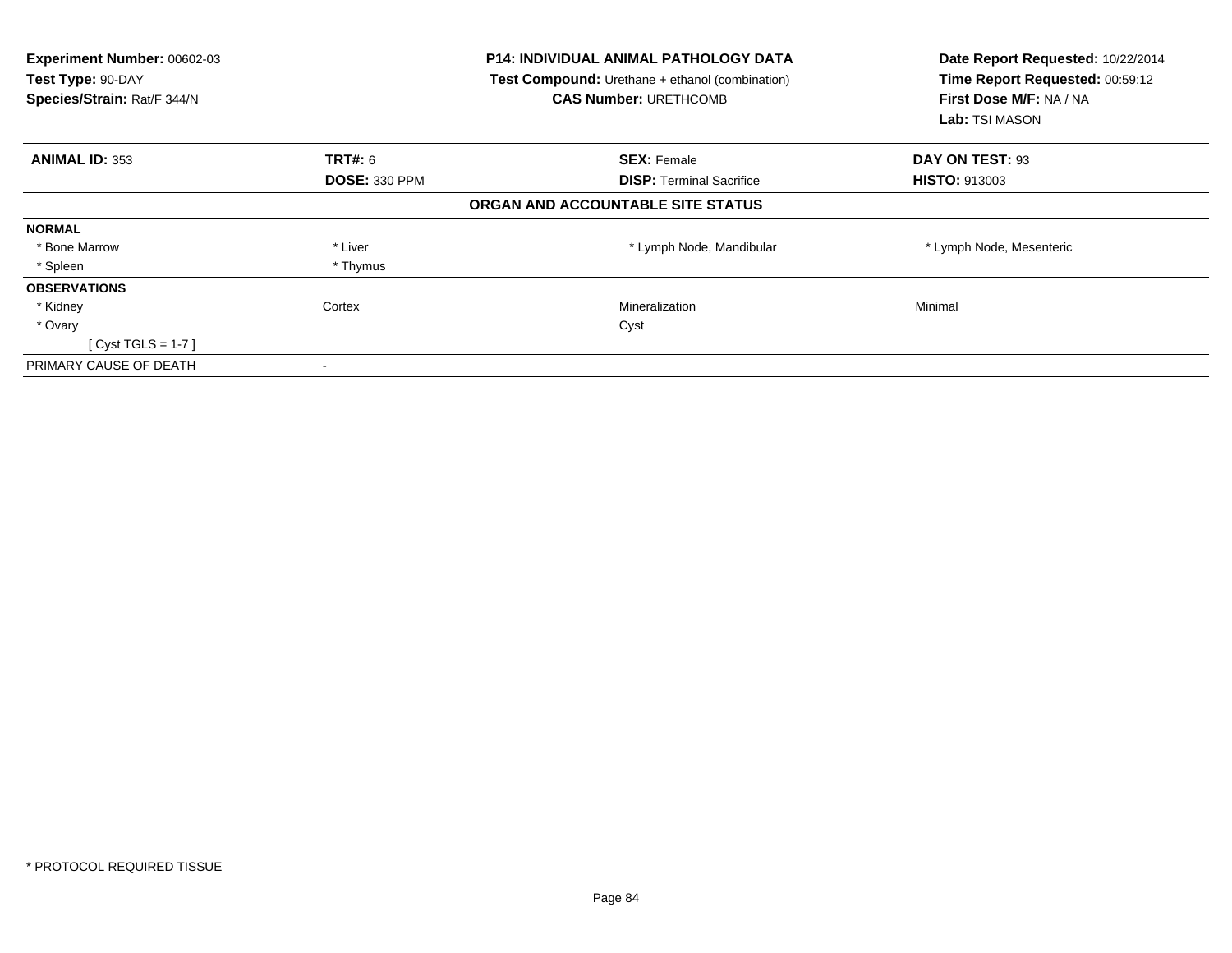**Experiment Number:** 00602-03
**Test Type:** 90-DAY
**Species/Strain:** Rat/F 344/N

**P14: INDIVIDUAL ANIMAL PATHOLOGY DATA**
**Test Compound:** Urethane + ethanol (combination)
**CAS Number:** URETHCOMB

**Date Report Requested:** 10/22/2014
**Time Report Requested:** 00:59:12
**First Dose M/F:** NA / NA
**Lab:** TSI MASON

| **ANIMAL ID:** 353 | **TRT#:** 6 | **SEX:** Female | **DAY ON TEST:** 93 |
|---|---|---|---|
| | **DOSE:** 330 PPM | **DISP:** Terminal Sacrifice | **HISTO:** 913003 |

**ORGAN AND ACCOUNTABLE SITE STATUS**

| | | | |
|---|---|---|---|
| **NORMAL** | | | |
| * Bone Marrow | * Liver | * Lymph Node, Mandibular | * Lymph Node, Mesenteric |
| * Spleen | * Thymus | | |
| **OBSERVATIONS** | | | |
| * Kidney | Cortex | Mineralization | Minimal |
| * Ovary | | Cyst | |
| [ Cyst TGLS = 1-7 ] | | | |
| PRIMARY CAUSE OF DEATH | - | | |

* PROTOCOL REQUIRED TISSUE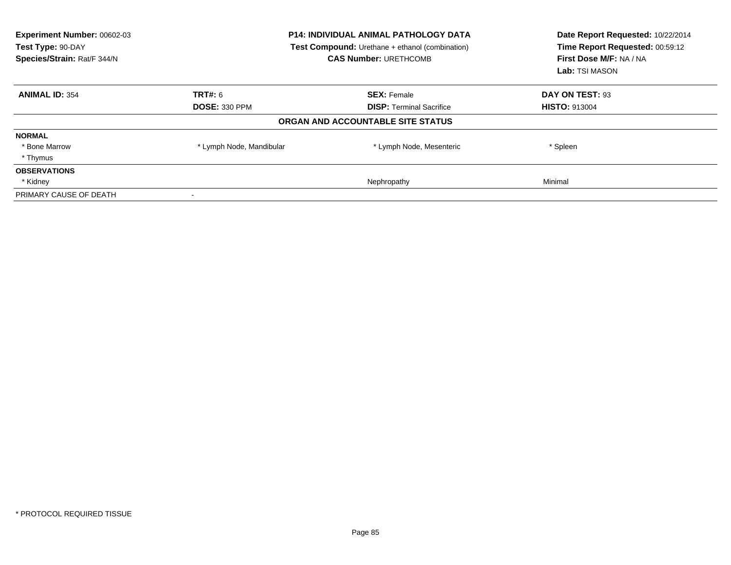**Experiment Number:** 00602-03
**Test Type:** 90-DAY
**Species/Strain:** Rat/F 344/N

**P14: INDIVIDUAL ANIMAL PATHOLOGY DATA**
**Test Compound:** Urethane + ethanol (combination)
**CAS Number:** URETHCOMB

**Date Report Requested:** 10/22/2014
**Time Report Requested:** 00:59:12
**First Dose M/F:** NA / NA
**Lab:** TSI MASON

| **ANIMAL ID:** 354 | **TRT#:** 6 | **SEX:** Female | **DAY ON TEST:** 93 |
|---|---|---|---|
| | **DOSE:** 330 PPM | **DISP:** Terminal Sacrifice | **HISTO:** 913004 |

**ORGAN AND ACCOUNTABLE SITE STATUS**

| | | | |
|---|---|---|---|
| **NORMAL** | | | |
| * Bone Marrow | * Lymph Node, Mandibular | * Lymph Node, Mesenteric | * Spleen |
| * Thymus | | | |
| **OBSERVATIONS** | | | |
| * Kidney | | Nephropathy | Minimal |
| PRIMARY CAUSE OF DEATH | - | | |

* PROTOCOL REQUIRED TISSUE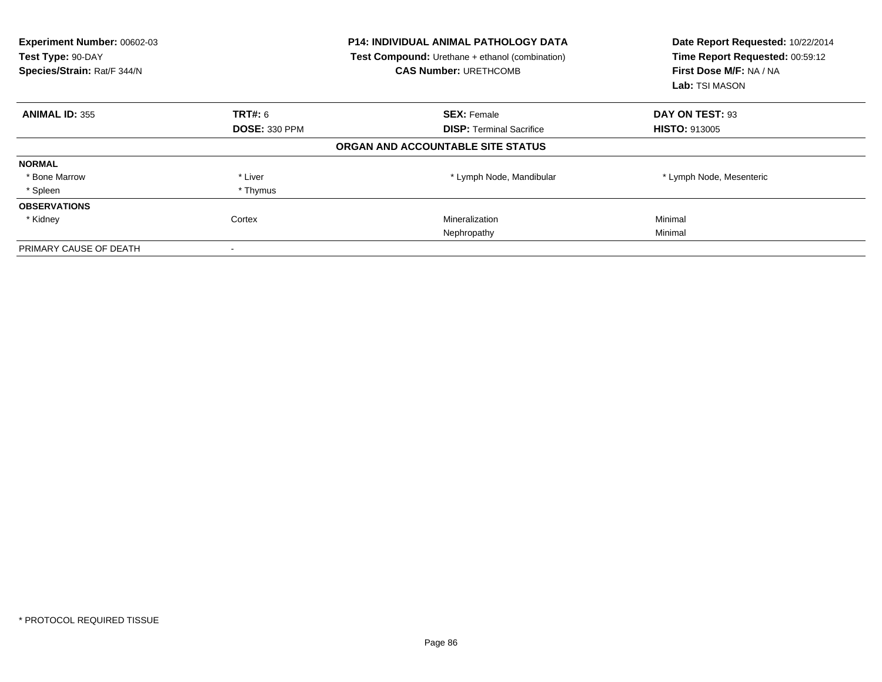**Experiment Number:** 00602-03
**Test Type:** 90-DAY
**Species/Strain:** Rat/F 344/N

**P14: INDIVIDUAL ANIMAL PATHOLOGY DATA**
**Test Compound:** Urethane + ethanol (combination)
**CAS Number:** URETHCOMB

**Date Report Requested:** 10/22/2014
**Time Report Requested:** 00:59:12
**First Dose M/F:** NA / NA
**Lab:** TSI MASON

| **ANIMAL ID:** 355 | **TRT#:** 6 | **SEX:** Female | **DAY ON TEST:** 93 |
|---|---|---|---|
| | **DOSE:** 330 PPM | **DISP:** Terminal Sacrifice | **HISTO:** 913005 |

**ORGAN AND ACCOUNTABLE SITE STATUS**

| | | | |
|---|---|---|---|
| **NORMAL** | | | |
| * Bone Marrow | * Liver | * Lymph Node, Mandibular | * Lymph Node, Mesenteric |
| * Spleen | * Thymus | | |
| **OBSERVATIONS** | | | |
| * Kidney | Cortex | Mineralization | Minimal |
| | | Nephropathy | Minimal |
| PRIMARY CAUSE OF DEATH | - | | |

* PROTOCOL REQUIRED TISSUE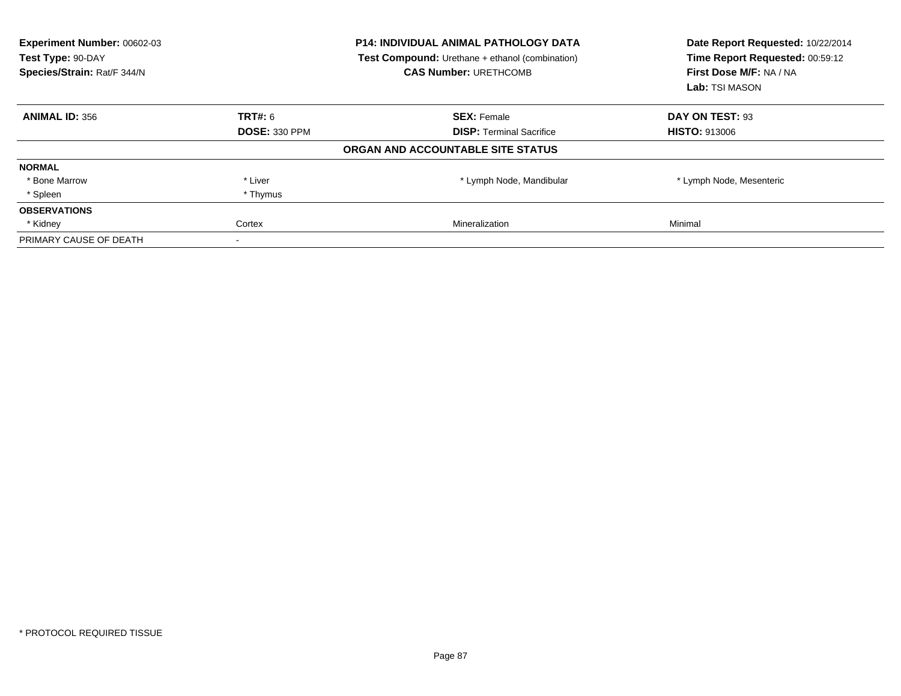**Experiment Number:** 00602-03
**Test Type:** 90-DAY
**Species/Strain:** Rat/F 344/N

**P14: INDIVIDUAL ANIMAL PATHOLOGY DATA**
**Test Compound:** Urethane + ethanol (combination)
**CAS Number:** URETHCOMB

**Date Report Requested:** 10/22/2014
**Time Report Requested:** 00:59:12
**First Dose M/F:** NA / NA
**Lab:** TSI MASON

| **ANIMAL ID:** 356 | **TRT#:** 6 | **SEX:** Female | **DAY ON TEST:** 93 |
|---|---|---|---|
| | **DOSE:** 330 PPM | **DISP:** Terminal Sacrifice | **HISTO:** 913006 |

**ORGAN AND ACCOUNTABLE SITE STATUS**

| | | | |
|---|---|---|---|
| **NORMAL** | | | |
| * Bone Marrow | * Liver | * Lymph Node, Mandibular | * Lymph Node, Mesenteric |
| * Spleen | * Thymus | | |
| **OBSERVATIONS** | | | |
| * Kidney | Cortex | Mineralization | Minimal |
| PRIMARY CAUSE OF DEATH | - | | |

* PROTOCOL REQUIRED TISSUE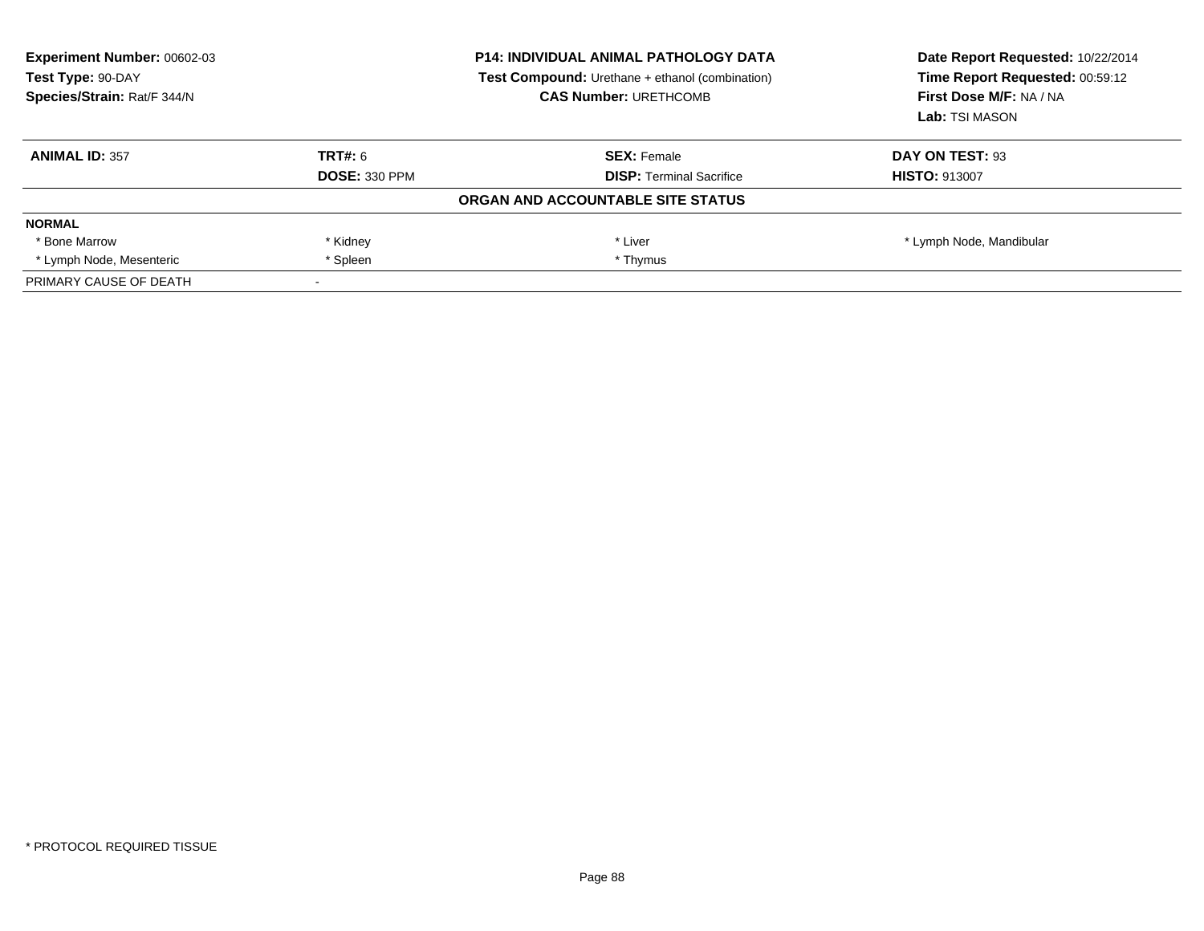| **Experiment Number:** 00602-03 | **P14: INDIVIDUAL ANIMAL PATHOLOGY DATA** | **Date Report Requested:** 10/22/2014 |
|---|---|---|
| **Test Type:** 90-DAY | **Test Compound:** Urethane + ethanol (combination) | **Time Report Requested:** 00:59:12 |
| **Species/Strain:** Rat/F 344/N | **CAS Number:** URETHCOMB | **First Dose M/F:** NA / NA |
| | | **Lab:** TSI MASON |

| **ANIMAL ID:** 357 | **TRT#:** 6 | **SEX:** Female | **DAY ON TEST:** 93 |
|---|---|---|---|
| | **DOSE:** 330 PPM | **DISP:** Terminal Sacrifice | **HISTO:** 913007 |

**ORGAN AND ACCOUNTABLE SITE STATUS**

| **NORMAL** | | | |
|---|---|---|---|
| * Bone Marrow | * Kidney | * Liver | * Lymph Node, Mandibular |
| * Lymph Node, Mesenteric | * Spleen | * Thymus | |
| PRIMARY CAUSE OF DEATH | - | | |

* PROTOCOL REQUIRED TISSUE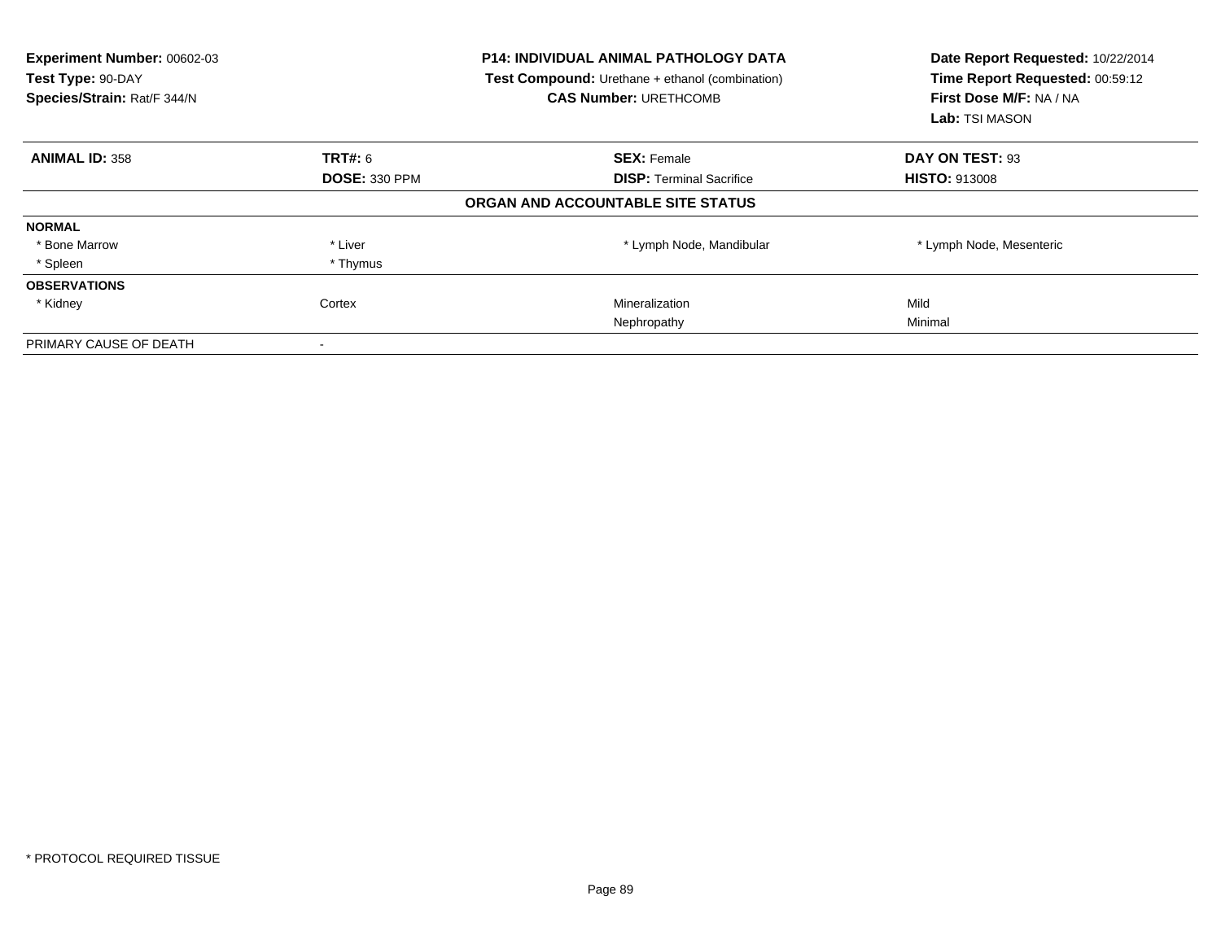**Experiment Number:** 00602-03
**Test Type:** 90-DAY
**Species/Strain:** Rat/F 344/N

**P14: INDIVIDUAL ANIMAL PATHOLOGY DATA**
**Test Compound:** Urethane + ethanol (combination)
**CAS Number:** URETHCOMB

**Date Report Requested:** 10/22/2014
**Time Report Requested:** 00:59:12
**First Dose M/F:** NA / NA
**Lab:** TSI MASON

| **ANIMAL ID:** 358 | **TRT#:** 6 | **SEX:** Female | **DAY ON TEST:** 93 |
|---|---|---|---|
| | **DOSE:** 330 PPM | **DISP:** Terminal Sacrifice | **HISTO:** 913008 |

**ORGAN AND ACCOUNTABLE SITE STATUS**

| | | | |
|---|---|---|---|
| **NORMAL** | | | |
| * Bone Marrow | * Liver | * Lymph Node, Mandibular | * Lymph Node, Mesenteric |
| * Spleen | * Thymus | | |
| **OBSERVATIONS** | | | |
| * Kidney | Cortex | Mineralization | Mild |
| | | Nephropathy | Minimal |
| PRIMARY CAUSE OF DEATH | - | | |

* PROTOCOL REQUIRED TISSUE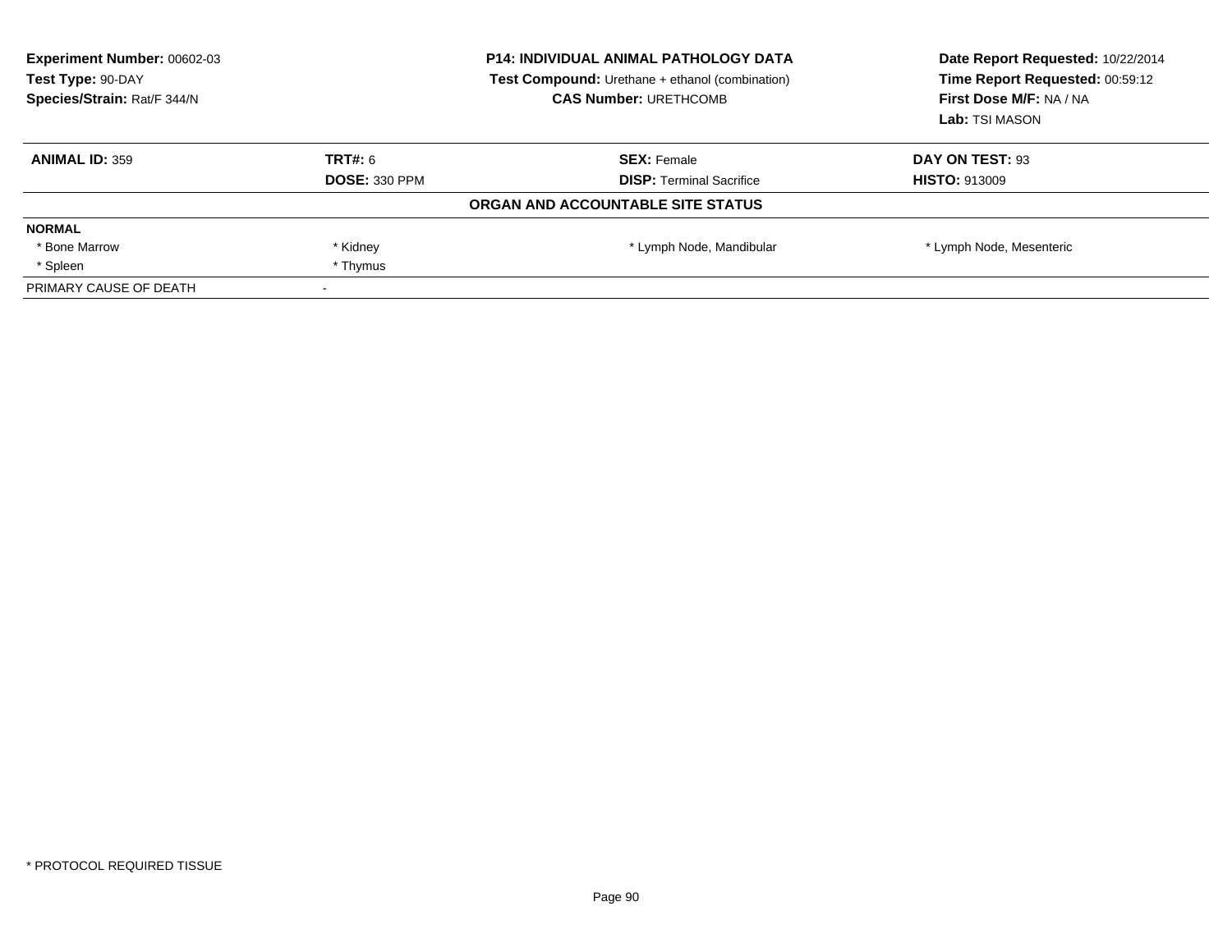**Experiment Number:** 00602-03
**Test Type:** 90-DAY
**Species/Strain:** Rat/F 344/N

**P14: INDIVIDUAL ANIMAL PATHOLOGY DATA**
**Test Compound:** Urethane + ethanol (combination)
**CAS Number:** URETHCOMB

**Date Report Requested:** 10/22/2014
**Time Report Requested:** 00:59:12
**First Dose M/F:** NA / NA
**Lab:** TSI MASON

| **ANIMAL ID:** 359 | **TRT#:** 6 | **SEX:** Female | **DAY ON TEST:** 93 |
|---|---|---|---|
| | **DOSE:** 330 PPM | **DISP:** Terminal Sacrifice | **HISTO:** 913009 |

**ORGAN AND ACCOUNTABLE SITE STATUS**

| **NORMAL** | | | |
|---|---|---|---|
| * Bone Marrow | * Kidney | * Lymph Node, Mandibular | * Lymph Node, Mesenteric |
| * Spleen | * Thymus | | |
| PRIMARY CAUSE OF DEATH | - | | |

\* PROTOCOL REQUIRED TISSUE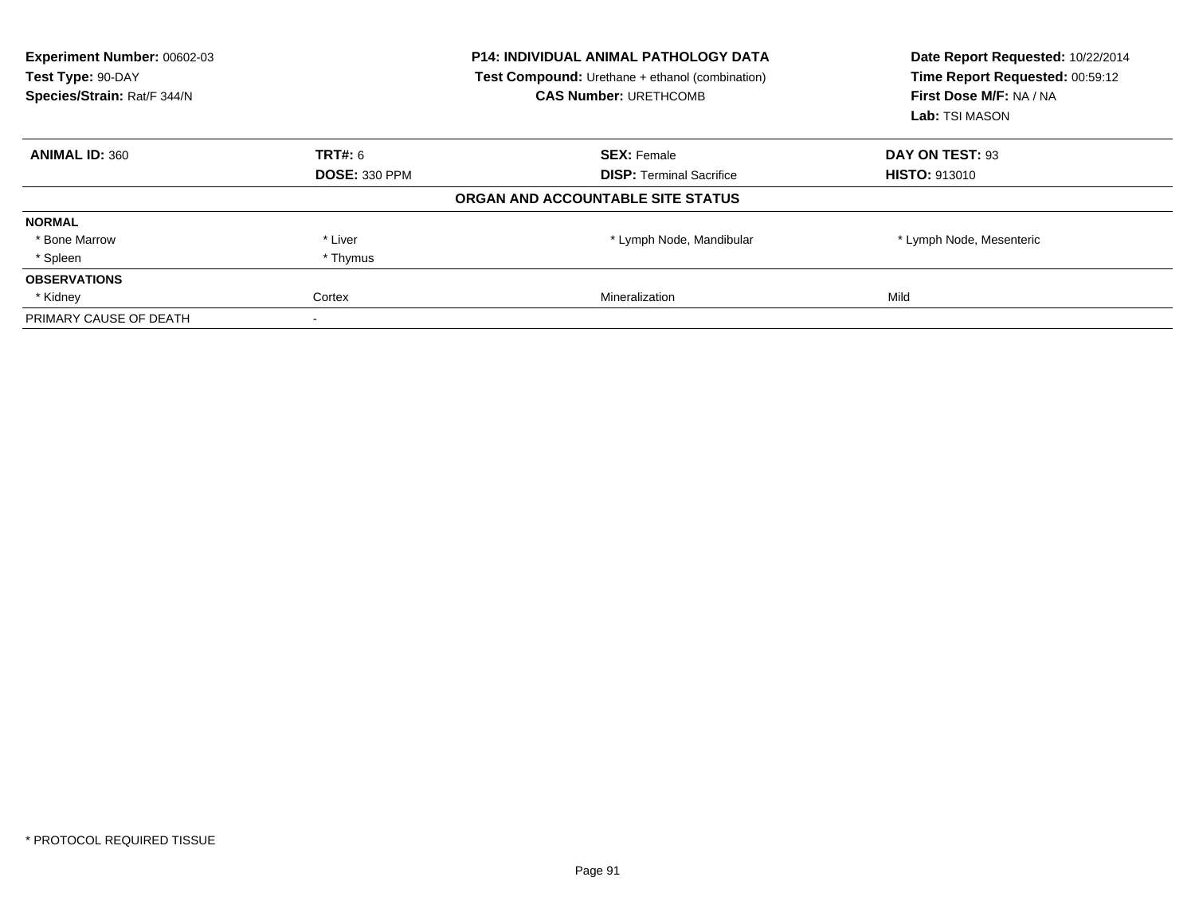**Experiment Number:** 00602-03
**Test Type:** 90-DAY
**Species/Strain:** Rat/F 344/N

**P14: INDIVIDUAL ANIMAL PATHOLOGY DATA**
**Test Compound:** Urethane + ethanol (combination)
**CAS Number:** URETHCOMB

**Date Report Requested:** 10/22/2014
**Time Report Requested:** 00:59:12
**First Dose M/F:** NA / NA
**Lab:** TSI MASON

| **ANIMAL ID:** 360 | **TRT#:** 6 | **SEX:** Female | **DAY ON TEST:** 93 |
|---|---|---|---|
| | **DOSE:** 330 PPM | **DISP:** Terminal Sacrifice | **HISTO:** 913010 |

**ORGAN AND ACCOUNTABLE SITE STATUS**

| | | | |
|---|---|---|---|
| **NORMAL** | | | |
| * Bone Marrow | * Liver | * Lymph Node, Mandibular | * Lymph Node, Mesenteric |
| * Spleen | * Thymus | | |
| **OBSERVATIONS** | | | |
| * Kidney | Cortex | Mineralization | Mild |
| PRIMARY CAUSE OF DEATH | - | | |

* PROTOCOL REQUIRED TISSUE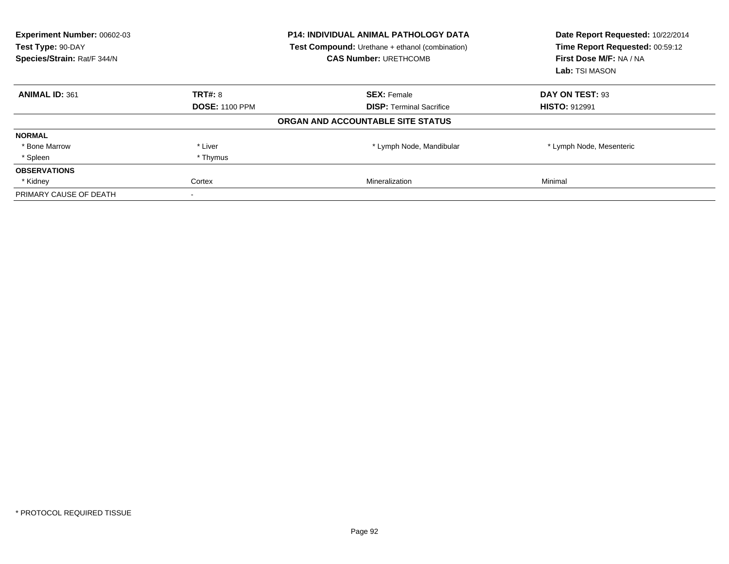**Experiment Number:** 00602-03
**Test Type:** 90-DAY
**Species/Strain:** Rat/F 344/N

**P14: INDIVIDUAL ANIMAL PATHOLOGY DATA**
**Test Compound:** Urethane + ethanol (combination)
**CAS Number:** URETHCOMB

**Date Report Requested:** 10/22/2014
**Time Report Requested:** 00:59:12
**First Dose M/F:** NA / NA
**Lab:** TSI MASON

| **ANIMAL ID:** 361 | **TRT#:** 8 | **SEX:** Female | **DAY ON TEST:** 93 |
|---|---|---|---|
| | **DOSE:** 1100 PPM | **DISP:** Terminal Sacrifice | **HISTO:** 912991 |

**ORGAN AND ACCOUNTABLE SITE STATUS**

| | | | |
|---|---|---|---|
| **NORMAL** | | | |
| * Bone Marrow | * Liver | * Lymph Node, Mandibular | * Lymph Node, Mesenteric |
| * Spleen | * Thymus | | |
| **OBSERVATIONS** | | | |
| * Kidney | Cortex | Mineralization | Minimal |
| PRIMARY CAUSE OF DEATH | - | | |

* PROTOCOL REQUIRED TISSUE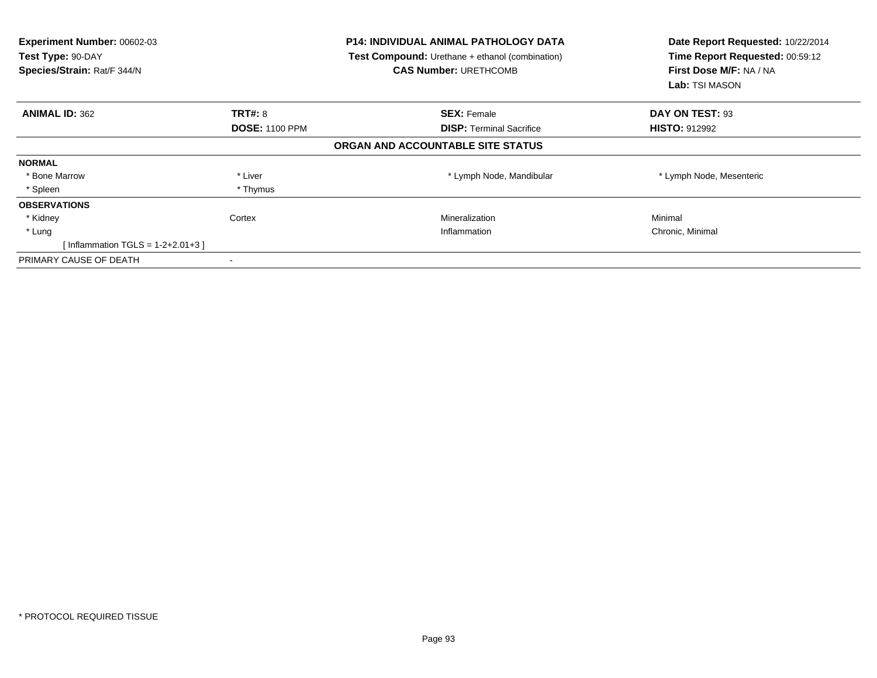**Experiment Number:** 00602-03
**Test Type:** 90-DAY
**Species/Strain:** Rat/F 344/N

**P14: INDIVIDUAL ANIMAL PATHOLOGY DATA**
**Test Compound:** Urethane + ethanol (combination)
**CAS Number:** URETHCOMB

**Date Report Requested:** 10/22/2014
**Time Report Requested:** 00:59:12
**First Dose M/F:** NA / NA
**Lab:** TSI MASON

| **ANIMAL ID:** 362 | **TRT#:** 8 | **SEX:** Female | **DAY ON TEST:** 93 |
|---|---|---|---|
| | **DOSE:** 1100 PPM | **DISP:** Terminal Sacrifice | **HISTO:** 912992 |

**ORGAN AND ACCOUNTABLE SITE STATUS**

| | | | |
|---|---|---|---|
| **NORMAL** | | | |
| * Bone Marrow | * Liver | * Lymph Node, Mandibular | * Lymph Node, Mesenteric |
| * Spleen | * Thymus | | |
| **OBSERVATIONS** | | | |
| * Kidney | Cortex | Mineralization | Minimal |
| * Lung | | Inflammation | Chronic, Minimal |
| [ Inflammation TGLS = 1-2+2.01+3 ] | | | |
| PRIMARY CAUSE OF DEATH | - | | |

* PROTOCOL REQUIRED TISSUE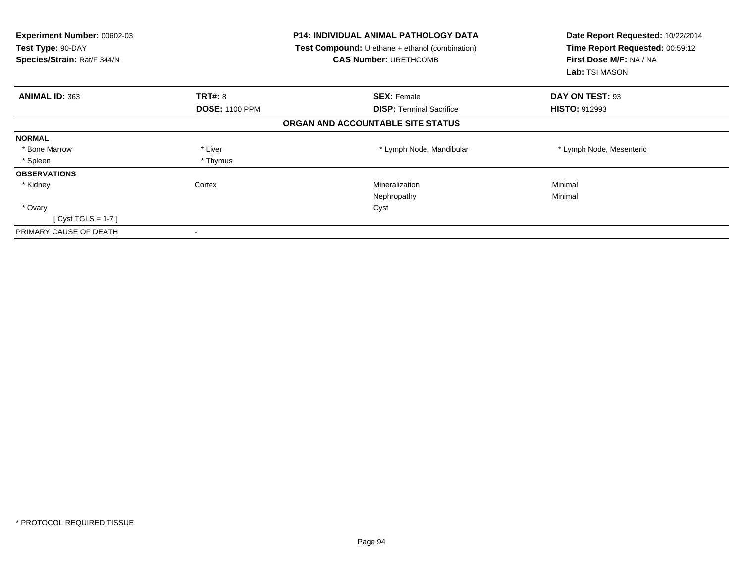**Experiment Number:** 00602-03
**Test Type:** 90-DAY
**Species/Strain:** Rat/F 344/N

**P14: INDIVIDUAL ANIMAL PATHOLOGY DATA**
**Test Compound:** Urethane + ethanol (combination)
**CAS Number:** URETHCOMB

**Date Report Requested:** 10/22/2014
**Time Report Requested:** 00:59:12
**First Dose M/F:** NA / NA
**Lab:** TSI MASON

| **ANIMAL ID:** 363 | **TRT#:** 8 | **SEX:** Female | **DAY ON TEST:** 93 |
|---|---|---|---|
| | **DOSE:** 1100 PPM | **DISP:** Terminal Sacrifice | **HISTO:** 912993 |

**ORGAN AND ACCOUNTABLE SITE STATUS**

| | | | |
|---|---|---|---|
| **NORMAL** | | | |
| * Bone Marrow | * Liver | * Lymph Node, Mandibular | * Lymph Node, Mesenteric |
| * Spleen | * Thymus | | |
| **OBSERVATIONS** | | | |
| * Kidney | Cortex | Mineralization | Minimal |
| | | Nephropathy | Minimal |
| * Ovary | | Cyst | |
| [ Cyst TGLS = 1-7 ] | | | |
| PRIMARY CAUSE OF DEATH | - | | |

* PROTOCOL REQUIRED TISSUE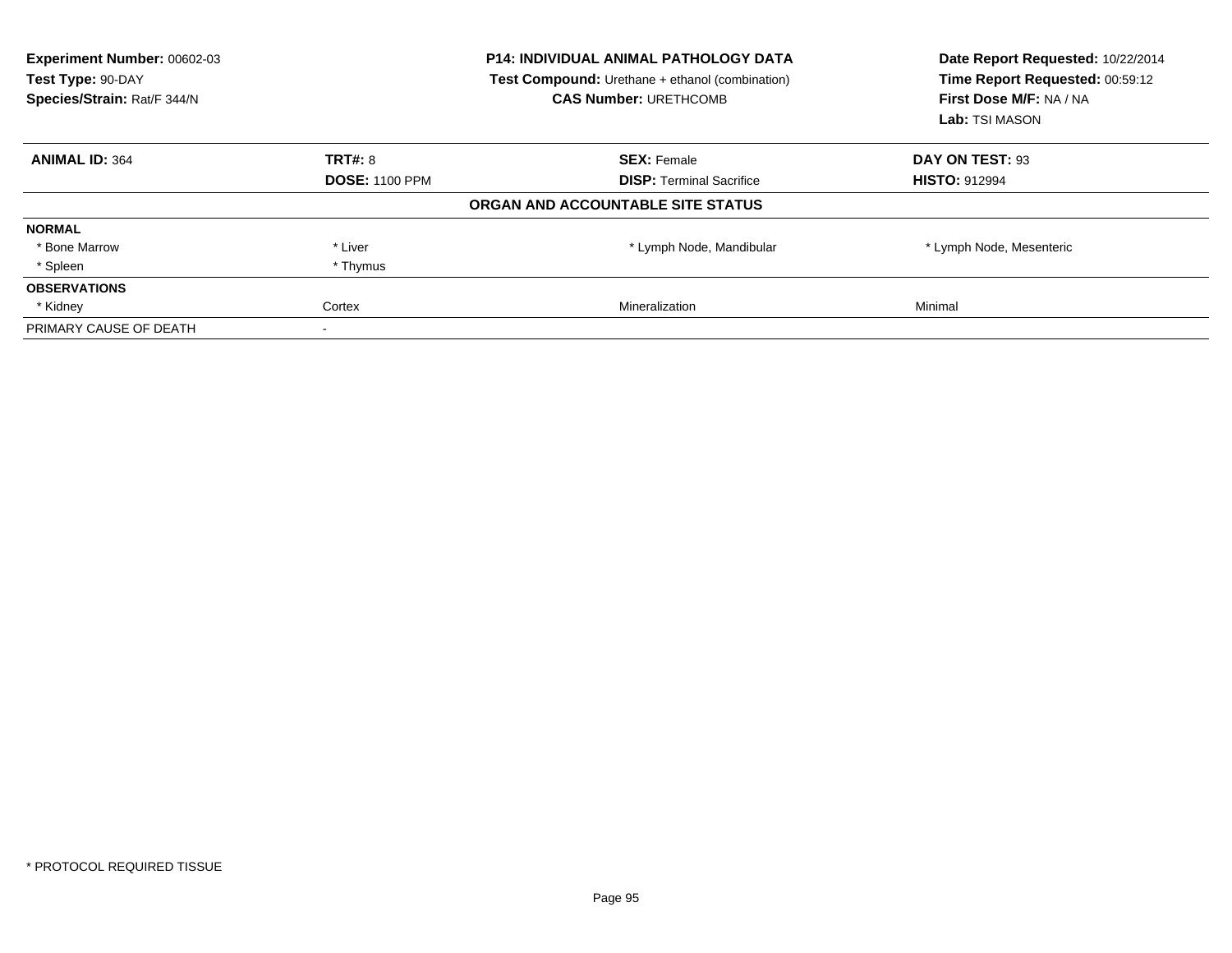**Experiment Number:** 00602-03
**Test Type:** 90-DAY
**Species/Strain:** Rat/F 344/N

**P14: INDIVIDUAL ANIMAL PATHOLOGY DATA**
**Test Compound:** Urethane + ethanol (combination)
**CAS Number:** URETHCOMB

**Date Report Requested:** 10/22/2014
**Time Report Requested:** 00:59:12
**First Dose M/F:** NA / NA
**Lab:** TSI MASON

| **ANIMAL ID:** 364 | **TRT#:** 8 | **SEX:** Female | **DAY ON TEST:** 93 |
|---|---|---|---|
| | **DOSE:** 1100 PPM | **DISP:** Terminal Sacrifice | **HISTO:** 912994 |

**ORGAN AND ACCOUNTABLE SITE STATUS**

| | | | |
|---|---|---|---|
| **NORMAL** | | | |
| * Bone Marrow | * Liver | * Lymph Node, Mandibular | * Lymph Node, Mesenteric |
| * Spleen | * Thymus | | |
| **OBSERVATIONS** | | | |
| * Kidney | Cortex | Mineralization | Minimal |
| PRIMARY CAUSE OF DEATH | - | | |

* PROTOCOL REQUIRED TISSUE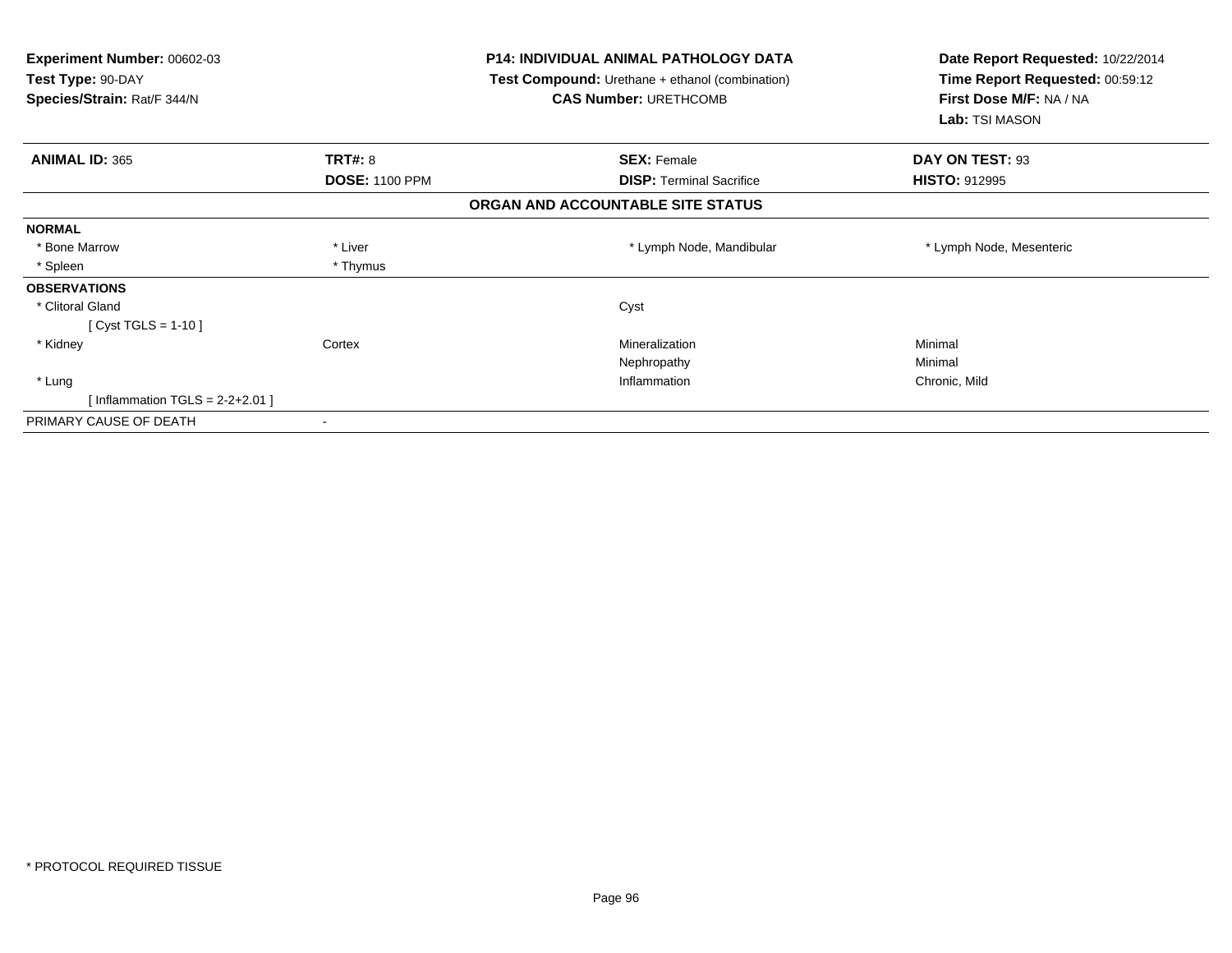**Experiment Number:** 00602-03
**Test Type:** 90-DAY
**Species/Strain:** Rat/F 344/N

**P14: INDIVIDUAL ANIMAL PATHOLOGY DATA**
**Test Compound:** Urethane + ethanol (combination)
**CAS Number:** URETHCOMB

**Date Report Requested:** 10/22/2014
**Time Report Requested:** 00:59:12
**First Dose M/F:** NA / NA
**Lab:** TSI MASON

| **ANIMAL ID:** 365 | **TRT#:** 8 | **SEX:** Female | **DAY ON TEST:** 93 |
|---|---|---|---|
| | **DOSE:** 1100 PPM | **DISP:** Terminal Sacrifice | **HISTO:** 912995 |

**ORGAN AND ACCOUNTABLE SITE STATUS**

| | | | |
|---|---|---|---|
| **NORMAL** | | | |
| * Bone Marrow | * Liver | * Lymph Node, Mandibular | * Lymph Node, Mesenteric |
| * Spleen | * Thymus | | |
| **OBSERVATIONS** | | | |
| * Clitoral Gland | | Cyst | |
| [ Cyst TGLS = 1-10 ] | | | |
| * Kidney | Cortex | Mineralization | Minimal |
| | | Nephropathy | Minimal |
| * Lung | | Inflammation | Chronic, Mild |
| [ Inflammation TGLS = 2-2+2.01 ] | | | |
| PRIMARY CAUSE OF DEATH | - | | |

* PROTOCOL REQUIRED TISSUE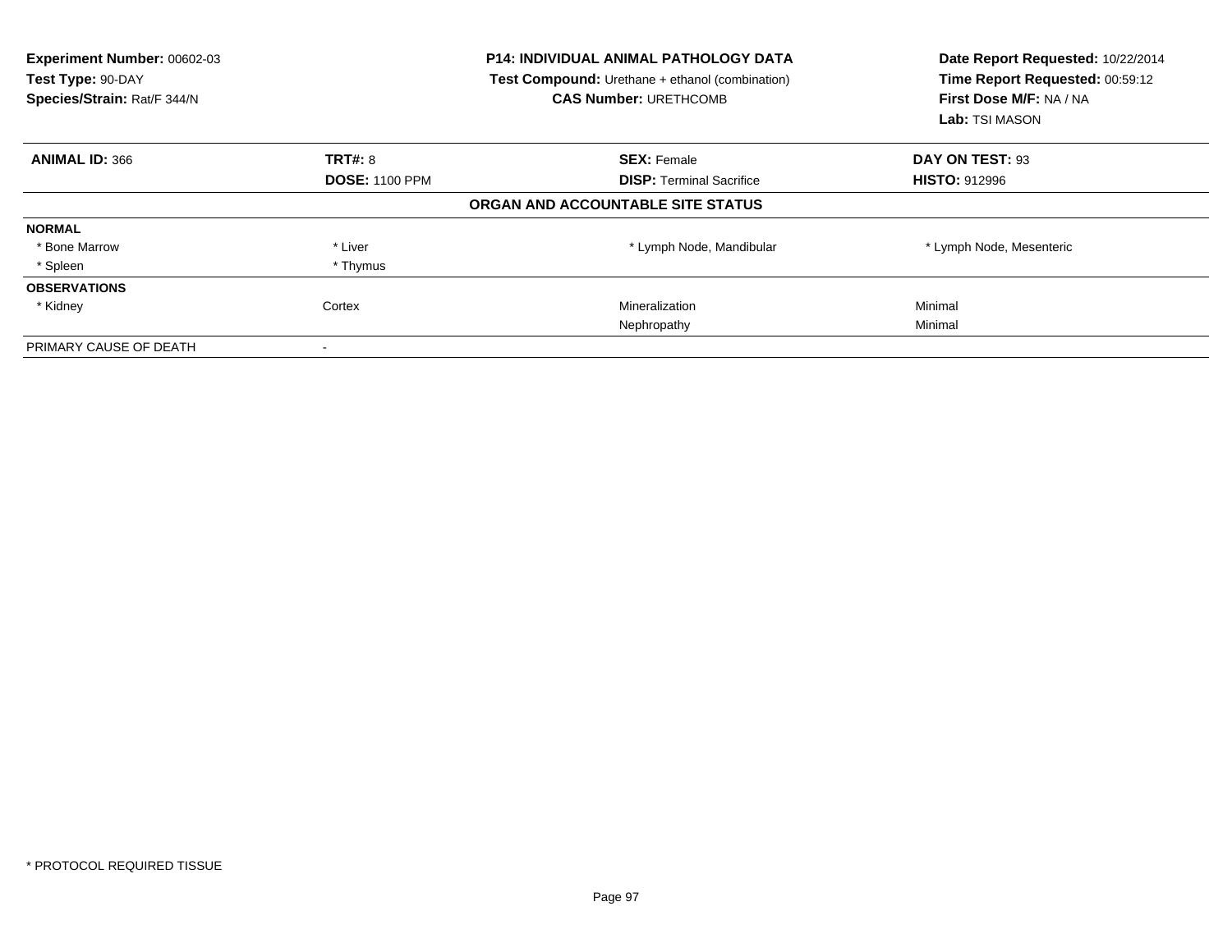**Experiment Number:** 00602-03
**Test Type:** 90-DAY
**Species/Strain:** Rat/F 344/N

**P14: INDIVIDUAL ANIMAL PATHOLOGY DATA**
**Test Compound:** Urethane + ethanol (combination)
**CAS Number:** URETHCOMB

**Date Report Requested:** 10/22/2014
**Time Report Requested:** 00:59:12
**First Dose M/F:** NA / NA
**Lab:** TSI MASON

| **ANIMAL ID:** 366 | **TRT#:** 8 | **SEX:** Female | **DAY ON TEST:** 93 |
|---|---|---|---|
| | **DOSE:** 1100 PPM | **DISP:** Terminal Sacrifice | **HISTO:** 912996 |

**ORGAN AND ACCOUNTABLE SITE STATUS**

| | | | |
|---|---|---|---|
| **NORMAL** | | | |
| * Bone Marrow | * Liver | * Lymph Node, Mandibular | * Lymph Node, Mesenteric |
| * Spleen | * Thymus | | |
| **OBSERVATIONS** | | | |
| * Kidney | Cortex | Mineralization | Minimal |
| | | Nephropathy | Minimal |
| PRIMARY CAUSE OF DEATH | - | | |

* PROTOCOL REQUIRED TISSUE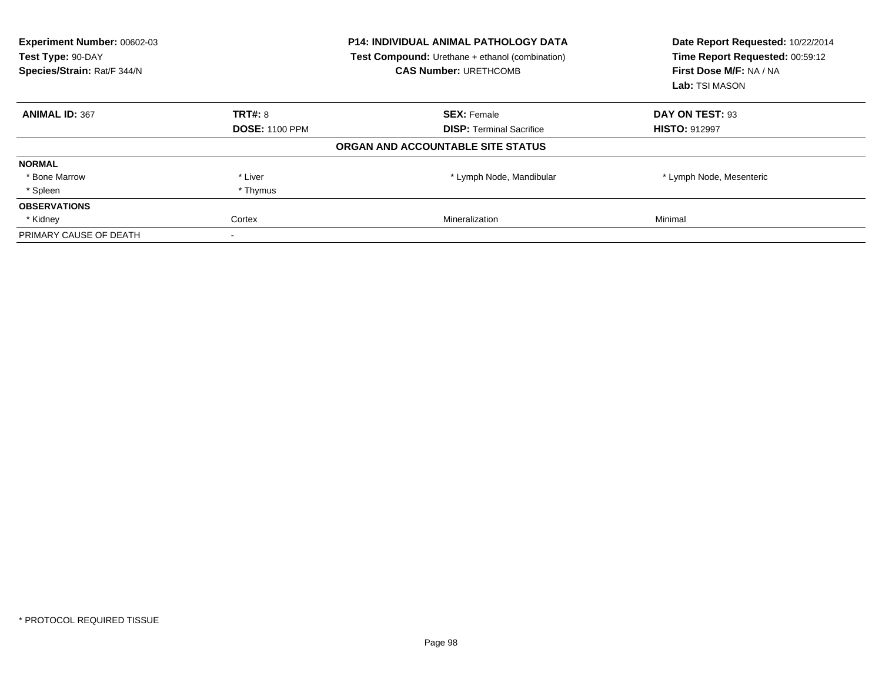**Experiment Number:** 00602-03
**Test Type:** 90-DAY
**Species/Strain:** Rat/F 344/N

**P14: INDIVIDUAL ANIMAL PATHOLOGY DATA**
**Test Compound:** Urethane + ethanol (combination)
**CAS Number:** URETHCOMB

**Date Report Requested:** 10/22/2014
**Time Report Requested:** 00:59:12
**First Dose M/F:** NA / NA
**Lab:** TSI MASON

| **ANIMAL ID:** 367 | **TRT#:** 8 | **SEX:** Female | **DAY ON TEST:** 93 |
|---|---|---|---|
| | **DOSE:** 1100 PPM | **DISP:** Terminal Sacrifice | **HISTO:** 912997 |

**ORGAN AND ACCOUNTABLE SITE STATUS**

| | | | |
|---|---|---|---|
| **NORMAL** | | | |
| * Bone Marrow | * Liver | * Lymph Node, Mandibular | * Lymph Node, Mesenteric |
| * Spleen | * Thymus | | |
| **OBSERVATIONS** | | | |
| * Kidney | Cortex | Mineralization | Minimal |
| PRIMARY CAUSE OF DEATH | - | | |

* PROTOCOL REQUIRED TISSUE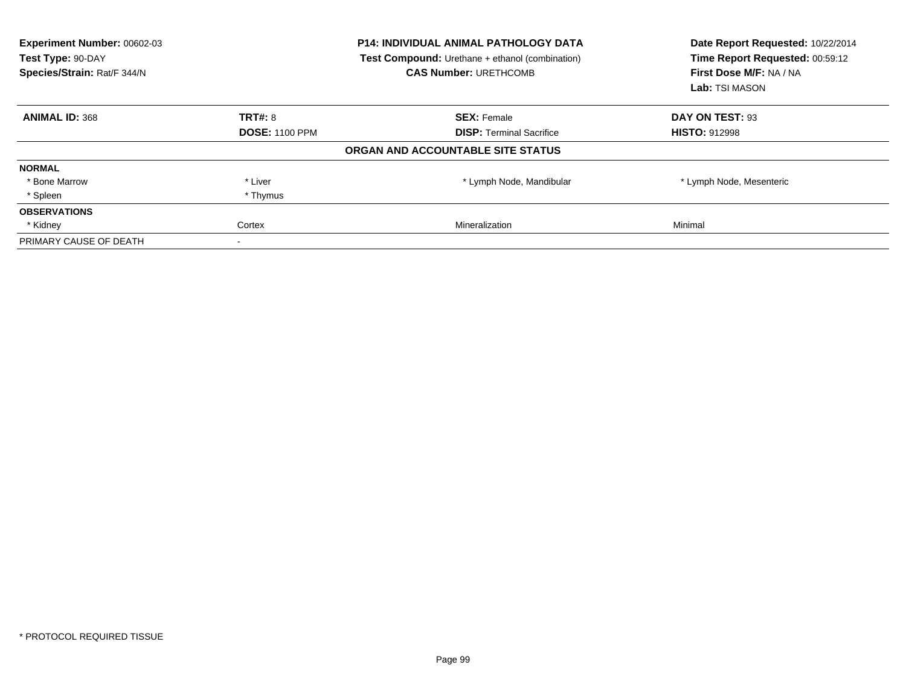**Experiment Number:** 00602-03
**Test Type:** 90-DAY
**Species/Strain:** Rat/F 344/N

**P14: INDIVIDUAL ANIMAL PATHOLOGY DATA**
**Test Compound:** Urethane + ethanol (combination)
**CAS Number:** URETHCOMB

**Date Report Requested:** 10/22/2014
**Time Report Requested:** 00:59:12
**First Dose M/F:** NA / NA
**Lab:** TSI MASON

| **ANIMAL ID:** 368 | **TRT#:** 8 | **SEX:** Female | **DAY ON TEST:** 93 |
|---|---|---|---|
| | **DOSE:** 1100 PPM | **DISP:** Terminal Sacrifice | **HISTO:** 912998 |

**ORGAN AND ACCOUNTABLE SITE STATUS**

| | | | |
|---|---|---|---|
| **NORMAL** | | | |
| * Bone Marrow | * Liver | * Lymph Node, Mandibular | * Lymph Node, Mesenteric |
| * Spleen | * Thymus | | |
| **OBSERVATIONS** | | | |
| * Kidney | Cortex | Mineralization | Minimal |
| PRIMARY CAUSE OF DEATH | - | | |

* PROTOCOL REQUIRED TISSUE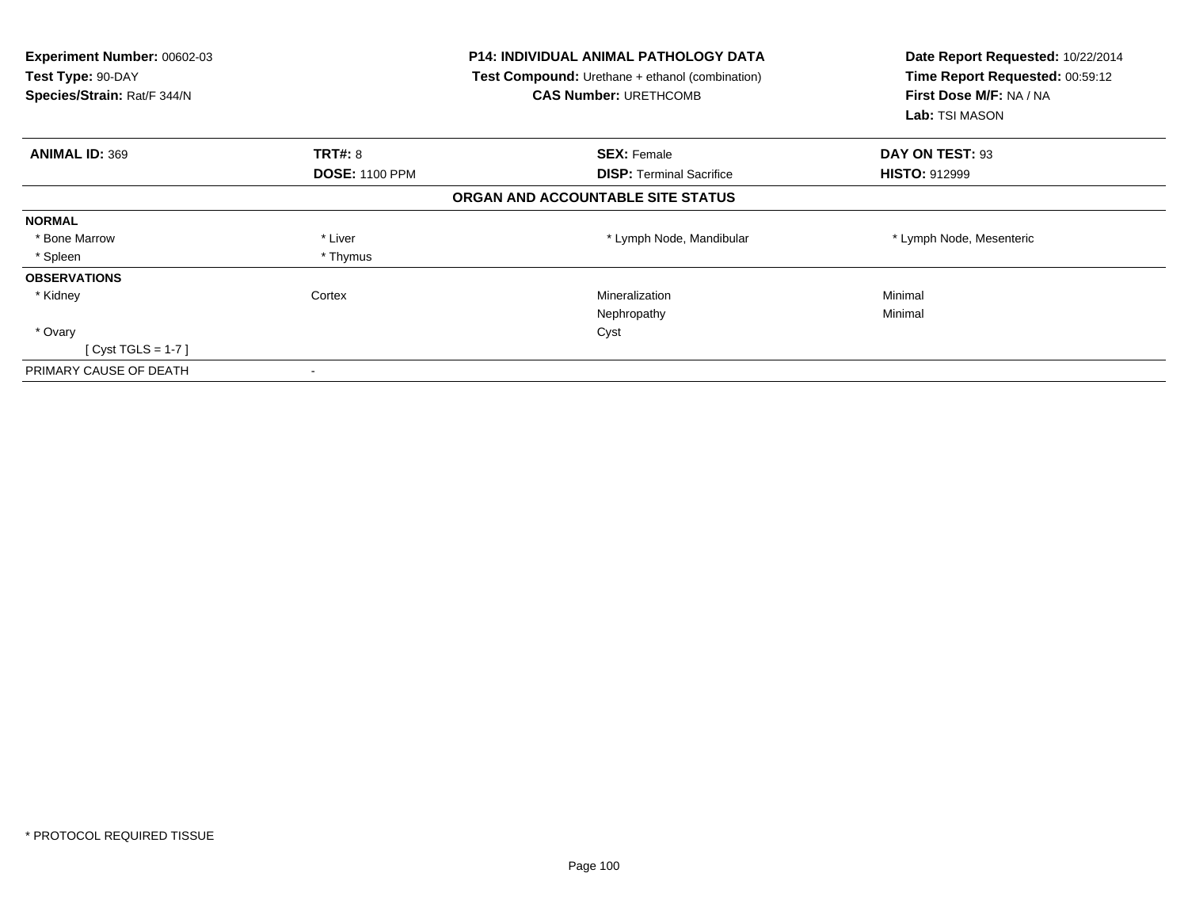**Experiment Number:** 00602-03
**Test Type:** 90-DAY
**Species/Strain:** Rat/F 344/N

**P14: INDIVIDUAL ANIMAL PATHOLOGY DATA**
**Test Compound:** Urethane + ethanol (combination)
**CAS Number:** URETHCOMB

**Date Report Requested:** 10/22/2014
**Time Report Requested:** 00:59:12
**First Dose M/F:** NA / NA
**Lab:** TSI MASON

| **ANIMAL ID:** 369 | **TRT#:** 8 | **SEX:** Female | **DAY ON TEST:** 93 |
|---|---|---|---|
| | **DOSE:** 1100 PPM | **DISP:** Terminal Sacrifice | **HISTO:** 912999 |

**ORGAN AND ACCOUNTABLE SITE STATUS**

| | | | |
|---|---|---|---|
| **NORMAL** | | | |
| * Bone Marrow | * Liver | * Lymph Node, Mandibular | * Lymph Node, Mesenteric |
| * Spleen | * Thymus | | |
| **OBSERVATIONS** | | | |
| * Kidney | Cortex | Mineralization | Minimal |
| | | Nephropathy | Minimal |
| * Ovary | | Cyst | |
| [ Cyst TGLS = 1-7 ] | | | |
| PRIMARY CAUSE OF DEATH | - | | |

* PROTOCOL REQUIRED TISSUE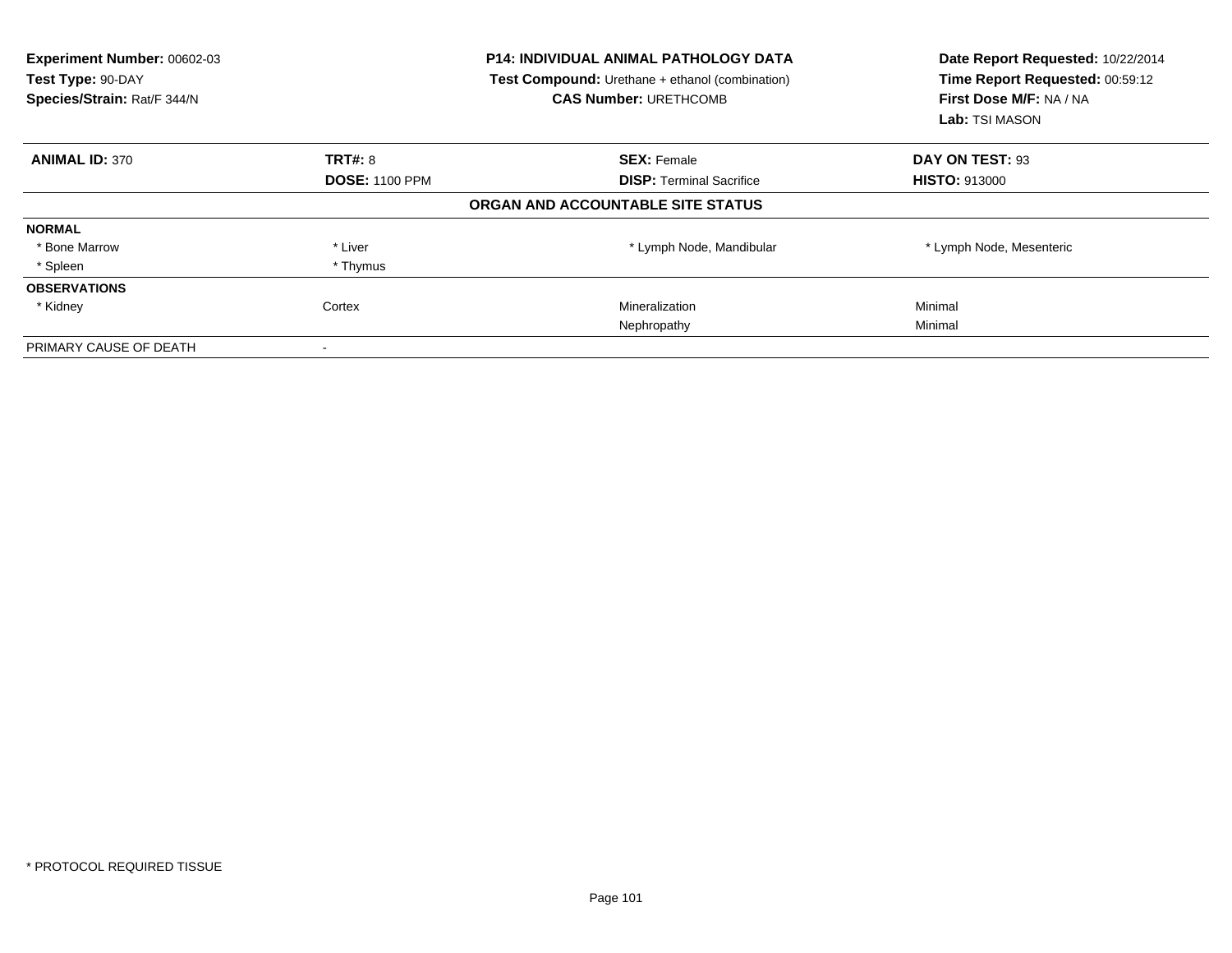**Experiment Number:** 00602-03
**Test Type:** 90-DAY
**Species/Strain:** Rat/F 344/N

**P14: INDIVIDUAL ANIMAL PATHOLOGY DATA**
**Test Compound:** Urethane + ethanol (combination)
**CAS Number:** URETHCOMB

**Date Report Requested:** 10/22/2014
**Time Report Requested:** 00:59:12
**First Dose M/F:** NA / NA
**Lab:** TSI MASON

| **ANIMAL ID:** 370 | **TRT#:** 8 | **SEX:** Female | **DAY ON TEST:** 93 |
|---|---|---|---|
| | **DOSE:** 1100 PPM | **DISP:** Terminal Sacrifice | **HISTO:** 913000 |

**ORGAN AND ACCOUNTABLE SITE STATUS**

| | | | |
|---|---|---|---|
| **NORMAL** | | | |
| * Bone Marrow | * Liver | * Lymph Node, Mandibular | * Lymph Node, Mesenteric |
| * Spleen | * Thymus | | |
| **OBSERVATIONS** | | | |
| * Kidney | Cortex | Mineralization | Minimal |
| | | Nephropathy | Minimal |
| PRIMARY CAUSE OF DEATH | - | | |

* PROTOCOL REQUIRED TISSUE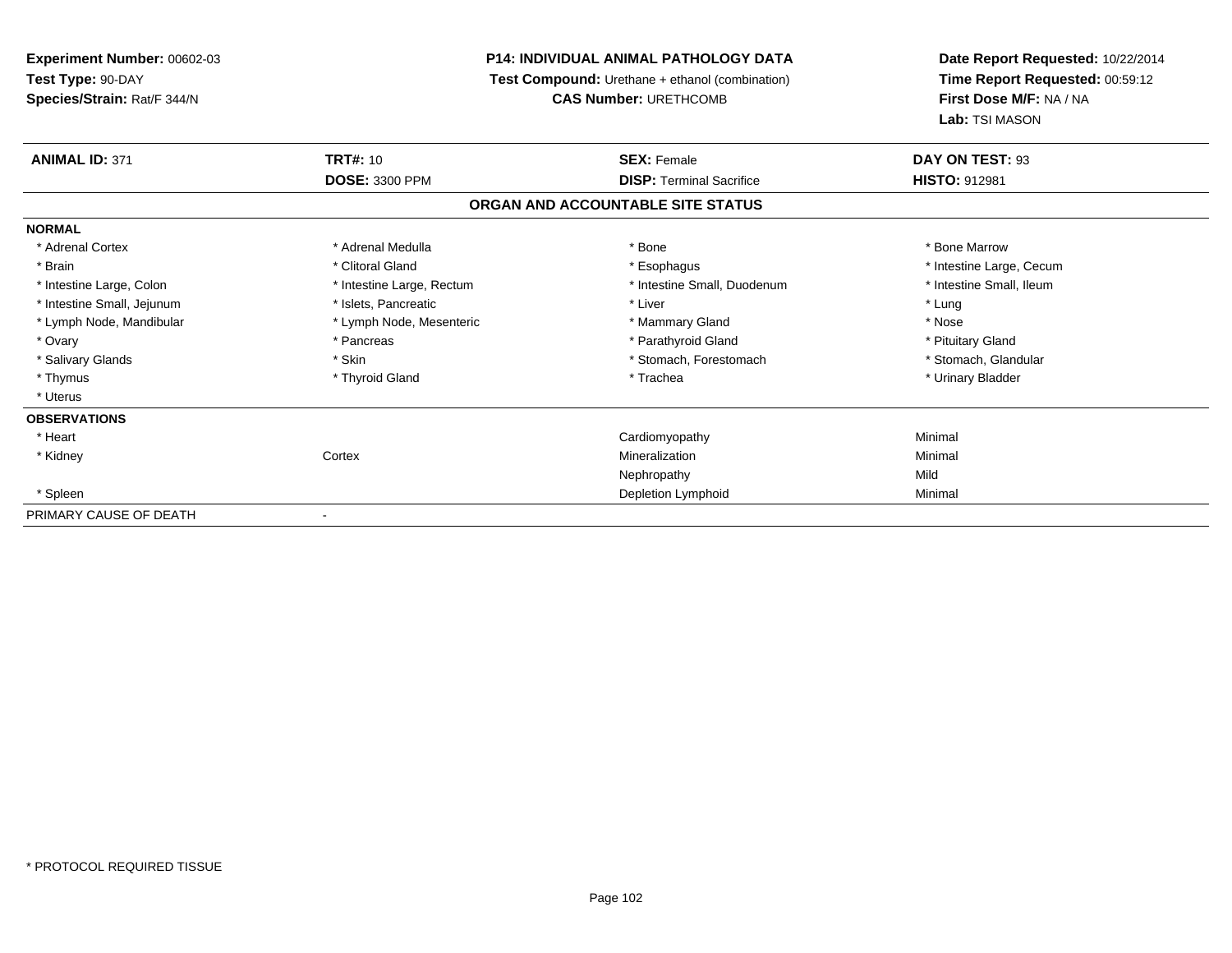**Experiment Number:** 00602-03
**Test Type:** 90-DAY
**Species/Strain:** Rat/F 344/N

**P14: INDIVIDUAL ANIMAL PATHOLOGY DATA**
**Test Compound:** Urethane + ethanol (combination)
**CAS Number:** URETHCOMB

**Date Report Requested:** 10/22/2014
**Time Report Requested:** 00:59:12
**First Dose M/F:** NA / NA
**Lab:** TSI MASON

| **ANIMAL ID:** 371 | **TRT#:** 10 | **SEX:** Female | **DAY ON TEST:** 93 |
|---|---|---|---|
| | **DOSE:** 3300 PPM | **DISP:** Terminal Sacrifice | **HISTO:** 912981 |

**ORGAN AND ACCOUNTABLE SITE STATUS**

**NORMAL**

| | | | |
|---|---|---|---|
| * Adrenal Cortex | * Adrenal Medulla | * Bone | * Bone Marrow |
| * Brain | * Clitoral Gland | * Esophagus | * Intestine Large, Cecum |
| * Intestine Large, Colon | * Intestine Large, Rectum | * Intestine Small, Duodenum | * Intestine Small, Ileum |
| * Intestine Small, Jejunum | * Islets, Pancreatic | * Liver | * Lung |
| * Lymph Node, Mandibular | * Lymph Node, Mesenteric | * Mammary Gland | * Nose |
| * Ovary | * Pancreas | * Parathyroid Gland | * Pituitary Gland |
| * Salivary Glands | * Skin | * Stomach, Forestomach | * Stomach, Glandular |
| * Thymus | * Thyroid Gland | * Trachea | * Urinary Bladder |
| * Uterus | | | |

**OBSERVATIONS**

| | | | |
|---|---|---|---|
| * Heart | | Cardiomyopathy | Minimal |
| * Kidney | Cortex | Mineralization | Minimal |
| | | Nephropathy | Mild |
| * Spleen | | Depletion Lymphoid | Minimal |

PRIMARY CAUSE OF DEATH -

* PROTOCOL REQUIRED TISSUE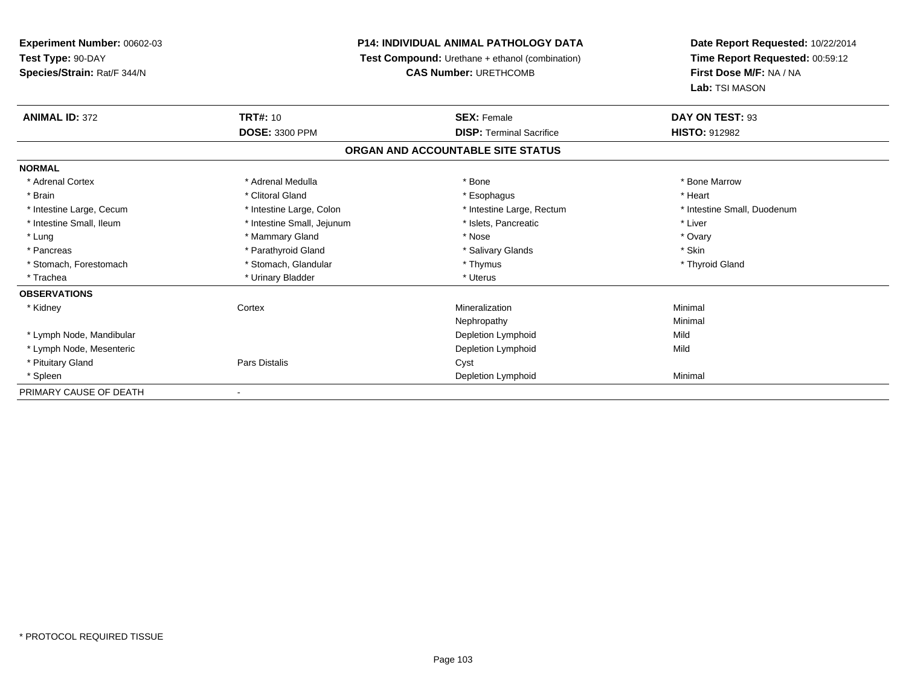**Experiment Number:** 00602-03
**Test Type:** 90-DAY
**Species/Strain:** Rat/F 344/N

**P14: INDIVIDUAL ANIMAL PATHOLOGY DATA**
**Test Compound:** Urethane + ethanol (combination)
**CAS Number:** URETHCOMB

**Date Report Requested:** 10/22/2014
**Time Report Requested:** 00:59:12
**First Dose M/F:** NA / NA
**Lab:** TSI MASON

| **ANIMAL ID:** 372 | **TRT#:** 10 | **SEX:** Female | **DAY ON TEST:** 93 |
|---|---|---|---|
| | **DOSE:** 3300 PPM | **DISP:** Terminal Sacrifice | **HISTO:** 912982 |

## ORGAN AND ACCOUNTABLE SITE STATUS

| | | | |
|---|---|---|---|
| **NORMAL** | | | |
| * Adrenal Cortex | * Adrenal Medulla | * Bone | * Bone Marrow |
| * Brain | * Clitoral Gland | * Esophagus | * Heart |
| * Intestine Large, Cecum | * Intestine Large, Colon | * Intestine Large, Rectum | * Intestine Small, Duodenum |
| * Intestine Small, Ileum | * Intestine Small, Jejunum | * Islets, Pancreatic | * Liver |
| * Lung | * Mammary Gland | * Nose | * Ovary |
| * Pancreas | * Parathyroid Gland | * Salivary Glands | * Skin |
| * Stomach, Forestomach | * Stomach, Glandular | * Thymus | * Thyroid Gland |
| * Trachea | * Urinary Bladder | * Uterus | |
| **OBSERVATIONS** | | | |
| * Kidney | Cortex | Mineralization | Minimal |
| | | Nephropathy | Minimal |
| * Lymph Node, Mandibular | | Depletion Lymphoid | Mild |
| * Lymph Node, Mesenteric | | Depletion Lymphoid | Mild |
| * Pituitary Gland | Pars Distalis | Cyst | |
| * Spleen | | Depletion Lymphoid | Minimal |
| PRIMARY CAUSE OF DEATH | - | | |

* PROTOCOL REQUIRED TISSUE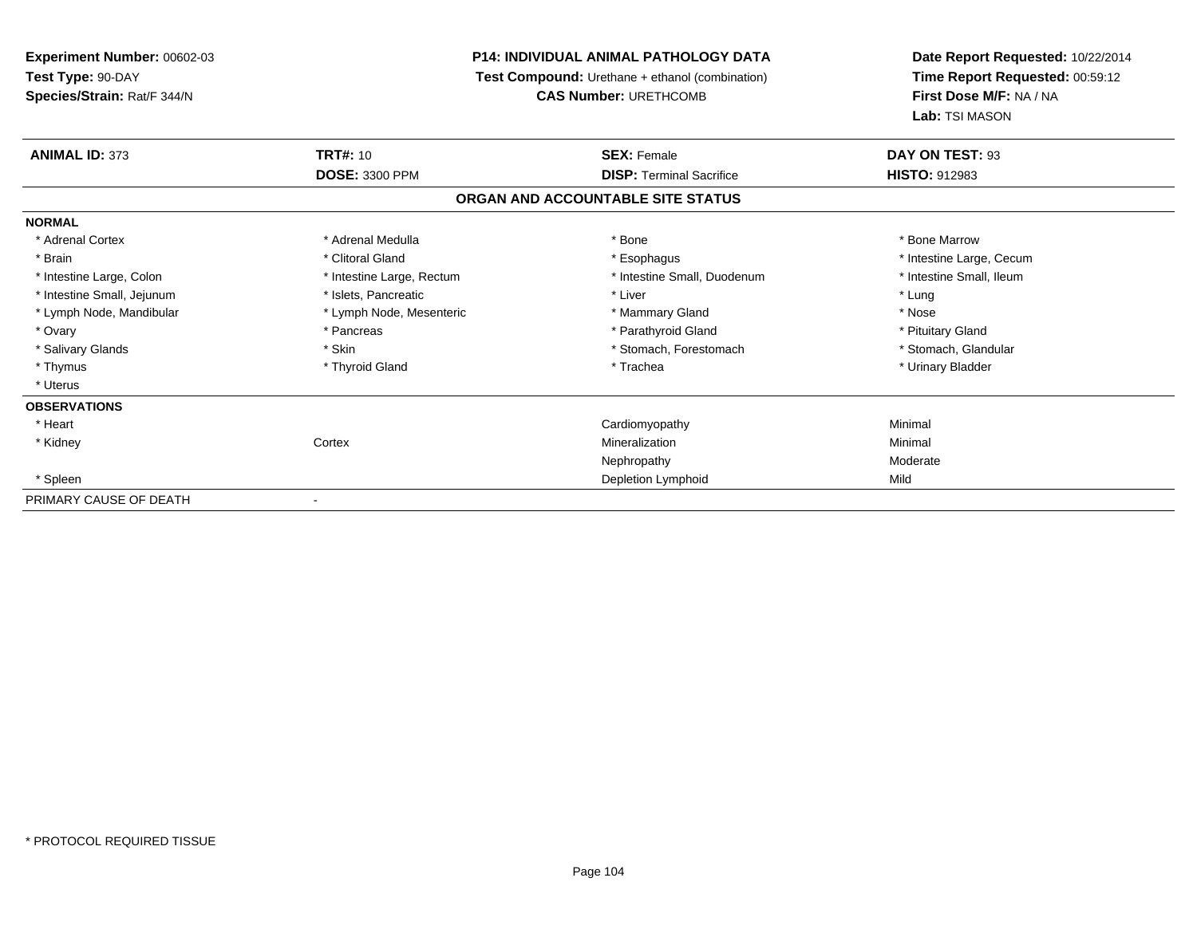**Experiment Number:** 00602-03
**Test Type:** 90-DAY
**Species/Strain:** Rat/F 344/N

**P14: INDIVIDUAL ANIMAL PATHOLOGY DATA**
**Test Compound:** Urethane + ethanol (combination)
**CAS Number:** URETHCOMB

**Date Report Requested:** 10/22/2014
**Time Report Requested:** 00:59:12
**First Dose M/F:** NA / NA
**Lab:** TSI MASON

| **ANIMAL ID:** 373 | **TRT#:** 10 | **SEX:** Female | **DAY ON TEST:** 93 |
|---|---|---|---|
| | **DOSE:** 3300 PPM | **DISP:** Terminal Sacrifice | **HISTO:** 912983 |

**ORGAN AND ACCOUNTABLE SITE STATUS**

**NORMAL**

| | | | |
|---|---|---|---|
| * Adrenal Cortex | * Adrenal Medulla | * Bone | * Bone Marrow |
| * Brain | * Clitoral Gland | * Esophagus | * Intestine Large, Cecum |
| * Intestine Large, Colon | * Intestine Large, Rectum | * Intestine Small, Duodenum | * Intestine Small, Ileum |
| * Intestine Small, Jejunum | * Islets, Pancreatic | * Liver | * Lung |
| * Lymph Node, Mandibular | * Lymph Node, Mesenteric | * Mammary Gland | * Nose |
| * Ovary | * Pancreas | * Parathyroid Gland | * Pituitary Gland |
| * Salivary Glands | * Skin | * Stomach, Forestomach | * Stomach, Glandular |
| * Thymus | * Thyroid Gland | * Trachea | * Urinary Bladder |
| * Uterus | | | |

**OBSERVATIONS**

| | | | |
|---|---|---|---|
| * Heart | | Cardiomyopathy | Minimal |
| * Kidney | Cortex | Mineralization | Minimal |
| | | Nephropathy | Moderate |
| * Spleen | | Depletion Lymphoid | Mild |

PRIMARY CAUSE OF DEATH -

* PROTOCOL REQUIRED TISSUE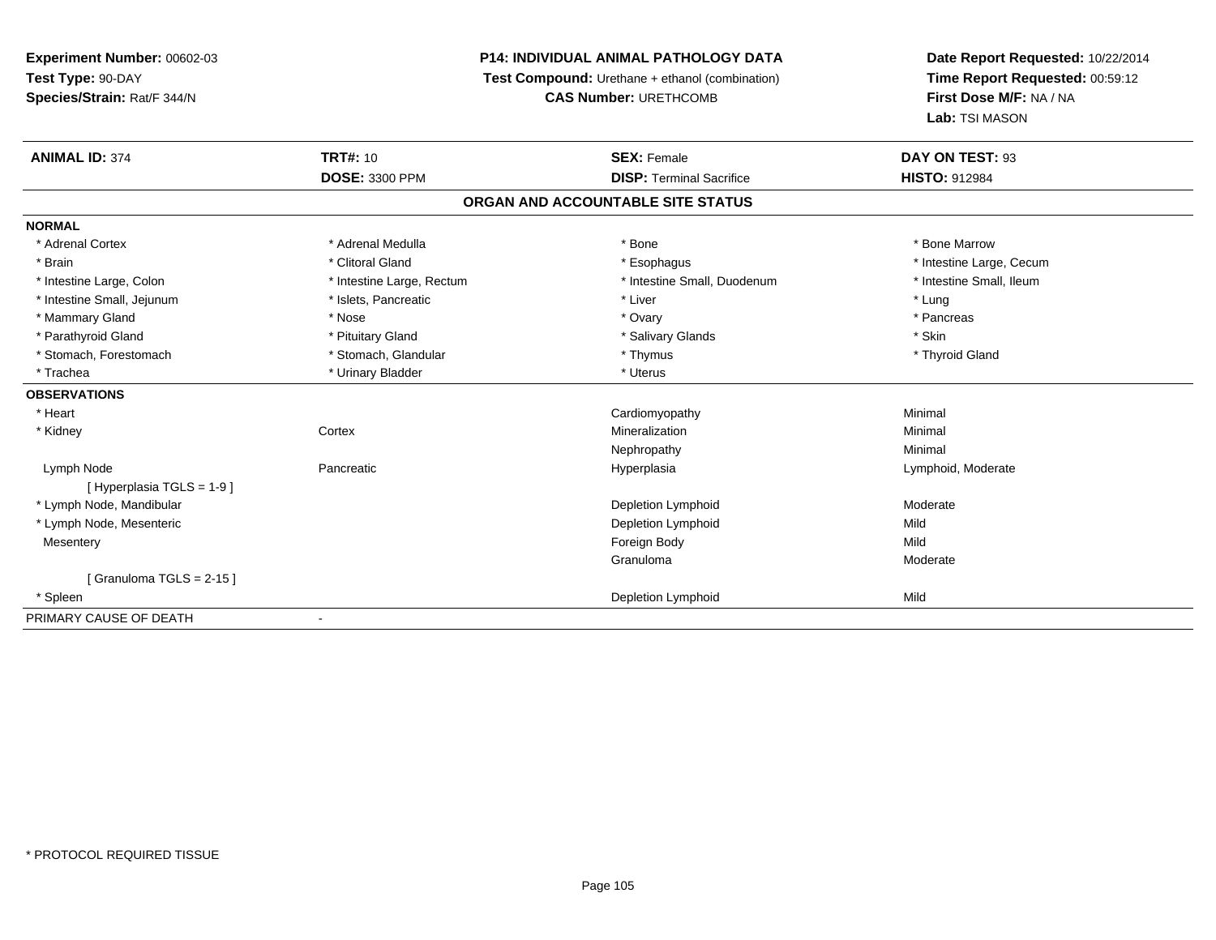**Experiment Number:** 00602-03
**Test Type:** 90-DAY
**Species/Strain:** Rat/F 344/N

**P14: INDIVIDUAL ANIMAL PATHOLOGY DATA**
**Test Compound:** Urethane + ethanol (combination)
**CAS Number:** URETHCOMB

**Date Report Requested:** 10/22/2014
**Time Report Requested:** 00:59:12
**First Dose M/F:** NA / NA
**Lab:** TSI MASON

| **ANIMAL ID:** 374 | **TRT#:** 10 | **SEX:** Female | **DAY ON TEST:** 93 |
|---|---|---|---|
| | **DOSE:** 3300 PPM | **DISP:** Terminal Sacrifice | **HISTO:** 912984 |

## ORGAN AND ACCOUNTABLE SITE STATUS

**NORMAL**

| | | | |
|---|---|---|---|
| * Adrenal Cortex | * Adrenal Medulla | * Bone | * Bone Marrow |
| * Brain | * Clitoral Gland | * Esophagus | * Intestine Large, Cecum |
| * Intestine Large, Colon | * Intestine Large, Rectum | * Intestine Small, Duodenum | * Intestine Small, Ileum |
| * Intestine Small, Jejunum | * Islets, Pancreatic | * Liver | * Lung |
| * Mammary Gland | * Nose | * Ovary | * Pancreas |
| * Parathyroid Gland | * Pituitary Gland | * Salivary Glands | * Skin |
| * Stomach, Forestomach | * Stomach, Glandular | * Thymus | * Thyroid Gland |
| * Trachea | * Urinary Bladder | * Uterus | |

**OBSERVATIONS**

| | | | |
|---|---|---|---|
| * Heart | | Cardiomyopathy | Minimal |
| * Kidney | Cortex | Mineralization | Minimal |
| | | Nephropathy | Minimal |
| Lymph Node | Pancreatic | Hyperplasia | Lymphoid, Moderate |
| [ Hyperplasia TGLS = 1-9 ] | | | |
| * Lymph Node, Mandibular | | Depletion Lymphoid | Moderate |
| * Lymph Node, Mesenteric | | Depletion Lymphoid | Mild |
| Mesentery | | Foreign Body | Mild |
| | | Granuloma | Moderate |
| [ Granuloma TGLS = 2-15 ] | | | |
| * Spleen | | Depletion Lymphoid | Mild |

PRIMARY CAUSE OF DEATH -

* PROTOCOL REQUIRED TISSUE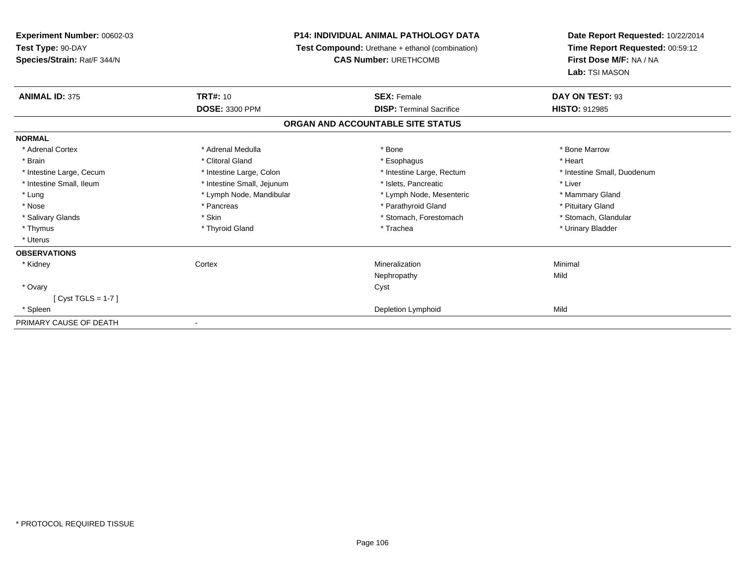**Experiment Number:** 00602-03
**Test Type:** 90-DAY
**Species/Strain:** Rat/F 344/N

**P14: INDIVIDUAL ANIMAL PATHOLOGY DATA**
**Test Compound:** Urethane + ethanol (combination)
**CAS Number:** URETHCOMB

**Date Report Requested:** 10/22/2014
**Time Report Requested:** 00:59:12
**First Dose M/F:** NA / NA
**Lab:** TSI MASON

| **ANIMAL ID:** 375 | **TRT#:** 10 | **SEX:** Female | **DAY ON TEST:** 93 |
|---|---|---|---|
| | **DOSE:** 3300 PPM | **DISP:** Terminal Sacrifice | **HISTO:** 912985 |

**ORGAN AND ACCOUNTABLE SITE STATUS**

**NORMAL**

| | | | |
|---|---|---|---|
| * Adrenal Cortex | * Adrenal Medulla | * Bone | * Bone Marrow |
| * Brain | * Clitoral Gland | * Esophagus | * Heart |
| * Intestine Large, Cecum | * Intestine Large, Colon | * Intestine Large, Rectum | * Intestine Small, Duodenum |
| * Intestine Small, Ileum | * Intestine Small, Jejunum | * Islets, Pancreatic | * Liver |
| * Lung | * Lymph Node, Mandibular | * Lymph Node, Mesenteric | * Mammary Gland |
| * Nose | * Pancreas | * Parathyroid Gland | * Pituitary Gland |
| * Salivary Glands | * Skin | * Stomach, Forestomach | * Stomach, Glandular |
| * Thymus | * Thyroid Gland | * Trachea | * Urinary Bladder |
| * Uterus | | | |

**OBSERVATIONS**

| | | | |
|---|---|---|---|
| * Kidney | Cortex | Mineralization | Minimal |
| | | Nephropathy | Mild |
| * Ovary | | Cyst | |
| [ Cyst TGLS = 1-7 ] | | | |
| * Spleen | | Depletion Lymphoid | Mild |

PRIMARY CAUSE OF DEATH -

* PROTOCOL REQUIRED TISSUE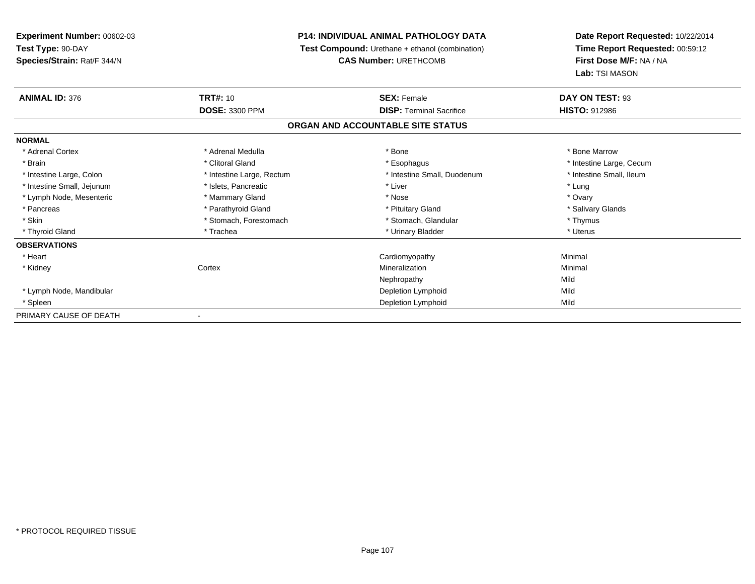**Experiment Number:** 00602-03
**Test Type:** 90-DAY
**Species/Strain:** Rat/F 344/N

**P14: INDIVIDUAL ANIMAL PATHOLOGY DATA**
**Test Compound:** Urethane + ethanol (combination)
**CAS Number:** URETHCOMB

**Date Report Requested:** 10/22/2014
**Time Report Requested:** 00:59:12
**First Dose M/F:** NA / NA
**Lab:** TSI MASON

| **ANIMAL ID:** 376 | **TRT#:** 10 | **SEX:** Female | **DAY ON TEST:** 93 |
|---|---|---|---|
| | **DOSE:** 3300 PPM | **DISP:** Terminal Sacrifice | **HISTO:** 912986 |

## ORGAN AND ACCOUNTABLE SITE STATUS

| | | | |
|---|---|---|---|
| **NORMAL** | | | |
| * Adrenal Cortex | * Adrenal Medulla | * Bone | * Bone Marrow |
| * Brain | * Clitoral Gland | * Esophagus | * Intestine Large, Cecum |
| * Intestine Large, Colon | * Intestine Large, Rectum | * Intestine Small, Duodenum | * Intestine Small, Ileum |
| * Intestine Small, Jejunum | * Islets, Pancreatic | * Liver | * Lung |
| * Lymph Node, Mesenteric | * Mammary Gland | * Nose | * Ovary |
| * Pancreas | * Parathyroid Gland | * Pituitary Gland | * Salivary Glands |
| * Skin | * Stomach, Forestomach | * Stomach, Glandular | * Thymus |
| * Thyroid Gland | * Trachea | * Urinary Bladder | * Uterus |
| **OBSERVATIONS** | | | |
| * Heart | | Cardiomyopathy | Minimal |
| * Kidney | Cortex | Mineralization | Minimal |
| | | Nephropathy | Mild |
| * Lymph Node, Mandibular | | Depletion Lymphoid | Mild |
| * Spleen | | Depletion Lymphoid | Mild |
| PRIMARY CAUSE OF DEATH | - | | |

* PROTOCOL REQUIRED TISSUE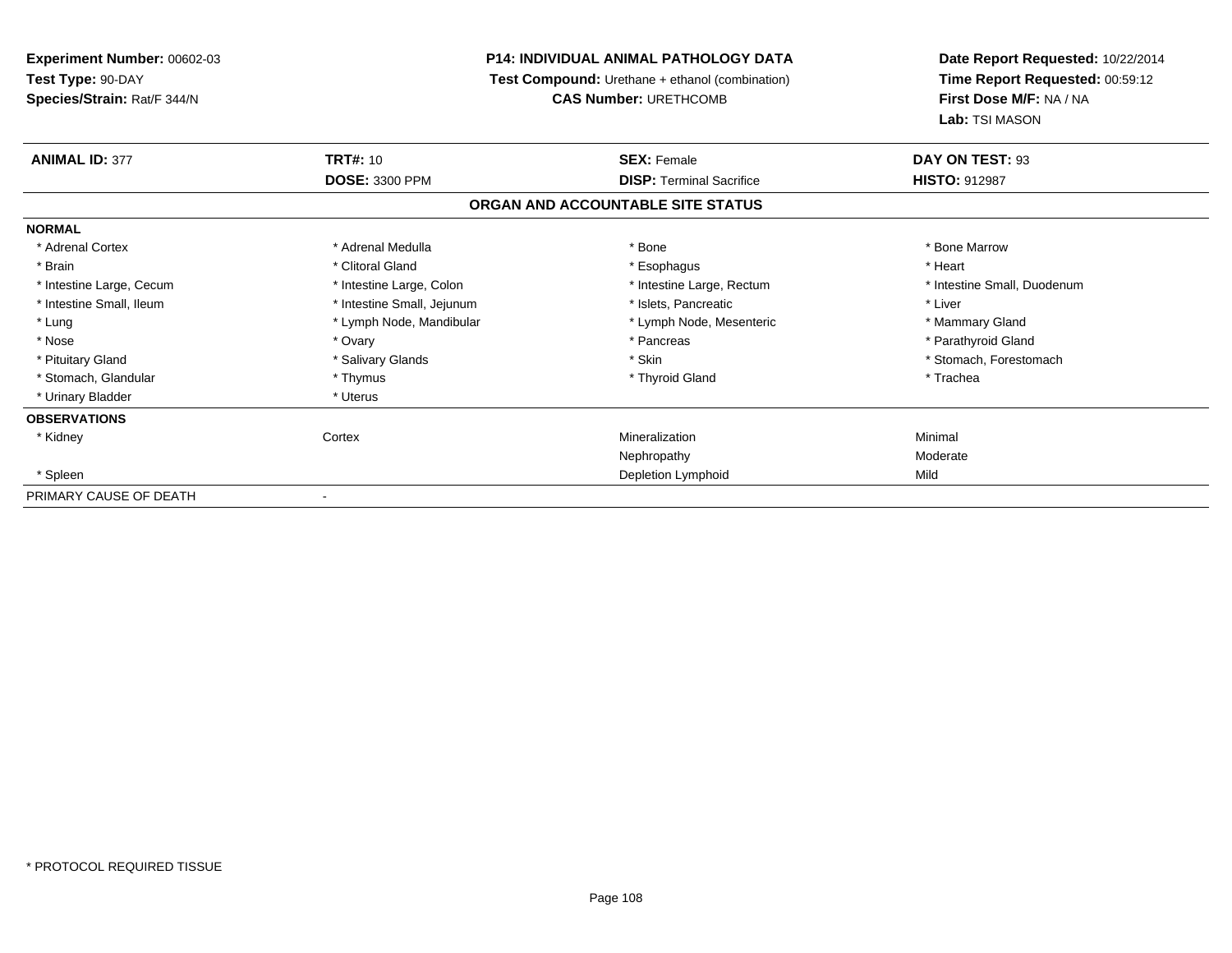**Experiment Number:** 00602-03
**Test Type:** 90-DAY
**Species/Strain:** Rat/F 344/N

**P14: INDIVIDUAL ANIMAL PATHOLOGY DATA**
**Test Compound:** Urethane + ethanol (combination)
**CAS Number:** URETHCOMB

**Date Report Requested:** 10/22/2014
**Time Report Requested:** 00:59:12
**First Dose M/F:** NA / NA
**Lab:** TSI MASON

| **ANIMAL ID:** 377 | **TRT#:** 10 | **SEX:** Female | **DAY ON TEST:** 93 |
|---|---|---|---|
| | **DOSE:** 3300 PPM | **DISP:** Terminal Sacrifice | **HISTO:** 912987 |

**ORGAN AND ACCOUNTABLE SITE STATUS**

| | | | |
|---|---|---|---|
| **NORMAL** | | | |
| * Adrenal Cortex | * Adrenal Medulla | * Bone | * Bone Marrow |
| * Brain | * Clitoral Gland | * Esophagus | * Heart |
| * Intestine Large, Cecum | * Intestine Large, Colon | * Intestine Large, Rectum | * Intestine Small, Duodenum |
| * Intestine Small, Ileum | * Intestine Small, Jejunum | * Islets, Pancreatic | * Liver |
| * Lung | * Lymph Node, Mandibular | * Lymph Node, Mesenteric | * Mammary Gland |
| * Nose | * Ovary | * Pancreas | * Parathyroid Gland |
| * Pituitary Gland | * Salivary Glands | * Skin | * Stomach, Forestomach |
| * Stomach, Glandular | * Thymus | * Thyroid Gland | * Trachea |
| * Urinary Bladder | * Uterus | | |
| **OBSERVATIONS** | | | |
| * Kidney | Cortex | Mineralization | Minimal |
| | | Nephropathy | Moderate |
| * Spleen | | Depletion Lymphoid | Mild |
| PRIMARY CAUSE OF DEATH | - | | |

* PROTOCOL REQUIRED TISSUE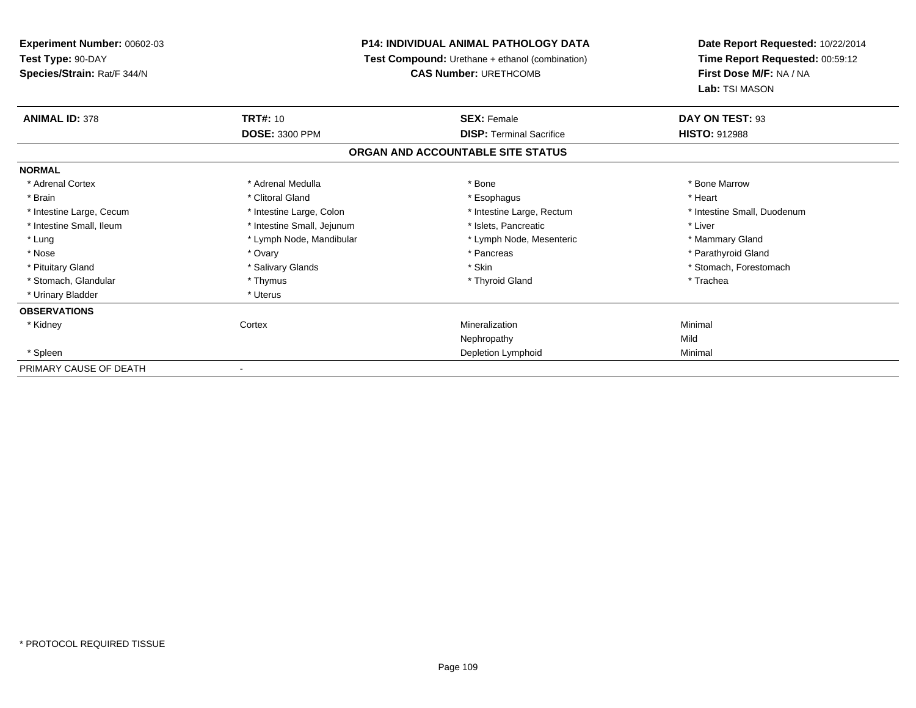**Experiment Number:** 00602-03
**Test Type:** 90-DAY
**Species/Strain:** Rat/F 344/N

**P14: INDIVIDUAL ANIMAL PATHOLOGY DATA**
**Test Compound:** Urethane + ethanol (combination)
**CAS Number:** URETHCOMB

**Date Report Requested:** 10/22/2014
**Time Report Requested:** 00:59:12
**First Dose M/F:** NA / NA
**Lab:** TSI MASON

| **ANIMAL ID:** 378 | **TRT#:** 10 | **SEX:** Female | **DAY ON TEST:** 93 |
|---|---|---|---|
| | **DOSE:** 3300 PPM | **DISP:** Terminal Sacrifice | **HISTO:** 912988 |

**ORGAN AND ACCOUNTABLE SITE STATUS**

| | | | |
|---|---|---|---|
| **NORMAL** | | | |
| * Adrenal Cortex | * Adrenal Medulla | * Bone | * Bone Marrow |
| * Brain | * Clitoral Gland | * Esophagus | * Heart |
| * Intestine Large, Cecum | * Intestine Large, Colon | * Intestine Large, Rectum | * Intestine Small, Duodenum |
| * Intestine Small, Ileum | * Intestine Small, Jejunum | * Islets, Pancreatic | * Liver |
| * Lung | * Lymph Node, Mandibular | * Lymph Node, Mesenteric | * Mammary Gland |
| * Nose | * Ovary | * Pancreas | * Parathyroid Gland |
| * Pituitary Gland | * Salivary Glands | * Skin | * Stomach, Forestomach |
| * Stomach, Glandular | * Thymus | * Thyroid Gland | * Trachea |
| * Urinary Bladder | * Uterus | | |
| **OBSERVATIONS** | | | |
| * Kidney | Cortex | Mineralization | Minimal |
| | | Nephropathy | Mild |
| * Spleen | | Depletion Lymphoid | Minimal |
| PRIMARY CAUSE OF DEATH | - | | |

\* PROTOCOL REQUIRED TISSUE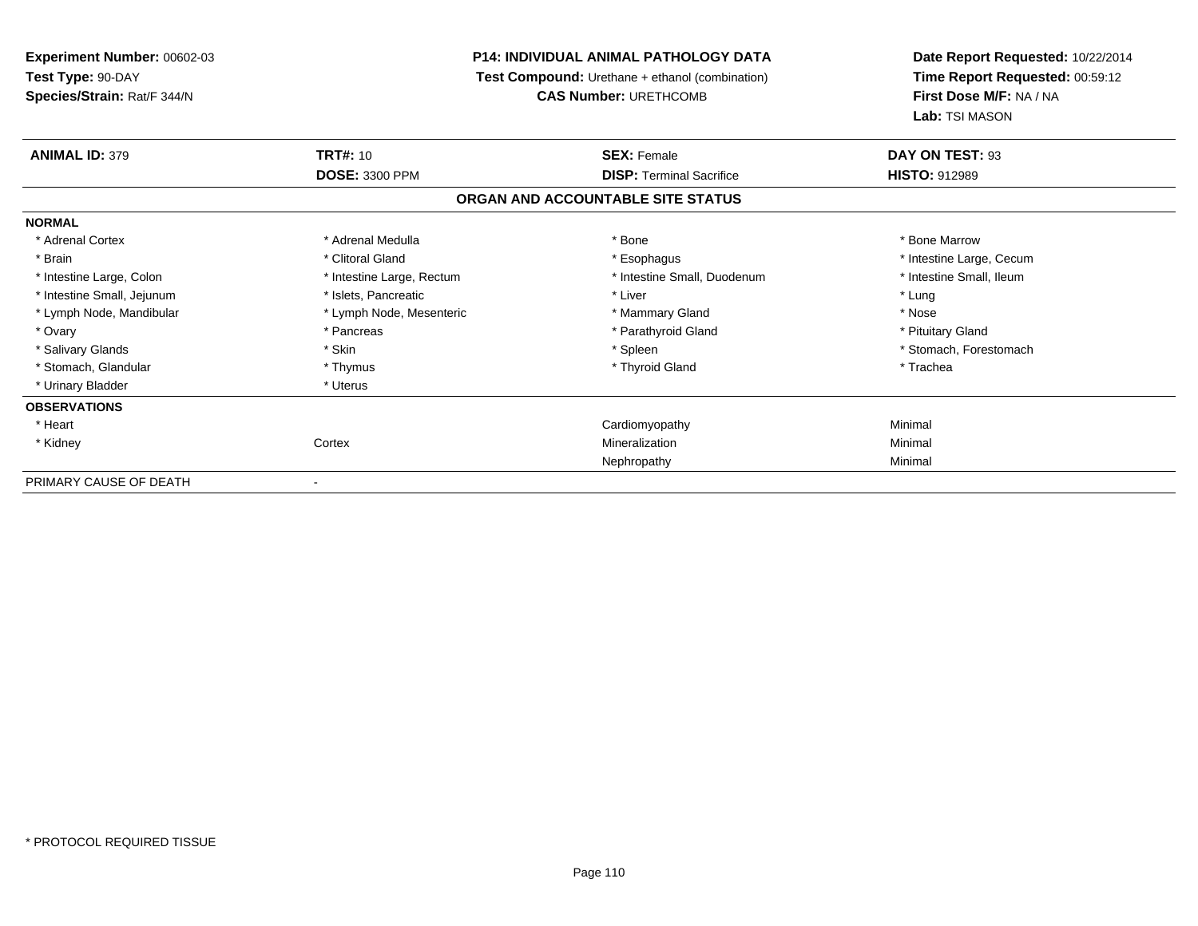**Experiment Number:** 00602-03
**Test Type:** 90-DAY
**Species/Strain:** Rat/F 344/N

**P14: INDIVIDUAL ANIMAL PATHOLOGY DATA**
**Test Compound:** Urethane + ethanol (combination)
**CAS Number:** URETHCOMB

**Date Report Requested:** 10/22/2014
**Time Report Requested:** 00:59:12
**First Dose M/F:** NA / NA
**Lab:** TSI MASON

| **ANIMAL ID:** 379 | **TRT#:** 10 | **SEX:** Female | **DAY ON TEST:** 93 |
|---|---|---|---|
| | **DOSE:** 3300 PPM | **DISP:** Terminal Sacrifice | **HISTO:** 912989 |

## ORGAN AND ACCOUNTABLE SITE STATUS

| | | | |
|---|---|---|---|
| **NORMAL** | | | |
| * Adrenal Cortex | * Adrenal Medulla | * Bone | * Bone Marrow |
| * Brain | * Clitoral Gland | * Esophagus | * Intestine Large, Cecum |
| * Intestine Large, Colon | * Intestine Large, Rectum | * Intestine Small, Duodenum | * Intestine Small, Ileum |
| * Intestine Small, Jejunum | * Islets, Pancreatic | * Liver | * Lung |
| * Lymph Node, Mandibular | * Lymph Node, Mesenteric | * Mammary Gland | * Nose |
| * Ovary | * Pancreas | * Parathyroid Gland | * Pituitary Gland |
| * Salivary Glands | * Skin | * Spleen | * Stomach, Forestomach |
| * Stomach, Glandular | * Thymus | * Thyroid Gland | * Trachea |
| * Urinary Bladder | * Uterus | | |
| **OBSERVATIONS** | | | |
| * Heart | | Cardiomyopathy | Minimal |
| * Kidney | Cortex | Mineralization | Minimal |
| | | Nephropathy | Minimal |
| PRIMARY CAUSE OF DEATH | - | | |

\* PROTOCOL REQUIRED TISSUE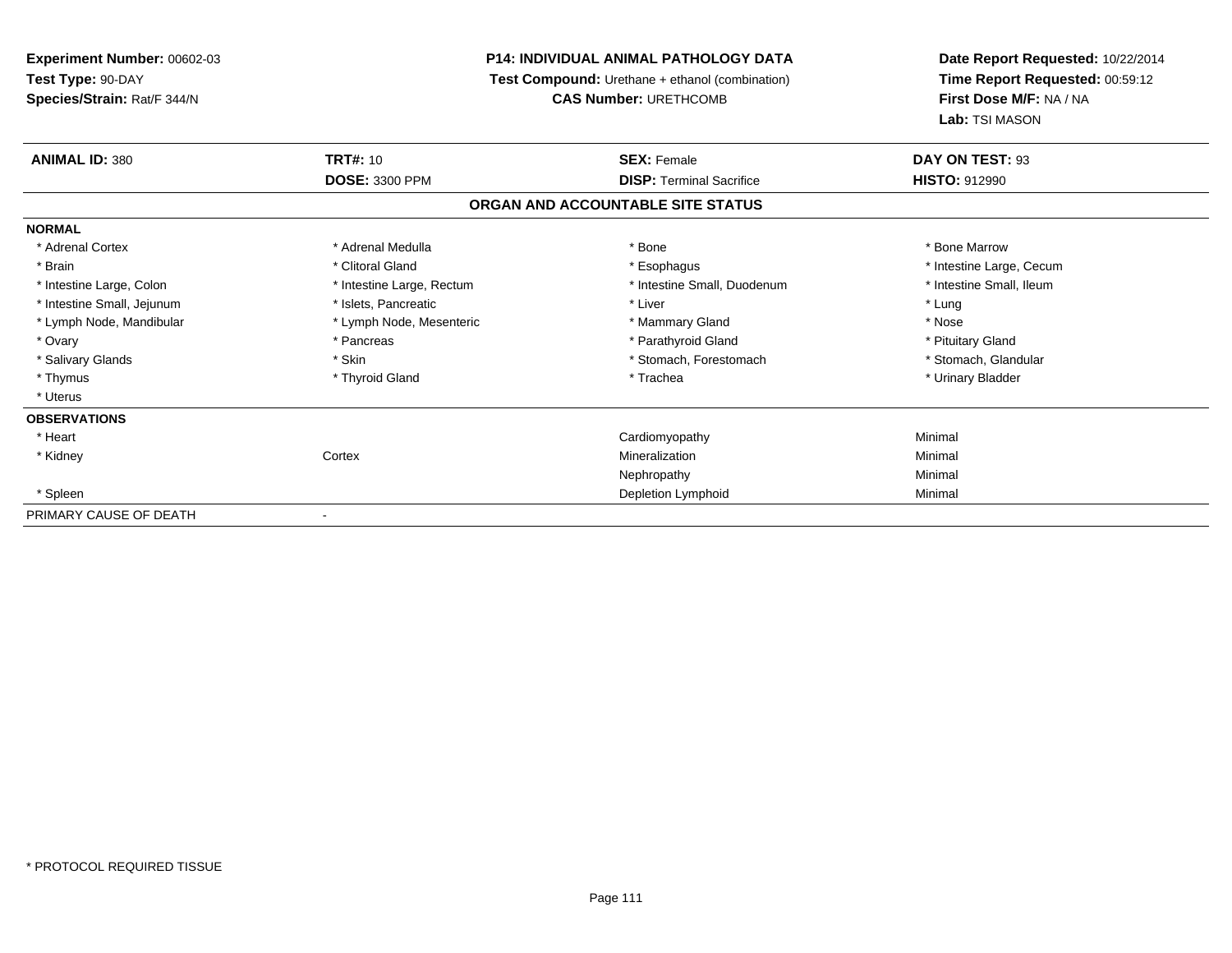**Experiment Number:** 00602-03
**Test Type:** 90-DAY
**Species/Strain:** Rat/F 344/N

**P14: INDIVIDUAL ANIMAL PATHOLOGY DATA**
**Test Compound:** Urethane + ethanol (combination)
**CAS Number:** URETHCOMB

**Date Report Requested:** 10/22/2014
**Time Report Requested:** 00:59:12
**First Dose M/F:** NA / NA
**Lab:** TSI MASON

| **ANIMAL ID:** 380 | **TRT#:** 10 | **SEX:** Female | **DAY ON TEST:** 93 |
|---|---|---|---|
| | **DOSE:** 3300 PPM | **DISP:** Terminal Sacrifice | **HISTO:** 912990 |

## ORGAN AND ACCOUNTABLE SITE STATUS

**NORMAL**

| | | | |
|---|---|---|---|
| * Adrenal Cortex | * Adrenal Medulla | * Bone | * Bone Marrow |
| * Brain | * Clitoral Gland | * Esophagus | * Intestine Large, Cecum |
| * Intestine Large, Colon | * Intestine Large, Rectum | * Intestine Small, Duodenum | * Intestine Small, Ileum |
| * Intestine Small, Jejunum | * Islets, Pancreatic | * Liver | * Lung |
| * Lymph Node, Mandibular | * Lymph Node, Mesenteric | * Mammary Gland | * Nose |
| * Ovary | * Pancreas | * Parathyroid Gland | * Pituitary Gland |
| * Salivary Glands | * Skin | * Stomach, Forestomach | * Stomach, Glandular |
| * Thymus | * Thyroid Gland | * Trachea | * Urinary Bladder |
| * Uterus | | | |

**OBSERVATIONS**

| | | | |
|---|---|---|---|
| * Heart | | Cardiomyopathy | Minimal |
| * Kidney | Cortex | Mineralization | Minimal |
| | | Nephropathy | Minimal |
| * Spleen | | Depletion Lymphoid | Minimal |

PRIMARY CAUSE OF DEATH -

* PROTOCOL REQUIRED TISSUE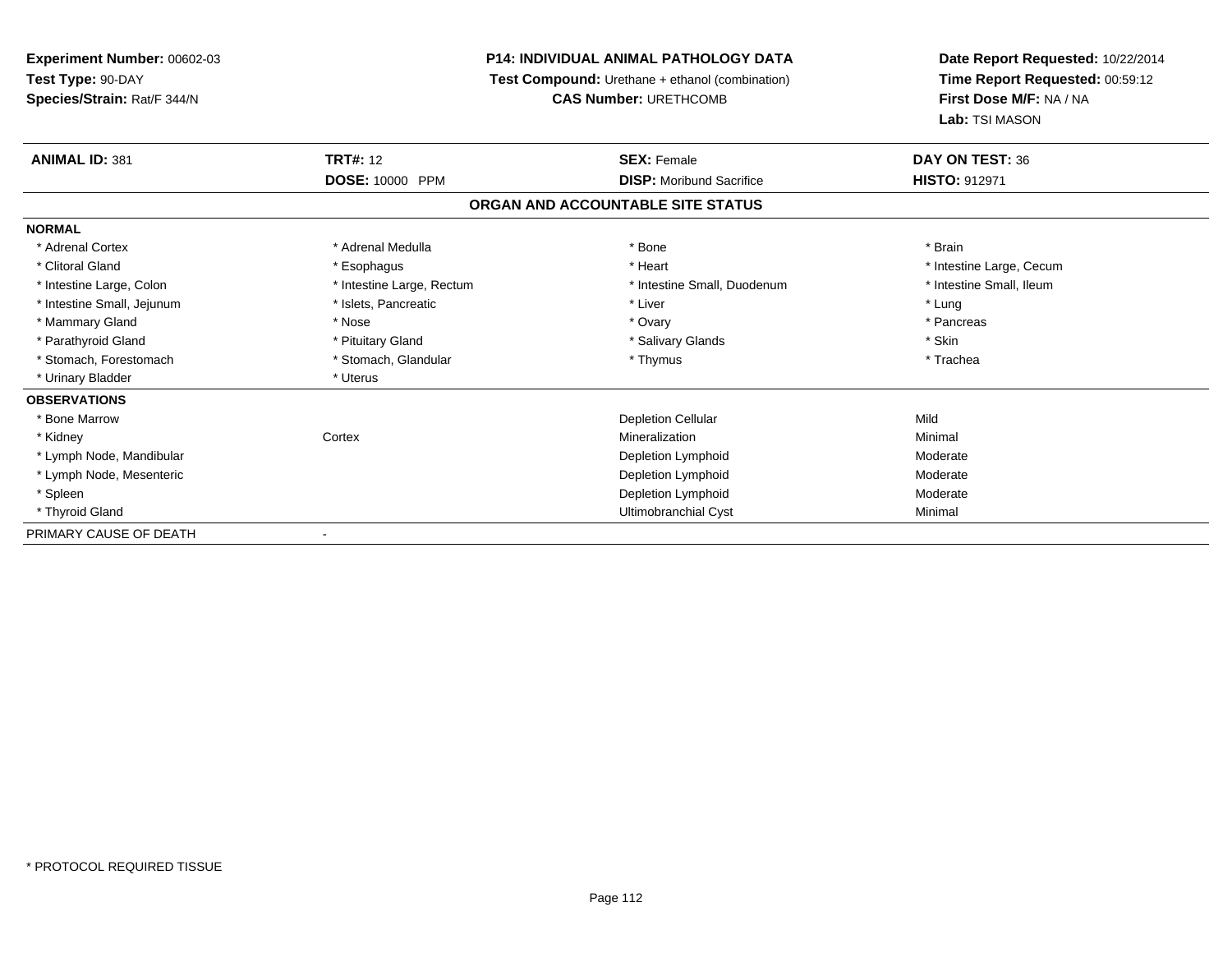**Experiment Number:** 00602-03
**Test Type:** 90-DAY
**Species/Strain:** Rat/F 344/N

**P14: INDIVIDUAL ANIMAL PATHOLOGY DATA**
**Test Compound:** Urethane + ethanol (combination)
**CAS Number:** URETHCOMB

**Date Report Requested:** 10/22/2014
**Time Report Requested:** 00:59:12
**First Dose M/F:** NA / NA
**Lab:** TSI MASON

| **ANIMAL ID:** 381 | **TRT#:** 12 | **SEX:** Female | **DAY ON TEST:** 36 |
|---|---|---|---|
| | **DOSE:** 10000 PPM | **DISP:** Moribund Sacrifice | **HISTO:** 912971 |

**ORGAN AND ACCOUNTABLE SITE STATUS**

**NORMAL**

| | | | |
|---|---|---|---|
| * Adrenal Cortex | * Adrenal Medulla | * Bone | * Brain |
| * Clitoral Gland | * Esophagus | * Heart | * Intestine Large, Cecum |
| * Intestine Large, Colon | * Intestine Large, Rectum | * Intestine Small, Duodenum | * Intestine Small, Ileum |
| * Intestine Small, Jejunum | * Islets, Pancreatic | * Liver | * Lung |
| * Mammary Gland | * Nose | * Ovary | * Pancreas |
| * Parathyroid Gland | * Pituitary Gland | * Salivary Glands | * Skin |
| * Stomach, Forestomach | * Stomach, Glandular | * Thymus | * Trachea |
| * Urinary Bladder | * Uterus | | |

**OBSERVATIONS**

| | | | |
|---|---|---|---|
| * Bone Marrow | | Depletion Cellular | Mild |
| * Kidney | Cortex | Mineralization | Minimal |
| * Lymph Node, Mandibular | | Depletion Lymphoid | Moderate |
| * Lymph Node, Mesenteric | | Depletion Lymphoid | Moderate |
| * Spleen | | Depletion Lymphoid | Moderate |
| * Thyroid Gland | | Ultimobranchial Cyst | Minimal |

PRIMARY CAUSE OF DEATH -

* PROTOCOL REQUIRED TISSUE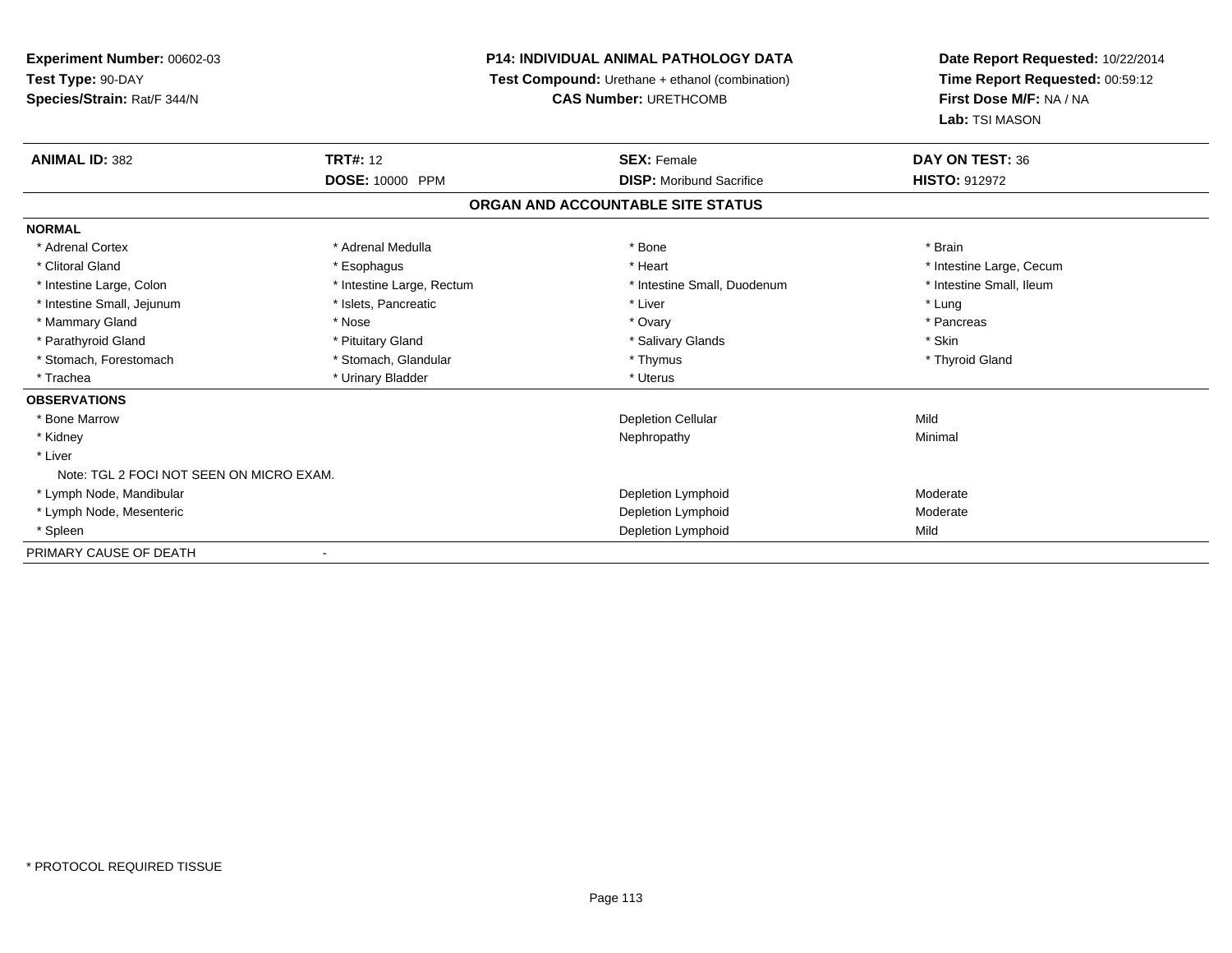**Experiment Number:** 00602-03
**Test Type:** 90-DAY
**Species/Strain:** Rat/F 344/N

**P14: INDIVIDUAL ANIMAL PATHOLOGY DATA**
**Test Compound:** Urethane + ethanol (combination)
**CAS Number:** URETHCOMB

**Date Report Requested:** 10/22/2014
**Time Report Requested:** 00:59:12
**First Dose M/F:** NA / NA
**Lab:** TSI MASON

| **ANIMAL ID:** 382 | **TRT#:** 12 | **SEX:** Female | **DAY ON TEST:** 36 |
|---|---|---|---|
| | **DOSE:** 10000 PPM | **DISP:** Moribund Sacrifice | **HISTO:** 912972 |

## ORGAN AND ACCOUNTABLE SITE STATUS

**NORMAL**

| | | | |
|---|---|---|---|
| * Adrenal Cortex | * Adrenal Medulla | * Bone | * Brain |
| * Clitoral Gland | * Esophagus | * Heart | * Intestine Large, Cecum |
| * Intestine Large, Colon | * Intestine Large, Rectum | * Intestine Small, Duodenum | * Intestine Small, Ileum |
| * Intestine Small, Jejunum | * Islets, Pancreatic | * Liver | * Lung |
| * Mammary Gland | * Nose | * Ovary | * Pancreas |
| * Parathyroid Gland | * Pituitary Gland | * Salivary Glands | * Skin |
| * Stomach, Forestomach | * Stomach, Glandular | * Thymus | * Thyroid Gland |
| * Trachea | * Urinary Bladder | * Uterus | |

**OBSERVATIONS**

| | | |
|---|---|---|
| * Bone Marrow | Depletion Cellular | Mild |
| * Kidney | Nephropathy | Minimal |
| * Liver | | |
| Note: TGL 2 FOCI NOT SEEN ON MICRO EXAM. | | |
| * Lymph Node, Mandibular | Depletion Lymphoid | Moderate |
| * Lymph Node, Mesenteric | Depletion Lymphoid | Moderate |
| * Spleen | Depletion Lymphoid | Mild |

PRIMARY CAUSE OF DEATH -

* PROTOCOL REQUIRED TISSUE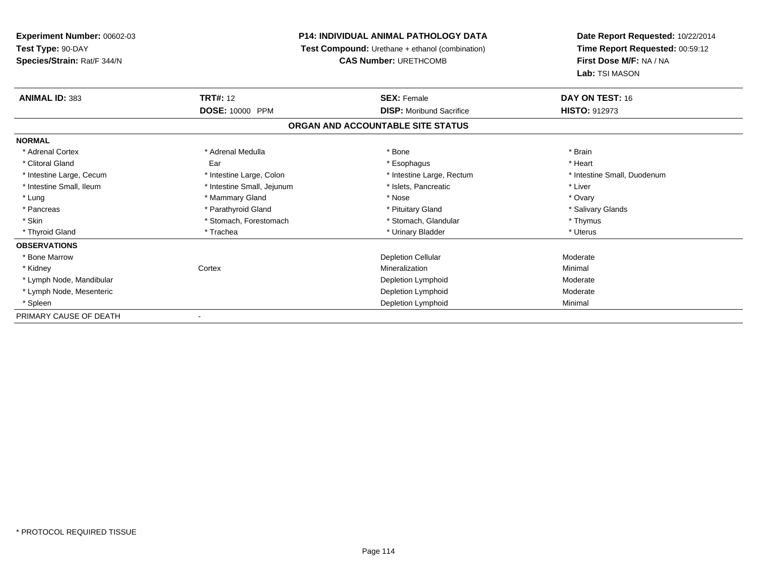**Experiment Number:** 00602-03
**Test Type:** 90-DAY
**Species/Strain:** Rat/F 344/N

**P14: INDIVIDUAL ANIMAL PATHOLOGY DATA**
**Test Compound:** Urethane + ethanol (combination)
**CAS Number:** URETHCOMB

**Date Report Requested:** 10/22/2014
**Time Report Requested:** 00:59:12
**First Dose M/F:** NA / NA
**Lab:** TSI MASON

| **ANIMAL ID:** 383 | **TRT#:** 12 | **SEX:** Female | **DAY ON TEST:** 16 |
|---|---|---|---|
| | **DOSE:** 10000 PPM | **DISP:** Moribund Sacrifice | **HISTO:** 912973 |

## ORGAN AND ACCOUNTABLE SITE STATUS

**NORMAL**

| | | | |
|---|---|---|---|
| * Adrenal Cortex | * Adrenal Medulla | * Bone | * Brain |
| * Clitoral Gland | Ear | * Esophagus | * Heart |
| * Intestine Large, Cecum | * Intestine Large, Colon | * Intestine Large, Rectum | * Intestine Small, Duodenum |
| * Intestine Small, Ileum | * Intestine Small, Jejunum | * Islets, Pancreatic | * Liver |
| * Lung | * Mammary Gland | * Nose | * Ovary |
| * Pancreas | * Parathyroid Gland | * Pituitary Gland | * Salivary Glands |
| * Skin | * Stomach, Forestomach | * Stomach, Glandular | * Thymus |
| * Thyroid Gland | * Trachea | * Urinary Bladder | * Uterus |

**OBSERVATIONS**

| | | | |
|---|---|---|---|
| * Bone Marrow | | Depletion Cellular | Moderate |
| * Kidney | Cortex | Mineralization | Minimal |
| * Lymph Node, Mandibular | | Depletion Lymphoid | Moderate |
| * Lymph Node, Mesenteric | | Depletion Lymphoid | Moderate |
| * Spleen | | Depletion Lymphoid | Minimal |

PRIMARY CAUSE OF DEATH -

\* PROTOCOL REQUIRED TISSUE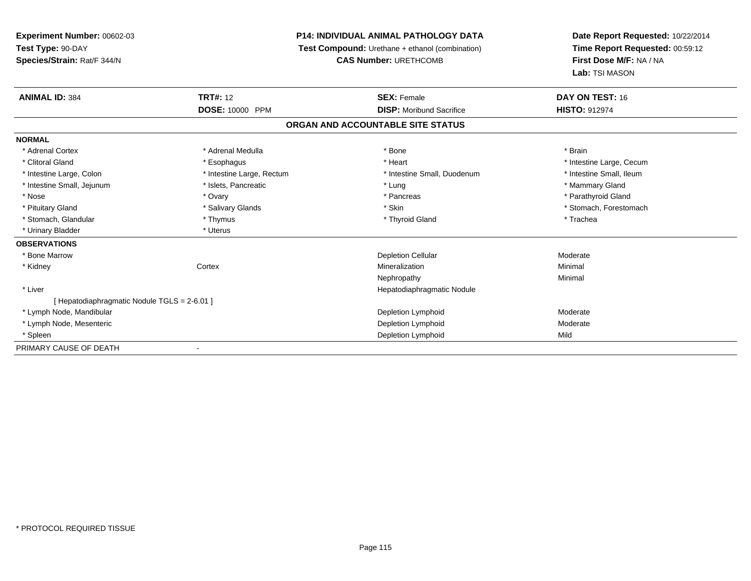**Experiment Number:** 00602-03
**Test Type:** 90-DAY
**Species/Strain:** Rat/F 344/N

**P14: INDIVIDUAL ANIMAL PATHOLOGY DATA**
**Test Compound:** Urethane + ethanol (combination)
**CAS Number:** URETHCOMB

**Date Report Requested:** 10/22/2014
**Time Report Requested:** 00:59:12
**First Dose M/F:** NA / NA
**Lab:** TSI MASON

| **ANIMAL ID:** 384 | **TRT#:** 12 | **SEX:** Female | **DAY ON TEST:** 16 |
|---|---|---|---|
| | **DOSE:** 10000 PPM | **DISP:** Moribund Sacrifice | **HISTO:** 912974 |

## ORGAN AND ACCOUNTABLE SITE STATUS

**NORMAL**

| | | | |
|---|---|---|---|
| * Adrenal Cortex | * Adrenal Medulla | * Bone | * Brain |
| * Clitoral Gland | * Esophagus | * Heart | * Intestine Large, Cecum |
| * Intestine Large, Colon | * Intestine Large, Rectum | * Intestine Small, Duodenum | * Intestine Small, Ileum |
| * Intestine Small, Jejunum | * Islets, Pancreatic | * Lung | * Mammary Gland |
| * Nose | * Ovary | * Pancreas | * Parathyroid Gland |
| * Pituitary Gland | * Salivary Glands | * Skin | * Stomach, Forestomach |
| * Stomach, Glandular | * Thymus | * Thyroid Gland | * Trachea |
| * Urinary Bladder | * Uterus | | |

**OBSERVATIONS**

| | | | |
|---|---|---|---|
| * Bone Marrow | | Depletion Cellular | Moderate |
| * Kidney | Cortex | Mineralization | Minimal |
| | | Nephropathy | Minimal |
| * Liver | | Hepatodiaphragmatic Nodule | |
| [ Hepatodiaphragmatic Nodule TGLS = 2-6.01 ] | | | |
| * Lymph Node, Mandibular | | Depletion Lymphoid | Moderate |
| * Lymph Node, Mesenteric | | Depletion Lymphoid | Moderate |
| * Spleen | | Depletion Lymphoid | Mild |

PRIMARY CAUSE OF DEATH -

\* PROTOCOL REQUIRED TISSUE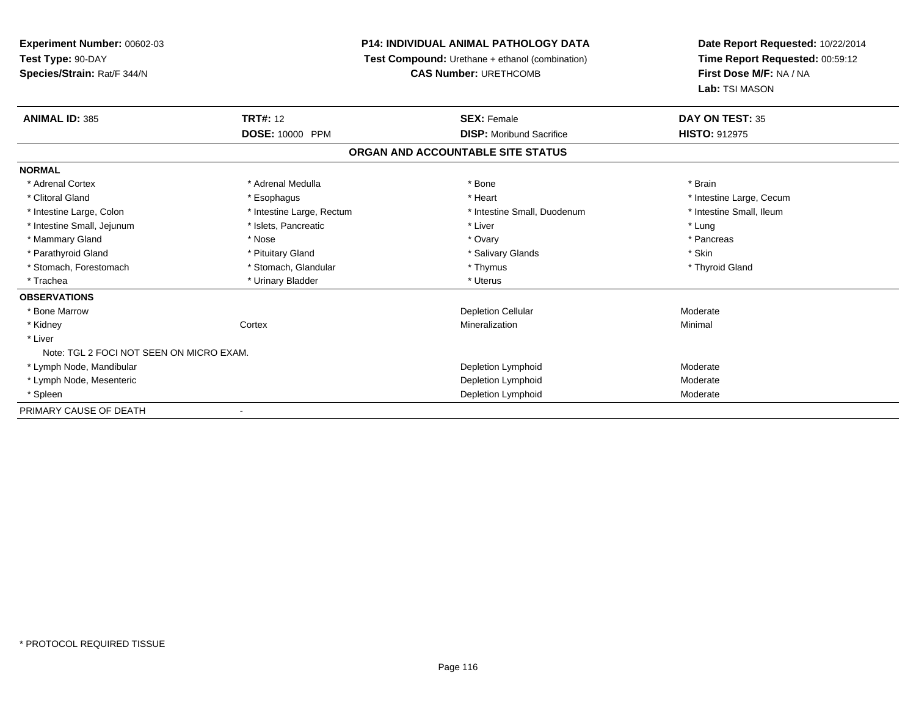**Experiment Number:** 00602-03
**Test Type:** 90-DAY
**Species/Strain:** Rat/F 344/N

**P14: INDIVIDUAL ANIMAL PATHOLOGY DATA**
**Test Compound:** Urethane + ethanol (combination)
**CAS Number:** URETHCOMB

**Date Report Requested:** 10/22/2014
**Time Report Requested:** 00:59:12
**First Dose M/F:** NA / NA
**Lab:** TSI MASON

| **ANIMAL ID:** 385 | **TRT#:** 12 | **SEX:** Female | **DAY ON TEST:** 35 |
|---|---|---|---|
| | **DOSE:** 10000 PPM | **DISP:** Moribund Sacrifice | **HISTO:** 912975 |

## ORGAN AND ACCOUNTABLE SITE STATUS

**NORMAL**

| | | | |
|---|---|---|---|
| * Adrenal Cortex | * Adrenal Medulla | * Bone | * Brain |
| * Clitoral Gland | * Esophagus | * Heart | * Intestine Large, Cecum |
| * Intestine Large, Colon | * Intestine Large, Rectum | * Intestine Small, Duodenum | * Intestine Small, Ileum |
| * Intestine Small, Jejunum | * Islets, Pancreatic | * Liver | * Lung |
| * Mammary Gland | * Nose | * Ovary | * Pancreas |
| * Parathyroid Gland | * Pituitary Gland | * Salivary Glands | * Skin |
| * Stomach, Forestomach | * Stomach, Glandular | * Thymus | * Thyroid Gland |
| * Trachea | * Urinary Bladder | * Uterus | |

**OBSERVATIONS**

| | | | |
|---|---|---|---|
| * Bone Marrow | | Depletion Cellular | Moderate |
| * Kidney | Cortex | Mineralization | Minimal |
| * Liver | | | |
| Note: TGL 2 FOCI NOT SEEN ON MICRO EXAM. | | | |
| * Lymph Node, Mandibular | | Depletion Lymphoid | Moderate |
| * Lymph Node, Mesenteric | | Depletion Lymphoid | Moderate |
| * Spleen | | Depletion Lymphoid | Moderate |

PRIMARY CAUSE OF DEATH -

* PROTOCOL REQUIRED TISSUE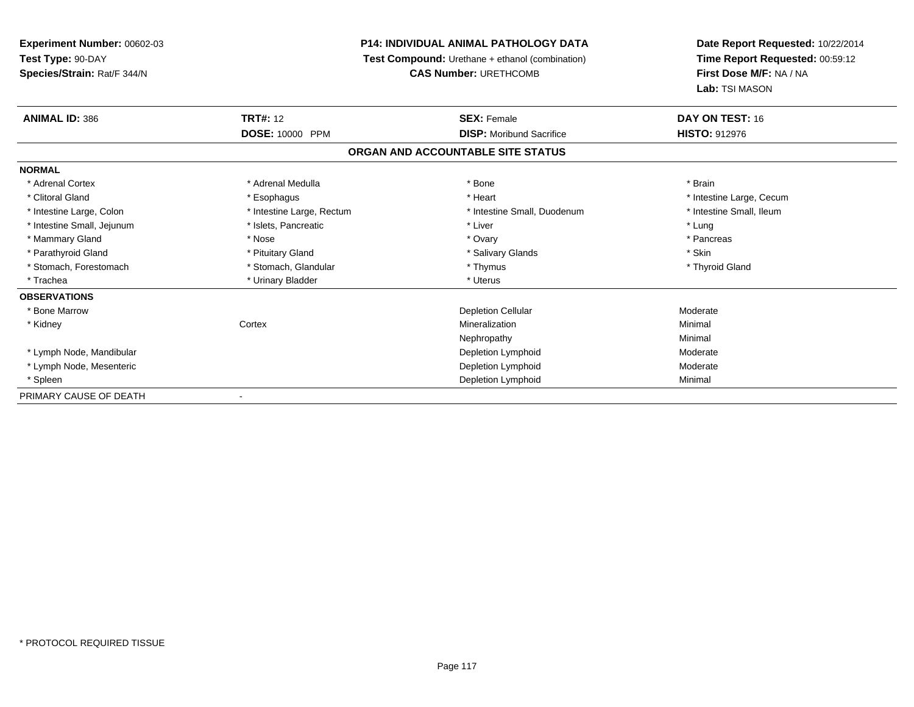**Experiment Number:** 00602-03
**Test Type:** 90-DAY
**Species/Strain:** Rat/F 344/N

**P14: INDIVIDUAL ANIMAL PATHOLOGY DATA**
**Test Compound:** Urethane + ethanol (combination)
**CAS Number:** URETHCOMB

**Date Report Requested:** 10/22/2014
**Time Report Requested:** 00:59:12
**First Dose M/F:** NA / NA
**Lab:** TSI MASON

| **ANIMAL ID:** 386 | **TRT#:** 12 | **SEX:** Female | **DAY ON TEST:** 16 |
|---|---|---|---|
| | **DOSE:** 10000 PPM | **DISP:** Moribund Sacrifice | **HISTO:** 912976 |

## ORGAN AND ACCOUNTABLE SITE STATUS

**NORMAL**

| | | | |
|---|---|---|---|
| * Adrenal Cortex | * Adrenal Medulla | * Bone | * Brain |
| * Clitoral Gland | * Esophagus | * Heart | * Intestine Large, Cecum |
| * Intestine Large, Colon | * Intestine Large, Rectum | * Intestine Small, Duodenum | * Intestine Small, Ileum |
| * Intestine Small, Jejunum | * Islets, Pancreatic | * Liver | * Lung |
| * Mammary Gland | * Nose | * Ovary | * Pancreas |
| * Parathyroid Gland | * Pituitary Gland | * Salivary Glands | * Skin |
| * Stomach, Forestomach | * Stomach, Glandular | * Thymus | * Thyroid Gland |
| * Trachea | * Urinary Bladder | * Uterus | |

**OBSERVATIONS**

| | | | |
|---|---|---|---|
| * Bone Marrow | | Depletion Cellular | Moderate |
| * Kidney | Cortex | Mineralization | Minimal |
| | | Nephropathy | Minimal |
| * Lymph Node, Mandibular | | Depletion Lymphoid | Moderate |
| * Lymph Node, Mesenteric | | Depletion Lymphoid | Moderate |
| * Spleen | | Depletion Lymphoid | Minimal |

PRIMARY CAUSE OF DEATH -

* PROTOCOL REQUIRED TISSUE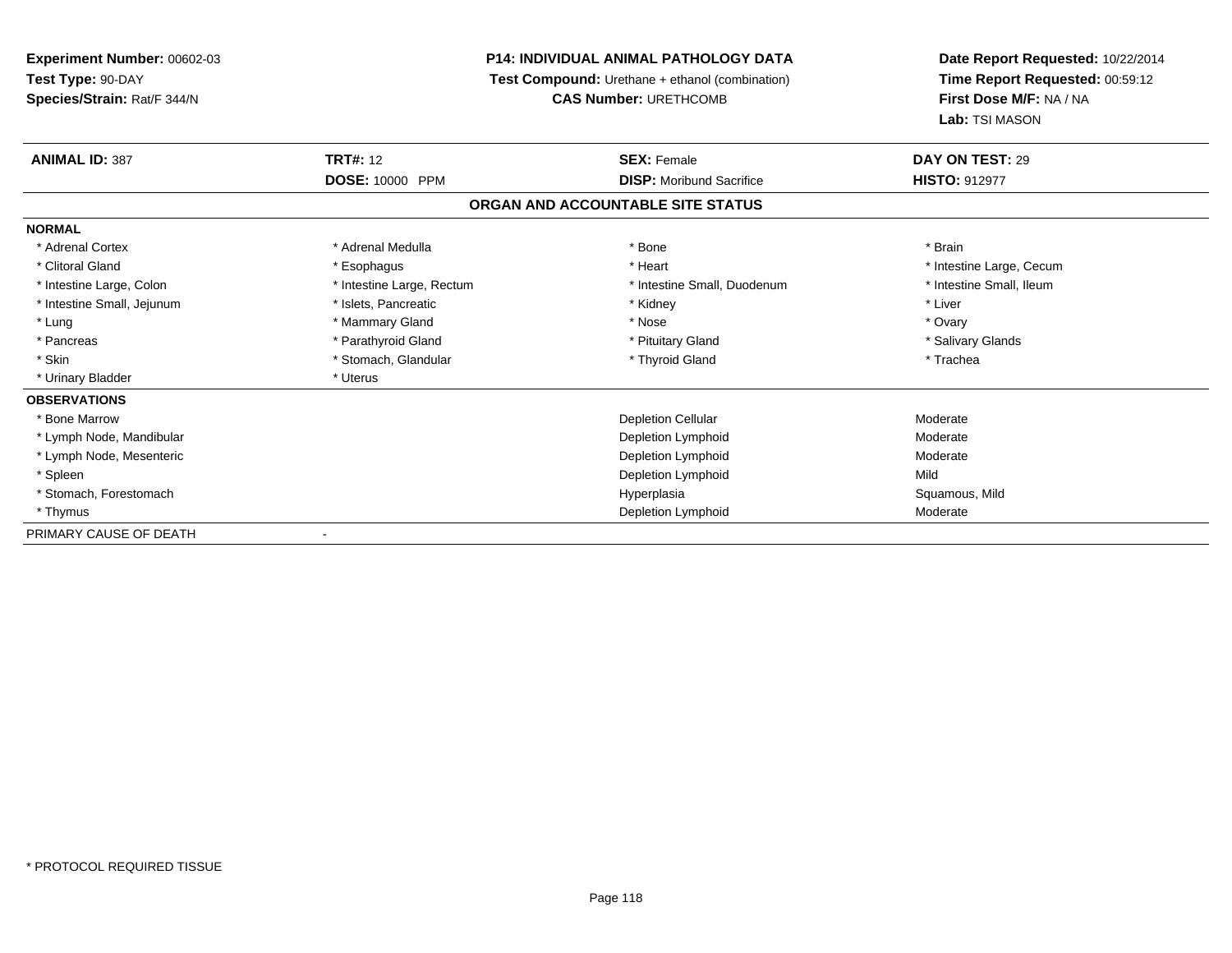**Experiment Number:** 00602-03
**Test Type:** 90-DAY
**Species/Strain:** Rat/F 344/N

**P14: INDIVIDUAL ANIMAL PATHOLOGY DATA**
**Test Compound:** Urethane + ethanol (combination)
**CAS Number:** URETHCOMB

**Date Report Requested:** 10/22/2014
**Time Report Requested:** 00:59:12
**First Dose M/F:** NA / NA
**Lab:** TSI MASON

| **ANIMAL ID:** 387 | **TRT#:** 12 | **SEX:** Female | **DAY ON TEST:** 29 |
|---|---|---|---|
| | **DOSE:** 10000 PPM | **DISP:** Moribund Sacrifice | **HISTO:** 912977 |

## ORGAN AND ACCOUNTABLE SITE STATUS

| | | | |
|---|---|---|---|
| **NORMAL** | | | |
| * Adrenal Cortex | * Adrenal Medulla | * Bone | * Brain |
| * Clitoral Gland | * Esophagus | * Heart | * Intestine Large, Cecum |
| * Intestine Large, Colon | * Intestine Large, Rectum | * Intestine Small, Duodenum | * Intestine Small, Ileum |
| * Intestine Small, Jejunum | * Islets, Pancreatic | * Kidney | * Liver |
| * Lung | * Mammary Gland | * Nose | * Ovary |
| * Pancreas | * Parathyroid Gland | * Pituitary Gland | * Salivary Glands |
| * Skin | * Stomach, Glandular | * Thyroid Gland | * Trachea |
| * Urinary Bladder | * Uterus | | |
| **OBSERVATIONS** | | | |
| * Bone Marrow | | Depletion Cellular | Moderate |
| * Lymph Node, Mandibular | | Depletion Lymphoid | Moderate |
| * Lymph Node, Mesenteric | | Depletion Lymphoid | Moderate |
| * Spleen | | Depletion Lymphoid | Mild |
| * Stomach, Forestomach | | Hyperplasia | Squamous, Mild |
| * Thymus | | Depletion Lymphoid | Moderate |
| PRIMARY CAUSE OF DEATH | - | | |

\* PROTOCOL REQUIRED TISSUE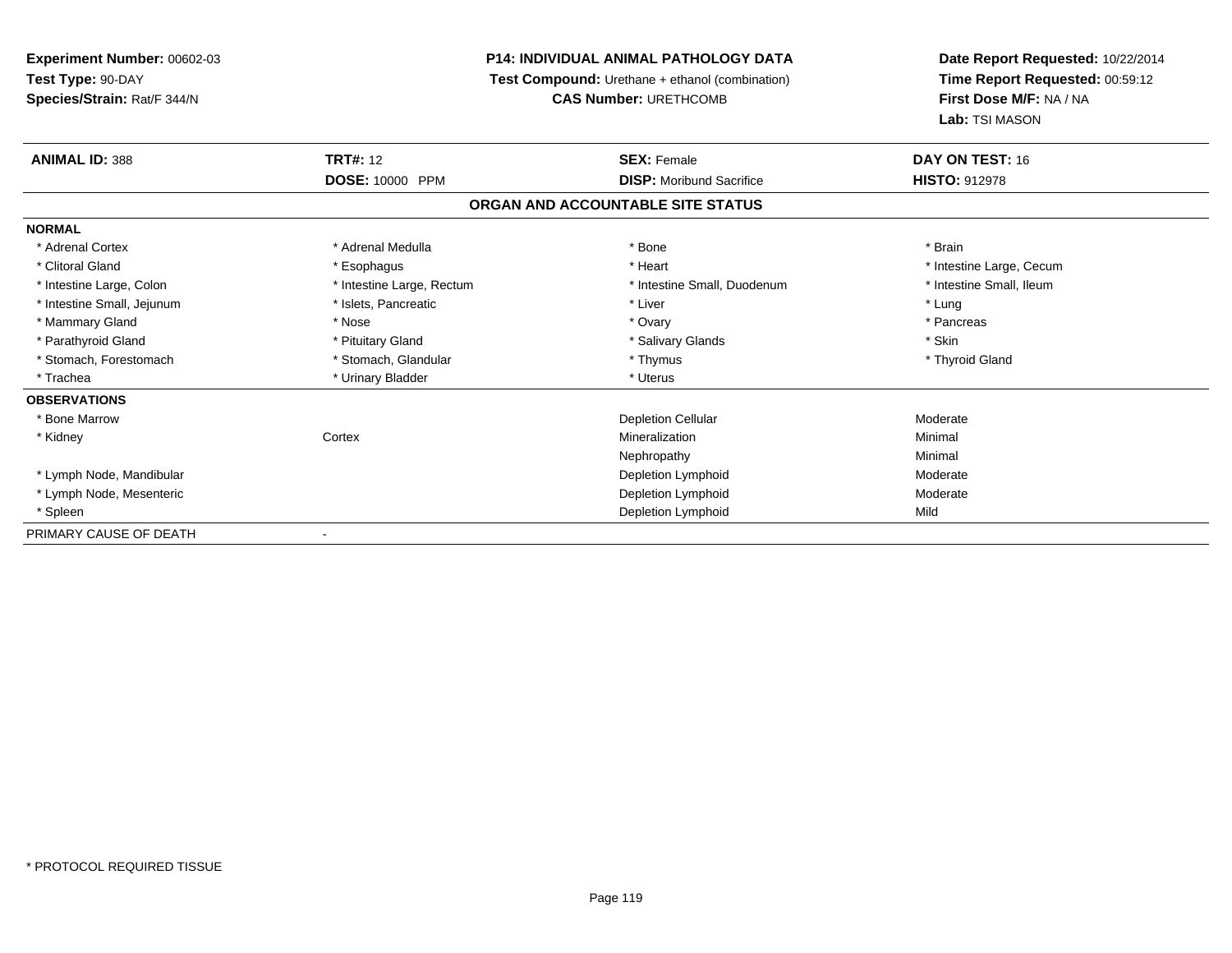**Experiment Number:** 00602-03
**Test Type:** 90-DAY
**Species/Strain:** Rat/F 344/N

**P14: INDIVIDUAL ANIMAL PATHOLOGY DATA**
**Test Compound:** Urethane + ethanol (combination)
**CAS Number:** URETHCOMB

**Date Report Requested:** 10/22/2014
**Time Report Requested:** 00:59:12
**First Dose M/F:** NA / NA
**Lab:** TSI MASON

| **ANIMAL ID:** 388 | **TRT#:** 12 | **SEX:** Female | **DAY ON TEST:** 16 |
|---|---|---|---|
| | **DOSE:** 10000 PPM | **DISP:** Moribund Sacrifice | **HISTO:** 912978 |

## ORGAN AND ACCOUNTABLE SITE STATUS

**NORMAL**

| | | | |
|---|---|---|---|
| * Adrenal Cortex | * Adrenal Medulla | * Bone | * Brain |
| * Clitoral Gland | * Esophagus | * Heart | * Intestine Large, Cecum |
| * Intestine Large, Colon | * Intestine Large, Rectum | * Intestine Small, Duodenum | * Intestine Small, Ileum |
| * Intestine Small, Jejunum | * Islets, Pancreatic | * Liver | * Lung |
| * Mammary Gland | * Nose | * Ovary | * Pancreas |
| * Parathyroid Gland | * Pituitary Gland | * Salivary Glands | * Skin |
| * Stomach, Forestomach | * Stomach, Glandular | * Thymus | * Thyroid Gland |
| * Trachea | * Urinary Bladder | * Uterus | |

**OBSERVATIONS**

| | | | |
|---|---|---|---|
| * Bone Marrow | | Depletion Cellular | Moderate |
| * Kidney | Cortex | Mineralization | Minimal |
| | | Nephropathy | Minimal |
| * Lymph Node, Mandibular | | Depletion Lymphoid | Moderate |
| * Lymph Node, Mesenteric | | Depletion Lymphoid | Moderate |
| * Spleen | | Depletion Lymphoid | Mild |

PRIMARY CAUSE OF DEATH -

* PROTOCOL REQUIRED TISSUE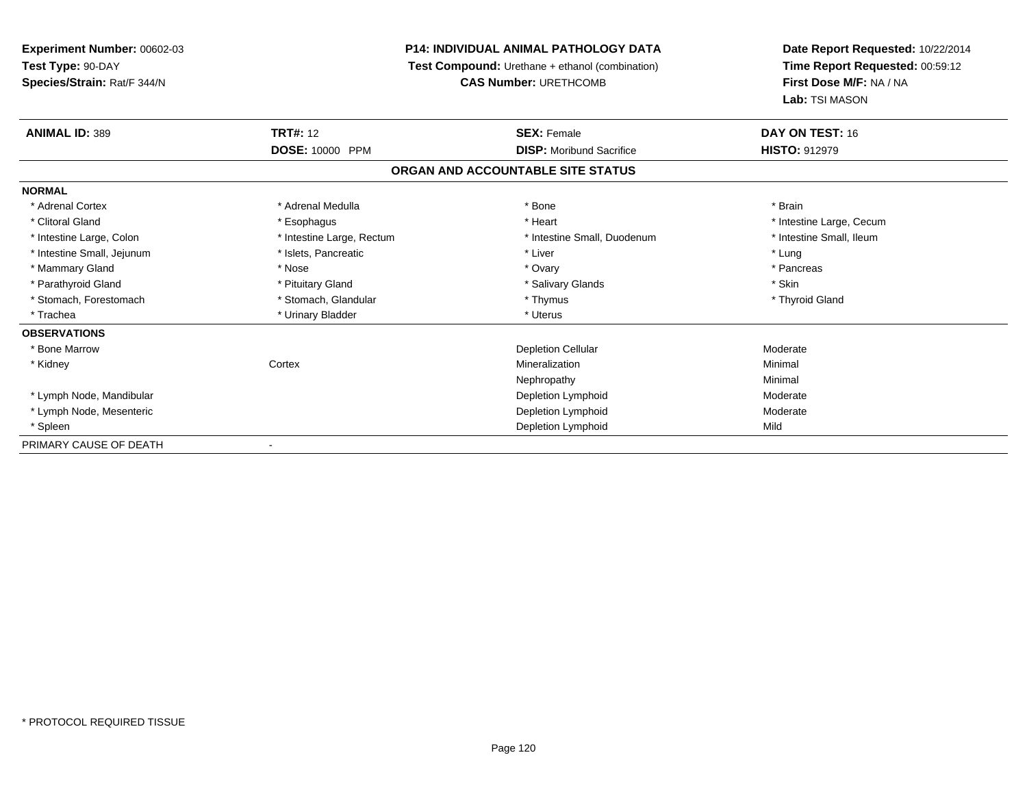**Experiment Number:** 00602-03
**Test Type:** 90-DAY
**Species/Strain:** Rat/F 344/N

**P14: INDIVIDUAL ANIMAL PATHOLOGY DATA**
**Test Compound:** Urethane + ethanol (combination)
**CAS Number:** URETHCOMB

**Date Report Requested:** 10/22/2014
**Time Report Requested:** 00:59:12
**First Dose M/F:** NA / NA
**Lab:** TSI MASON

| **ANIMAL ID:** 389 | **TRT#:** 12 | **SEX:** Female | **DAY ON TEST:** 16 |
|---|---|---|---|
| | **DOSE:** 10000 PPM | **DISP:** Moribund Sacrifice | **HISTO:** 912979 |

## ORGAN AND ACCOUNTABLE SITE STATUS

| | | | |
|---|---|---|---|
| **NORMAL** | | | |
| * Adrenal Cortex | * Adrenal Medulla | * Bone | * Brain |
| * Clitoral Gland | * Esophagus | * Heart | * Intestine Large, Cecum |
| * Intestine Large, Colon | * Intestine Large, Rectum | * Intestine Small, Duodenum | * Intestine Small, Ileum |
| * Intestine Small, Jejunum | * Islets, Pancreatic | * Liver | * Lung |
| * Mammary Gland | * Nose | * Ovary | * Pancreas |
| * Parathyroid Gland | * Pituitary Gland | * Salivary Glands | * Skin |
| * Stomach, Forestomach | * Stomach, Glandular | * Thymus | * Thyroid Gland |
| * Trachea | * Urinary Bladder | * Uterus | |
| **OBSERVATIONS** | | | |
| * Bone Marrow | | Depletion Cellular | Moderate |
| * Kidney | Cortex | Mineralization | Minimal |
| | | Nephropathy | Minimal |
| * Lymph Node, Mandibular | | Depletion Lymphoid | Moderate |
| * Lymph Node, Mesenteric | | Depletion Lymphoid | Moderate |
| * Spleen | | Depletion Lymphoid | Mild |
| PRIMARY CAUSE OF DEATH | - | | |

* PROTOCOL REQUIRED TISSUE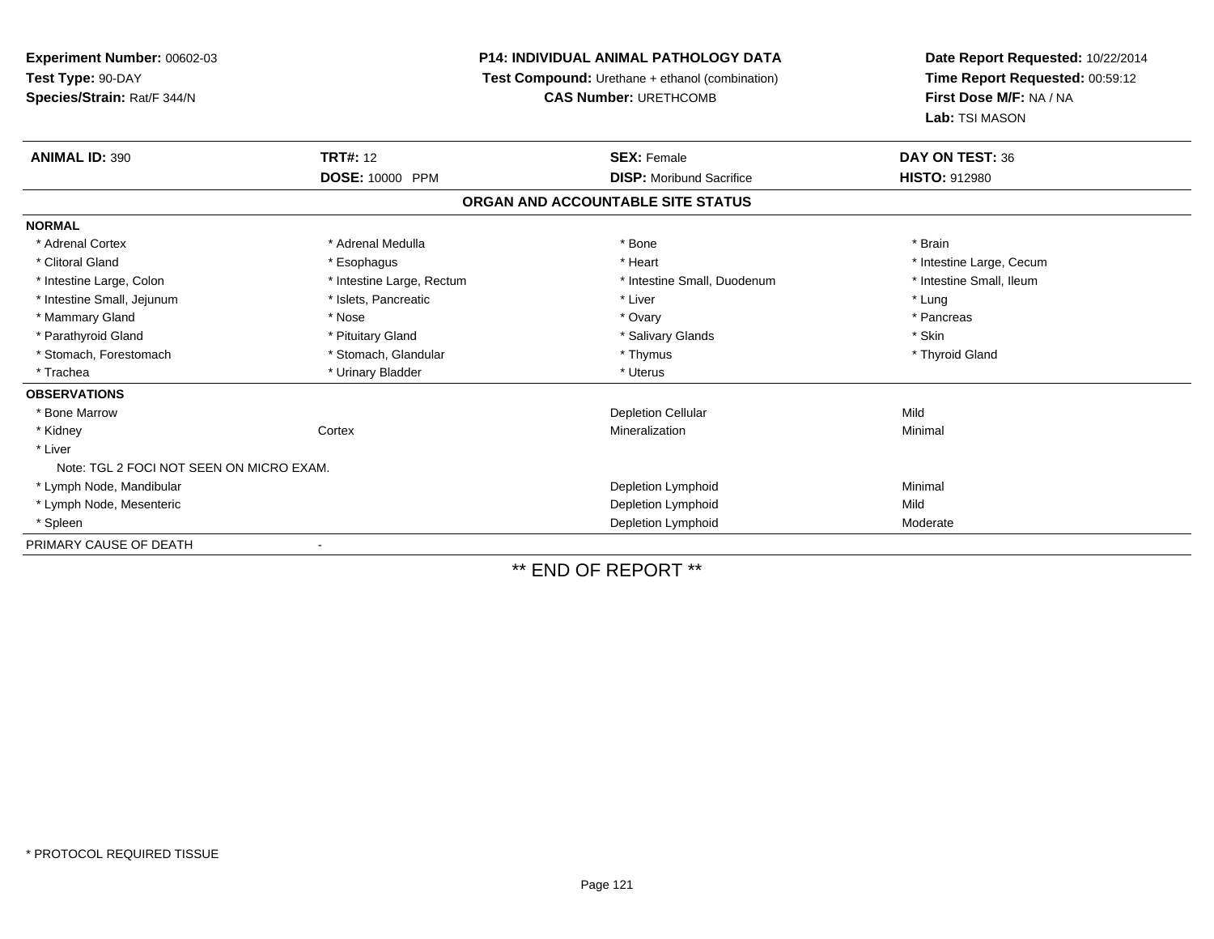**Experiment Number:** 00602-03
**Test Type:** 90-DAY
**Species/Strain:** Rat/F 344/N

**P14: INDIVIDUAL ANIMAL PATHOLOGY DATA**
**Test Compound:** Urethane + ethanol (combination)
**CAS Number:** URETHCOMB

**Date Report Requested:** 10/22/2014
**Time Report Requested:** 00:59:12
**First Dose M/F:** NA / NA
**Lab:** TSI MASON

| | | | |
|---|---|---|---|
| **ANIMAL ID:** 390 | **TRT#:** 12 | **SEX:** Female | **DAY ON TEST:** 36 |
| | **DOSE:** 10000 PPM | **DISP:** Moribund Sacrifice | **HISTO:** 912980 |

**ORGAN AND ACCOUNTABLE SITE STATUS**

**NORMAL**

| | | | |
|---|---|---|---|
| * Adrenal Cortex | * Adrenal Medulla | * Bone | * Brain |
| * Clitoral Gland | * Esophagus | * Heart | * Intestine Large, Cecum |
| * Intestine Large, Colon | * Intestine Large, Rectum | * Intestine Small, Duodenum | * Intestine Small, Ileum |
| * Intestine Small, Jejunum | * Islets, Pancreatic | * Liver | * Lung |
| * Mammary Gland | * Nose | * Ovary | * Pancreas |
| * Parathyroid Gland | * Pituitary Gland | * Salivary Glands | * Skin |
| * Stomach, Forestomach | * Stomach, Glandular | * Thymus | * Thyroid Gland |
| * Trachea | * Urinary Bladder | * Uterus | |

**OBSERVATIONS**

| | | | |
|---|---|---|---|
| * Bone Marrow | | Depletion Cellular | Mild |
| * Kidney | Cortex | Mineralization | Minimal |
| * Liver | | | |
| Note: TGL 2 FOCI NOT SEEN ON MICRO EXAM. | | | |
| * Lymph Node, Mandibular | | Depletion Lymphoid | Minimal |
| * Lymph Node, Mesenteric | | Depletion Lymphoid | Mild |
| * Spleen | | Depletion Lymphoid | Moderate |

PRIMARY CAUSE OF DEATH -

** END OF REPORT **

* PROTOCOL REQUIRED TISSUE